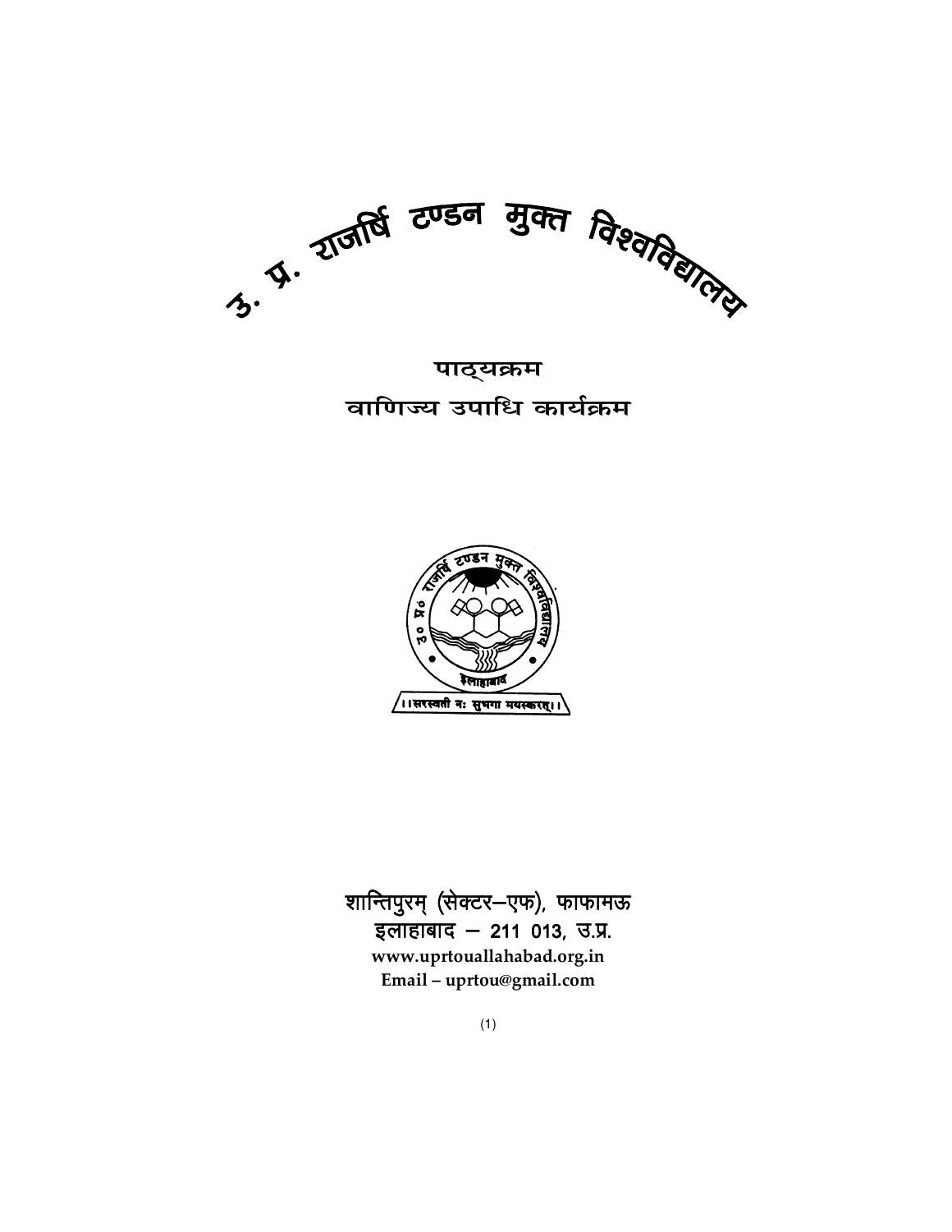# उ. प्र. राजर्षि टण्डन मुक्त विश्वविद्यालय

## पाठ्यक्रम
## वाणिज्य उपाधि कार्यक्रम

।।सरस्वती नः सुभगा मयस्करत्।।

शान्तिपुरम् (सेक्टर–एफ), फाफामऊ
इलाहाबाद – 211 013, उ.प्र.
www.uprtouallahabad.org.in
Email – uprtou@gmail.com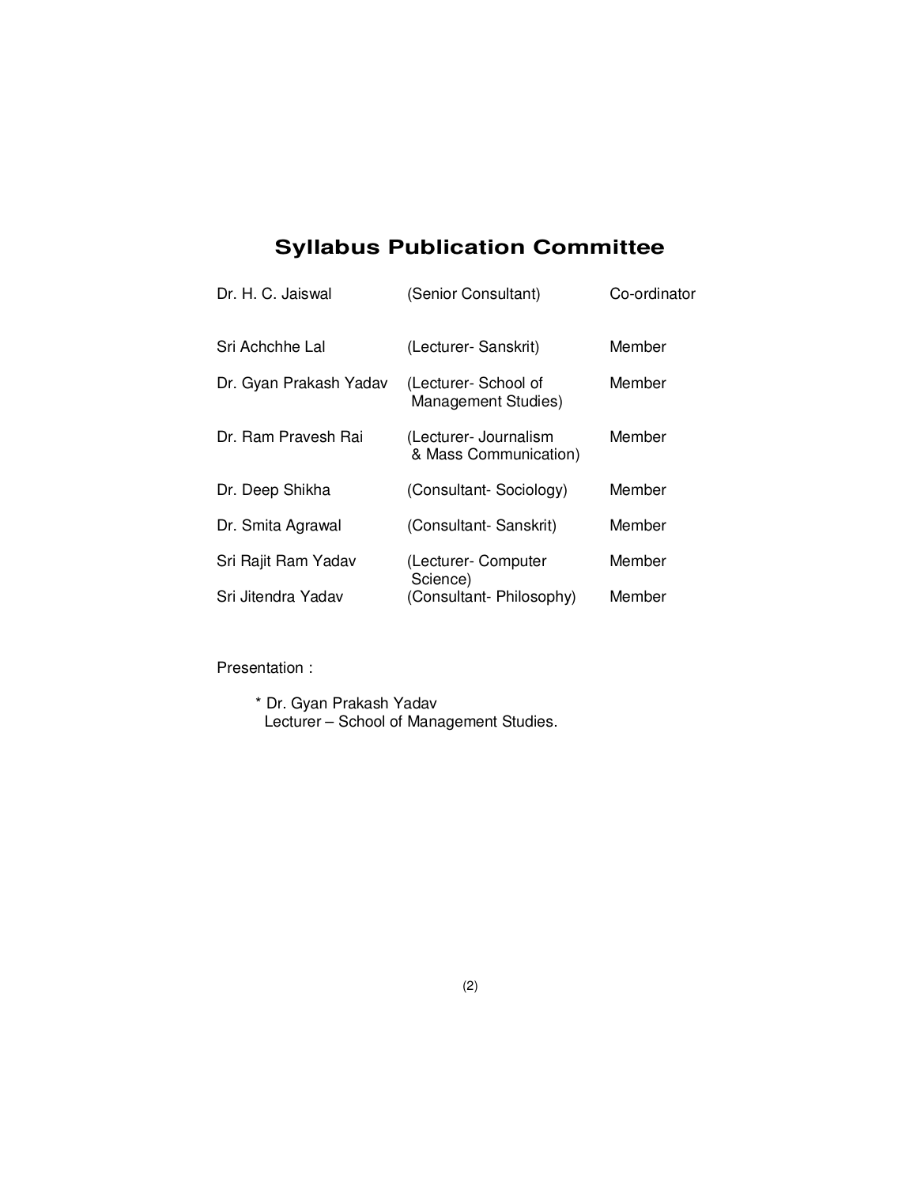## Syllabus Publication Committee

| | | |
|---|---|---|
| Dr. H. C. Jaiswal | (Senior Consultant) | Co-ordinator |
| Sri Achchhe Lal | (Lecturer- Sanskrit) | Member |
| Dr. Gyan Prakash Yadav | (Lecturer- School of Management Studies) | Member |
| Dr. Ram Pravesh Rai | (Lecturer- Journalism & Mass Communication) | Member |
| Dr. Deep Shikha | (Consultant- Sociology) | Member |
| Dr. Smita Agrawal | (Consultant- Sanskrit) | Member |
| Sri Rajit Ram Yadav | (Lecturer- Computer Science) | Member |
| Sri Jitendra Yadav | (Consultant- Philosophy) | Member |

Presentation :

* Dr. Gyan Prakash Yadav
  Lecturer – School of Management Studies.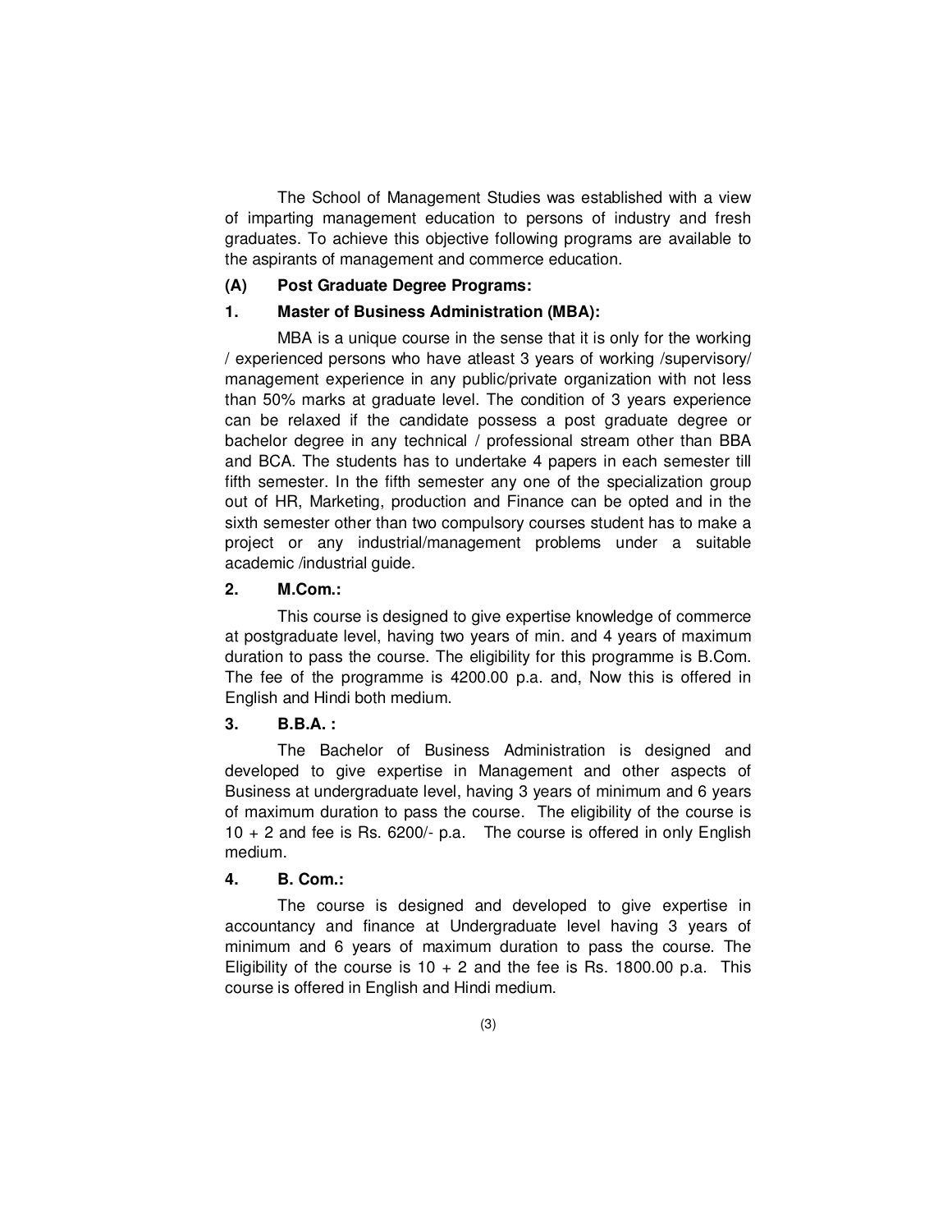The School of Management Studies was established with a view of imparting management education to persons of industry and fresh graduates. To achieve this objective following programs are available to the aspirants of management and commerce education.

### (A) Post Graduate Degree Programs:

#### 1. Master of Business Administration (MBA):

MBA is a unique course in the sense that it is only for the working / experienced persons who have atleast 3 years of working /supervisory/ management experience in any public/private organization with not less than 50% marks at graduate level. The condition of 3 years experience can be relaxed if the candidate possess a post graduate degree or bachelor degree in any technical / professional stream other than BBA and BCA. The students has to undertake 4 papers in each semester till fifth semester. In the fifth semester any one of the specialization group out of HR, Marketing, production and Finance can be opted and in the sixth semester other than two compulsory courses student has to make a project or any industrial/management problems under a suitable academic /industrial guide.

#### 2. M.Com.:

This course is designed to give expertise knowledge of commerce at postgraduate level, having two years of min. and 4 years of maximum duration to pass the course. The eligibility for this programme is B.Com. The fee of the programme is 4200.00 p.a. and, Now this is offered in English and Hindi both medium.

#### 3. B.B.A. :

The Bachelor of Business Administration is designed and developed to give expertise in Management and other aspects of Business at undergraduate level, having 3 years of minimum and 6 years of maximum duration to pass the course. The eligibility of the course is 10 + 2 and fee is Rs. 6200/- p.a. The course is offered in only English medium.

#### 4. B. Com.:

The course is designed and developed to give expertise in accountancy and finance at Undergraduate level having 3 years of minimum and 6 years of maximum duration to pass the course. The Eligibility of the course is 10 + 2 and the fee is Rs. 1800.00 p.a. This course is offered in English and Hindi medium.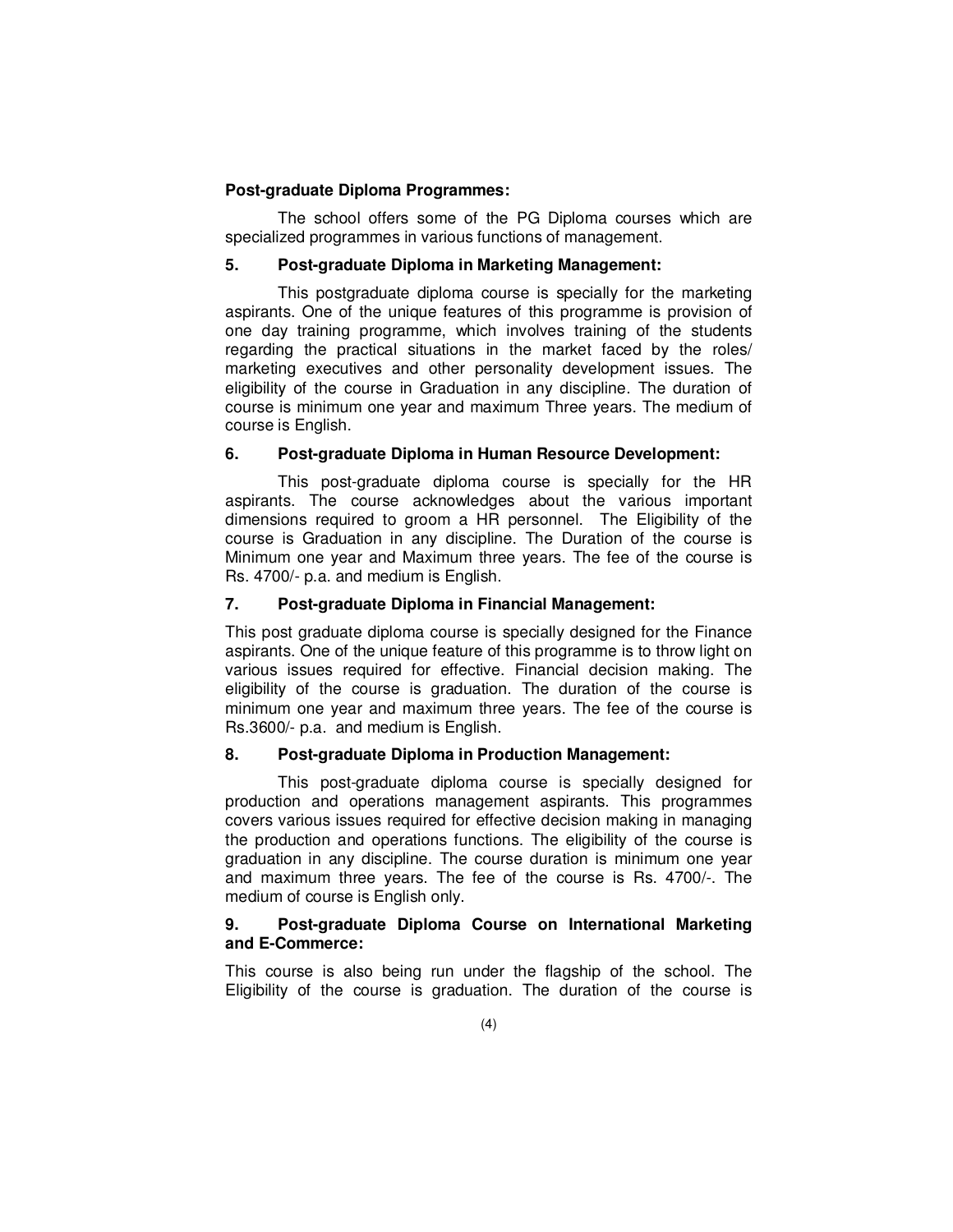**Post-graduate Diploma Programmes:**

The school offers some of the PG Diploma courses which are specialized programmes in various functions of management.

**5. Post-graduate Diploma in Marketing Management:**

This postgraduate diploma course is specially for the marketing aspirants. One of the unique features of this programme is provision of one day training programme, which involves training of the students regarding the practical situations in the market faced by the roles/ marketing executives and other personality development issues. The eligibility of the course in Graduation in any discipline. The duration of course is minimum one year and maximum Three years. The medium of course is English.

**6. Post-graduate Diploma in Human Resource Development:**

This post-graduate diploma course is specially for the HR aspirants. The course acknowledges about the various important dimensions required to groom a HR personnel. The Eligibility of the course is Graduation in any discipline. The Duration of the course is Minimum one year and Maximum three years. The fee of the course is Rs. 4700/- p.a. and medium is English.

**7. Post-graduate Diploma in Financial Management:**

This post graduate diploma course is specially designed for the Finance aspirants. One of the unique feature of this programme is to throw light on various issues required for effective. Financial decision making. The eligibility of the course is graduation. The duration of the course is minimum one year and maximum three years. The fee of the course is Rs.3600/- p.a. and medium is English.

**8. Post-graduate Diploma in Production Management:**

This post-graduate diploma course is specially designed for production and operations management aspirants. This programmes covers various issues required for effective decision making in managing the production and operations functions. The eligibility of the course is graduation in any discipline. The course duration is minimum one year and maximum three years. The fee of the course is Rs. 4700/-. The medium of course is English only.

**9. Post-graduate Diploma Course on International Marketing and E-Commerce:**

This course is also being run under the flagship of the school. The Eligibility of the course is graduation. The duration of the course is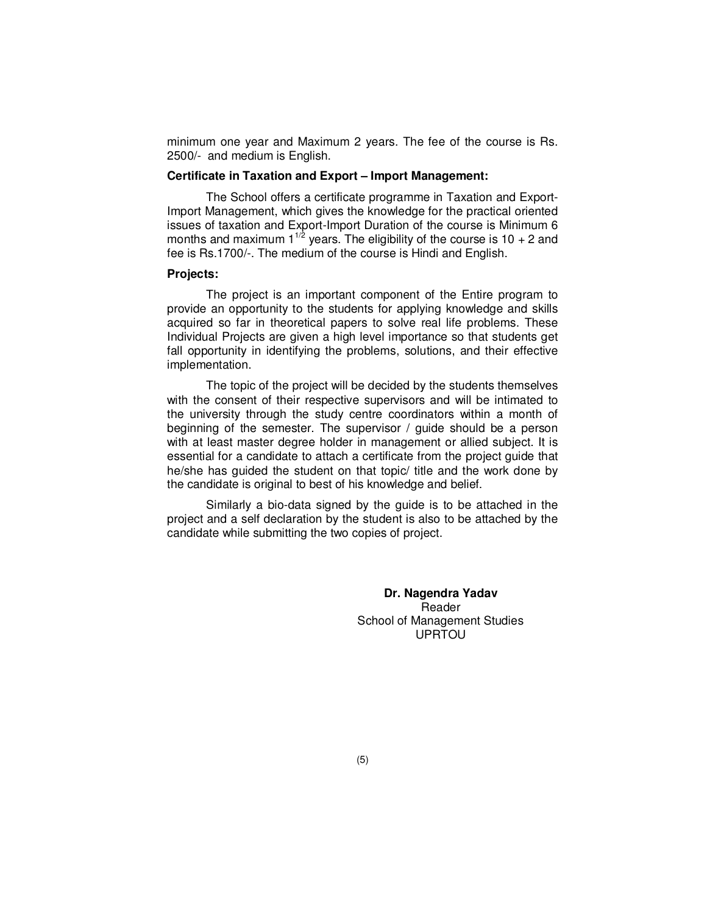minimum one year and Maximum 2 years. The fee of the course is Rs. 2500/- and medium is English.

**Certificate in Taxation and Export – Import Management:**

The School offers a certificate programme in Taxation and Export-Import Management, which gives the knowledge for the practical oriented issues of taxation and Export-Import Duration of the course is Minimum 6 months and maximum $1^{1/2}$ years. The eligibility of the course is 10 + 2 and fee is Rs.1700/-. The medium of the course is Hindi and English.

**Projects:**

The project is an important component of the Entire program to provide an opportunity to the students for applying knowledge and skills acquired so far in theoretical papers to solve real life problems. These Individual Projects are given a high level importance so that students get fall opportunity in identifying the problems, solutions, and their effective implementation.

The topic of the project will be decided by the students themselves with the consent of their respective supervisors and will be intimated to the university through the study centre coordinators within a month of beginning of the semester. The supervisor / guide should be a person with at least master degree holder in management or allied subject. It is essential for a candidate to attach a certificate from the project guide that he/she has guided the student on that topic/ title and the work done by the candidate is original to best of his knowledge and belief.

Similarly a bio-data signed by the guide is to be attached in the project and a self declaration by the student is also to be attached by the candidate while submitting the two copies of project.

**Dr. Nagendra Yadav**
Reader
School of Management Studies
UPRTOU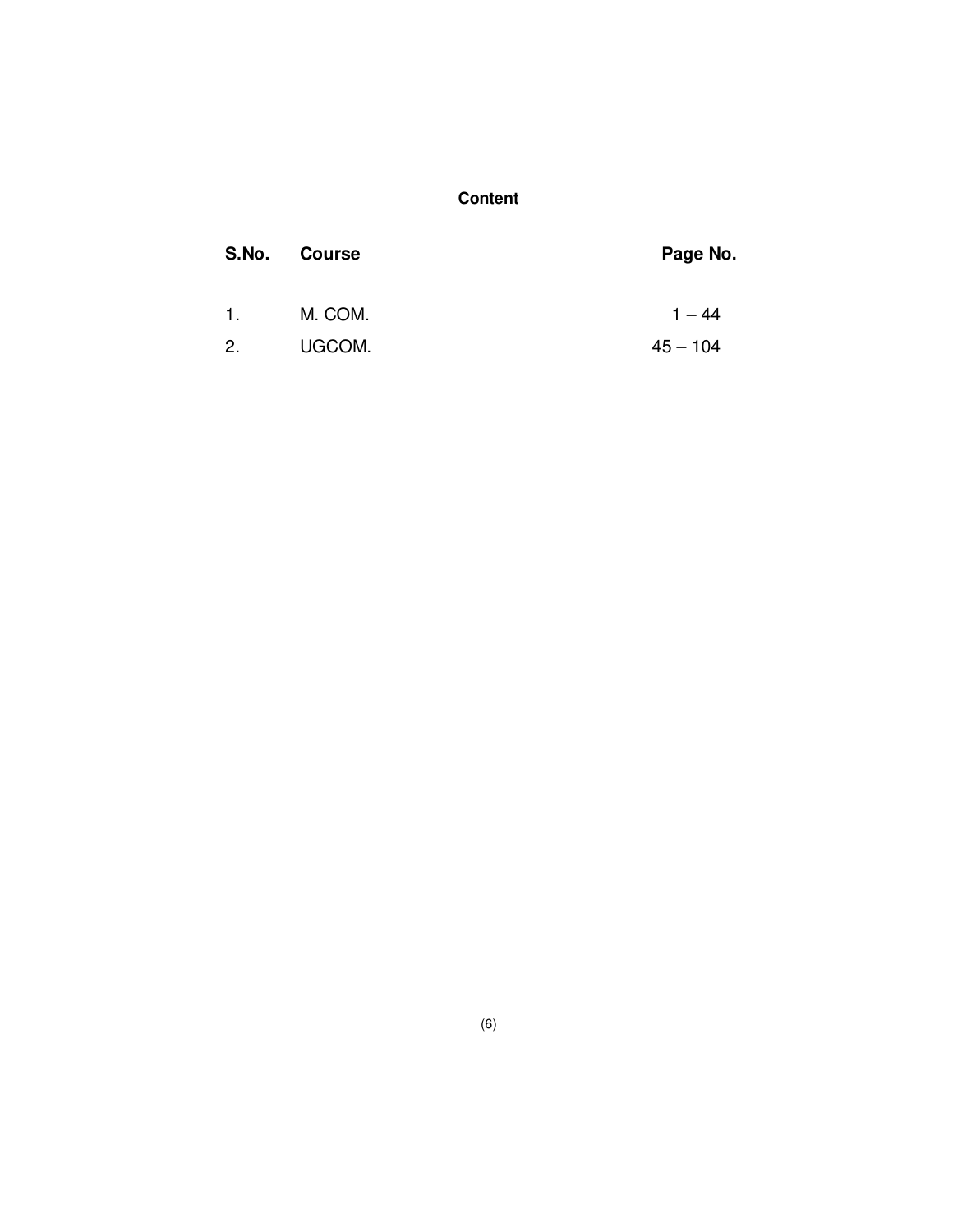# Content

| S.No. | Course | Page No. |
| --- | --- | --- |
| 1. | M. COM. | 1 – 44 |
| 2. | UGCOM. | 45 – 104 |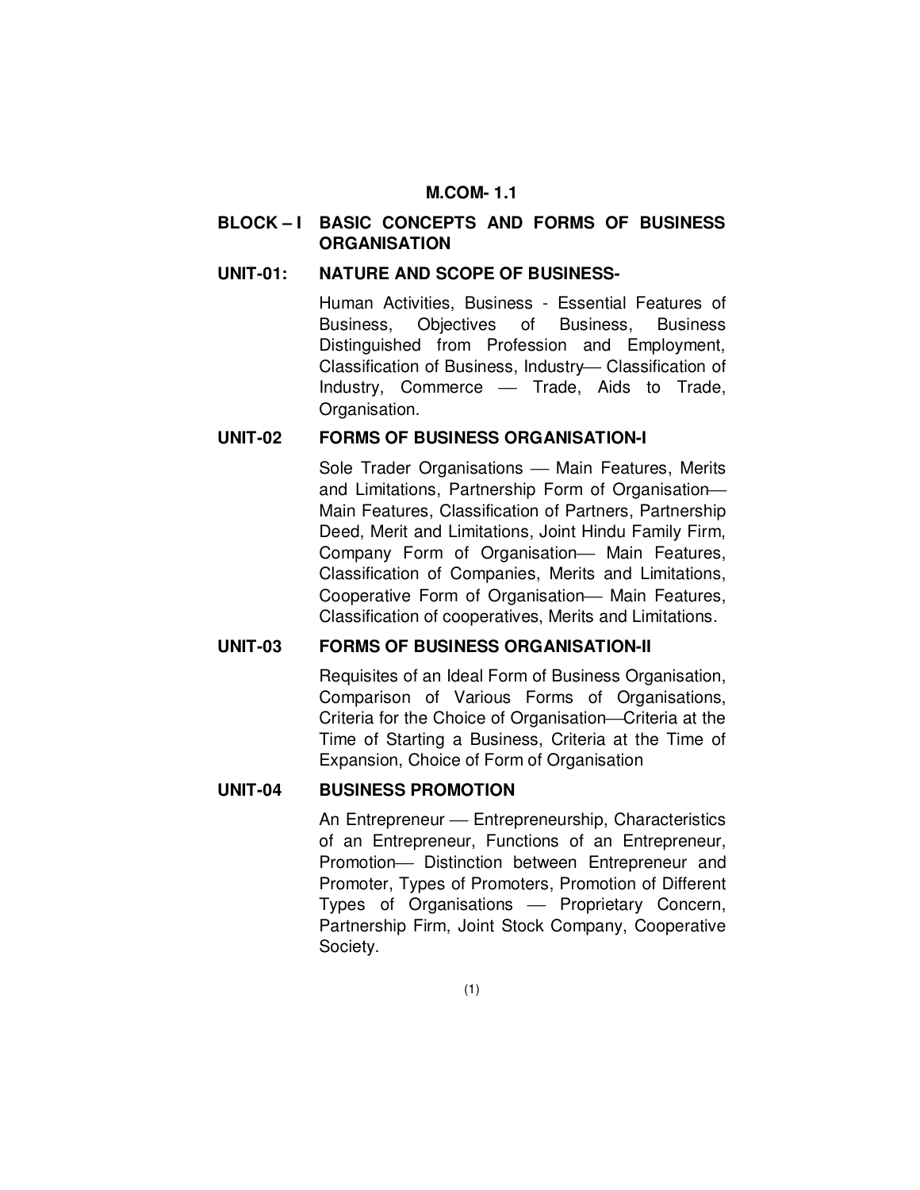# M.COM- 1.1

## BLOCK – I BASIC CONCEPTS AND FORMS OF BUSINESS ORGANISATION

### UNIT-01: NATURE AND SCOPE OF BUSINESS-

Human Activities, Business - Essential Features of Business, Objectives of Business, Business Distinguished from Profession and Employment, Classification of Business, Industry— Classification of Industry, Commerce — Trade, Aids to Trade, Organisation.

### UNIT-02 FORMS OF BUSINESS ORGANISATION-I

Sole Trader Organisations — Main Features, Merits and Limitations, Partnership Form of Organisation— Main Features, Classification of Partners, Partnership Deed, Merit and Limitations, Joint Hindu Family Firm, Company Form of Organisation— Main Features, Classification of Companies, Merits and Limitations, Cooperative Form of Organisation— Main Features, Classification of cooperatives, Merits and Limitations.

### UNIT-03 FORMS OF BUSINESS ORGANISATION-II

Requisites of an Ideal Form of Business Organisation, Comparison of Various Forms of Organisations, Criteria for the Choice of Organisation—Criteria at the Time of Starting a Business, Criteria at the Time of Expansion, Choice of Form of Organisation

### UNIT-04 BUSINESS PROMOTION

An Entrepreneur — Entrepreneurship, Characteristics of an Entrepreneur, Functions of an Entrepreneur, Promotion— Distinction between Entrepreneur and Promoter, Types of Promoters, Promotion of Different Types of Organisations — Proprietary Concern, Partnership Firm, Joint Stock Company, Cooperative Society.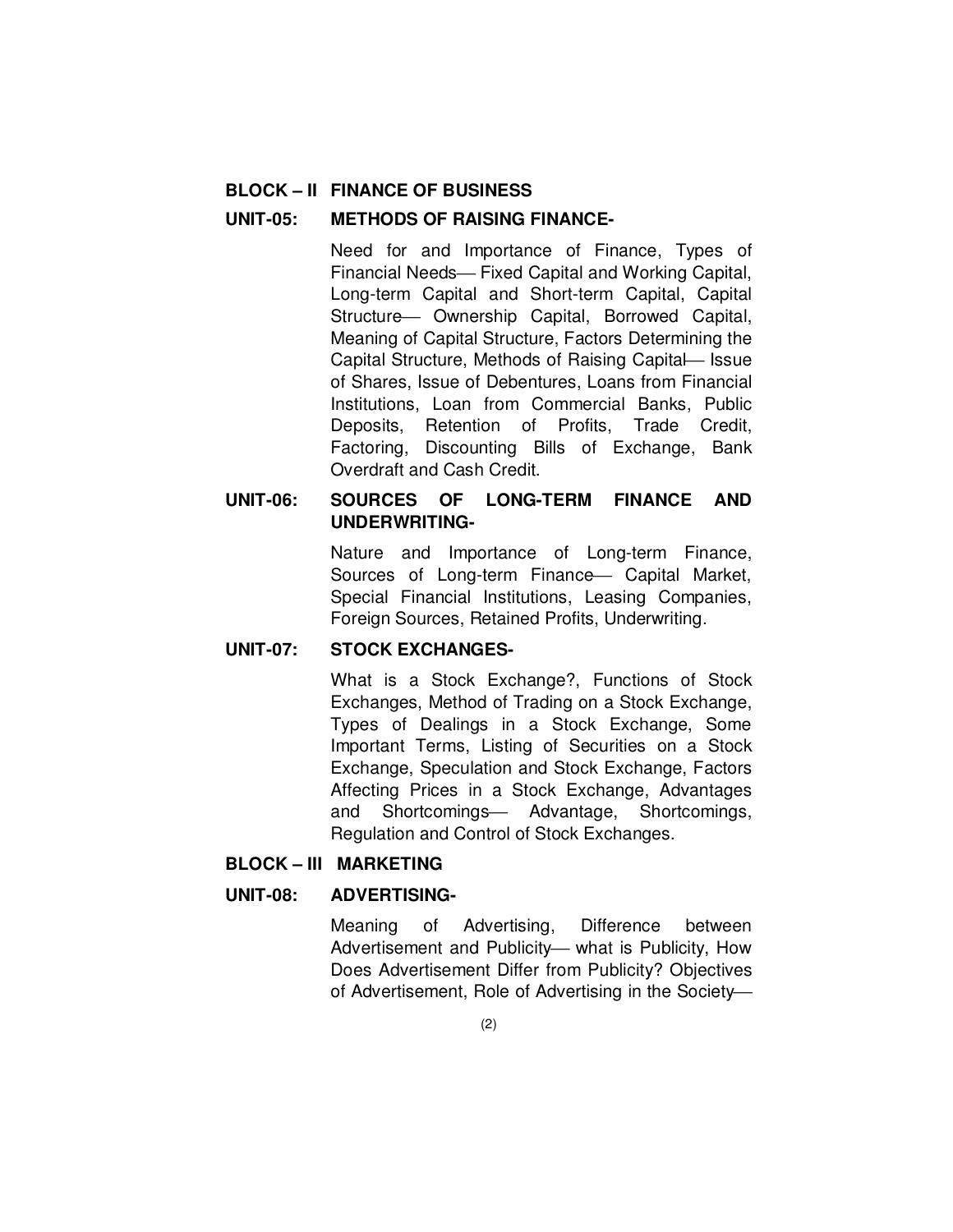## BLOCK – II FINANCE OF BUSINESS

### UNIT-05: METHODS OF RAISING FINANCE-

Need for and Importance of Finance, Types of Financial Needs— Fixed Capital and Working Capital, Long-term Capital and Short-term Capital, Capital Structure— Ownership Capital, Borrowed Capital, Meaning of Capital Structure, Factors Determining the Capital Structure, Methods of Raising Capital— Issue of Shares, Issue of Debentures, Loans from Financial Institutions, Loan from Commercial Banks, Public Deposits, Retention of Profits, Trade Credit, Factoring, Discounting Bills of Exchange, Bank Overdraft and Cash Credit.

### UNIT-06: SOURCES OF LONG-TERM FINANCE AND UNDERWRITING-

Nature and Importance of Long-term Finance, Sources of Long-term Finance— Capital Market, Special Financial Institutions, Leasing Companies, Foreign Sources, Retained Profits, Underwriting.

### UNIT-07: STOCK EXCHANGES-

What is a Stock Exchange?, Functions of Stock Exchanges, Method of Trading on a Stock Exchange, Types of Dealings in a Stock Exchange, Some Important Terms, Listing of Securities on a Stock Exchange, Speculation and Stock Exchange, Factors Affecting Prices in a Stock Exchange, Advantages and Shortcomings— Advantage, Shortcomings, Regulation and Control of Stock Exchanges.

## BLOCK – III MARKETING

### UNIT-08: ADVERTISING-

Meaning of Advertising, Difference between Advertisement and Publicity— what is Publicity, How Does Advertisement Differ from Publicity? Objectives of Advertisement, Role of Advertising in the Society—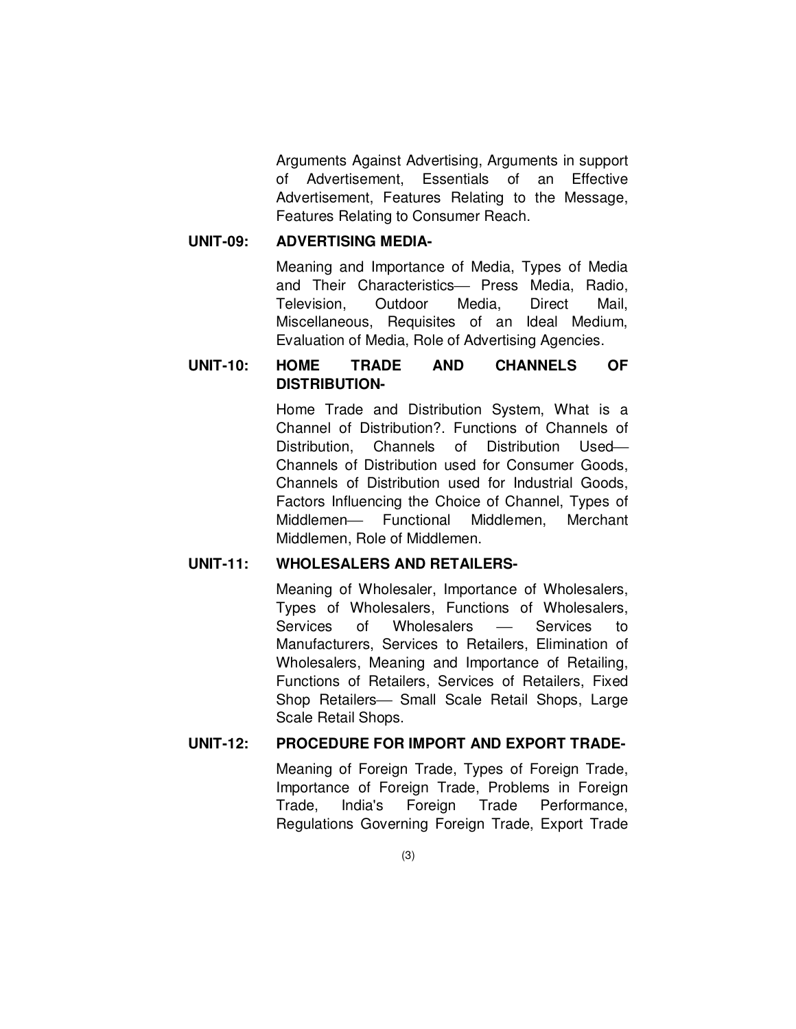Arguments Against Advertising, Arguments in support of Advertisement, Essentials of an Effective Advertisement, Features Relating to the Message, Features Relating to Consumer Reach.

**UNIT-09: ADVERTISING MEDIA-**

Meaning and Importance of Media, Types of Media and Their Characteristics— Press Media, Radio, Television, Outdoor Media, Direct Mail, Miscellaneous, Requisites of an Ideal Medium, Evaluation of Media, Role of Advertising Agencies.

**UNIT-10: HOME TRADE AND CHANNELS OF DISTRIBUTION-**

Home Trade and Distribution System, What is a Channel of Distribution?. Functions of Channels of Distribution, Channels of Distribution Used— Channels of Distribution used for Consumer Goods, Channels of Distribution used for Industrial Goods, Factors Influencing the Choice of Channel, Types of Middlemen— Functional Middlemen, Merchant Middlemen, Role of Middlemen.

**UNIT-11: WHOLESALERS AND RETAILERS-**

Meaning of Wholesaler, Importance of Wholesalers, Types of Wholesalers, Functions of Wholesalers, Services of Wholesalers — Services to Manufacturers, Services to Retailers, Elimination of Wholesalers, Meaning and Importance of Retailing, Functions of Retailers, Services of Retailers, Fixed Shop Retailers— Small Scale Retail Shops, Large Scale Retail Shops.

**UNIT-12: PROCEDURE FOR IMPORT AND EXPORT TRADE-**

Meaning of Foreign Trade, Types of Foreign Trade, Importance of Foreign Trade, Problems in Foreign Trade, India's Foreign Trade Performance, Regulations Governing Foreign Trade, Export Trade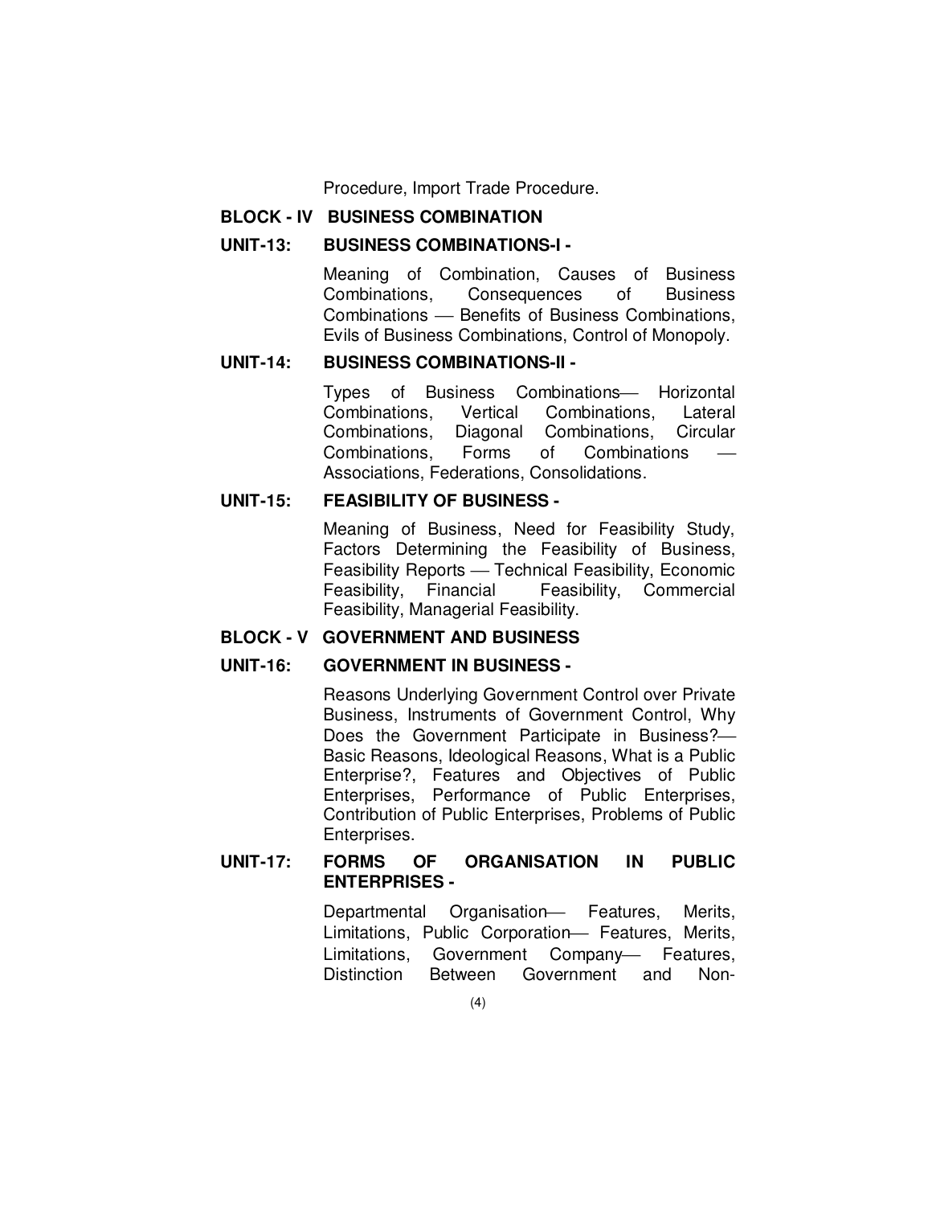Procedure, Import Trade Procedure.

**BLOCK - IV BUSINESS COMBINATION**

**UNIT-13: BUSINESS COMBINATIONS-I -**

Meaning of Combination, Causes of Business Combinations, Consequences of Business Combinations — Benefits of Business Combinations, Evils of Business Combinations, Control of Monopoly.

**UNIT-14: BUSINESS COMBINATIONS-II -**

Types of Business Combinations— Horizontal Combinations, Vertical Combinations, Lateral Combinations, Diagonal Combinations, Circular Combinations, Forms of Combinations — Associations, Federations, Consolidations.

**UNIT-15: FEASIBILITY OF BUSINESS -**

Meaning of Business, Need for Feasibility Study, Factors Determining the Feasibility of Business, Feasibility Reports — Technical Feasibility, Economic Feasibility, Financial Feasibility, Commercial Feasibility, Managerial Feasibility.

**BLOCK - V GOVERNMENT AND BUSINESS**

**UNIT-16: GOVERNMENT IN BUSINESS -**

Reasons Underlying Government Control over Private Business, Instruments of Government Control, Why Does the Government Participate in Business?— Basic Reasons, Ideological Reasons, What is a Public Enterprise?, Features and Objectives of Public Enterprises, Performance of Public Enterprises, Contribution of Public Enterprises, Problems of Public Enterprises.

**UNIT-17: FORMS OF ORGANISATION IN PUBLIC ENTERPRISES -**

Departmental Organisation— Features, Merits, Limitations, Public Corporation— Features, Merits, Limitations, Government Company— Features, Distinction Between Government and Non-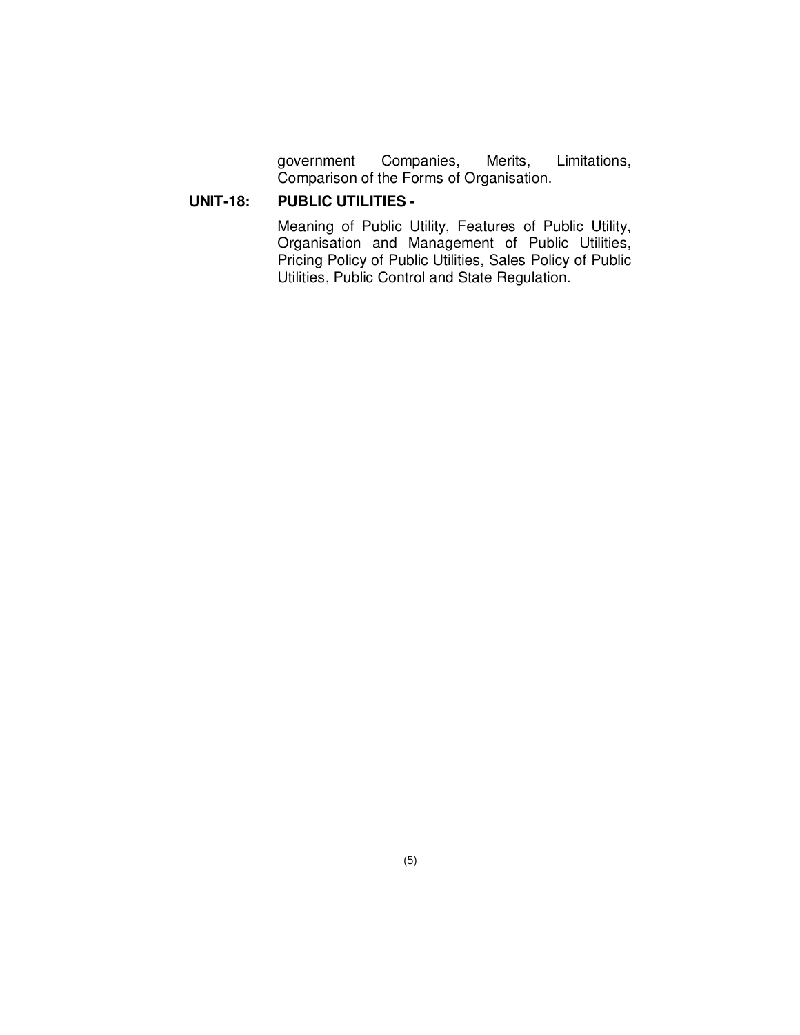government Companies, Merits, Limitations, Comparison of the Forms of Organisation.

**UNIT-18: PUBLIC UTILITIES -**

Meaning of Public Utility, Features of Public Utility, Organisation and Management of Public Utilities, Pricing Policy of Public Utilities, Sales Policy of Public Utilities, Public Control and State Regulation.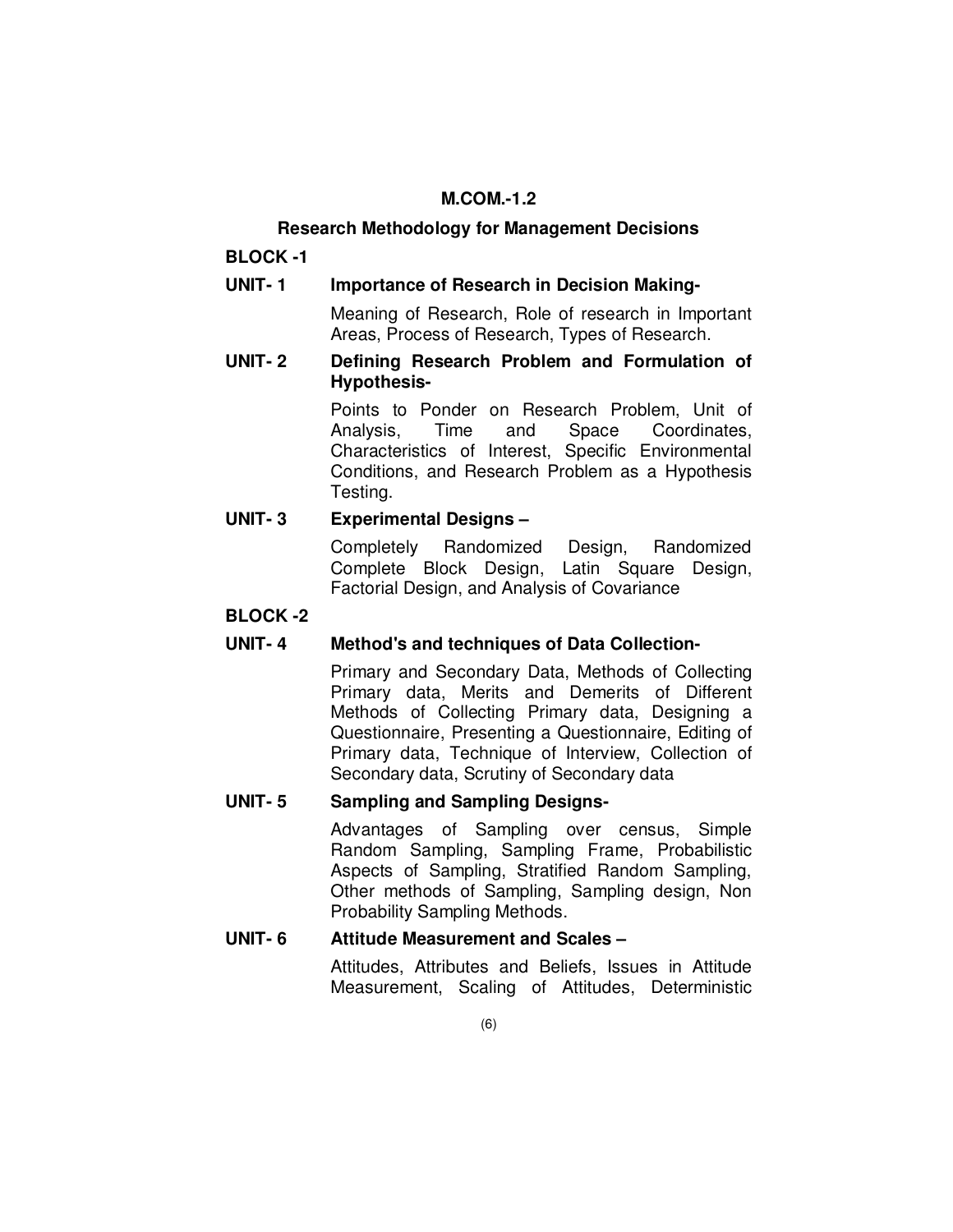## M.COM.-1.2

## Research Methodology for Management Decisions

### BLOCK -1

**UNIT- 1 Importance of Research in Decision Making-**

Meaning of Research, Role of research in Important Areas, Process of Research, Types of Research.

**UNIT- 2 Defining Research Problem and Formulation of Hypothesis-**

Points to Ponder on Research Problem, Unit of Analysis, Time and Space Coordinates, Characteristics of Interest, Specific Environmental Conditions, and Research Problem as a Hypothesis Testing.

**UNIT- 3 Experimental Designs –**

Completely Randomized Design, Randomized Complete Block Design, Latin Square Design, Factorial Design, and Analysis of Covariance

### BLOCK -2

**UNIT- 4 Method's and techniques of Data Collection-**

Primary and Secondary Data, Methods of Collecting Primary data, Merits and Demerits of Different Methods of Collecting Primary data, Designing a Questionnaire, Presenting a Questionnaire, Editing of Primary data, Technique of Interview, Collection of Secondary data, Scrutiny of Secondary data

**UNIT- 5 Sampling and Sampling Designs-**

Advantages of Sampling over census, Simple Random Sampling, Sampling Frame, Probabilistic Aspects of Sampling, Stratified Random Sampling, Other methods of Sampling, Sampling design, Non Probability Sampling Methods.

**UNIT- 6 Attitude Measurement and Scales –**

Attitudes, Attributes and Beliefs, Issues in Attitude Measurement, Scaling of Attitudes, Deterministic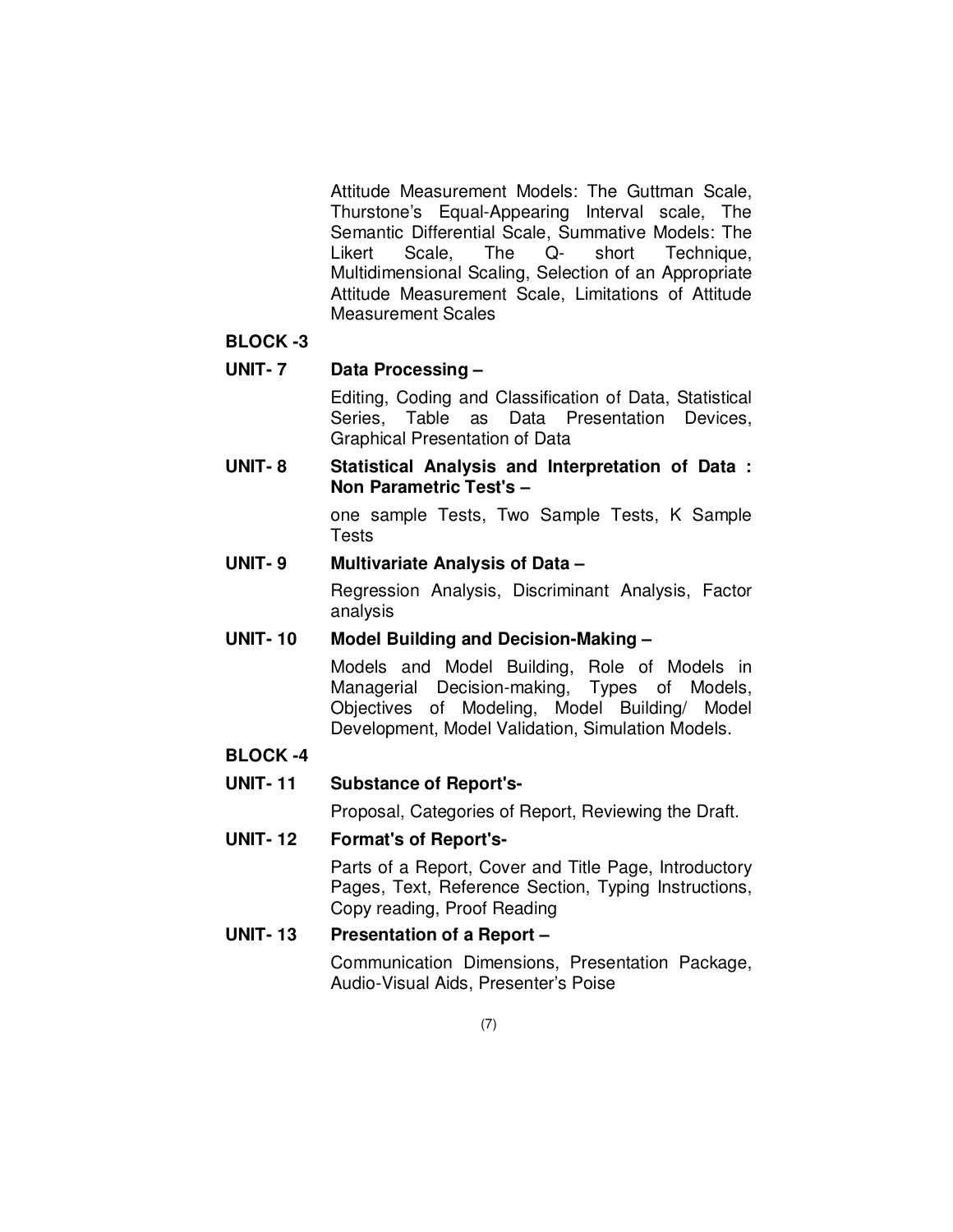Attitude Measurement Models: The Guttman Scale, Thurstone's Equal-Appearing Interval scale, The Semantic Differential Scale, Summative Models: The Likert Scale, The Q- short Technique, Multidimensional Scaling, Selection of an Appropriate Attitude Measurement Scale, Limitations of Attitude Measurement Scales

**BLOCK -3**

**UNIT- 7 Data Processing –**

Editing, Coding and Classification of Data, Statistical Series, Table as Data Presentation Devices, Graphical Presentation of Data

**UNIT- 8 Statistical Analysis and Interpretation of Data : Non Parametric Test's –**

one sample Tests, Two Sample Tests, K Sample Tests

**UNIT- 9 Multivariate Analysis of Data –**

Regression Analysis, Discriminant Analysis, Factor analysis

**UNIT- 10 Model Building and Decision-Making –**

Models and Model Building, Role of Models in Managerial Decision-making, Types of Models, Objectives of Modeling, Model Building/ Model Development, Model Validation, Simulation Models.

**BLOCK -4**

**UNIT- 11 Substance of Report's-**

Proposal, Categories of Report, Reviewing the Draft.

**UNIT- 12 Format's of Report's-**

Parts of a Report, Cover and Title Page, Introductory Pages, Text, Reference Section, Typing Instructions, Copy reading, Proof Reading

**UNIT- 13 Presentation of a Report –**

Communication Dimensions, Presentation Package, Audio-Visual Aids, Presenter's Poise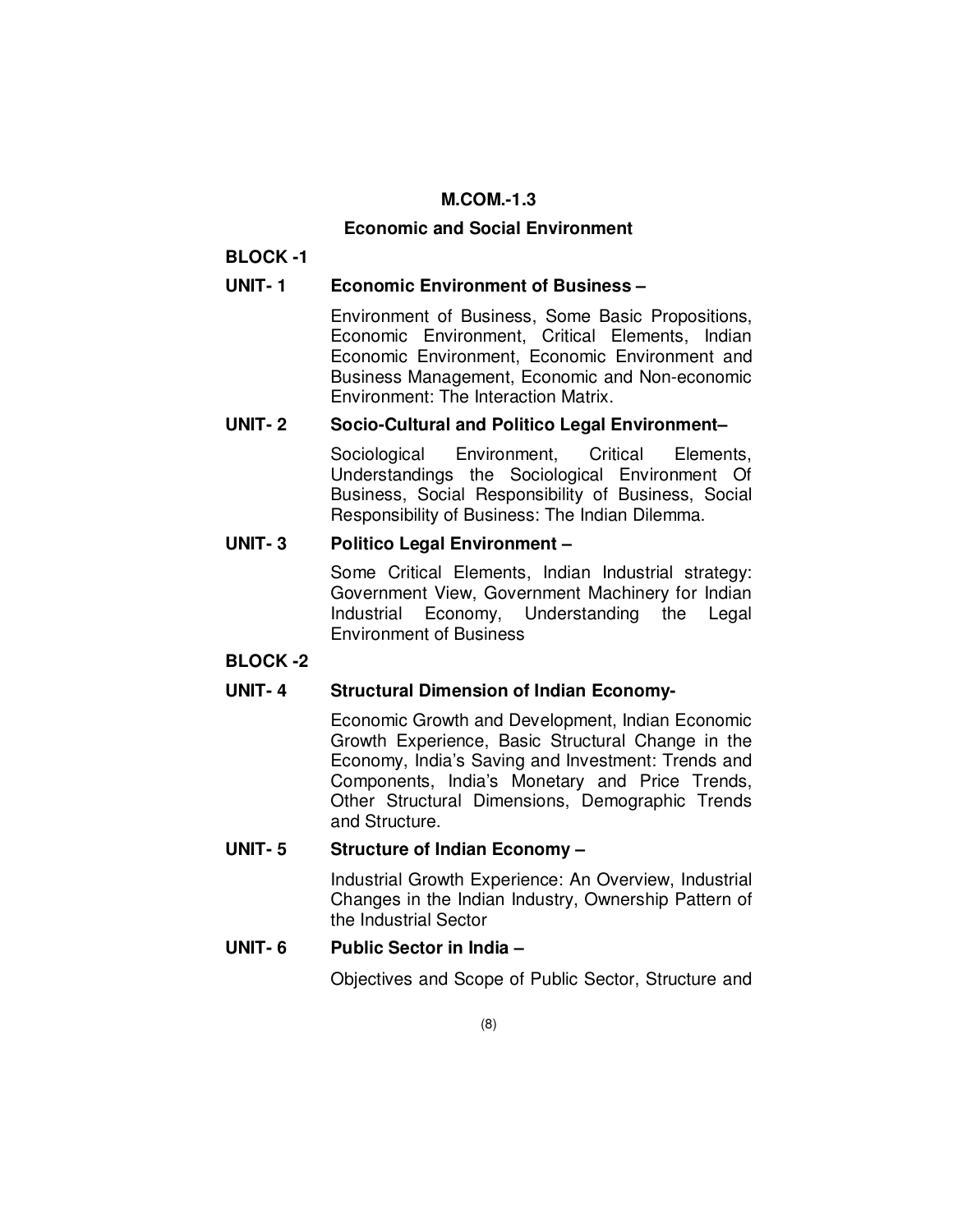# M.COM.-1.3

## Economic and Social Environment

### BLOCK -1

**UNIT- 1 Economic Environment of Business –**

Environment of Business, Some Basic Propositions, Economic Environment, Critical Elements, Indian Economic Environment, Economic Environment and Business Management, Economic and Non-economic Environment: The Interaction Matrix.

**UNIT- 2 Socio-Cultural and Politico Legal Environment–**

Sociological Environment, Critical Elements, Understandings the Sociological Environment Of Business, Social Responsibility of Business, Social Responsibility of Business: The Indian Dilemma.

**UNIT- 3 Politico Legal Environment –**

Some Critical Elements, Indian Industrial strategy: Government View, Government Machinery for Indian Industrial Economy, Understanding the Legal Environment of Business

### BLOCK -2

**UNIT- 4 Structural Dimension of Indian Economy-**

Economic Growth and Development, Indian Economic Growth Experience, Basic Structural Change in the Economy, India's Saving and Investment: Trends and Components, India's Monetary and Price Trends, Other Structural Dimensions, Demographic Trends and Structure.

**UNIT- 5 Structure of Indian Economy –**

Industrial Growth Experience: An Overview, Industrial Changes in the Indian Industry, Ownership Pattern of the Industrial Sector

**UNIT- 6 Public Sector in India –**

Objectives and Scope of Public Sector, Structure and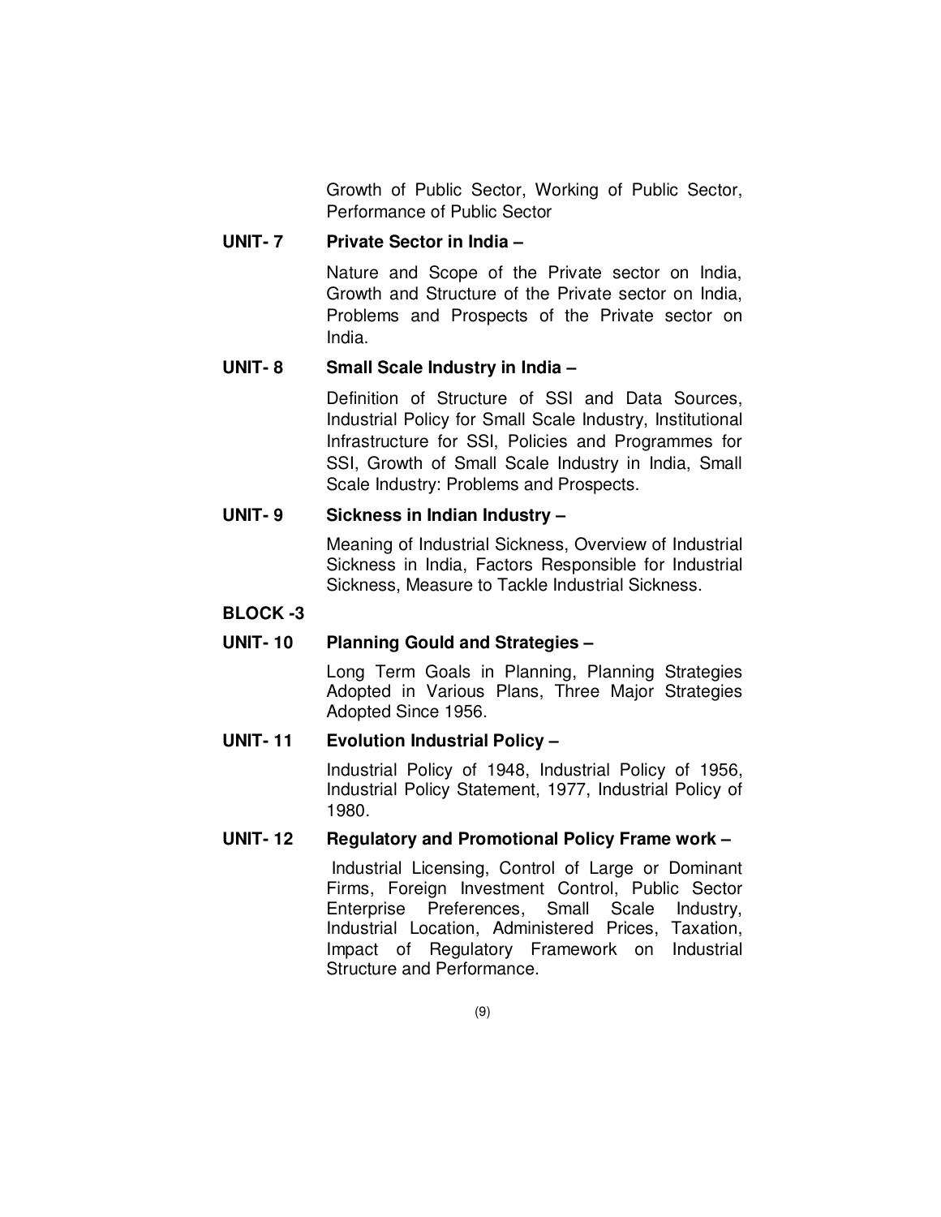Growth of Public Sector, Working of Public Sector, Performance of Public Sector

**UNIT- 7 Private Sector in India –**

Nature and Scope of the Private sector on India, Growth and Structure of the Private sector on India, Problems and Prospects of the Private sector on India.

**UNIT- 8 Small Scale Industry in India –**

Definition of Structure of SSI and Data Sources, Industrial Policy for Small Scale Industry, Institutional Infrastructure for SSI, Policies and Programmes for SSI, Growth of Small Scale Industry in India, Small Scale Industry: Problems and Prospects.

**UNIT- 9 Sickness in Indian Industry –**

Meaning of Industrial Sickness, Overview of Industrial Sickness in India, Factors Responsible for Industrial Sickness, Measure to Tackle Industrial Sickness.

**BLOCK -3**

**UNIT- 10 Planning Gould and Strategies –**

Long Term Goals in Planning, Planning Strategies Adopted in Various Plans, Three Major Strategies Adopted Since 1956.

**UNIT- 11 Evolution Industrial Policy –**

Industrial Policy of 1948, Industrial Policy of 1956, Industrial Policy Statement, 1977, Industrial Policy of 1980.

**UNIT- 12 Regulatory and Promotional Policy Frame work –**

Industrial Licensing, Control of Large or Dominant Firms, Foreign Investment Control, Public Sector Enterprise Preferences, Small Scale Industry, Industrial Location, Administered Prices, Taxation, Impact of Regulatory Framework on Industrial Structure and Performance.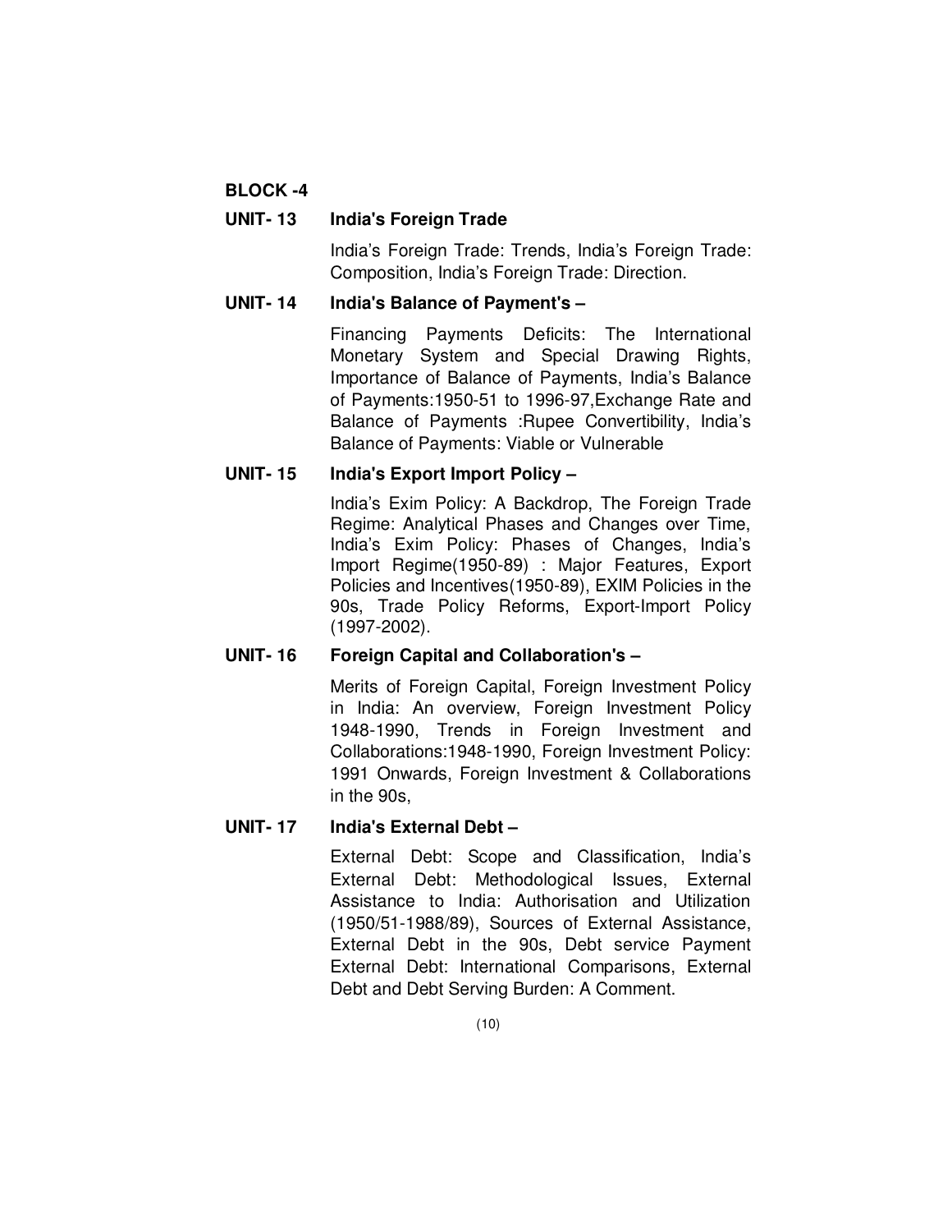## BLOCK -4

### UNIT- 13 India's Foreign Trade

India's Foreign Trade: Trends, India's Foreign Trade: Composition, India's Foreign Trade: Direction.

### UNIT- 14 India's Balance of Payment's –

Financing Payments Deficits: The International Monetary System and Special Drawing Rights, Importance of Balance of Payments, India's Balance of Payments:1950-51 to 1996-97,Exchange Rate and Balance of Payments :Rupee Convertibility, India's Balance of Payments: Viable or Vulnerable

### UNIT- 15 India's Export Import Policy –

India's Exim Policy: A Backdrop, The Foreign Trade Regime: Analytical Phases and Changes over Time, India's Exim Policy: Phases of Changes, India's Import Regime(1950-89) : Major Features, Export Policies and Incentives(1950-89), EXIM Policies in the 90s, Trade Policy Reforms, Export-Import Policy (1997-2002).

### UNIT- 16 Foreign Capital and Collaboration's –

Merits of Foreign Capital, Foreign Investment Policy in India: An overview, Foreign Investment Policy 1948-1990, Trends in Foreign Investment and Collaborations:1948-1990, Foreign Investment Policy: 1991 Onwards, Foreign Investment & Collaborations in the 90s,

### UNIT- 17 India's External Debt –

External Debt: Scope and Classification, India's External Debt: Methodological Issues, External Assistance to India: Authorisation and Utilization (1950/51-1988/89), Sources of External Assistance, External Debt in the 90s, Debt service Payment External Debt: International Comparisons, External Debt and Debt Serving Burden: A Comment.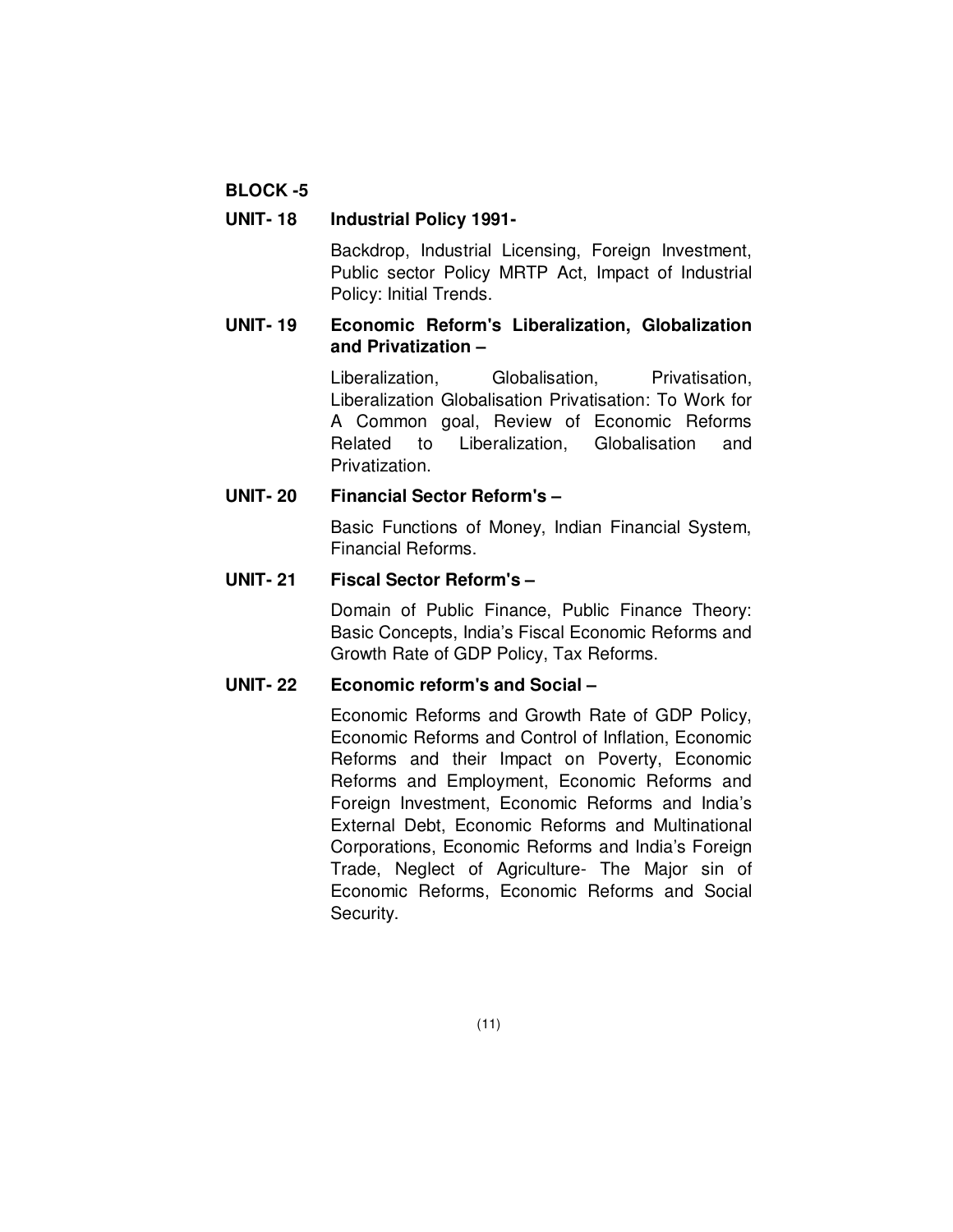**BLOCK -5**

**UNIT- 18 Industrial Policy 1991-**

Backdrop, Industrial Licensing, Foreign Investment, Public sector Policy MRTP Act, Impact of Industrial Policy: Initial Trends.

**UNIT- 19 Economic Reform's Liberalization, Globalization and Privatization –**

Liberalization, Globalisation, Privatisation, Liberalization Globalisation Privatisation: To Work for A Common goal, Review of Economic Reforms Related to Liberalization, Globalisation and Privatization.

**UNIT- 20 Financial Sector Reform's –**

Basic Functions of Money, Indian Financial System, Financial Reforms.

**UNIT- 21 Fiscal Sector Reform's –**

Domain of Public Finance, Public Finance Theory: Basic Concepts, India's Fiscal Economic Reforms and Growth Rate of GDP Policy, Tax Reforms.

**UNIT- 22 Economic reform's and Social –**

Economic Reforms and Growth Rate of GDP Policy, Economic Reforms and Control of Inflation, Economic Reforms and their Impact on Poverty, Economic Reforms and Employment, Economic Reforms and Foreign Investment, Economic Reforms and India's External Debt, Economic Reforms and Multinational Corporations, Economic Reforms and India's Foreign Trade, Neglect of Agriculture- The Major sin of Economic Reforms, Economic Reforms and Social Security.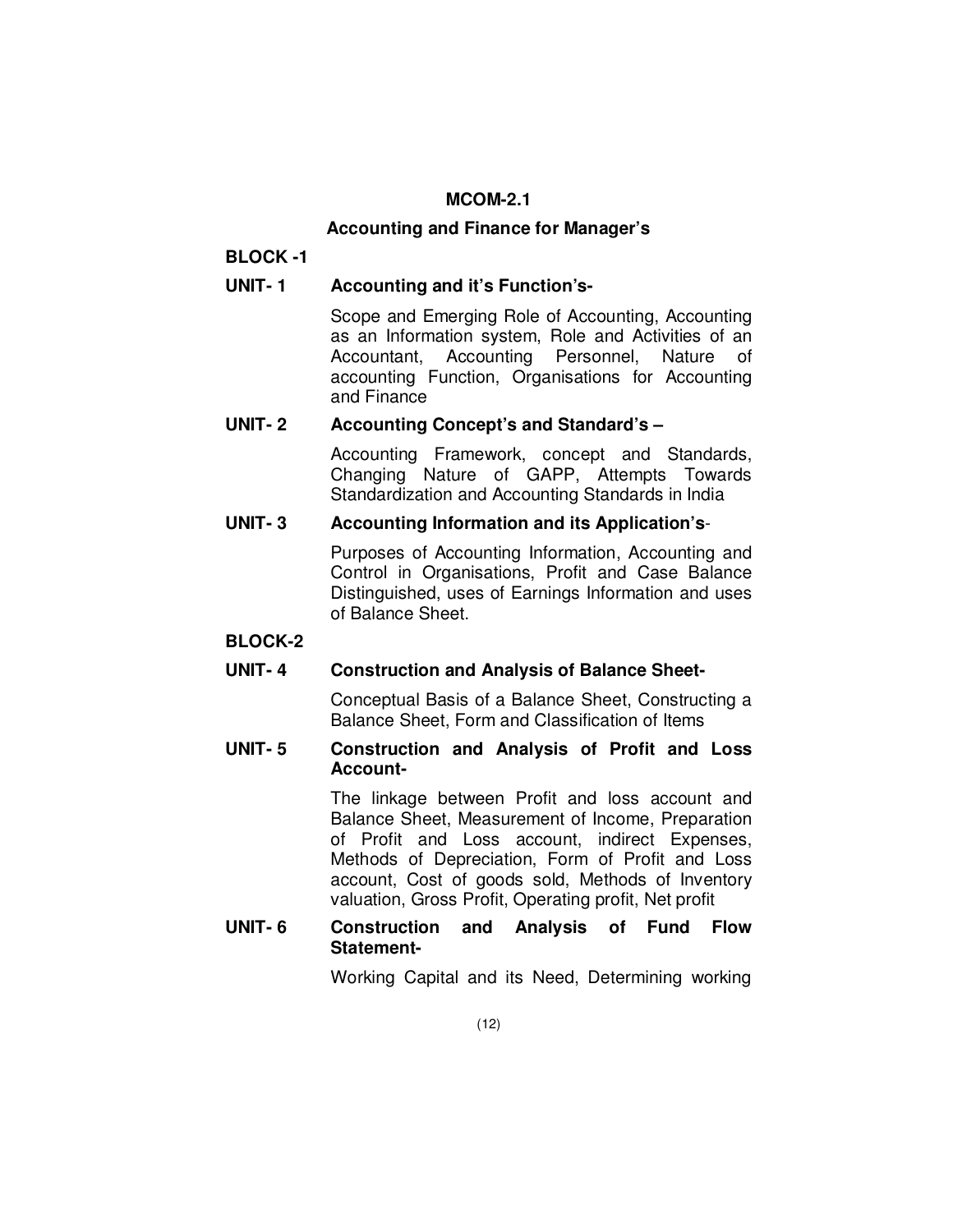## MCOM-2.1

## Accounting and Finance for Manager's

### BLOCK -1

**UNIT- 1 Accounting and it's Function's-**

Scope and Emerging Role of Accounting, Accounting as an Information system, Role and Activities of an Accountant, Accounting Personnel, Nature of accounting Function, Organisations for Accounting and Finance

**UNIT- 2 Accounting Concept's and Standard's –**

Accounting Framework, concept and Standards, Changing Nature of GAPP, Attempts Towards Standardization and Accounting Standards in India

**UNIT- 3 Accounting Information and its Application's-**

Purposes of Accounting Information, Accounting and Control in Organisations, Profit and Case Balance Distinguished, uses of Earnings Information and uses of Balance Sheet.

### BLOCK-2

**UNIT- 4 Construction and Analysis of Balance Sheet-**

Conceptual Basis of a Balance Sheet, Constructing a Balance Sheet, Form and Classification of Items

**UNIT- 5 Construction and Analysis of Profit and Loss Account-**

The linkage between Profit and loss account and Balance Sheet, Measurement of Income, Preparation of Profit and Loss account, indirect Expenses, Methods of Depreciation, Form of Profit and Loss account, Cost of goods sold, Methods of Inventory valuation, Gross Profit, Operating profit, Net profit

**UNIT- 6 Construction and Analysis of Fund Flow Statement-**

Working Capital and its Need, Determining working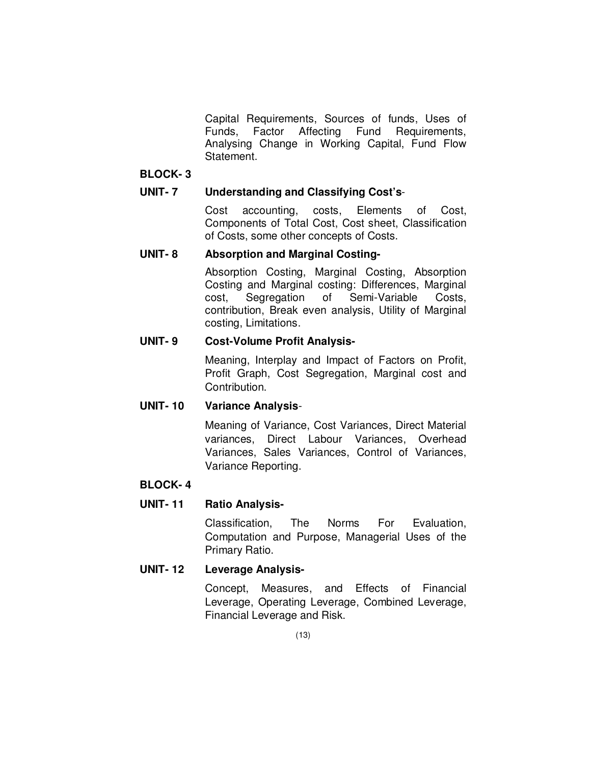Capital Requirements, Sources of funds, Uses of Funds, Factor Affecting Fund Requirements, Analysing Change in Working Capital, Fund Flow Statement.

**BLOCK- 3**

**UNIT- 7 Understanding and Classifying Cost's**-

Cost accounting, costs, Elements of Cost, Components of Total Cost, Cost sheet, Classification of Costs, some other concepts of Costs.

**UNIT- 8 Absorption and Marginal Costing-**

Absorption Costing, Marginal Costing, Absorption Costing and Marginal costing: Differences, Marginal cost, Segregation of Semi-Variable Costs, contribution, Break even analysis, Utility of Marginal costing, Limitations.

**UNIT- 9 Cost-Volume Profit Analysis-**

Meaning, Interplay and Impact of Factors on Profit, Profit Graph, Cost Segregation, Marginal cost and Contribution.

**UNIT- 10 Variance Analysis**-

Meaning of Variance, Cost Variances, Direct Material variances, Direct Labour Variances, Overhead Variances, Sales Variances, Control of Variances, Variance Reporting.

**BLOCK- 4**

**UNIT- 11 Ratio Analysis-**

Classification, The Norms For Evaluation, Computation and Purpose, Managerial Uses of the Primary Ratio.

**UNIT- 12 Leverage Analysis-**

Concept, Measures, and Effects of Financial Leverage, Operating Leverage, Combined Leverage, Financial Leverage and Risk.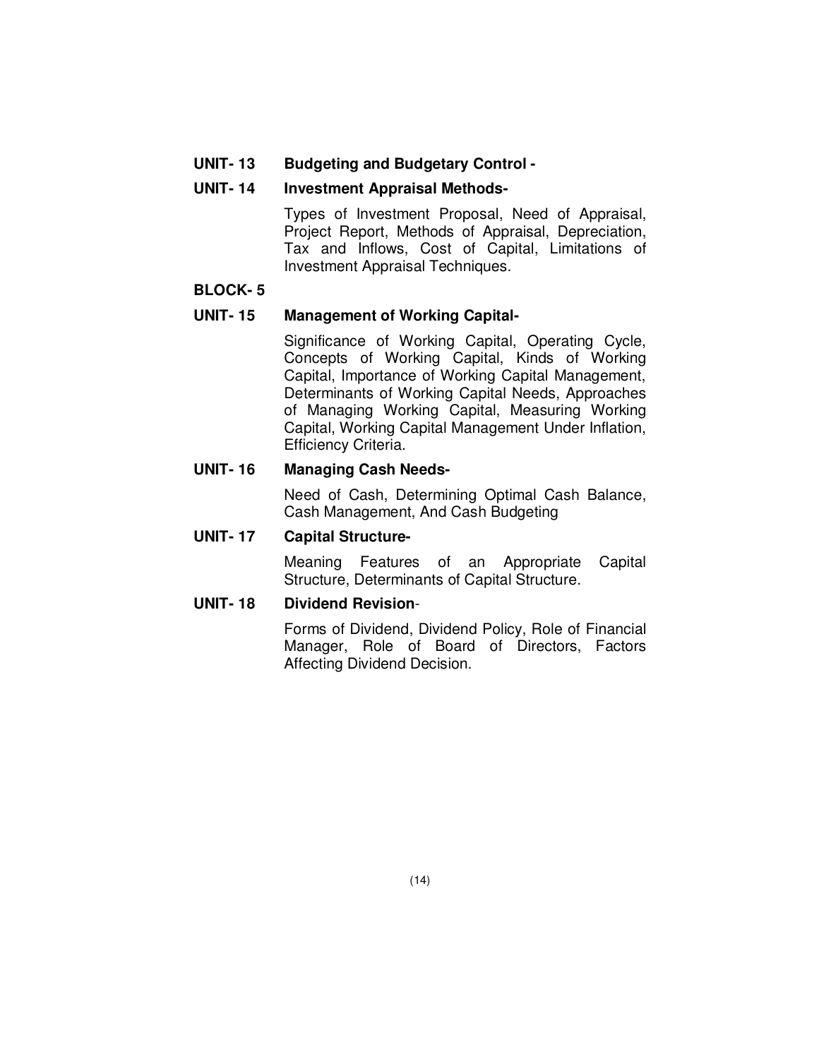**UNIT- 13 Budgeting and Budgetary Control -**

**UNIT- 14 Investment Appraisal Methods-**

Types of Investment Proposal, Need of Appraisal, Project Report, Methods of Appraisal, Depreciation, Tax and Inflows, Cost of Capital, Limitations of Investment Appraisal Techniques.

**BLOCK- 5**

**UNIT- 15 Management of Working Capital-**

Significance of Working Capital, Operating Cycle, Concepts of Working Capital, Kinds of Working Capital, Importance of Working Capital Management, Determinants of Working Capital Needs, Approaches of Managing Working Capital, Measuring Working Capital, Working Capital Management Under Inflation, Efficiency Criteria.

**UNIT- 16 Managing Cash Needs-**

Need of Cash, Determining Optimal Cash Balance, Cash Management, And Cash Budgeting

**UNIT- 17 Capital Structure-**

Meaning Features of an Appropriate Capital Structure, Determinants of Capital Structure.

**UNIT- 18 Dividend Revision**-

Forms of Dividend, Dividend Policy, Role of Financial Manager, Role of Board of Directors, Factors Affecting Dividend Decision.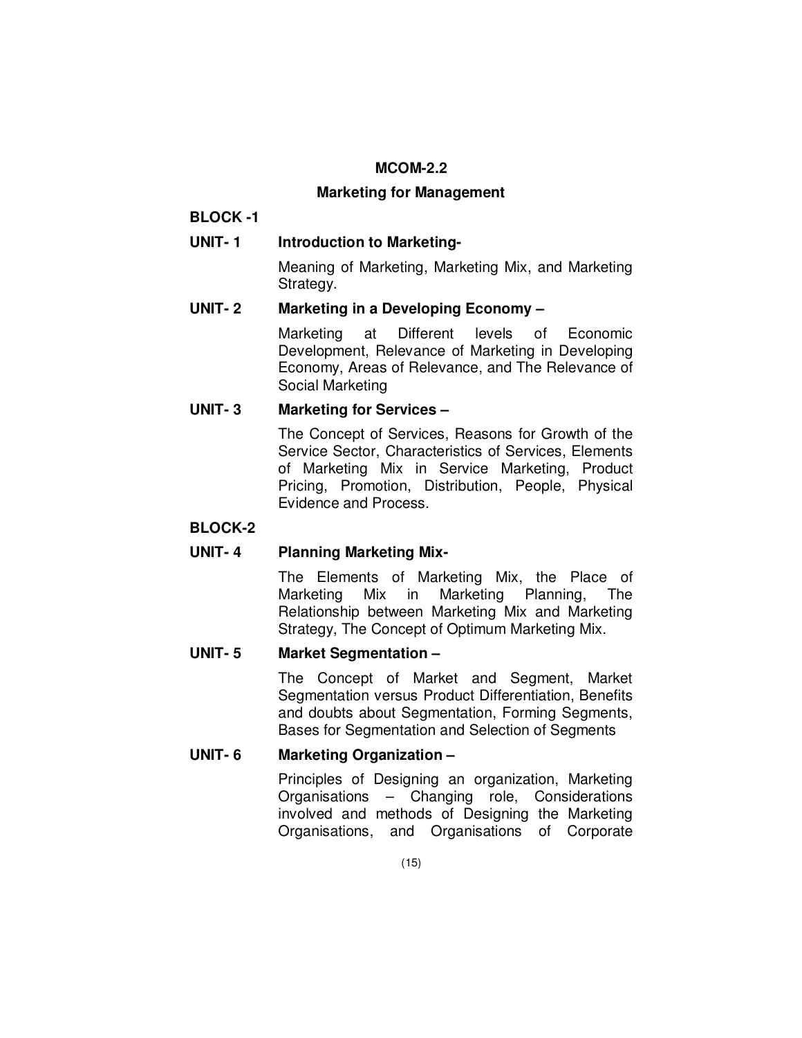## MCOM-2.2

## Marketing for Management

### BLOCK -1

**UNIT- 1 Introduction to Marketing-**

Meaning of Marketing, Marketing Mix, and Marketing Strategy.

**UNIT- 2 Marketing in a Developing Economy –**

Marketing at Different levels of Economic Development, Relevance of Marketing in Developing Economy, Areas of Relevance, and The Relevance of Social Marketing

**UNIT- 3 Marketing for Services –**

The Concept of Services, Reasons for Growth of the Service Sector, Characteristics of Services, Elements of Marketing Mix in Service Marketing, Product Pricing, Promotion, Distribution, People, Physical Evidence and Process.

### BLOCK-2

**UNIT- 4 Planning Marketing Mix-**

The Elements of Marketing Mix, the Place of Marketing Mix in Marketing Planning, The Relationship between Marketing Mix and Marketing Strategy, The Concept of Optimum Marketing Mix.

**UNIT- 5 Market Segmentation –**

The Concept of Market and Segment, Market Segmentation versus Product Differentiation, Benefits and doubts about Segmentation, Forming Segments, Bases for Segmentation and Selection of Segments

**UNIT- 6 Marketing Organization –**

Principles of Designing an organization, Marketing Organisations – Changing role, Considerations involved and methods of Designing the Marketing Organisations, and Organisations of Corporate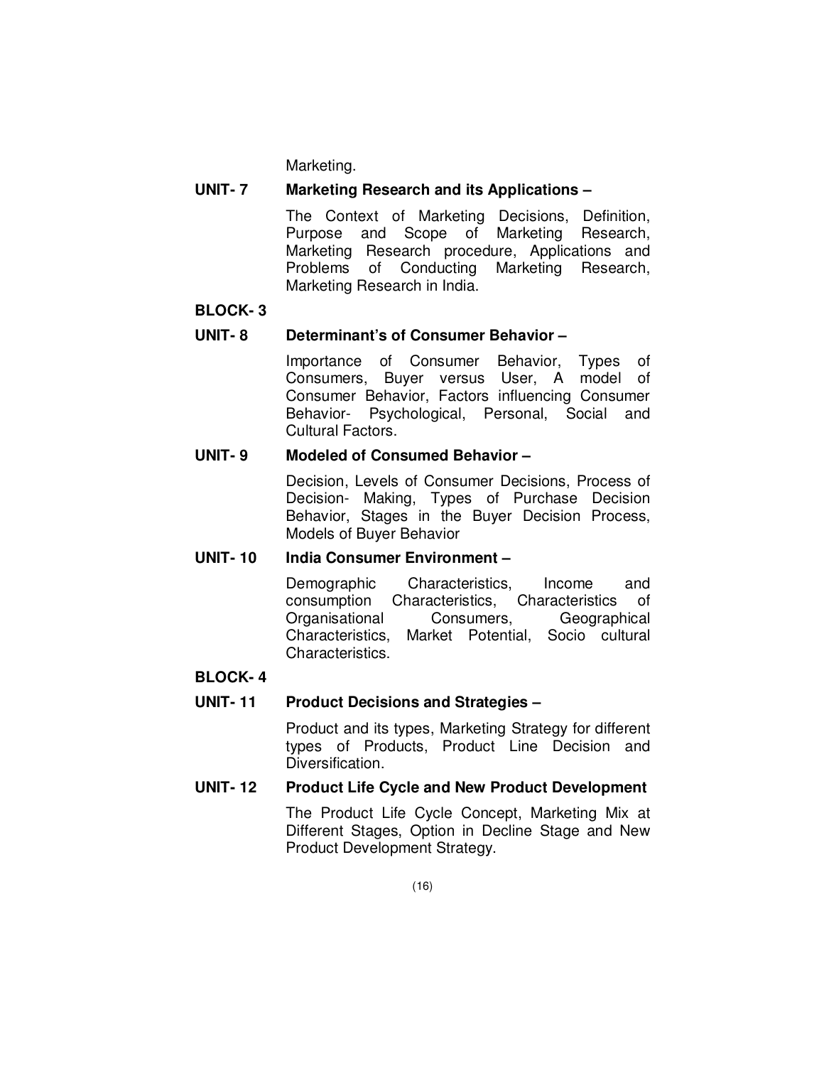Marketing.

**UNIT- 7 Marketing Research and its Applications –**

The Context of Marketing Decisions, Definition, Purpose and Scope of Marketing Research, Marketing Research procedure, Applications and Problems of Conducting Marketing Research, Marketing Research in India.

**BLOCK- 3**

**UNIT- 8 Determinant's of Consumer Behavior –**

Importance of Consumer Behavior, Types of Consumers, Buyer versus User, A model of Consumer Behavior, Factors influencing Consumer Behavior- Psychological, Personal, Social and Cultural Factors.

**UNIT- 9 Modeled of Consumed Behavior –**

Decision, Levels of Consumer Decisions, Process of Decision- Making, Types of Purchase Decision Behavior, Stages in the Buyer Decision Process, Models of Buyer Behavior

**UNIT- 10 India Consumer Environment –**

Demographic Characteristics, Income and consumption Characteristics, Characteristics of Organisational Consumers, Geographical Characteristics, Market Potential, Socio cultural Characteristics.

**BLOCK- 4**

**UNIT- 11 Product Decisions and Strategies –**

Product and its types, Marketing Strategy for different types of Products, Product Line Decision and Diversification.

**UNIT- 12 Product Life Cycle and New Product Development**

The Product Life Cycle Concept, Marketing Mix at Different Stages, Option in Decline Stage and New Product Development Strategy.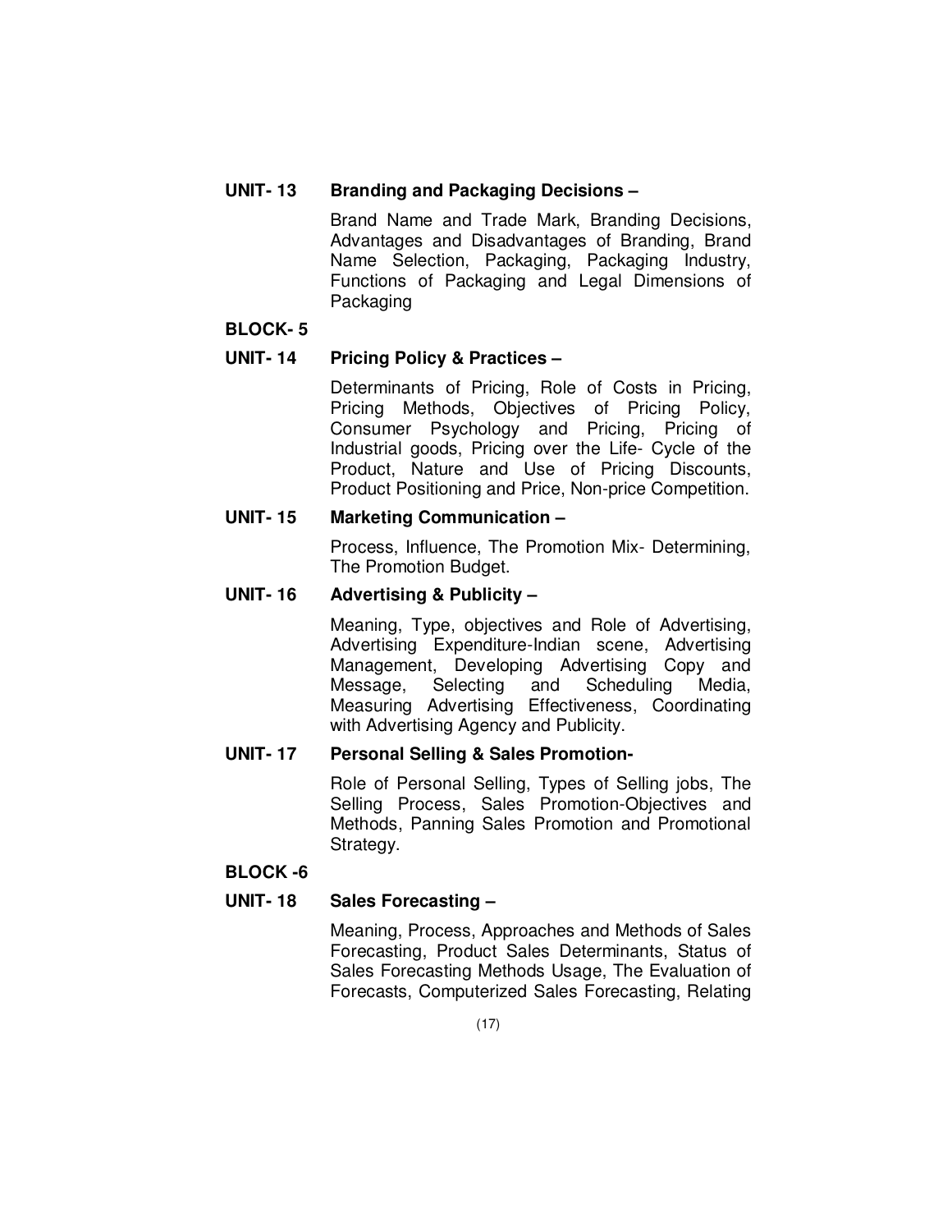**UNIT- 13 Branding and Packaging Decisions –**

Brand Name and Trade Mark, Branding Decisions, Advantages and Disadvantages of Branding, Brand Name Selection, Packaging, Packaging Industry, Functions of Packaging and Legal Dimensions of Packaging

**BLOCK- 5**

**UNIT- 14 Pricing Policy & Practices –**

Determinants of Pricing, Role of Costs in Pricing, Pricing Methods, Objectives of Pricing Policy, Consumer Psychology and Pricing, Pricing of Industrial goods, Pricing over the Life- Cycle of the Product, Nature and Use of Pricing Discounts, Product Positioning and Price, Non-price Competition.

**UNIT- 15 Marketing Communication –**

Process, Influence, The Promotion Mix- Determining, The Promotion Budget.

**UNIT- 16 Advertising & Publicity –**

Meaning, Type, objectives and Role of Advertising, Advertising Expenditure-Indian scene, Advertising Management, Developing Advertising Copy and Message, Selecting and Scheduling Media, Measuring Advertising Effectiveness, Coordinating with Advertising Agency and Publicity.

**UNIT- 17 Personal Selling & Sales Promotion-**

Role of Personal Selling, Types of Selling jobs, The Selling Process, Sales Promotion-Objectives and Methods, Panning Sales Promotion and Promotional Strategy.

**BLOCK -6**

**UNIT- 18 Sales Forecasting –**

Meaning, Process, Approaches and Methods of Sales Forecasting, Product Sales Determinants, Status of Sales Forecasting Methods Usage, The Evaluation of Forecasts, Computerized Sales Forecasting, Relating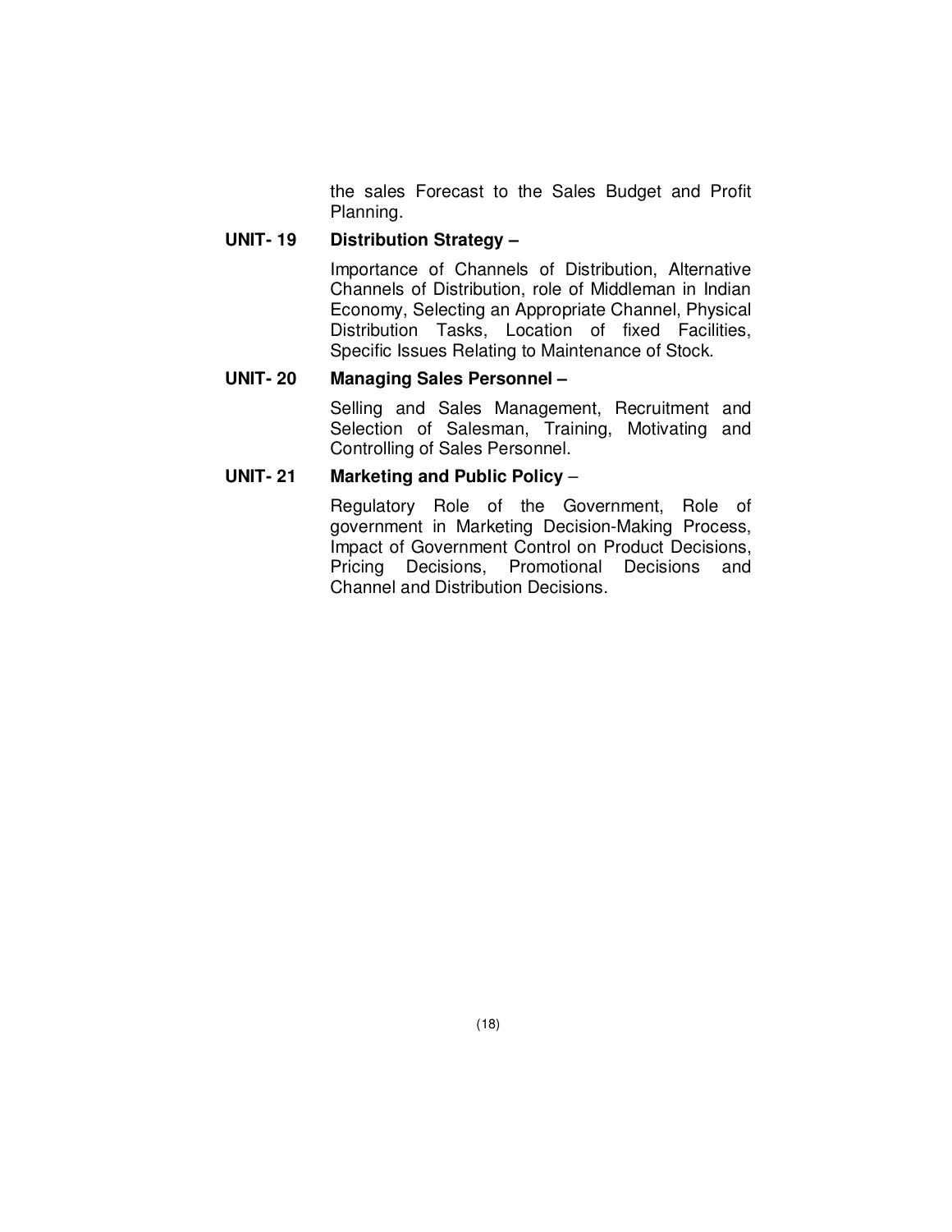the sales Forecast to the Sales Budget and Profit Planning.

**UNIT- 19 Distribution Strategy –**

Importance of Channels of Distribution, Alternative Channels of Distribution, role of Middleman in Indian Economy, Selecting an Appropriate Channel, Physical Distribution Tasks, Location of fixed Facilities, Specific Issues Relating to Maintenance of Stock.

**UNIT- 20 Managing Sales Personnel –**

Selling and Sales Management, Recruitment and Selection of Salesman, Training, Motivating and Controlling of Sales Personnel.

**UNIT- 21 Marketing and Public Policy** –

Regulatory Role of the Government, Role of government in Marketing Decision-Making Process, Impact of Government Control on Product Decisions, Pricing Decisions, Promotional Decisions and Channel and Distribution Decisions.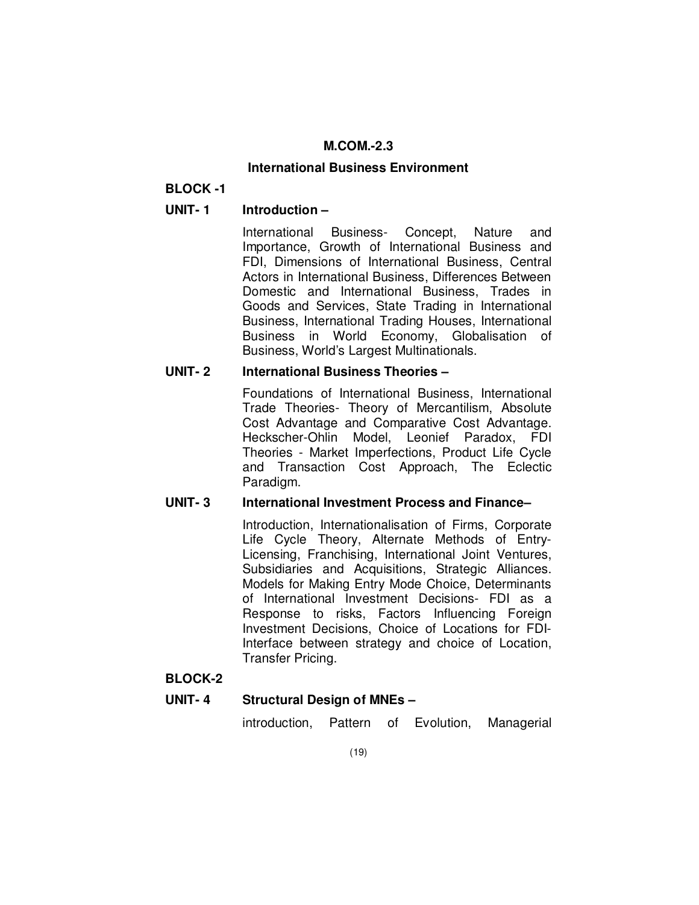## M.COM.-2.3

## International Business Environment

### BLOCK -1

**UNIT- 1 Introduction –**

International Business- Concept, Nature and Importance, Growth of International Business and FDI, Dimensions of International Business, Central Actors in International Business, Differences Between Domestic and International Business, Trades in Goods and Services, State Trading in International Business, International Trading Houses, International Business in World Economy, Globalisation of Business, World's Largest Multinationals.

**UNIT- 2 International Business Theories –**

Foundations of International Business, International Trade Theories- Theory of Mercantilism, Absolute Cost Advantage and Comparative Cost Advantage. Heckscher-Ohlin Model, Leonief Paradox, FDI Theories - Market Imperfections, Product Life Cycle and Transaction Cost Approach, The Eclectic Paradigm.

**UNIT- 3 International Investment Process and Finance–**

Introduction, Internationalisation of Firms, Corporate Life Cycle Theory, Alternate Methods of Entry- Licensing, Franchising, International Joint Ventures, Subsidiaries and Acquisitions, Strategic Alliances. Models for Making Entry Mode Choice, Determinants of International Investment Decisions- FDI as a Response to risks, Factors Influencing Foreign Investment Decisions, Choice of Locations for FDI- Interface between strategy and choice of Location, Transfer Pricing.

### BLOCK-2

**UNIT- 4 Structural Design of MNEs –**

introduction, Pattern of Evolution, Managerial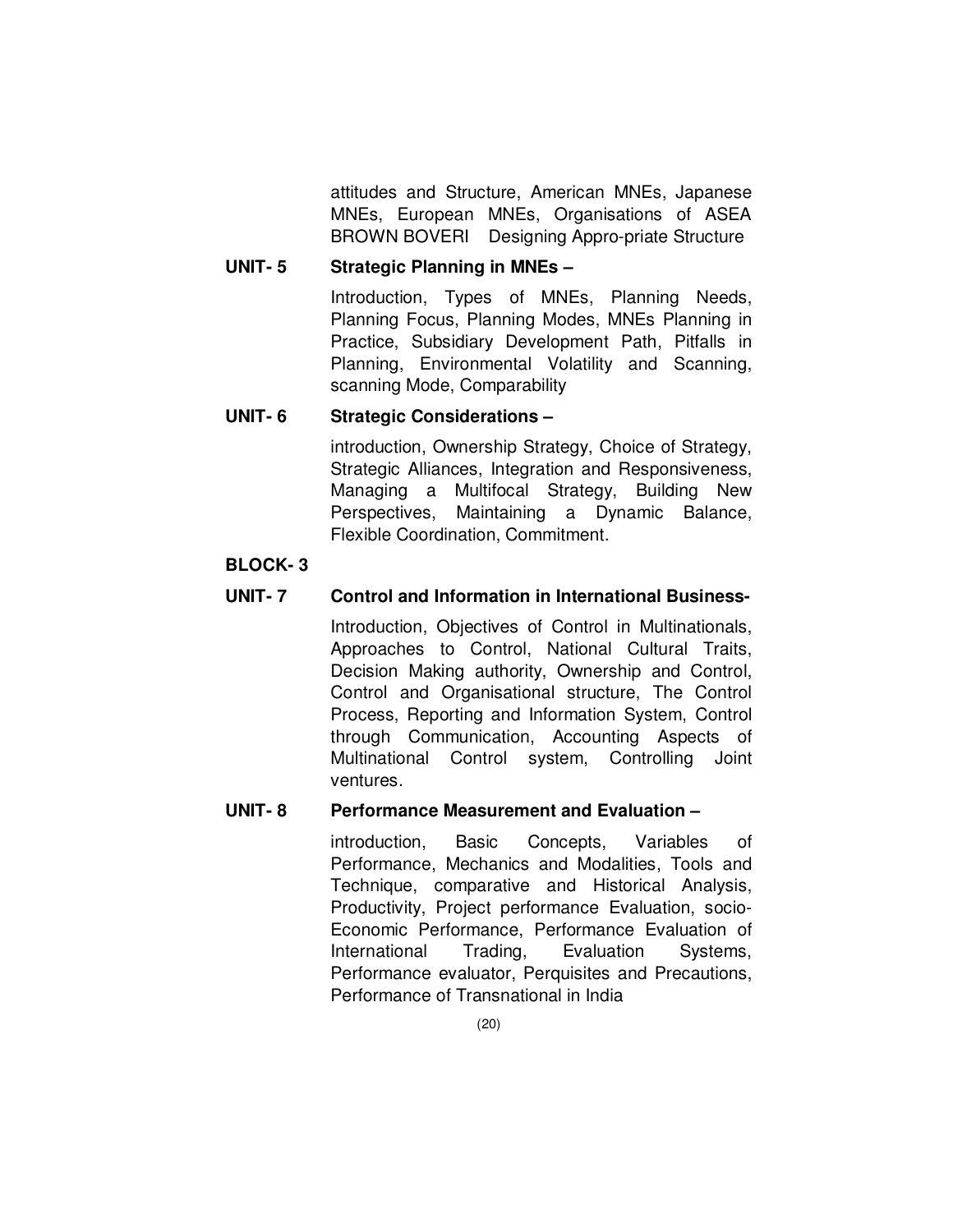attitudes and Structure, American MNEs, Japanese MNEs, European MNEs, Organisations of ASEA BROWN BOVERI Designing Appro-priate Structure

**UNIT- 5 Strategic Planning in MNEs –**

Introduction, Types of MNEs, Planning Needs, Planning Focus, Planning Modes, MNEs Planning in Practice, Subsidiary Development Path, Pitfalls in Planning, Environmental Volatility and Scanning, scanning Mode, Comparability

**UNIT- 6 Strategic Considerations –**

introduction, Ownership Strategy, Choice of Strategy, Strategic Alliances, Integration and Responsiveness, Managing a Multifocal Strategy, Building New Perspectives, Maintaining a Dynamic Balance, Flexible Coordination, Commitment.

**BLOCK- 3**

**UNIT- 7 Control and Information in International Business-**

Introduction, Objectives of Control in Multinationals, Approaches to Control, National Cultural Traits, Decision Making authority, Ownership and Control, Control and Organisational structure, The Control Process, Reporting and Information System, Control through Communication, Accounting Aspects of Multinational Control system, Controlling Joint ventures.

**UNIT- 8 Performance Measurement and Evaluation –**

introduction, Basic Concepts, Variables of Performance, Mechanics and Modalities, Tools and Technique, comparative and Historical Analysis, Productivity, Project performance Evaluation, socio-Economic Performance, Performance Evaluation of International Trading, Evaluation Systems, Performance evaluator, Perquisites and Precautions, Performance of Transnational in India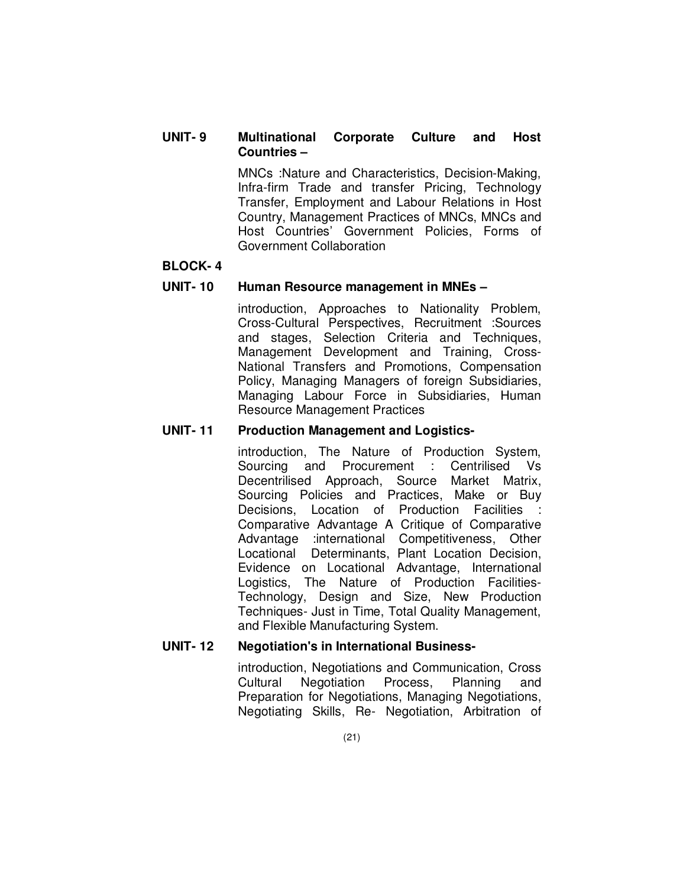**UNIT- 9 Multinational Corporate Culture and Host Countries –**

MNCs :Nature and Characteristics, Decision-Making, Infra-firm Trade and transfer Pricing, Technology Transfer, Employment and Labour Relations in Host Country, Management Practices of MNCs, MNCs and Host Countries' Government Policies, Forms of Government Collaboration

**BLOCK- 4**

**UNIT- 10 Human Resource management in MNEs –**

introduction, Approaches to Nationality Problem, Cross-Cultural Perspectives, Recruitment :Sources and stages, Selection Criteria and Techniques, Management Development and Training, Cross-National Transfers and Promotions, Compensation Policy, Managing Managers of foreign Subsidiaries, Managing Labour Force in Subsidiaries, Human Resource Management Practices

**UNIT- 11 Production Management and Logistics-**

introduction, The Nature of Production System, Sourcing and Procurement : Centrilised Vs Decentrilised Approach, Source Market Matrix, Sourcing Policies and Practices, Make or Buy Decisions, Location of Production Facilities : Comparative Advantage A Critique of Comparative Advantage :international Competitiveness, Other Locational Determinants, Plant Location Decision, Evidence on Locational Advantage, International Logistics, The Nature of Production Facilities-Technology, Design and Size, New Production Techniques- Just in Time, Total Quality Management, and Flexible Manufacturing System.

**UNIT- 12 Negotiation's in International Business-**

introduction, Negotiations and Communication, Cross Cultural Negotiation Process, Planning and Preparation for Negotiations, Managing Negotiations, Negotiating Skills, Re- Negotiation, Arbitration of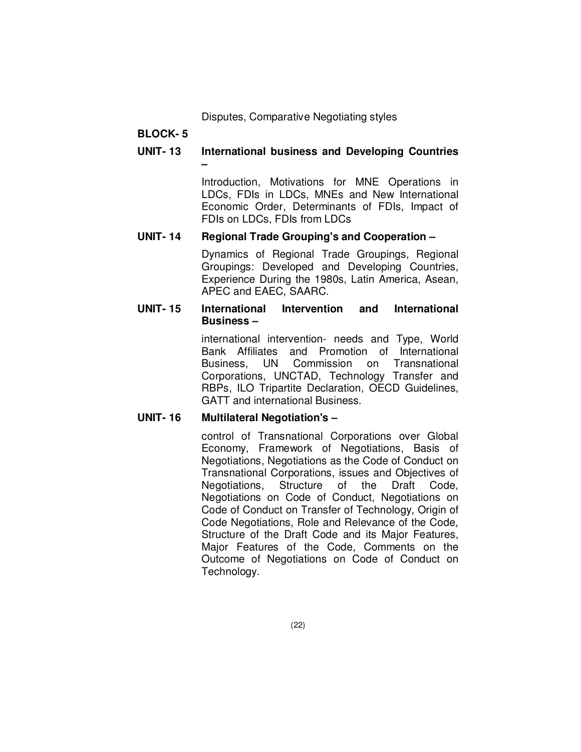Disputes, Comparative Negotiating styles

## BLOCK- 5

**UNIT- 13 International business and Developing Countries –**

Introduction, Motivations for MNE Operations in LDCs, FDIs in LDCs, MNEs and New International Economic Order, Determinants of FDIs, Impact of FDIs on LDCs, FDIs from LDCs

**UNIT- 14 Regional Trade Grouping's and Cooperation –**

Dynamics of Regional Trade Groupings, Regional Groupings: Developed and Developing Countries, Experience During the 1980s, Latin America, Asean, APEC and EAEC, SAARC.

**UNIT- 15 International Intervention and International Business –**

international intervention- needs and Type, World Bank Affiliates and Promotion of International Business, UN Commission on Transnational Corporations, UNCTAD, Technology Transfer and RBPs, ILO Tripartite Declaration, OECD Guidelines, GATT and international Business.

**UNIT- 16 Multilateral Negotiation's –**

control of Transnational Corporations over Global Economy, Framework of Negotiations, Basis of Negotiations, Negotiations as the Code of Conduct on Transnational Corporations, issues and Objectives of Negotiations, Structure of the Draft Code, Negotiations on Code of Conduct, Negotiations on Code of Conduct on Transfer of Technology, Origin of Code Negotiations, Role and Relevance of the Code, Structure of the Draft Code and its Major Features, Major Features of the Code, Comments on the Outcome of Negotiations on Code of Conduct on Technology.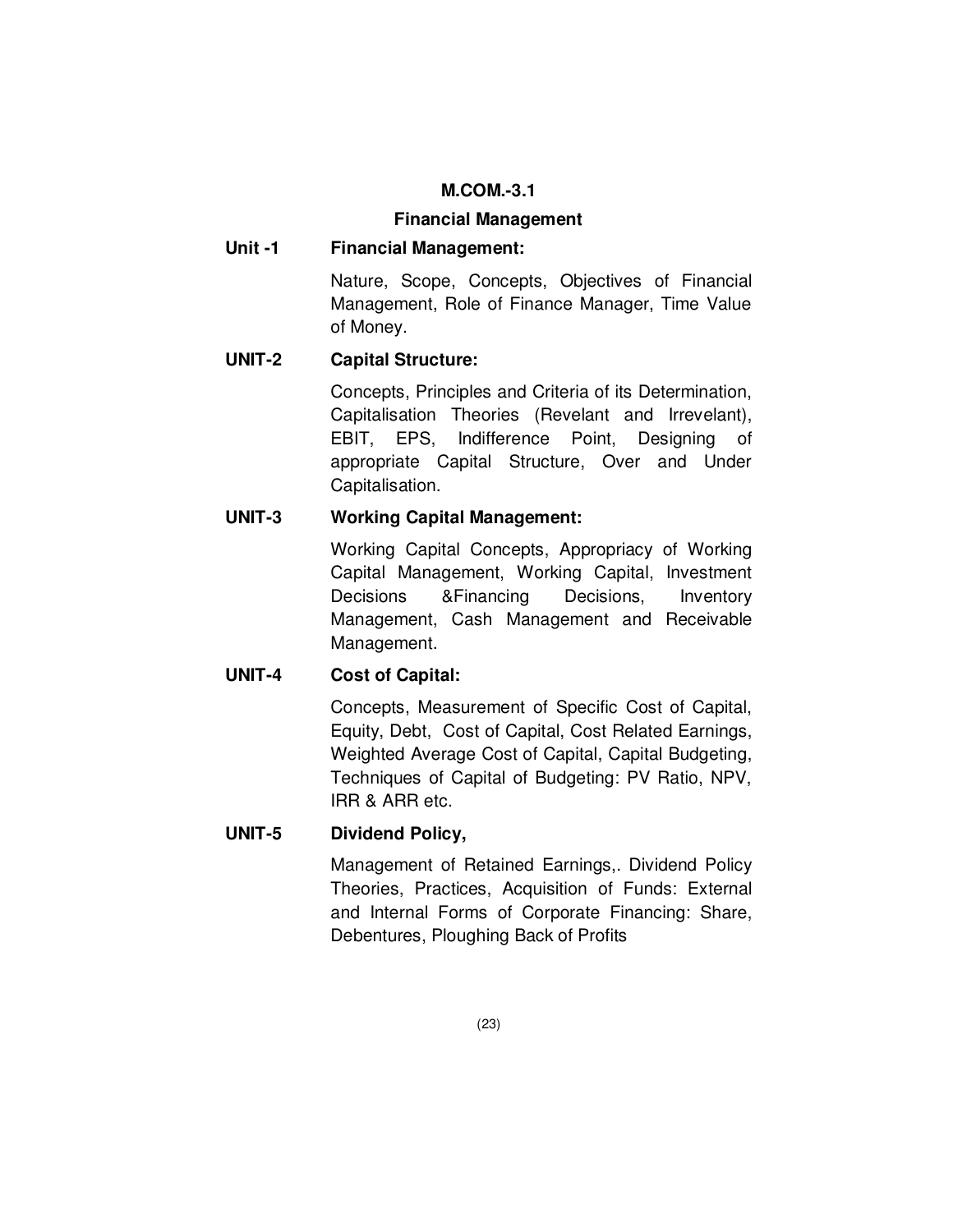# M.COM.-3.1

## Financial Management

### Unit -1 Financial Management:

Nature, Scope, Concepts, Objectives of Financial Management, Role of Finance Manager, Time Value of Money.

### UNIT-2 Capital Structure:

Concepts, Principles and Criteria of its Determination, Capitalisation Theories (Revelant and Irrevelant), EBIT, EPS, Indifference Point, Designing of appropriate Capital Structure, Over and Under Capitalisation.

### UNIT-3 Working Capital Management:

Working Capital Concepts, Appropriacy of Working Capital Management, Working Capital, Investment Decisions &Financing Decisions, Inventory Management, Cash Management and Receivable Management.

### UNIT-4 Cost of Capital:

Concepts, Measurement of Specific Cost of Capital, Equity, Debt, Cost of Capital, Cost Related Earnings, Weighted Average Cost of Capital, Capital Budgeting, Techniques of Capital of Budgeting: PV Ratio, NPV, IRR & ARR etc.

### UNIT-5 Dividend Policy,

Management of Retained Earnings,. Dividend Policy Theories, Practices, Acquisition of Funds: External and Internal Forms of Corporate Financing: Share, Debentures, Ploughing Back of Profits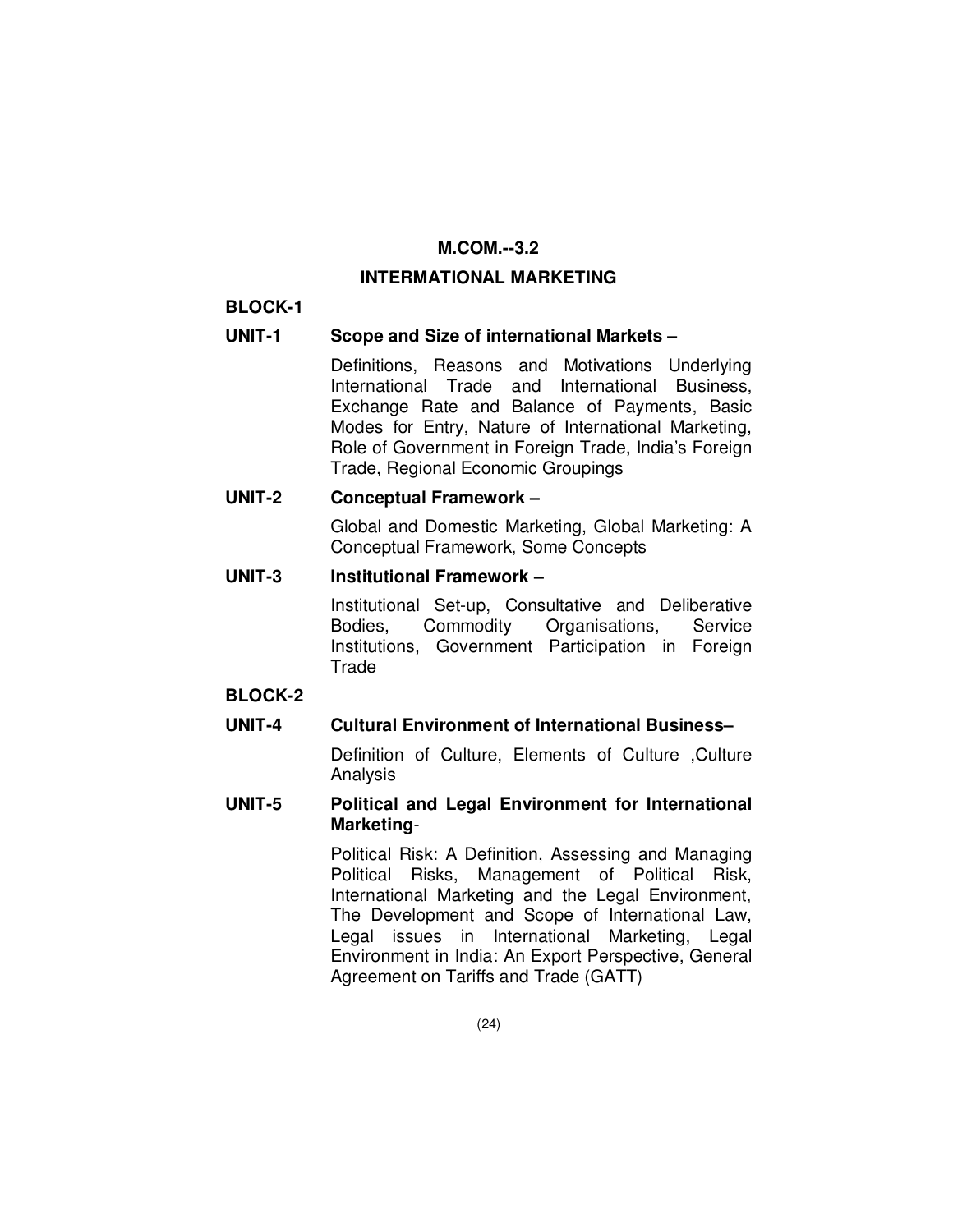## M.COM.--3.2

## INTERMATIONAL MARKETING

### BLOCK-1

**UNIT-1 Scope and Size of international Markets –**

Definitions, Reasons and Motivations Underlying International Trade and International Business, Exchange Rate and Balance of Payments, Basic Modes for Entry, Nature of International Marketing, Role of Government in Foreign Trade, India's Foreign Trade, Regional Economic Groupings

**UNIT-2 Conceptual Framework –**

Global and Domestic Marketing, Global Marketing: A Conceptual Framework, Some Concepts

**UNIT-3 Institutional Framework –**

Institutional Set-up, Consultative and Deliberative Bodies, Commodity Organisations, Service Institutions, Government Participation in Foreign Trade

### BLOCK-2

**UNIT-4 Cultural Environment of International Business–**

Definition of Culture, Elements of Culture ,Culture Analysis

**UNIT-5 Political and Legal Environment for International Marketing-**

Political Risk: A Definition, Assessing and Managing Political Risks, Management of Political Risk, International Marketing and the Legal Environment, The Development and Scope of International Law, Legal issues in International Marketing, Legal Environment in India: An Export Perspective, General Agreement on Tariffs and Trade (GATT)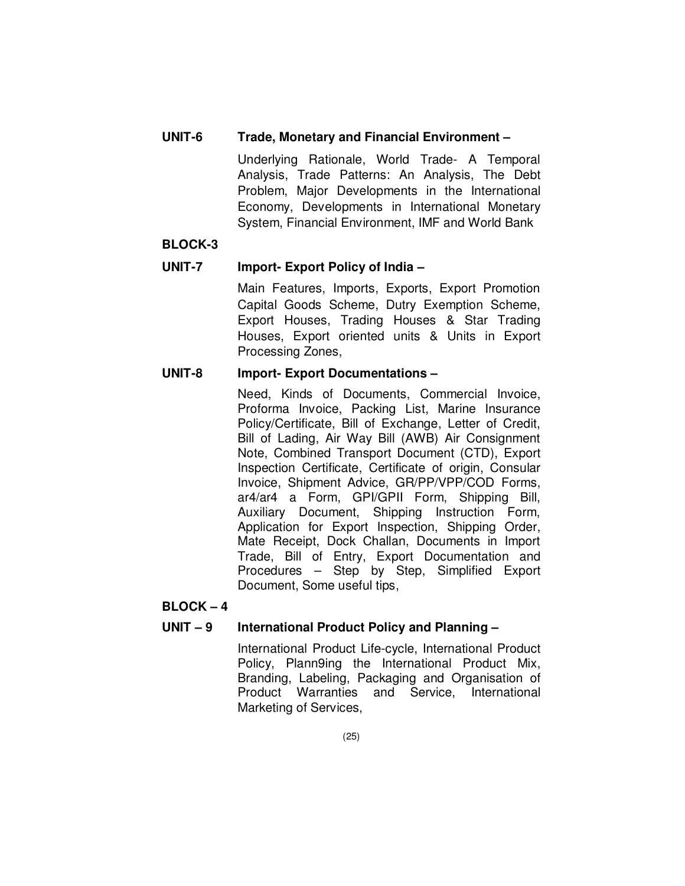**UNIT-6 Trade, Monetary and Financial Environment –**

Underlying Rationale, World Trade- A Temporal Analysis, Trade Patterns: An Analysis, The Debt Problem, Major Developments in the International Economy, Developments in International Monetary System, Financial Environment, IMF and World Bank

**BLOCK-3**

**UNIT-7 Import- Export Policy of India –**

Main Features, Imports, Exports, Export Promotion Capital Goods Scheme, Dutry Exemption Scheme, Export Houses, Trading Houses & Star Trading Houses, Export oriented units & Units in Export Processing Zones,

**UNIT-8 Import- Export Documentations –**

Need, Kinds of Documents, Commercial Invoice, Proforma Invoice, Packing List, Marine Insurance Policy/Certificate, Bill of Exchange, Letter of Credit, Bill of Lading, Air Way Bill (AWB) Air Consignment Note, Combined Transport Document (CTD), Export Inspection Certificate, Certificate of origin, Consular Invoice, Shipment Advice, GR/PP/VPP/COD Forms, ar4/ar4 a Form, GPI/GPII Form, Shipping Bill, Auxiliary Document, Shipping Instruction Form, Application for Export Inspection, Shipping Order, Mate Receipt, Dock Challan, Documents in Import Trade, Bill of Entry, Export Documentation and Procedures – Step by Step, Simplified Export Document, Some useful tips,

**BLOCK – 4**

**UNIT – 9 International Product Policy and Planning –**

International Product Life-cycle, International Product Policy, Plann9ing the International Product Mix, Branding, Labeling, Packaging and Organisation of Product Warranties and Service, International Marketing of Services,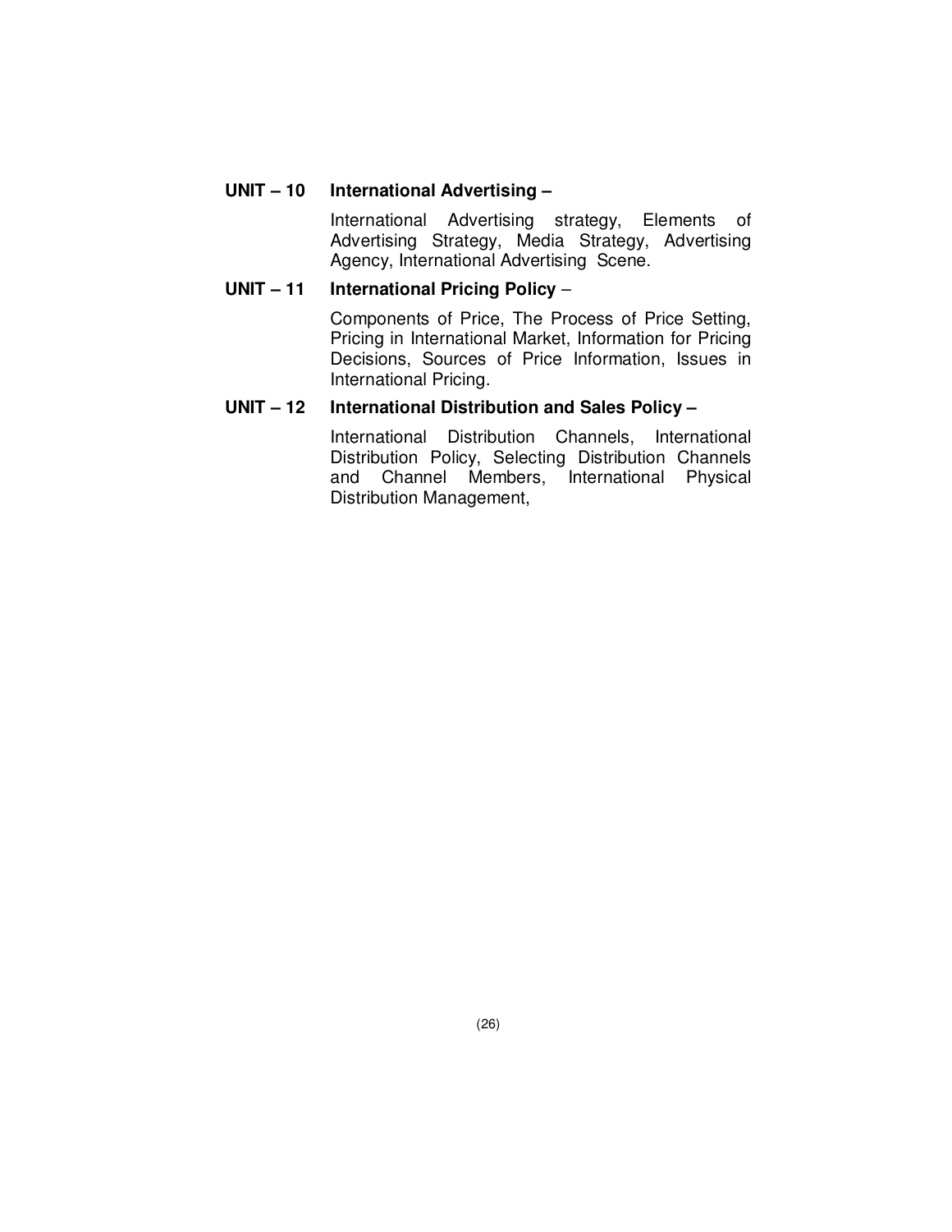**UNIT – 10 International Advertising –**

International Advertising strategy, Elements of Advertising Strategy, Media Strategy, Advertising Agency, International Advertising Scene.

**UNIT – 11 International Pricing Policy** –

Components of Price, The Process of Price Setting, Pricing in International Market, Information for Pricing Decisions, Sources of Price Information, Issues in International Pricing.

**UNIT – 12 International Distribution and Sales Policy –**

International Distribution Channels, International Distribution Policy, Selecting Distribution Channels and Channel Members, International Physical Distribution Management,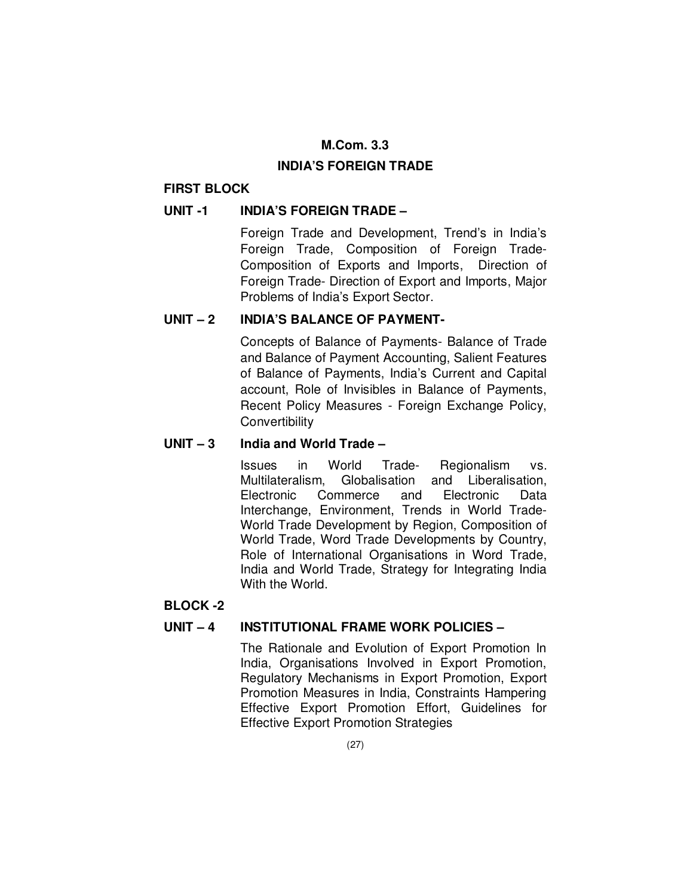# M.Com. 3.3

# INDIA'S FOREIGN TRADE

## FIRST BLOCK

### UNIT -1 INDIA'S FOREIGN TRADE –

Foreign Trade and Development, Trend's in India's Foreign Trade, Composition of Foreign Trade- Composition of Exports and Imports, Direction of Foreign Trade- Direction of Export and Imports, Major Problems of India's Export Sector.

### UNIT – 2 INDIA'S BALANCE OF PAYMENT-

Concepts of Balance of Payments- Balance of Trade and Balance of Payment Accounting, Salient Features of Balance of Payments, India's Current and Capital account, Role of Invisibles in Balance of Payments, Recent Policy Measures - Foreign Exchange Policy, Convertibility

### UNIT – 3 India and World Trade –

Issues in World Trade- Regionalism vs. Multilateralism, Globalisation and Liberalisation, Electronic Commerce and Electronic Data Interchange, Environment, Trends in World Trade- World Trade Development by Region, Composition of World Trade, Word Trade Developments by Country, Role of International Organisations in Word Trade, India and World Trade, Strategy for Integrating India With the World.

## BLOCK -2

### UNIT – 4 INSTITUTIONAL FRAME WORK POLICIES –

The Rationale and Evolution of Export Promotion In India, Organisations Involved in Export Promotion, Regulatory Mechanisms in Export Promotion, Export Promotion Measures in India, Constraints Hampering Effective Export Promotion Effort, Guidelines for Effective Export Promotion Strategies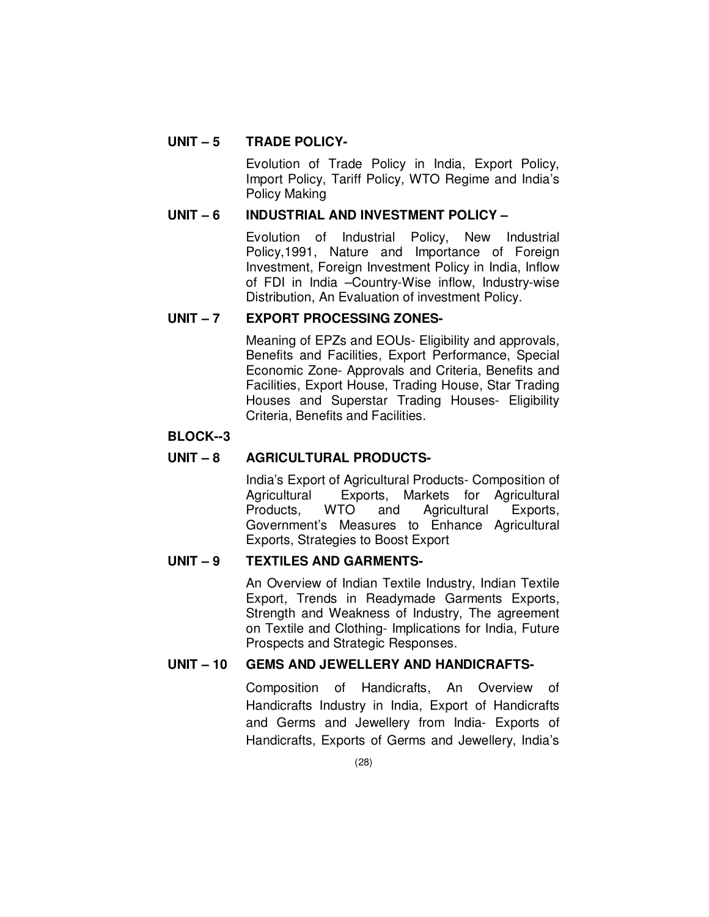**UNIT – 5 TRADE POLICY-**

Evolution of Trade Policy in India, Export Policy, Import Policy, Tariff Policy, WTO Regime and India's Policy Making

**UNIT – 6 INDUSTRIAL AND INVESTMENT POLICY –**

Evolution of Industrial Policy, New Industrial Policy,1991, Nature and Importance of Foreign Investment, Foreign Investment Policy in India, Inflow of FDI in India –Country-Wise inflow, Industry-wise Distribution, An Evaluation of investment Policy.

**UNIT – 7 EXPORT PROCESSING ZONES-**

Meaning of EPZs and EOUs- Eligibility and approvals, Benefits and Facilities, Export Performance, Special Economic Zone- Approvals and Criteria, Benefits and Facilities, Export House, Trading House, Star Trading Houses and Superstar Trading Houses- Eligibility Criteria, Benefits and Facilities.

**BLOCK--3**

**UNIT – 8 AGRICULTURAL PRODUCTS-**

India's Export of Agricultural Products- Composition of Agricultural Exports, Markets for Agricultural Products, WTO and Agricultural Exports, Government's Measures to Enhance Agricultural Exports, Strategies to Boost Export

**UNIT – 9 TEXTILES AND GARMENTS-**

An Overview of Indian Textile Industry, Indian Textile Export, Trends in Readymade Garments Exports, Strength and Weakness of Industry, The agreement on Textile and Clothing- Implications for India, Future Prospects and Strategic Responses.

**UNIT – 10 GEMS AND JEWELLERY AND HANDICRAFTS-**

Composition of Handicrafts, An Overview of Handicrafts Industry in India, Export of Handicrafts and Germs and Jewellery from India- Exports of Handicrafts, Exports of Germs and Jewellery, India's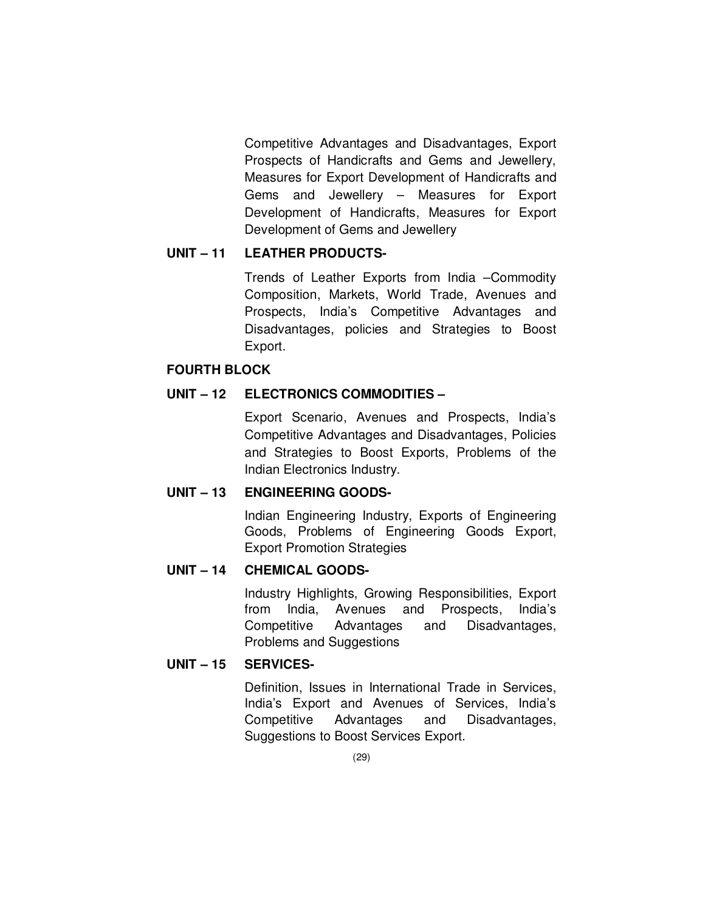Competitive Advantages and Disadvantages, Export Prospects of Handicrafts and Gems and Jewellery, Measures for Export Development of Handicrafts and Gems and Jewellery – Measures for Export Development of Handicrafts, Measures for Export Development of Gems and Jewellery

**UNIT – 11 LEATHER PRODUCTS-**

Trends of Leather Exports from India –Commodity Composition, Markets, World Trade, Avenues and Prospects, India's Competitive Advantages and Disadvantages, policies and Strategies to Boost Export.

**FOURTH BLOCK**

**UNIT – 12 ELECTRONICS COMMODITIES –**

Export Scenario, Avenues and Prospects, India's Competitive Advantages and Disadvantages, Policies and Strategies to Boost Exports, Problems of the Indian Electronics Industry.

**UNIT – 13 ENGINEERING GOODS-**

Indian Engineering Industry, Exports of Engineering Goods, Problems of Engineering Goods Export, Export Promotion Strategies

**UNIT – 14 CHEMICAL GOODS-**

Industry Highlights, Growing Responsibilities, Export from India, Avenues and Prospects, India's Competitive Advantages and Disadvantages, Problems and Suggestions

**UNIT – 15 SERVICES-**

Definition, Issues in International Trade in Services, India's Export and Avenues of Services, India's Competitive Advantages and Disadvantages, Suggestions to Boost Services Export.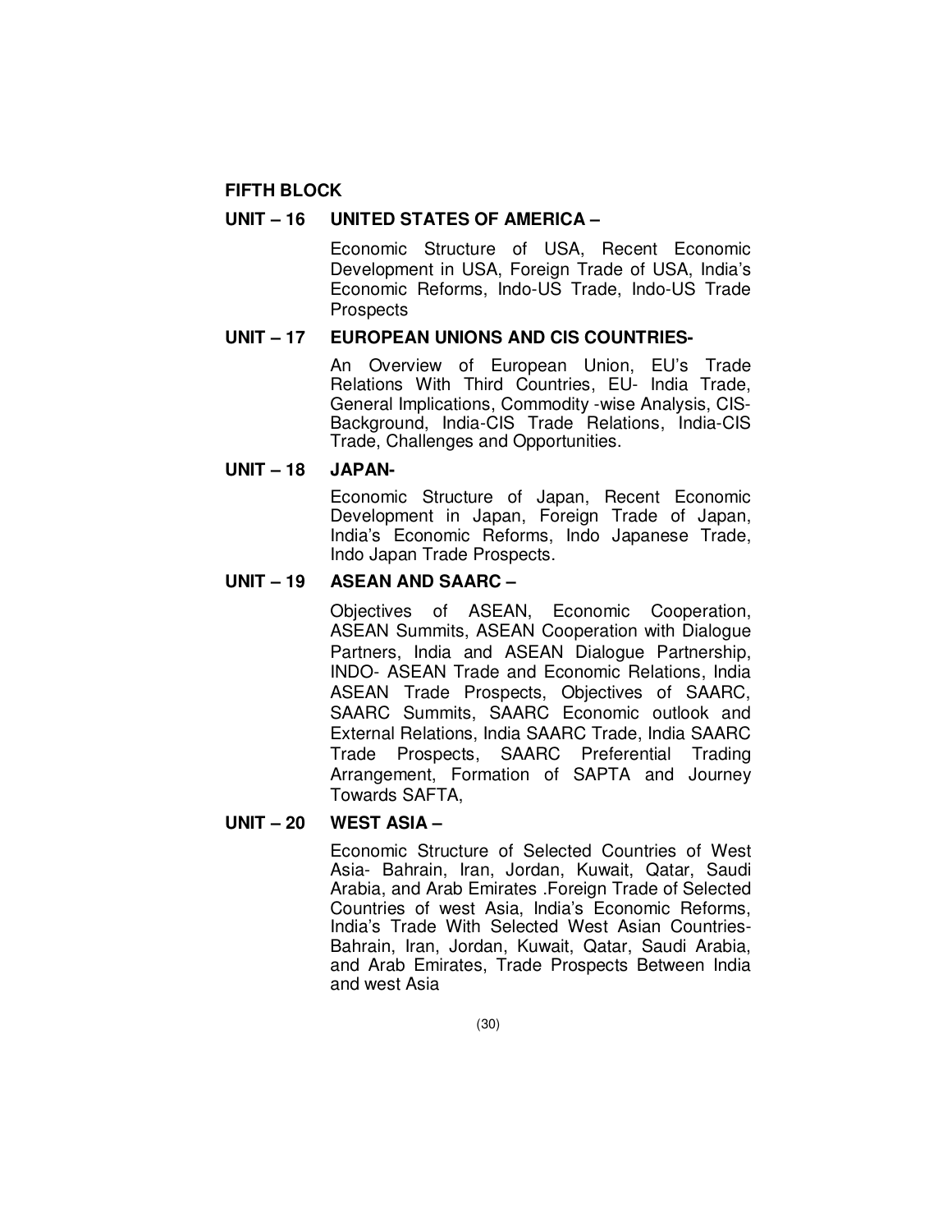**FIFTH BLOCK**

**UNIT – 16 UNITED STATES OF AMERICA –**

Economic Structure of USA, Recent Economic Development in USA, Foreign Trade of USA, India's Economic Reforms, Indo-US Trade, Indo-US Trade Prospects

**UNIT – 17 EUROPEAN UNIONS AND CIS COUNTRIES-**

An Overview of European Union, EU's Trade Relations With Third Countries, EU- India Trade, General Implications, Commodity -wise Analysis, CIS-Background, India-CIS Trade Relations, India-CIS Trade, Challenges and Opportunities.

**UNIT – 18 JAPAN-**

Economic Structure of Japan, Recent Economic Development in Japan, Foreign Trade of Japan, India's Economic Reforms, Indo Japanese Trade, Indo Japan Trade Prospects.

**UNIT – 19 ASEAN AND SAARC –**

Objectives of ASEAN, Economic Cooperation, ASEAN Summits, ASEAN Cooperation with Dialogue Partners, India and ASEAN Dialogue Partnership, INDO- ASEAN Trade and Economic Relations, India ASEAN Trade Prospects, Objectives of SAARC, SAARC Summits, SAARC Economic outlook and External Relations, India SAARC Trade, India SAARC Trade Prospects, SAARC Preferential Trading Arrangement, Formation of SAPTA and Journey Towards SAFTA,

**UNIT – 20 WEST ASIA –**

Economic Structure of Selected Countries of West Asia- Bahrain, Iran, Jordan, Kuwait, Qatar, Saudi Arabia, and Arab Emirates .Foreign Trade of Selected Countries of west Asia, India's Economic Reforms, India's Trade With Selected West Asian Countries- Bahrain, Iran, Jordan, Kuwait, Qatar, Saudi Arabia, and Arab Emirates, Trade Prospects Between India and west Asia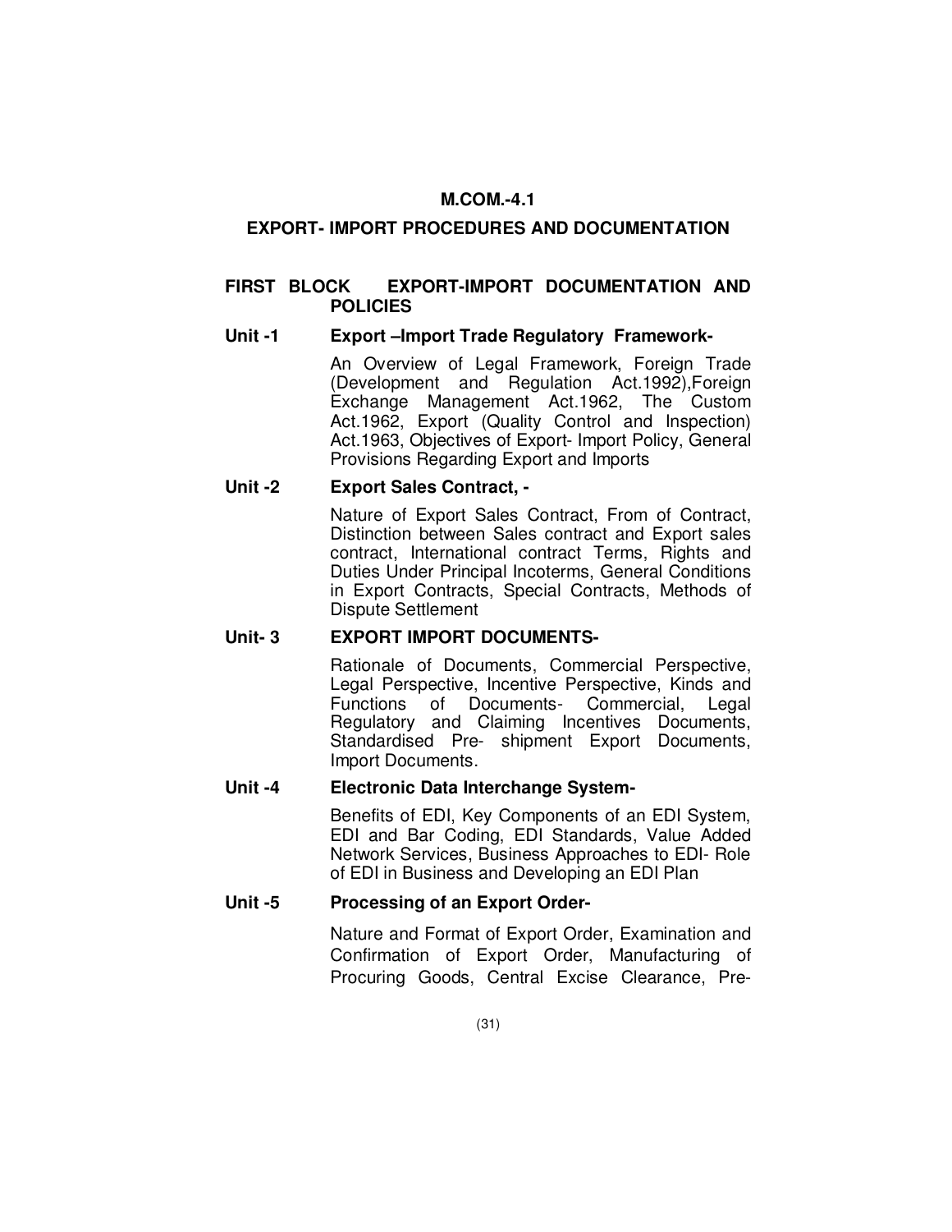# M.COM.-4.1

## EXPORT- IMPORT PROCEDURES AND DOCUMENTATION

### FIRST BLOCK EXPORT-IMPORT DOCUMENTATION AND POLICIES

**Unit -1 Export –Import Trade Regulatory Framework-**

An Overview of Legal Framework, Foreign Trade (Development and Regulation Act.1992),Foreign Exchange Management Act.1962, The Custom Act.1962, Export (Quality Control and Inspection) Act.1963, Objectives of Export- Import Policy, General Provisions Regarding Export and Imports

**Unit -2 Export Sales Contract, -**

Nature of Export Sales Contract, From of Contract, Distinction between Sales contract and Export sales contract, International contract Terms, Rights and Duties Under Principal Incoterms, General Conditions in Export Contracts, Special Contracts, Methods of Dispute Settlement

**Unit- 3 EXPORT IMPORT DOCUMENTS-**

Rationale of Documents, Commercial Perspective, Legal Perspective, Incentive Perspective, Kinds and Functions of Documents- Commercial, Legal Regulatory and Claiming Incentives Documents, Standardised Pre- shipment Export Documents, Import Documents.

**Unit -4 Electronic Data Interchange System-**

Benefits of EDI, Key Components of an EDI System, EDI and Bar Coding, EDI Standards, Value Added Network Services, Business Approaches to EDI- Role of EDI in Business and Developing an EDI Plan

**Unit -5 Processing of an Export Order-**

Nature and Format of Export Order, Examination and Confirmation of Export Order, Manufacturing of Procuring Goods, Central Excise Clearance, Pre-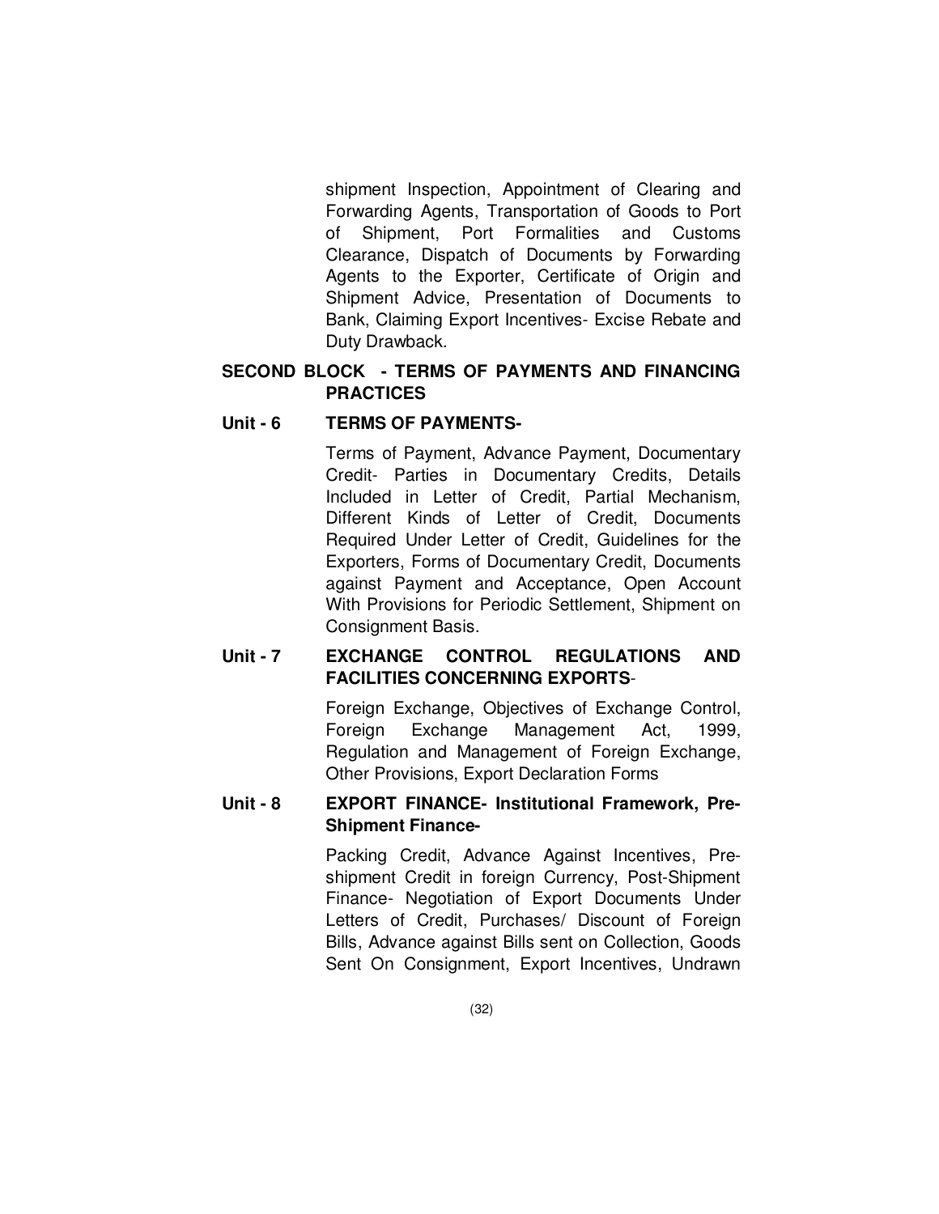shipment Inspection, Appointment of Clearing and Forwarding Agents, Transportation of Goods to Port of Shipment, Port Formalities and Customs Clearance, Dispatch of Documents by Forwarding Agents to the Exporter, Certificate of Origin and Shipment Advice, Presentation of Documents to Bank, Claiming Export Incentives- Excise Rebate and Duty Drawback.

## SECOND BLOCK - TERMS OF PAYMENTS AND FINANCING PRACTICES

**Unit - 6 TERMS OF PAYMENTS-**

Terms of Payment, Advance Payment, Documentary Credit- Parties in Documentary Credits, Details Included in Letter of Credit, Partial Mechanism, Different Kinds of Letter of Credit, Documents Required Under Letter of Credit, Guidelines for the Exporters, Forms of Documentary Credit, Documents against Payment and Acceptance, Open Account With Provisions for Periodic Settlement, Shipment on Consignment Basis.

**Unit - 7 EXCHANGE CONTROL REGULATIONS AND FACILITIES CONCERNING EXPORTS**-

Foreign Exchange, Objectives of Exchange Control, Foreign Exchange Management Act, 1999, Regulation and Management of Foreign Exchange, Other Provisions, Export Declaration Forms

**Unit - 8 EXPORT FINANCE- Institutional Framework, Pre-Shipment Finance-**

Packing Credit, Advance Against Incentives, Pre-shipment Credit in foreign Currency, Post-Shipment Finance- Negotiation of Export Documents Under Letters of Credit, Purchases/ Discount of Foreign Bills, Advance against Bills sent on Collection, Goods Sent On Consignment, Export Incentives, Undrawn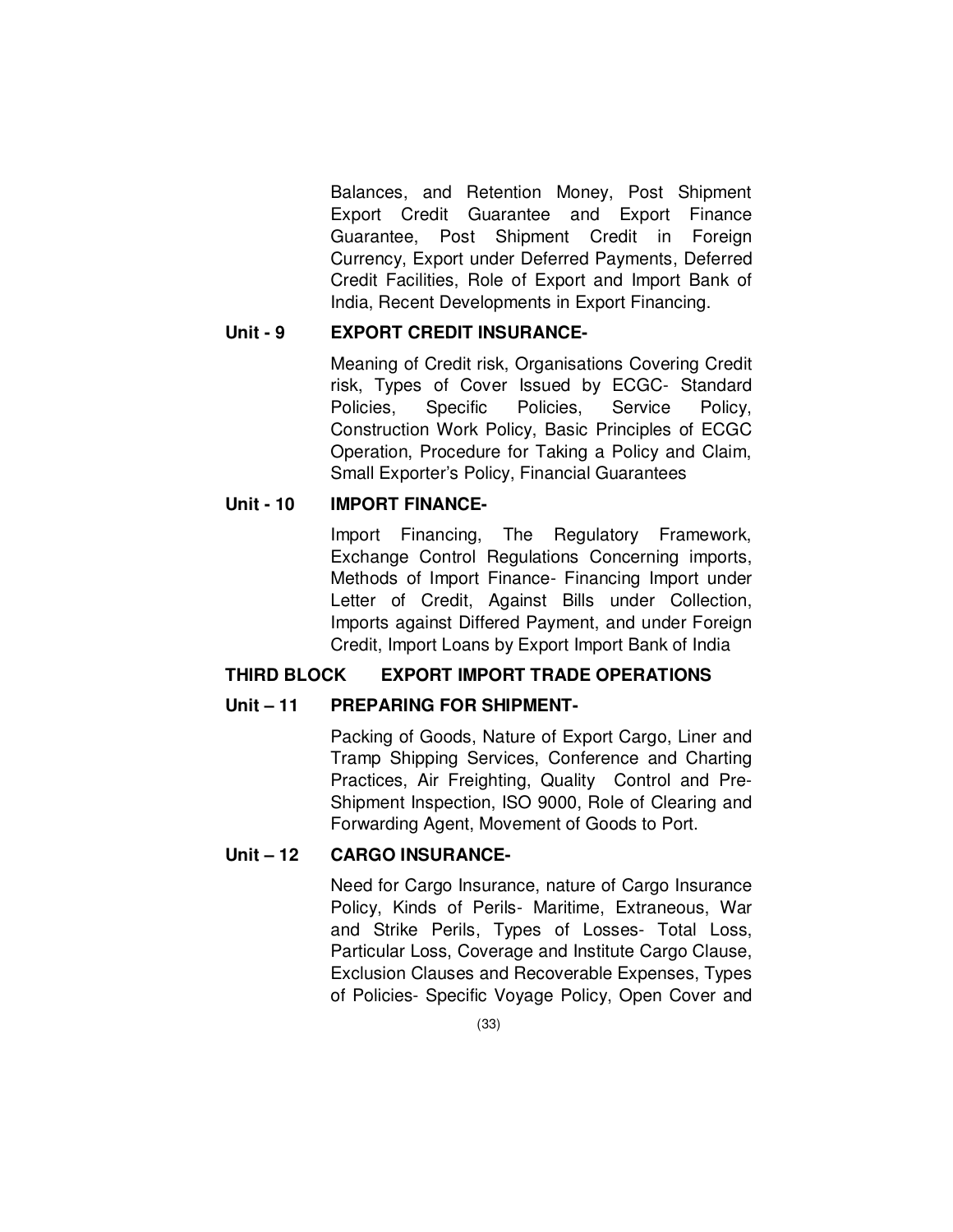Balances, and Retention Money, Post Shipment Export Credit Guarantee and Export Finance Guarantee, Post Shipment Credit in Foreign Currency, Export under Deferred Payments, Deferred Credit Facilities, Role of Export and Import Bank of India, Recent Developments in Export Financing.

**Unit - 9 EXPORT CREDIT INSURANCE-**

Meaning of Credit risk, Organisations Covering Credit risk, Types of Cover Issued by ECGC- Standard Policies, Specific Policies, Service Policy, Construction Work Policy, Basic Principles of ECGC Operation, Procedure for Taking a Policy and Claim, Small Exporter's Policy, Financial Guarantees

**Unit - 10 IMPORT FINANCE-**

Import Financing, The Regulatory Framework, Exchange Control Regulations Concerning imports, Methods of Import Finance- Financing Import under Letter of Credit, Against Bills under Collection, Imports against Differed Payment, and under Foreign Credit, Import Loans by Export Import Bank of India

**THIRD BLOCK EXPORT IMPORT TRADE OPERATIONS**

**Unit – 11 PREPARING FOR SHIPMENT-**

Packing of Goods, Nature of Export Cargo, Liner and Tramp Shipping Services, Conference and Charting Practices, Air Freighting, Quality Control and Pre-Shipment Inspection, ISO 9000, Role of Clearing and Forwarding Agent, Movement of Goods to Port.

**Unit – 12 CARGO INSURANCE-**

Need for Cargo Insurance, nature of Cargo Insurance Policy, Kinds of Perils- Maritime, Extraneous, War and Strike Perils, Types of Losses- Total Loss, Particular Loss, Coverage and Institute Cargo Clause, Exclusion Clauses and Recoverable Expenses, Types of Policies- Specific Voyage Policy, Open Cover and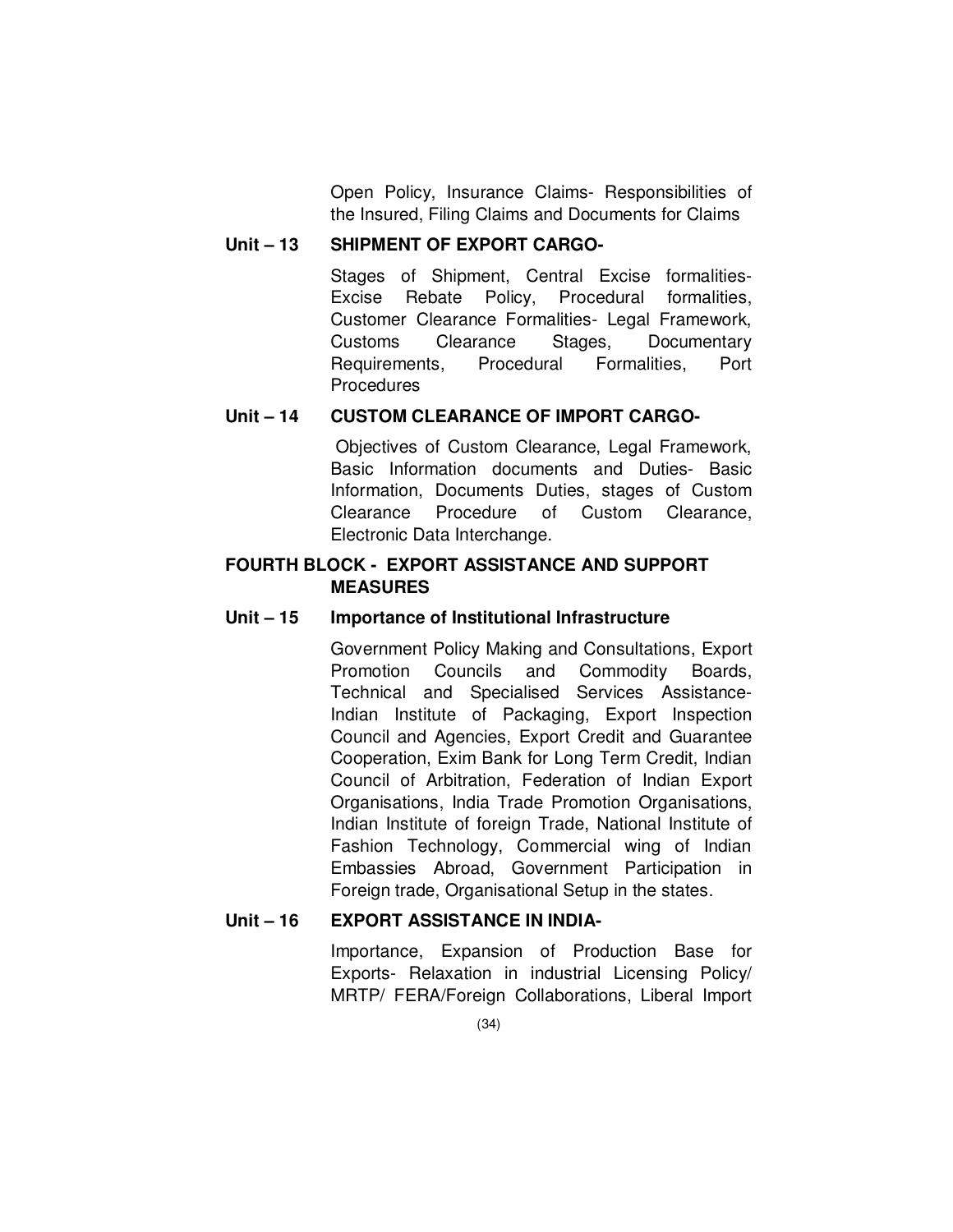Open Policy, Insurance Claims- Responsibilities of the Insured, Filing Claims and Documents for Claims

**Unit – 13 SHIPMENT OF EXPORT CARGO-**

Stages of Shipment, Central Excise formalities- Excise Rebate Policy, Procedural formalities, Customer Clearance Formalities- Legal Framework, Customs Clearance Stages, Documentary Requirements, Procedural Formalities, Port Procedures

**Unit – 14 CUSTOM CLEARANCE OF IMPORT CARGO-**

Objectives of Custom Clearance, Legal Framework, Basic Information documents and Duties- Basic Information, Documents Duties, stages of Custom Clearance Procedure of Custom Clearance, Electronic Data Interchange.

## FOURTH BLOCK - EXPORT ASSISTANCE AND SUPPORT MEASURES

**Unit – 15 Importance of Institutional Infrastructure**

Government Policy Making and Consultations, Export Promotion Councils and Commodity Boards, Technical and Specialised Services Assistance- Indian Institute of Packaging, Export Inspection Council and Agencies, Export Credit and Guarantee Cooperation, Exim Bank for Long Term Credit, Indian Council of Arbitration, Federation of Indian Export Organisations, India Trade Promotion Organisations, Indian Institute of foreign Trade, National Institute of Fashion Technology, Commercial wing of Indian Embassies Abroad, Government Participation in Foreign trade, Organisational Setup in the states.

**Unit – 16 EXPORT ASSISTANCE IN INDIA-**

Importance, Expansion of Production Base for Exports- Relaxation in industrial Licensing Policy/ MRTP/ FERA/Foreign Collaborations, Liberal Import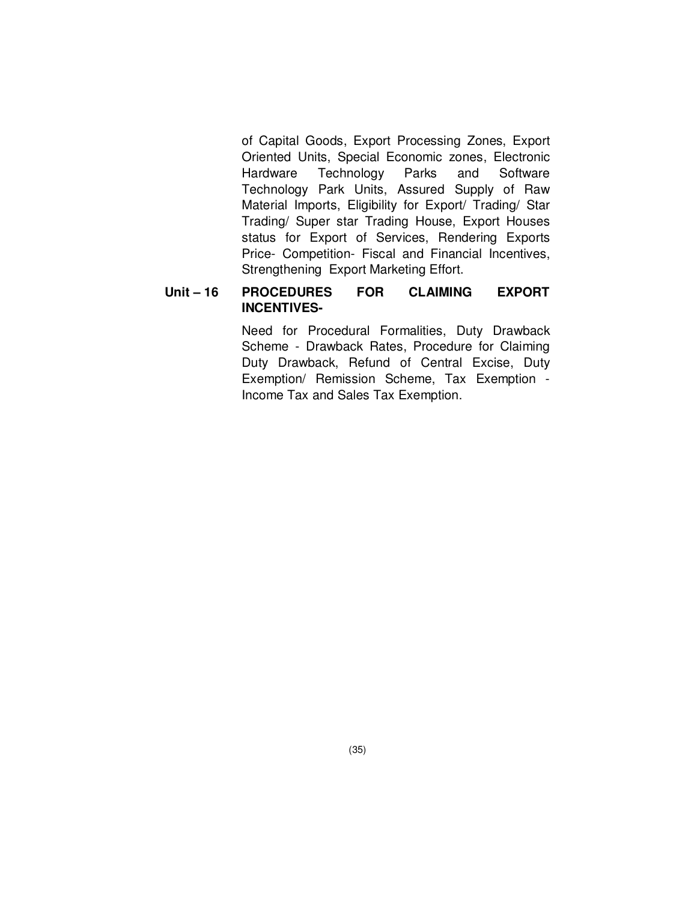of Capital Goods, Export Processing Zones, Export Oriented Units, Special Economic zones, Electronic Hardware Technology Parks and Software Technology Park Units, Assured Supply of Raw Material Imports, Eligibility for Export/ Trading/ Star Trading/ Super star Trading House, Export Houses status for Export of Services, Rendering Exports Price- Competition- Fiscal and Financial Incentives, Strengthening Export Marketing Effort.

**Unit – 16 PROCEDURES FOR CLAIMING EXPORT INCENTIVES-**

Need for Procedural Formalities, Duty Drawback Scheme - Drawback Rates, Procedure for Claiming Duty Drawback, Refund of Central Excise, Duty Exemption/ Remission Scheme, Tax Exemption - Income Tax and Sales Tax Exemption.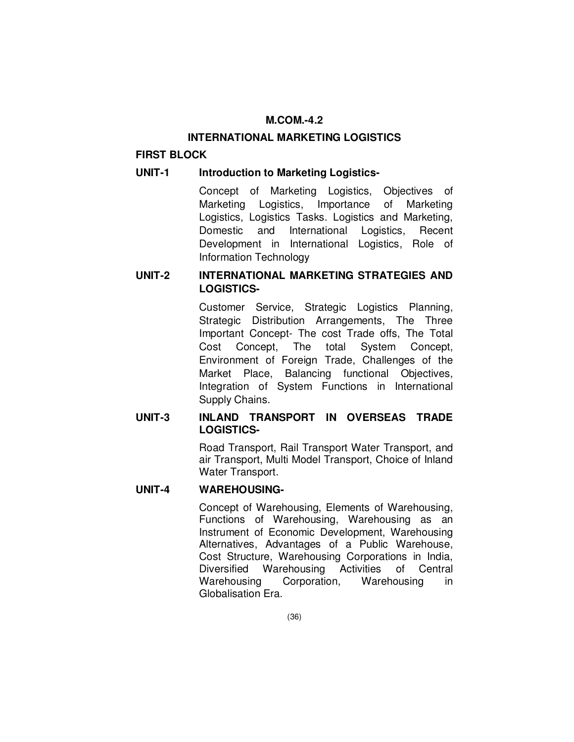## M.COM.-4.2

## INTERNATIONAL MARKETING LOGISTICS

### FIRST BLOCK

**UNIT-1 Introduction to Marketing Logistics-**

Concept of Marketing Logistics, Objectives of Marketing Logistics, Importance of Marketing Logistics, Logistics Tasks. Logistics and Marketing, Domestic and International Logistics, Recent Development in International Logistics, Role of Information Technology

**UNIT-2 INTERNATIONAL MARKETING STRATEGIES AND LOGISTICS-**

Customer Service, Strategic Logistics Planning, Strategic Distribution Arrangements, The Three Important Concept- The cost Trade offs, The Total Cost Concept, The total System Concept, Environment of Foreign Trade, Challenges of the Market Place, Balancing functional Objectives, Integration of System Functions in International Supply Chains.

**UNIT-3 INLAND TRANSPORT IN OVERSEAS TRADE LOGISTICS-**

Road Transport, Rail Transport Water Transport, and air Transport, Multi Model Transport, Choice of Inland Water Transport.

**UNIT-4 WAREHOUSING-**

Concept of Warehousing, Elements of Warehousing, Functions of Warehousing, Warehousing as an Instrument of Economic Development, Warehousing Alternatives, Advantages of a Public Warehouse, Cost Structure, Warehousing Corporations in India, Diversified Warehousing Activities of Central Warehousing Corporation, Warehousing in Globalisation Era.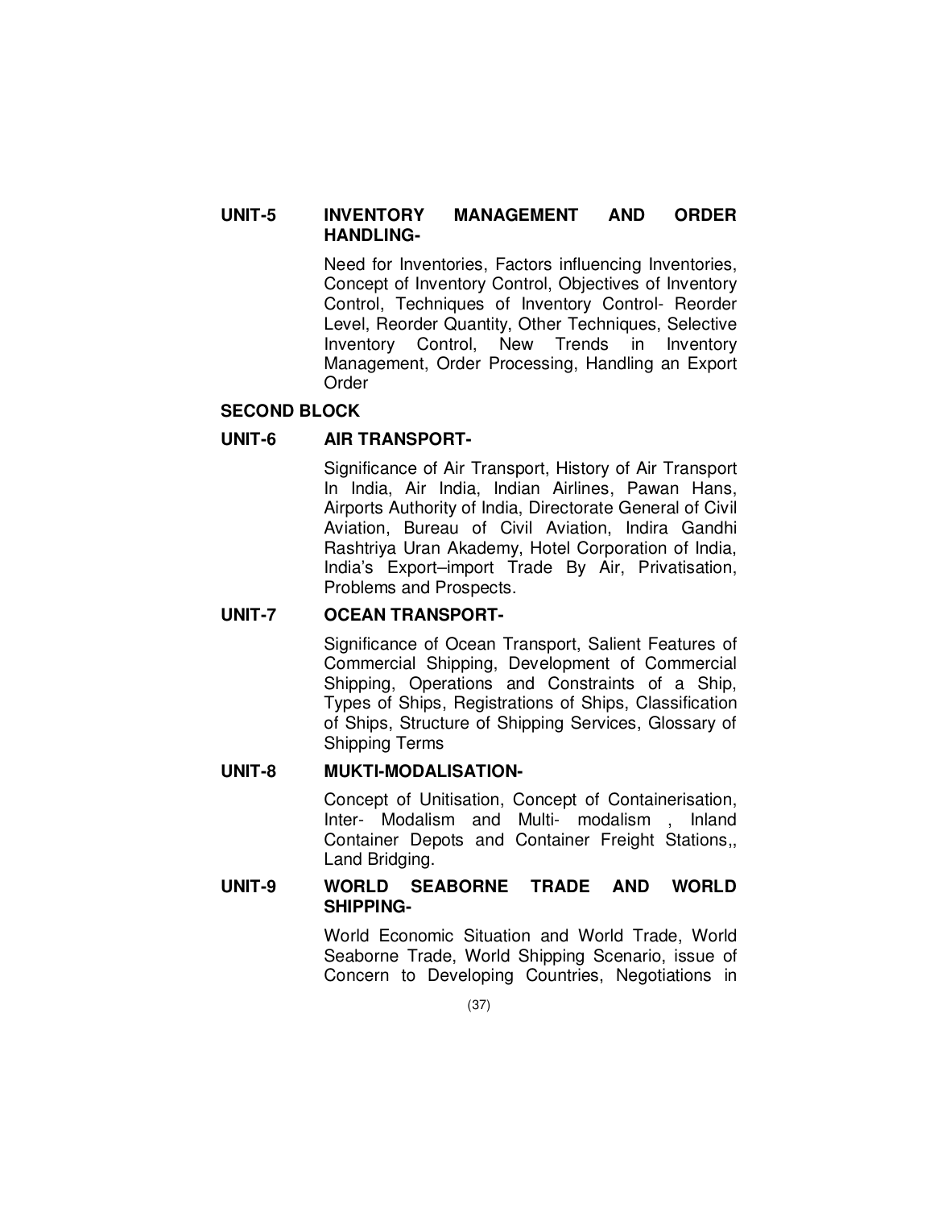**UNIT-5 INVENTORY MANAGEMENT AND ORDER HANDLING-**

Need for Inventories, Factors influencing Inventories, Concept of Inventory Control, Objectives of Inventory Control, Techniques of Inventory Control- Reorder Level, Reorder Quantity, Other Techniques, Selective Inventory Control, New Trends in Inventory Management, Order Processing, Handling an Export Order

## SECOND BLOCK

**UNIT-6 AIR TRANSPORT-**

Significance of Air Transport, History of Air Transport In India, Air India, Indian Airlines, Pawan Hans, Airports Authority of India, Directorate General of Civil Aviation, Bureau of Civil Aviation, Indira Gandhi Rashtriya Uran Akademy, Hotel Corporation of India, India's Export–import Trade By Air, Privatisation, Problems and Prospects.

**UNIT-7 OCEAN TRANSPORT-**

Significance of Ocean Transport, Salient Features of Commercial Shipping, Development of Commercial Shipping, Operations and Constraints of a Ship, Types of Ships, Registrations of Ships, Classification of Ships, Structure of Shipping Services, Glossary of Shipping Terms

**UNIT-8 MUKTI-MODALISATION-**

Concept of Unitisation, Concept of Containerisation, Inter- Modalism and Multi- modalism , Inland Container Depots and Container Freight Stations,, Land Bridging.

**UNIT-9 WORLD SEABORNE TRADE AND WORLD SHIPPING-**

World Economic Situation and World Trade, World Seaborne Trade, World Shipping Scenario, issue of Concern to Developing Countries, Negotiations in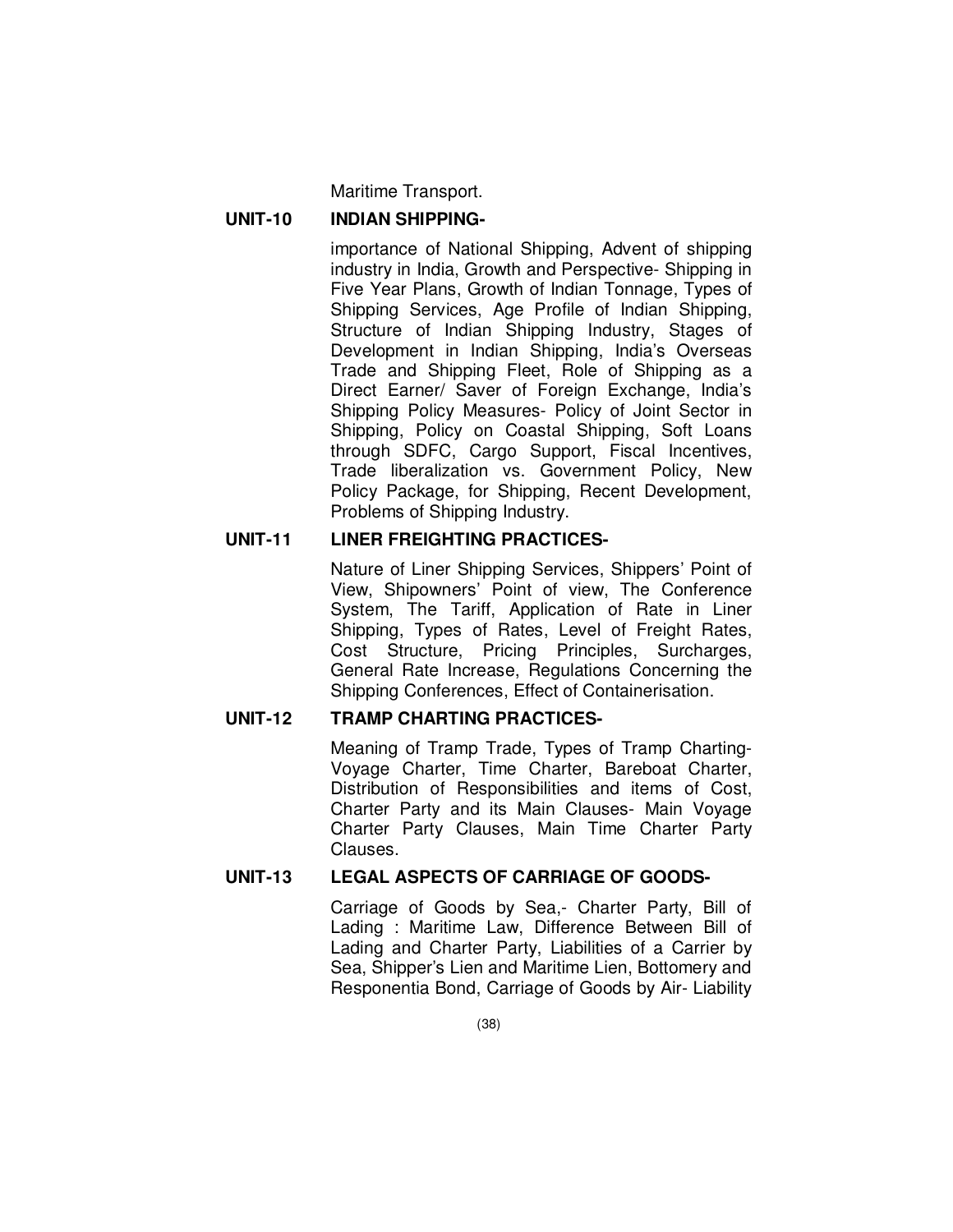Maritime Transport.

**UNIT-10 INDIAN SHIPPING-**

importance of National Shipping, Advent of shipping industry in India, Growth and Perspective- Shipping in Five Year Plans, Growth of Indian Tonnage, Types of Shipping Services, Age Profile of Indian Shipping, Structure of Indian Shipping Industry, Stages of Development in Indian Shipping, India's Overseas Trade and Shipping Fleet, Role of Shipping as a Direct Earner/ Saver of Foreign Exchange, India's Shipping Policy Measures- Policy of Joint Sector in Shipping, Policy on Coastal Shipping, Soft Loans through SDFC, Cargo Support, Fiscal Incentives, Trade liberalization vs. Government Policy, New Policy Package, for Shipping, Recent Development, Problems of Shipping Industry.

**UNIT-11 LINER FREIGHTING PRACTICES-**

Nature of Liner Shipping Services, Shippers' Point of View, Shipowners' Point of view, The Conference System, The Tariff, Application of Rate in Liner Shipping, Types of Rates, Level of Freight Rates, Cost Structure, Pricing Principles, Surcharges, General Rate Increase, Regulations Concerning the Shipping Conferences, Effect of Containerisation.

**UNIT-12 TRAMP CHARTING PRACTICES-**

Meaning of Tramp Trade, Types of Tramp Charting- Voyage Charter, Time Charter, Bareboat Charter, Distribution of Responsibilities and items of Cost, Charter Party and its Main Clauses- Main Voyage Charter Party Clauses, Main Time Charter Party Clauses.

**UNIT-13 LEGAL ASPECTS OF CARRIAGE OF GOODS-**

Carriage of Goods by Sea,- Charter Party, Bill of Lading : Maritime Law, Difference Between Bill of Lading and Charter Party, Liabilities of a Carrier by Sea, Shipper's Lien and Maritime Lien, Bottomery and Responentia Bond, Carriage of Goods by Air- Liability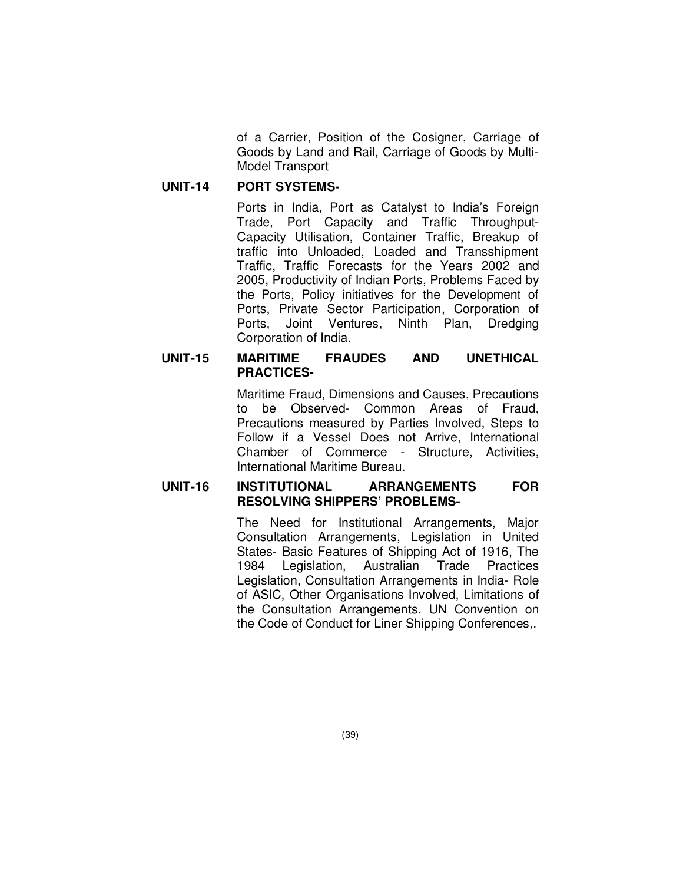of a Carrier, Position of the Cosigner, Carriage of Goods by Land and Rail, Carriage of Goods by Multi-Model Transport

**UNIT-14 PORT SYSTEMS-**

Ports in India, Port as Catalyst to India's Foreign Trade, Port Capacity and Traffic Throughput-Capacity Utilisation, Container Traffic, Breakup of traffic into Unloaded, Loaded and Transshipment Traffic, Traffic Forecasts for the Years 2002 and 2005, Productivity of Indian Ports, Problems Faced by the Ports, Policy initiatives for the Development of Ports, Private Sector Participation, Corporation of Ports, Joint Ventures, Ninth Plan, Dredging Corporation of India.

**UNIT-15 MARITIME FRAUDES AND UNETHICAL PRACTICES-**

Maritime Fraud, Dimensions and Causes, Precautions to be Observed- Common Areas of Fraud, Precautions measured by Parties Involved, Steps to Follow if a Vessel Does not Arrive, International Chamber of Commerce - Structure, Activities, International Maritime Bureau.

**UNIT-16 INSTITUTIONAL ARRANGEMENTS FOR RESOLVING SHIPPERS' PROBLEMS-**

The Need for Institutional Arrangements, Major Consultation Arrangements, Legislation in United States- Basic Features of Shipping Act of 1916, The 1984 Legislation, Australian Trade Practices Legislation, Consultation Arrangements in India- Role of ASIC, Other Organisations Involved, Limitations of the Consultation Arrangements, UN Convention on the Code of Conduct for Liner Shipping Conferences,.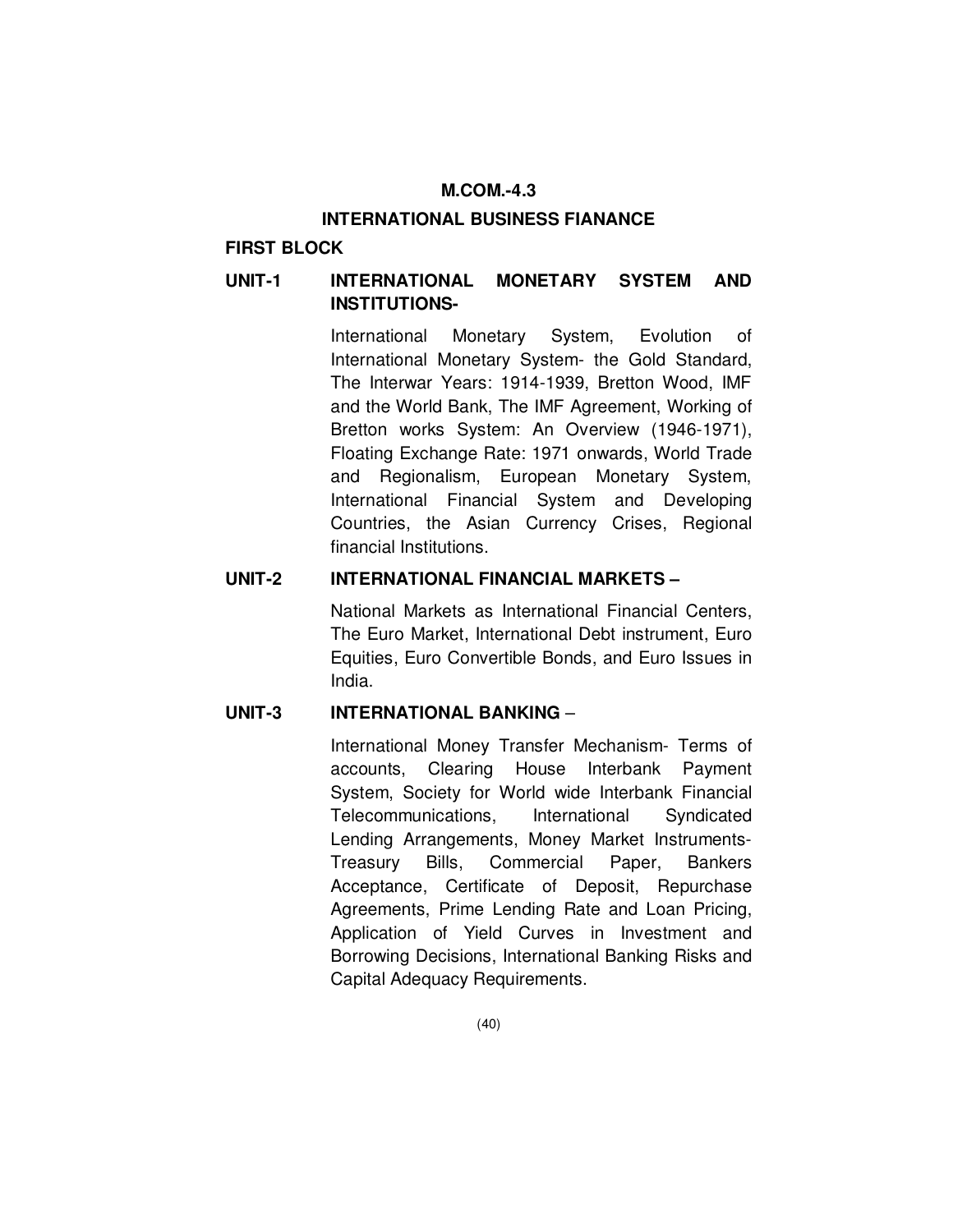# M.COM.-4.3

## INTERNATIONAL BUSINESS FIANANCE

### FIRST BLOCK

**UNIT-1 INTERNATIONAL MONETARY SYSTEM AND INSTITUTIONS-**

International Monetary System, Evolution of International Monetary System- the Gold Standard, The Interwar Years: 1914-1939, Bretton Wood, IMF and the World Bank, The IMF Agreement, Working of Bretton works System: An Overview (1946-1971), Floating Exchange Rate: 1971 onwards, World Trade and Regionalism, European Monetary System, International Financial System and Developing Countries, the Asian Currency Crises, Regional financial Institutions.

**UNIT-2 INTERNATIONAL FINANCIAL MARKETS –**

National Markets as International Financial Centers, The Euro Market, International Debt instrument, Euro Equities, Euro Convertible Bonds, and Euro Issues in India.

**UNIT-3 INTERNATIONAL BANKING –**

International Money Transfer Mechanism- Terms of accounts, Clearing House Interbank Payment System, Society for World wide Interbank Financial Telecommunications, International Syndicated Lending Arrangements, Money Market Instruments- Treasury Bills, Commercial Paper, Bankers Acceptance, Certificate of Deposit, Repurchase Agreements, Prime Lending Rate and Loan Pricing, Application of Yield Curves in Investment and Borrowing Decisions, International Banking Risks and Capital Adequacy Requirements.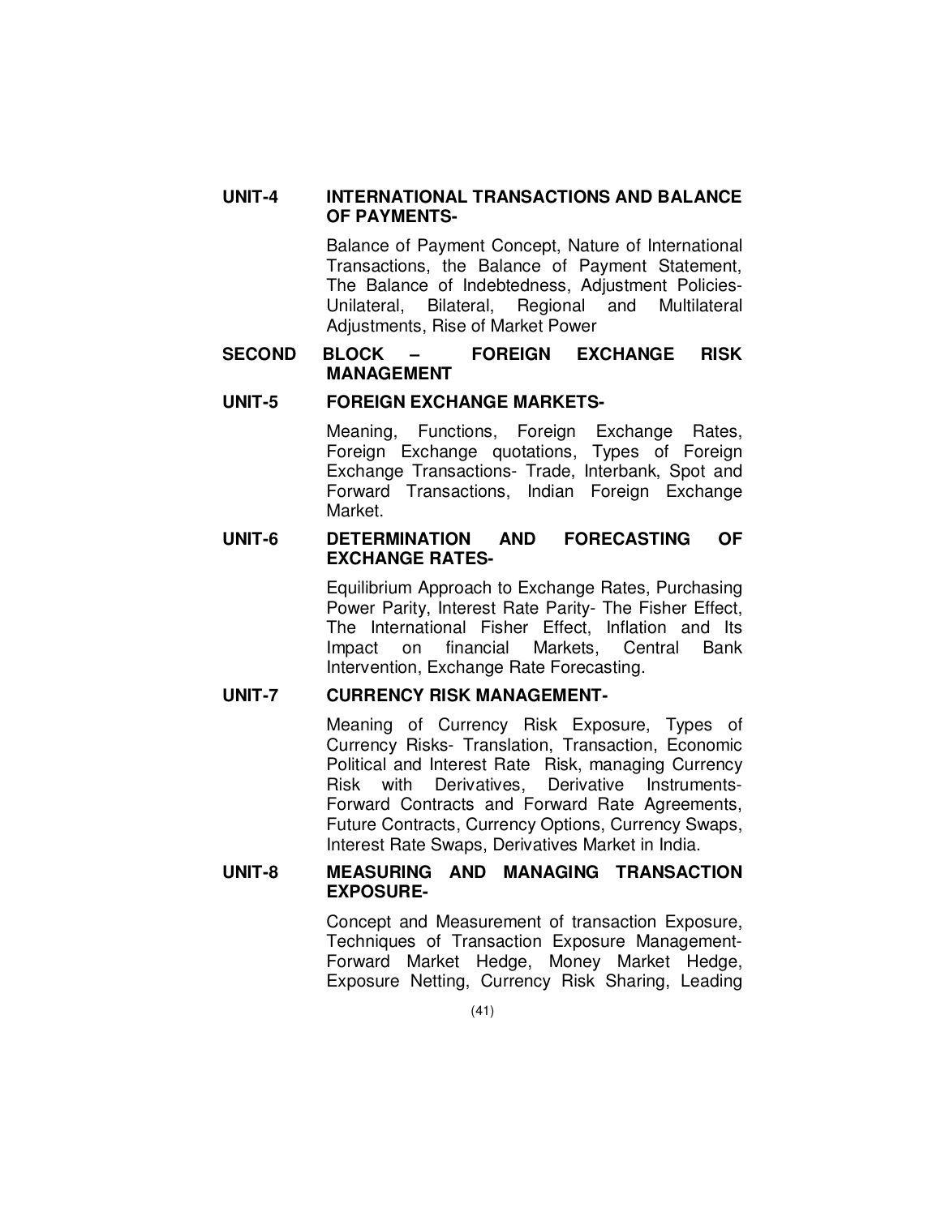**UNIT-4 INTERNATIONAL TRANSACTIONS AND BALANCE OF PAYMENTS-**

Balance of Payment Concept, Nature of International Transactions, the Balance of Payment Statement, The Balance of Indebtedness, Adjustment Policies- Unilateral, Bilateral, Regional and Multilateral Adjustments, Rise of Market Power

## SECOND BLOCK – FOREIGN EXCHANGE RISK MANAGEMENT

**UNIT-5 FOREIGN EXCHANGE MARKETS-**

Meaning, Functions, Foreign Exchange Rates, Foreign Exchange quotations, Types of Foreign Exchange Transactions- Trade, Interbank, Spot and Forward Transactions, Indian Foreign Exchange Market.

**UNIT-6 DETERMINATION AND FORECASTING OF EXCHANGE RATES-**

Equilibrium Approach to Exchange Rates, Purchasing Power Parity, Interest Rate Parity- The Fisher Effect, The International Fisher Effect, Inflation and Its Impact on financial Markets, Central Bank Intervention, Exchange Rate Forecasting.

**UNIT-7 CURRENCY RISK MANAGEMENT-**

Meaning of Currency Risk Exposure, Types of Currency Risks- Translation, Transaction, Economic Political and Interest Rate Risk, managing Currency Risk with Derivatives, Derivative Instruments- Forward Contracts and Forward Rate Agreements, Future Contracts, Currency Options, Currency Swaps, Interest Rate Swaps, Derivatives Market in India.

**UNIT-8 MEASURING AND MANAGING TRANSACTION EXPOSURE-**

Concept and Measurement of transaction Exposure, Techniques of Transaction Exposure Management- Forward Market Hedge, Money Market Hedge, Exposure Netting, Currency Risk Sharing, Leading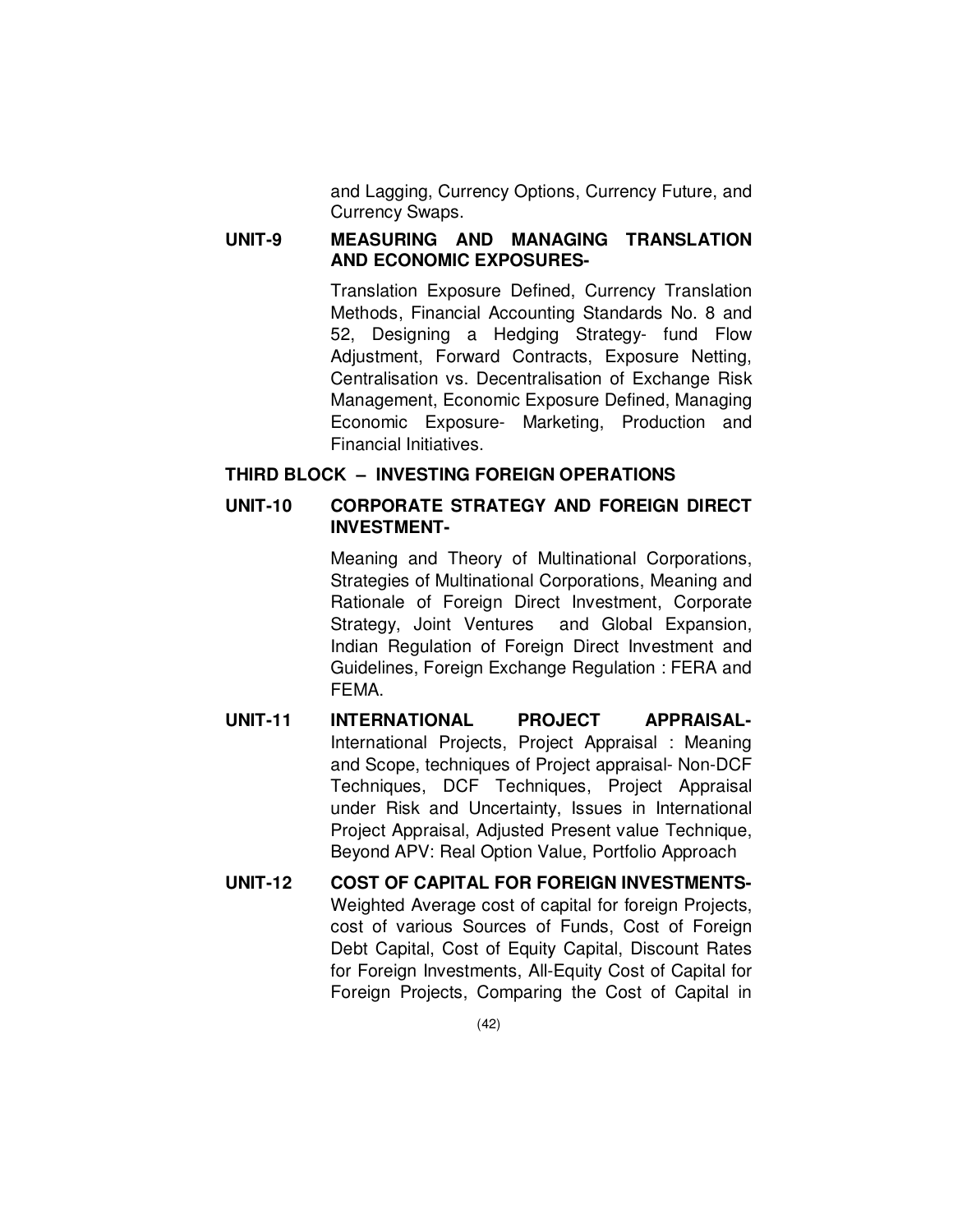and Lagging, Currency Options, Currency Future, and Currency Swaps.

**UNIT-9 MEASURING AND MANAGING TRANSLATION AND ECONOMIC EXPOSURES-**

Translation Exposure Defined, Currency Translation Methods, Financial Accounting Standards No. 8 and 52, Designing a Hedging Strategy- fund Flow Adjustment, Forward Contracts, Exposure Netting, Centralisation vs. Decentralisation of Exchange Risk Management, Economic Exposure Defined, Managing Economic Exposure- Marketing, Production and Financial Initiatives.

## THIRD BLOCK – INVESTING FOREIGN OPERATIONS

**UNIT-10 CORPORATE STRATEGY AND FOREIGN DIRECT INVESTMENT-**

Meaning and Theory of Multinational Corporations, Strategies of Multinational Corporations, Meaning and Rationale of Foreign Direct Investment, Corporate Strategy, Joint Ventures and Global Expansion, Indian Regulation of Foreign Direct Investment and Guidelines, Foreign Exchange Regulation : FERA and FEMA.

**UNIT-11 INTERNATIONAL PROJECT APPRAISAL-** International Projects, Project Appraisal : Meaning and Scope, techniques of Project appraisal- Non-DCF Techniques, DCF Techniques, Project Appraisal under Risk and Uncertainty, Issues in International Project Appraisal, Adjusted Present value Technique, Beyond APV: Real Option Value, Portfolio Approach

**UNIT-12 COST OF CAPITAL FOR FOREIGN INVESTMENTS-** Weighted Average cost of capital for foreign Projects, cost of various Sources of Funds, Cost of Foreign Debt Capital, Cost of Equity Capital, Discount Rates for Foreign Investments, All-Equity Cost of Capital for Foreign Projects, Comparing the Cost of Capital in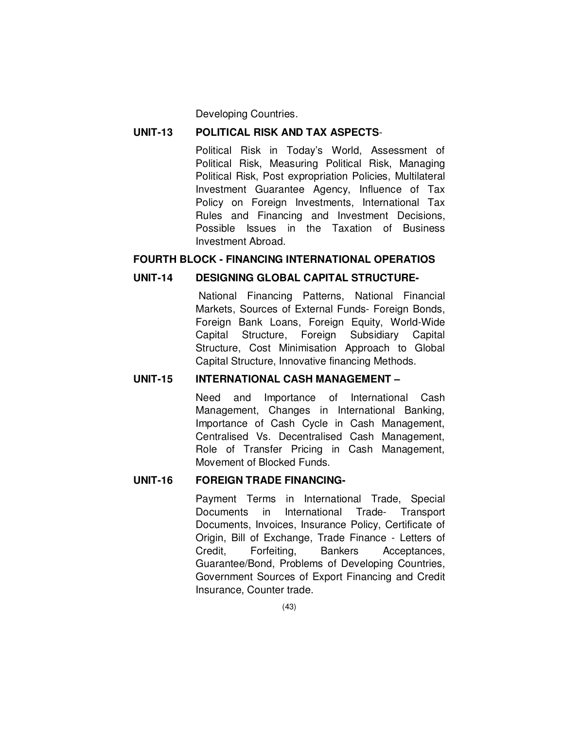Developing Countries.

**UNIT-13 POLITICAL RISK AND TAX ASPECTS-**

Political Risk in Today's World, Assessment of Political Risk, Measuring Political Risk, Managing Political Risk, Post expropriation Policies, Multilateral Investment Guarantee Agency, Influence of Tax Policy on Foreign Investments, International Tax Rules and Financing and Investment Decisions, Possible Issues in the Taxation of Business Investment Abroad.

**FOURTH BLOCK - FINANCING INTERNATIONAL OPERATIOS**

**UNIT-14 DESIGNING GLOBAL CAPITAL STRUCTURE-**

National Financing Patterns, National Financial Markets, Sources of External Funds- Foreign Bonds, Foreign Bank Loans, Foreign Equity, World-Wide Capital Structure, Foreign Subsidiary Capital Structure, Cost Minimisation Approach to Global Capital Structure, Innovative financing Methods.

**UNIT-15 INTERNATIONAL CASH MANAGEMENT –**

Need and Importance of International Cash Management, Changes in International Banking, Importance of Cash Cycle in Cash Management, Centralised Vs. Decentralised Cash Management, Role of Transfer Pricing in Cash Management, Movement of Blocked Funds.

**UNIT-16 FOREIGN TRADE FINANCING-**

Payment Terms in International Trade, Special Documents in International Trade- Transport Documents, Invoices, Insurance Policy, Certificate of Origin, Bill of Exchange, Trade Finance - Letters of Credit, Forfeiting, Bankers Acceptances, Guarantee/Bond, Problems of Developing Countries, Government Sources of Export Financing and Credit Insurance, Counter trade.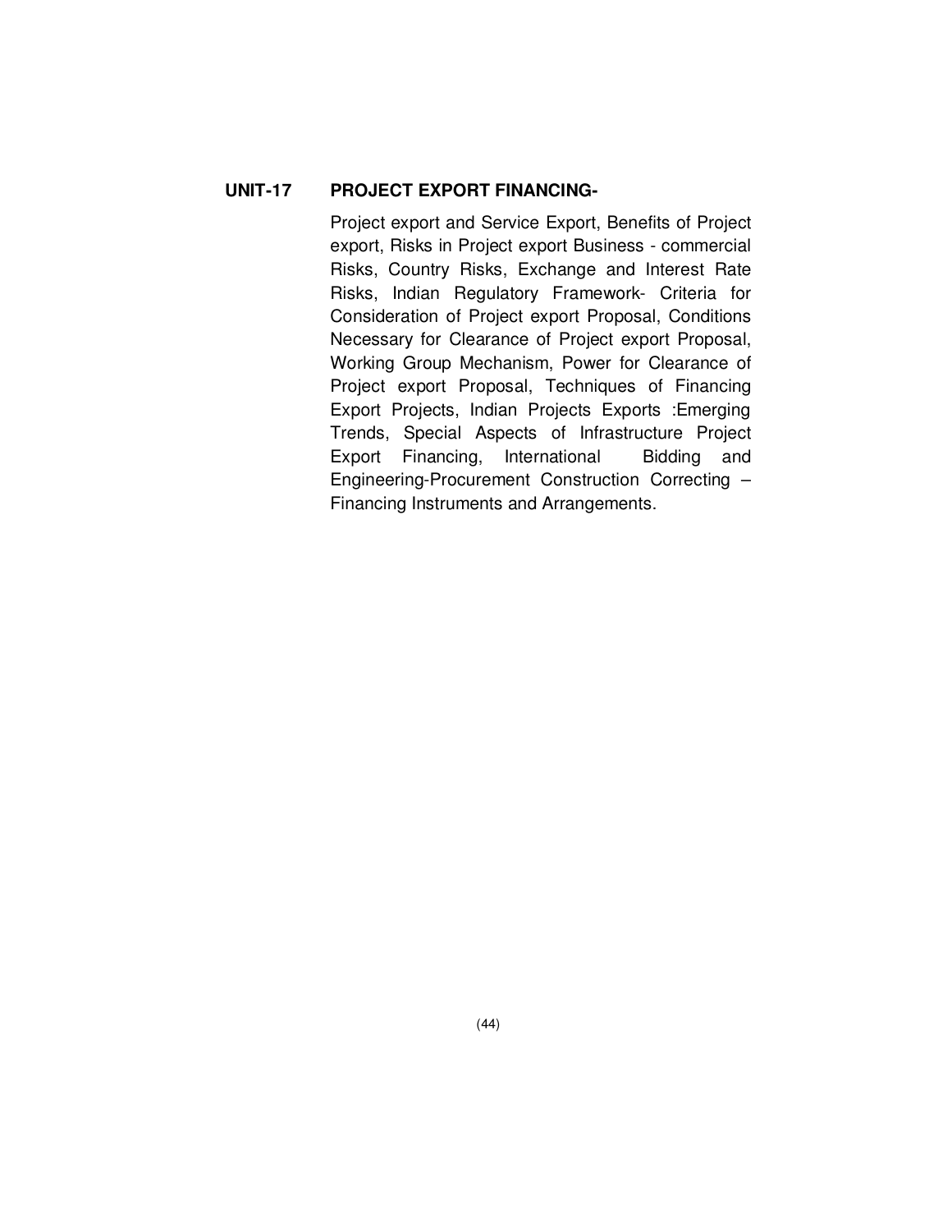## UNIT-17 PROJECT EXPORT FINANCING-

Project export and Service Export, Benefits of Project export, Risks in Project export Business - commercial Risks, Country Risks, Exchange and Interest Rate Risks, Indian Regulatory Framework- Criteria for Consideration of Project export Proposal, Conditions Necessary for Clearance of Project export Proposal, Working Group Mechanism, Power for Clearance of Project export Proposal, Techniques of Financing Export Projects, Indian Projects Exports :Emerging Trends, Special Aspects of Infrastructure Project Export Financing, International Bidding and Engineering-Procurement Construction Correcting – Financing Instruments and Arrangements.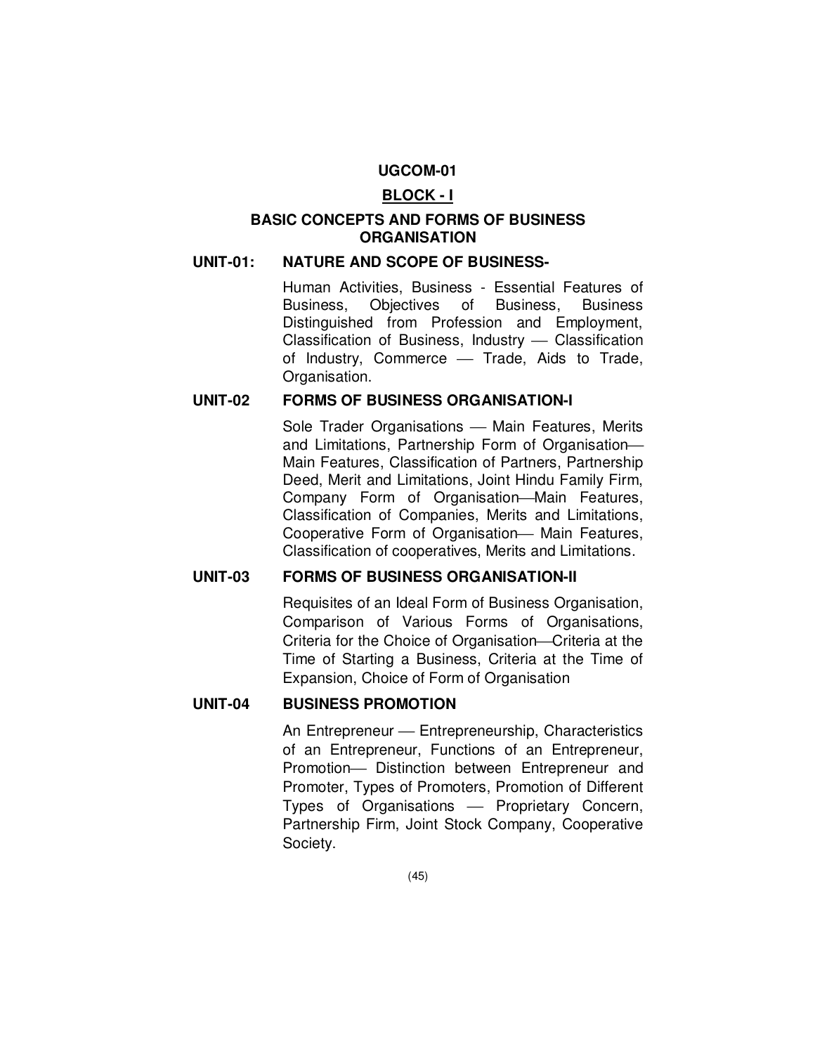## UGCOM-01

## BLOCK - I

## BASIC CONCEPTS AND FORMS OF BUSINESS ORGANISATION

### UNIT-01: NATURE AND SCOPE OF BUSINESS-

Human Activities, Business - Essential Features of Business, Objectives of Business, Business Distinguished from Profession and Employment, Classification of Business, Industry — Classification of Industry, Commerce — Trade, Aids to Trade, Organisation.

### UNIT-02 FORMS OF BUSINESS ORGANISATION-I

Sole Trader Organisations — Main Features, Merits and Limitations, Partnership Form of Organisation— Main Features, Classification of Partners, Partnership Deed, Merit and Limitations, Joint Hindu Family Firm, Company Form of Organisation—Main Features, Classification of Companies, Merits and Limitations, Cooperative Form of Organisation— Main Features, Classification of cooperatives, Merits and Limitations.

### UNIT-03 FORMS OF BUSINESS ORGANISATION-II

Requisites of an Ideal Form of Business Organisation, Comparison of Various Forms of Organisations, Criteria for the Choice of Organisation—Criteria at the Time of Starting a Business, Criteria at the Time of Expansion, Choice of Form of Organisation

### UNIT-04 BUSINESS PROMOTION

An Entrepreneur — Entrepreneurship, Characteristics of an Entrepreneur, Functions of an Entrepreneur, Promotion— Distinction between Entrepreneur and Promoter, Types of Promoters, Promotion of Different Types of Organisations — Proprietary Concern, Partnership Firm, Joint Stock Company, Cooperative Society.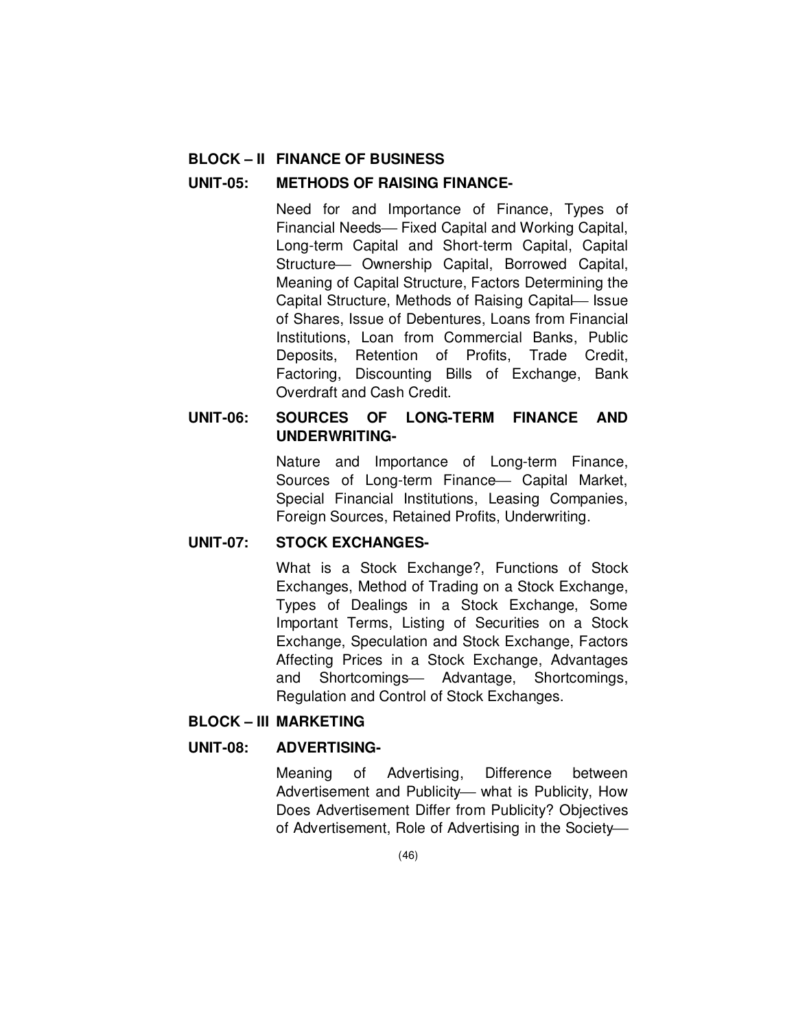## BLOCK – II FINANCE OF BUSINESS

### UNIT-05: METHODS OF RAISING FINANCE-

Need for and Importance of Finance, Types of Financial Needs— Fixed Capital and Working Capital, Long-term Capital and Short-term Capital, Capital Structure— Ownership Capital, Borrowed Capital, Meaning of Capital Structure, Factors Determining the Capital Structure, Methods of Raising Capital— Issue of Shares, Issue of Debentures, Loans from Financial Institutions, Loan from Commercial Banks, Public Deposits, Retention of Profits, Trade Credit, Factoring, Discounting Bills of Exchange, Bank Overdraft and Cash Credit.

### UNIT-06: SOURCES OF LONG-TERM FINANCE AND UNDERWRITING-

Nature and Importance of Long-term Finance, Sources of Long-term Finance— Capital Market, Special Financial Institutions, Leasing Companies, Foreign Sources, Retained Profits, Underwriting.

### UNIT-07: STOCK EXCHANGES-

What is a Stock Exchange?, Functions of Stock Exchanges, Method of Trading on a Stock Exchange, Types of Dealings in a Stock Exchange, Some Important Terms, Listing of Securities on a Stock Exchange, Speculation and Stock Exchange, Factors Affecting Prices in a Stock Exchange, Advantages and Shortcomings— Advantage, Shortcomings, Regulation and Control of Stock Exchanges.

## BLOCK – III MARKETING

### UNIT-08: ADVERTISING-

Meaning of Advertising, Difference between Advertisement and Publicity— what is Publicity, How Does Advertisement Differ from Publicity? Objectives of Advertisement, Role of Advertising in the Society—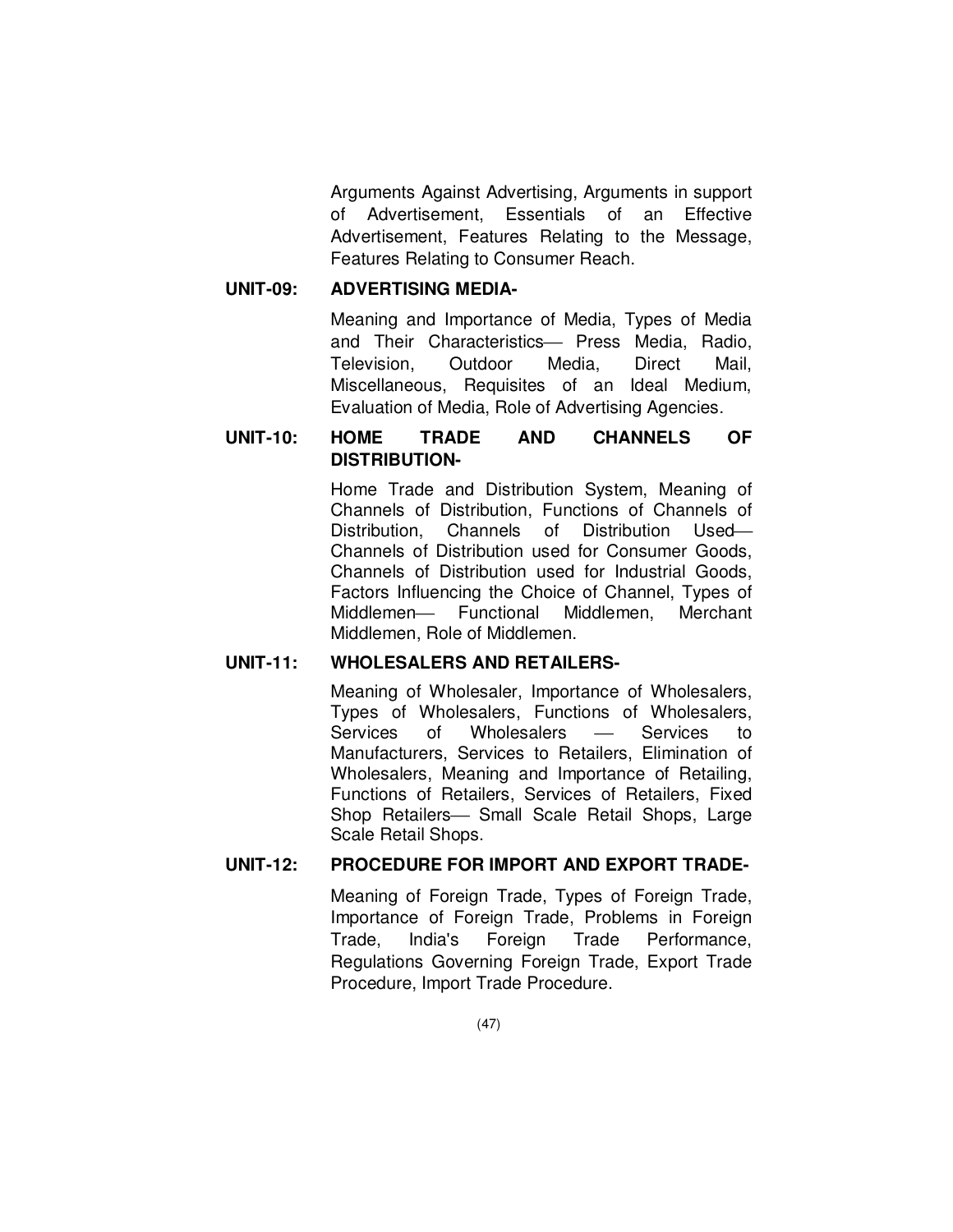Arguments Against Advertising, Arguments in support of Advertisement, Essentials of an Effective Advertisement, Features Relating to the Message, Features Relating to Consumer Reach.

**UNIT-09: ADVERTISING MEDIA-**

Meaning and Importance of Media, Types of Media and Their Characteristics— Press Media, Radio, Television, Outdoor Media, Direct Mail, Miscellaneous, Requisites of an Ideal Medium, Evaluation of Media, Role of Advertising Agencies.

**UNIT-10: HOME TRADE AND CHANNELS OF DISTRIBUTION-**

Home Trade and Distribution System, Meaning of Channels of Distribution, Functions of Channels of Distribution, Channels of Distribution Used— Channels of Distribution used for Consumer Goods, Channels of Distribution used for Industrial Goods, Factors Influencing the Choice of Channel, Types of Middlemen— Functional Middlemen, Merchant Middlemen, Role of Middlemen.

**UNIT-11: WHOLESALERS AND RETAILERS-**

Meaning of Wholesaler, Importance of Wholesalers, Types of Wholesalers, Functions of Wholesalers, Services of Wholesalers — Services to Manufacturers, Services to Retailers, Elimination of Wholesalers, Meaning and Importance of Retailing, Functions of Retailers, Services of Retailers, Fixed Shop Retailers— Small Scale Retail Shops, Large Scale Retail Shops.

**UNIT-12: PROCEDURE FOR IMPORT AND EXPORT TRADE-**

Meaning of Foreign Trade, Types of Foreign Trade, Importance of Foreign Trade, Problems in Foreign Trade, India's Foreign Trade Performance, Regulations Governing Foreign Trade, Export Trade Procedure, Import Trade Procedure.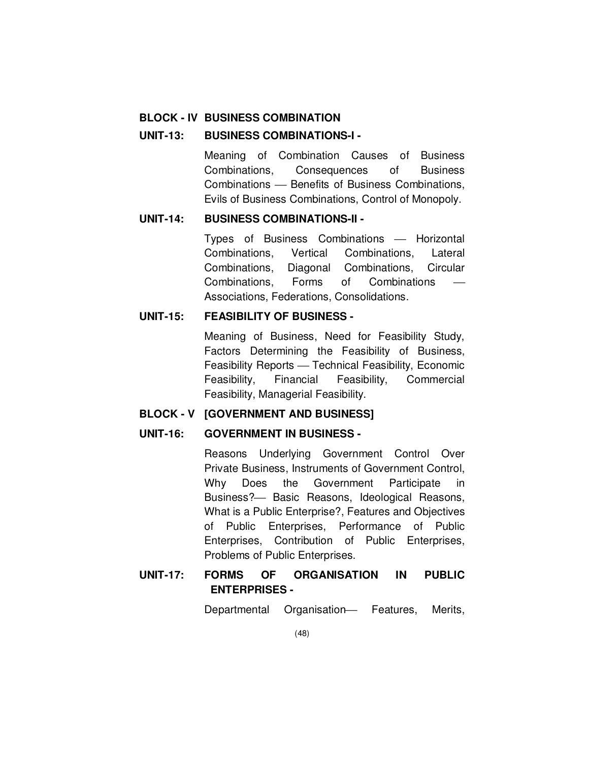## BLOCK - IV BUSINESS COMBINATION

### UNIT-13: BUSINESS COMBINATIONS-I -

Meaning of Combination Causes of Business Combinations, Consequences of Business Combinations — Benefits of Business Combinations, Evils of Business Combinations, Control of Monopoly.

### UNIT-14: BUSINESS COMBINATIONS-II -

Types of Business Combinations — Horizontal Combinations, Vertical Combinations, Lateral Combinations, Diagonal Combinations, Circular Combinations, Forms of Combinations — Associations, Federations, Consolidations.

### UNIT-15: FEASIBILITY OF BUSINESS -

Meaning of Business, Need for Feasibility Study, Factors Determining the Feasibility of Business, Feasibility Reports — Technical Feasibility, Economic Feasibility, Financial Feasibility, Commercial Feasibility, Managerial Feasibility.

## BLOCK - V [GOVERNMENT AND BUSINESS]

### UNIT-16: GOVERNMENT IN BUSINESS -

Reasons Underlying Government Control Over Private Business, Instruments of Government Control, Why Does the Government Participate in Business?— Basic Reasons, Ideological Reasons, What is a Public Enterprise?, Features and Objectives of Public Enterprises, Performance of Public Enterprises, Contribution of Public Enterprises, Problems of Public Enterprises.

### UNIT-17: FORMS OF ORGANISATION IN PUBLIC ENTERPRISES -

Departmental Organisation— Features, Merits,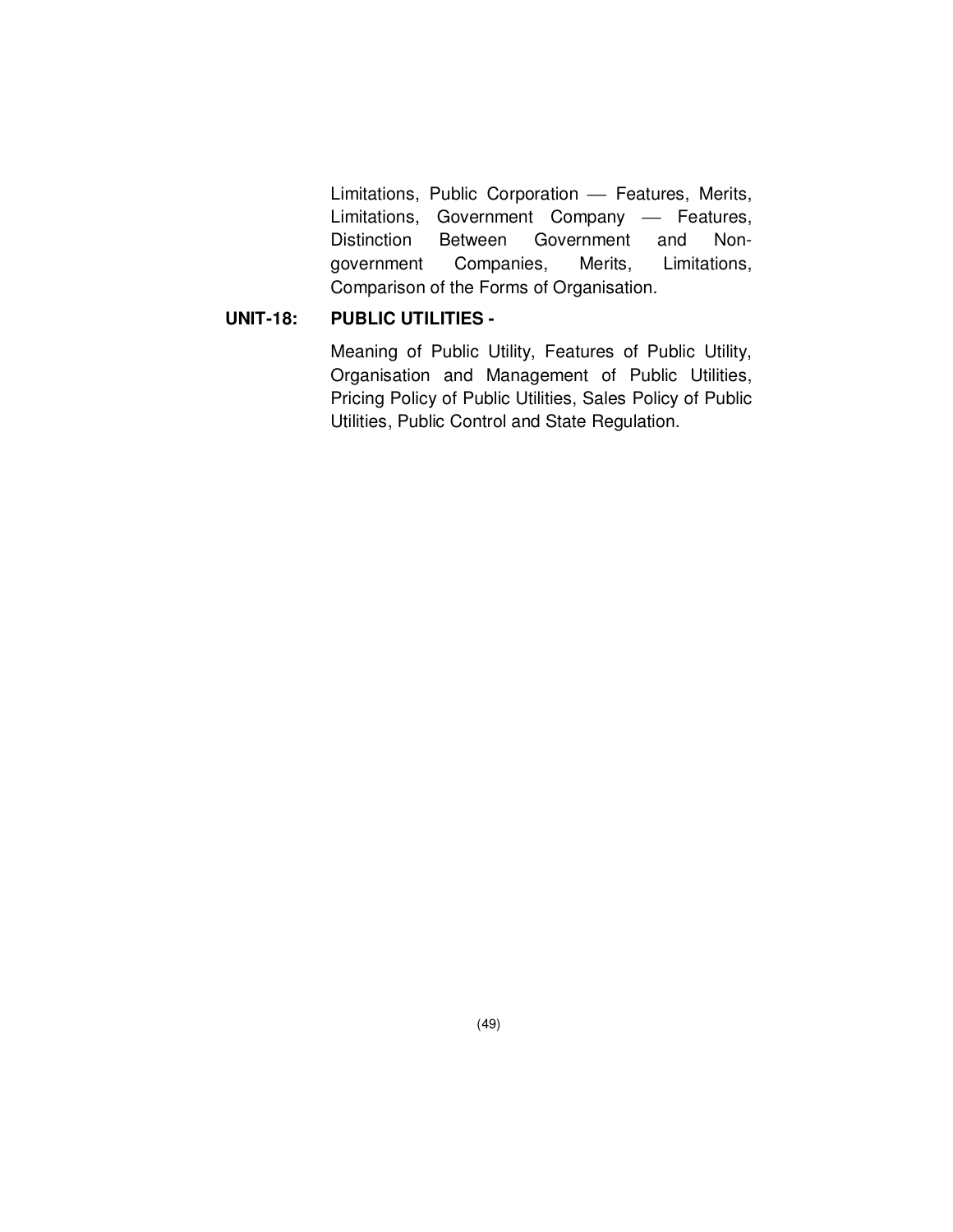Limitations, Public Corporation — Features, Merits, Limitations, Government Company — Features, Distinction Between Government and Non-government Companies, Merits, Limitations, Comparison of the Forms of Organisation.

**UNIT-18: PUBLIC UTILITIES -**

Meaning of Public Utility, Features of Public Utility, Organisation and Management of Public Utilities, Pricing Policy of Public Utilities, Sales Policy of Public Utilities, Public Control and State Regulation.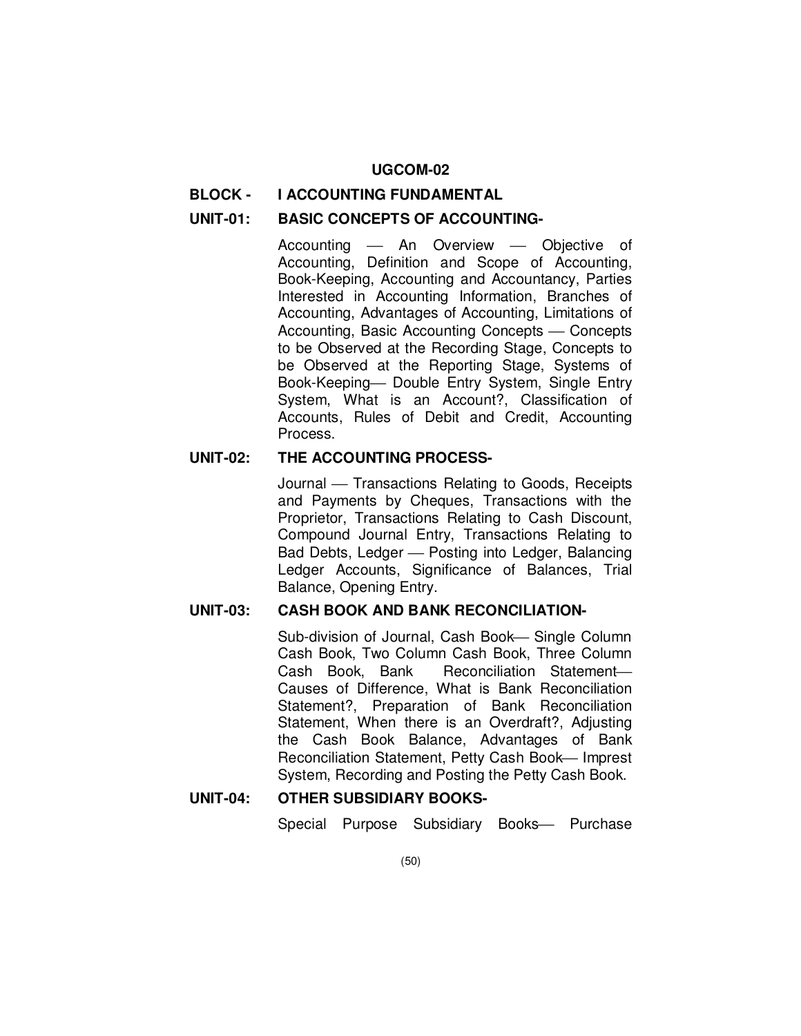## UGCOM-02

### BLOCK - I ACCOUNTING FUNDAMENTAL

**UNIT-01: BASIC CONCEPTS OF ACCOUNTING-**

Accounting — An Overview — Objective of Accounting, Definition and Scope of Accounting, Book-Keeping, Accounting and Accountancy, Parties Interested in Accounting Information, Branches of Accounting, Advantages of Accounting, Limitations of Accounting, Basic Accounting Concepts — Concepts to be Observed at the Recording Stage, Concepts to be Observed at the Reporting Stage, Systems of Book-Keeping— Double Entry System, Single Entry System, What is an Account?, Classification of Accounts, Rules of Debit and Credit, Accounting Process.

**UNIT-02: THE ACCOUNTING PROCESS-**

Journal — Transactions Relating to Goods, Receipts and Payments by Cheques, Transactions with the Proprietor, Transactions Relating to Cash Discount, Compound Journal Entry, Transactions Relating to Bad Debts, Ledger — Posting into Ledger, Balancing Ledger Accounts, Significance of Balances, Trial Balance, Opening Entry.

**UNIT-03: CASH BOOK AND BANK RECONCILIATION-**

Sub-division of Journal, Cash Book— Single Column Cash Book, Two Column Cash Book, Three Column Cash Book, Bank Reconciliation Statement— Causes of Difference, What is Bank Reconciliation Statement?, Preparation of Bank Reconciliation Statement, When there is an Overdraft?, Adjusting the Cash Book Balance, Advantages of Bank Reconciliation Statement, Petty Cash Book— Imprest System, Recording and Posting the Petty Cash Book.

**UNIT-04: OTHER SUBSIDIARY BOOKS-**

Special Purpose Subsidiary Books— Purchase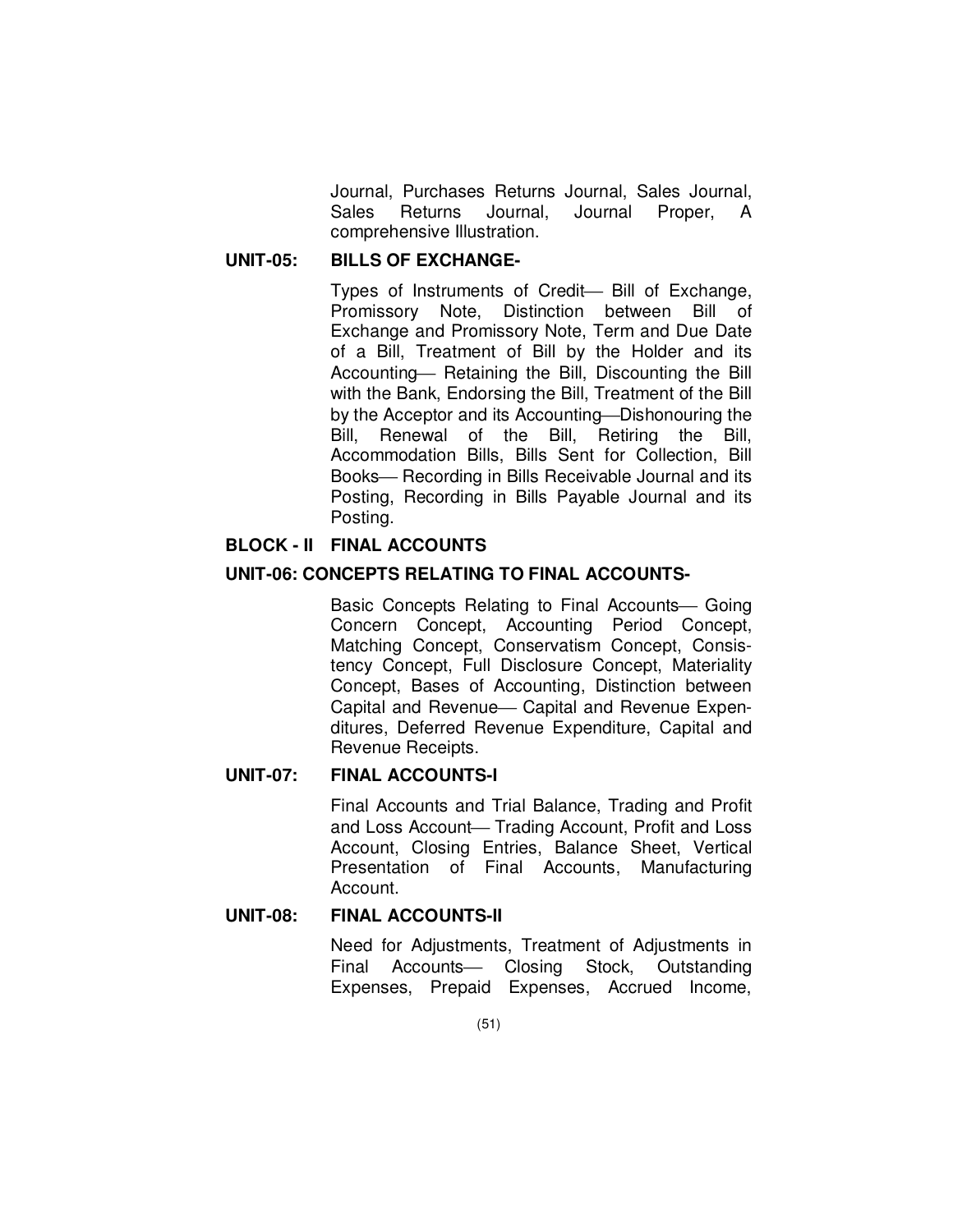Journal, Purchases Returns Journal, Sales Journal, Sales Returns Journal, Journal Proper, A comprehensive Illustration.

**UNIT-05: BILLS OF EXCHANGE-**

Types of Instruments of Credit— Bill of Exchange, Promissory Note, Distinction between Bill of Exchange and Promissory Note, Term and Due Date of a Bill, Treatment of Bill by the Holder and its Accounting— Retaining the Bill, Discounting the Bill with the Bank, Endorsing the Bill, Treatment of the Bill by the Acceptor and its Accounting—Dishonouring the Bill, Renewal of the Bill, Retiring the Bill, Accommodation Bills, Bills Sent for Collection, Bill Books— Recording in Bills Receivable Journal and its Posting, Recording in Bills Payable Journal and its Posting.

## BLOCK - II FINAL ACCOUNTS

**UNIT-06: CONCEPTS RELATING TO FINAL ACCOUNTS-**

Basic Concepts Relating to Final Accounts— Going Concern Concept, Accounting Period Concept, Matching Concept, Conservatism Concept, Consistency Concept, Full Disclosure Concept, Materiality Concept, Bases of Accounting, Distinction between Capital and Revenue— Capital and Revenue Expenditures, Deferred Revenue Expenditure, Capital and Revenue Receipts.

**UNIT-07: FINAL ACCOUNTS-I**

Final Accounts and Trial Balance, Trading and Profit and Loss Account— Trading Account, Profit and Loss Account, Closing Entries, Balance Sheet, Vertical Presentation of Final Accounts, Manufacturing Account.

**UNIT-08: FINAL ACCOUNTS-II**

Need for Adjustments, Treatment of Adjustments in Final Accounts— Closing Stock, Outstanding Expenses, Prepaid Expenses, Accrued Income,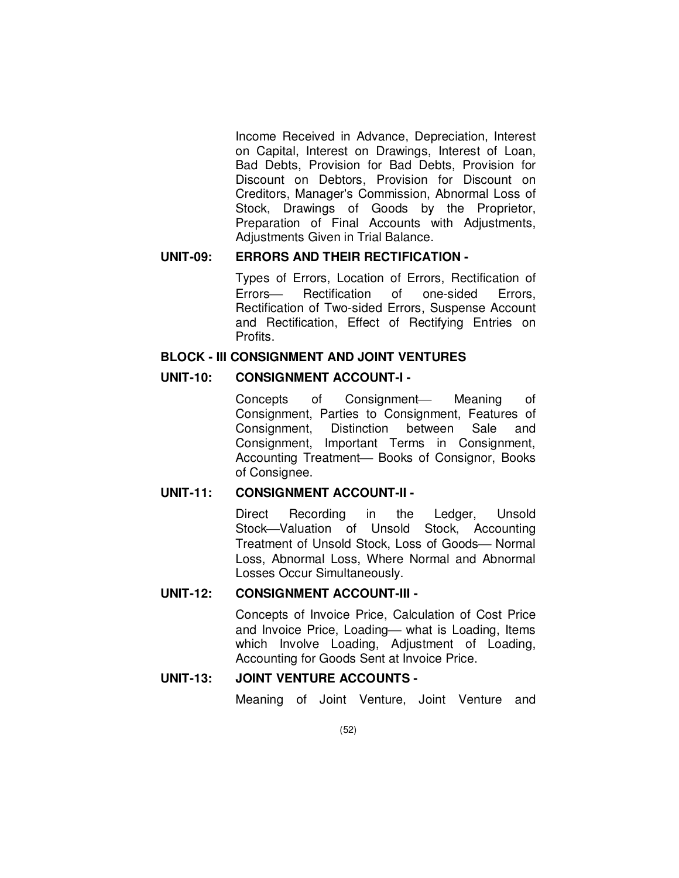Income Received in Advance, Depreciation, Interest on Capital, Interest on Drawings, Interest of Loan, Bad Debts, Provision for Bad Debts, Provision for Discount on Debtors, Provision for Discount on Creditors, Manager's Commission, Abnormal Loss of Stock, Drawings of Goods by the Proprietor, Preparation of Final Accounts with Adjustments, Adjustments Given in Trial Balance.

**UNIT-09: ERRORS AND THEIR RECTIFICATION -**

Types of Errors, Location of Errors, Rectification of Errors— Rectification of one-sided Errors, Rectification of Two-sided Errors, Suspense Account and Rectification, Effect of Rectifying Entries on Profits.

**BLOCK - III CONSIGNMENT AND JOINT VENTURES**

**UNIT-10: CONSIGNMENT ACCOUNT-I -**

Concepts of Consignment— Meaning of Consignment, Parties to Consignment, Features of Consignment, Distinction between Sale and Consignment, Important Terms in Consignment, Accounting Treatment— Books of Consignor, Books of Consignee.

**UNIT-11: CONSIGNMENT ACCOUNT-II -**

Direct Recording in the Ledger, Unsold Stock—Valuation of Unsold Stock, Accounting Treatment of Unsold Stock, Loss of Goods— Normal Loss, Abnormal Loss, Where Normal and Abnormal Losses Occur Simultaneously.

**UNIT-12: CONSIGNMENT ACCOUNT-III -**

Concepts of Invoice Price, Calculation of Cost Price and Invoice Price, Loading— what is Loading, Items which Involve Loading, Adjustment of Loading, Accounting for Goods Sent at Invoice Price.

**UNIT-13: JOINT VENTURE ACCOUNTS -**

Meaning of Joint Venture, Joint Venture and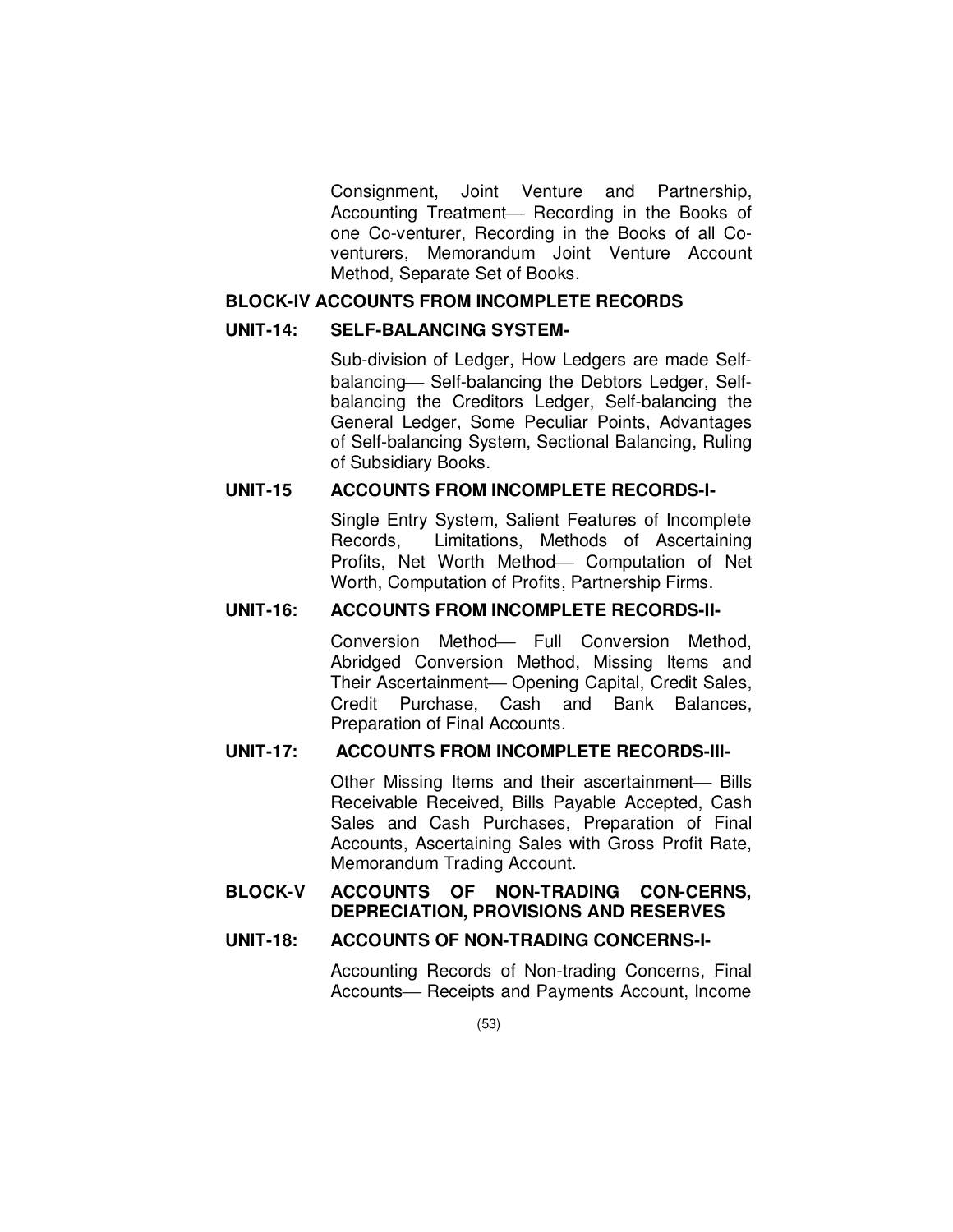Consignment, Joint Venture and Partnership, Accounting Treatment— Recording in the Books of one Co-venturer, Recording in the Books of all Co-venturers, Memorandum Joint Venture Account Method, Separate Set of Books.

## BLOCK-IV ACCOUNTS FROM INCOMPLETE RECORDS

### UNIT-14: SELF-BALANCING SYSTEM-

Sub-division of Ledger, How Ledgers are made Self-balancing— Self-balancing the Debtors Ledger, Self-balancing the Creditors Ledger, Self-balancing the General Ledger, Some Peculiar Points, Advantages of Self-balancing System, Sectional Balancing, Ruling of Subsidiary Books.

### UNIT-15 ACCOUNTS FROM INCOMPLETE RECORDS-I-

Single Entry System, Salient Features of Incomplete Records, Limitations, Methods of Ascertaining Profits, Net Worth Method— Computation of Net Worth, Computation of Profits, Partnership Firms.

### UNIT-16: ACCOUNTS FROM INCOMPLETE RECORDS-II-

Conversion Method— Full Conversion Method, Abridged Conversion Method, Missing Items and Their Ascertainment— Opening Capital, Credit Sales, Credit Purchase, Cash and Bank Balances, Preparation of Final Accounts.

### UNIT-17: ACCOUNTS FROM INCOMPLETE RECORDS-III-

Other Missing Items and their ascertainment— Bills Receivable Received, Bills Payable Accepted, Cash Sales and Cash Purchases, Preparation of Final Accounts, Ascertaining Sales with Gross Profit Rate, Memorandum Trading Account.

## BLOCK-V ACCOUNTS OF NON-TRADING CON-CERNS, DEPRECIATION, PROVISIONS AND RESERVES

### UNIT-18: ACCOUNTS OF NON-TRADING CONCERNS-I-

Accounting Records of Non-trading Concerns, Final Accounts— Receipts and Payments Account, Income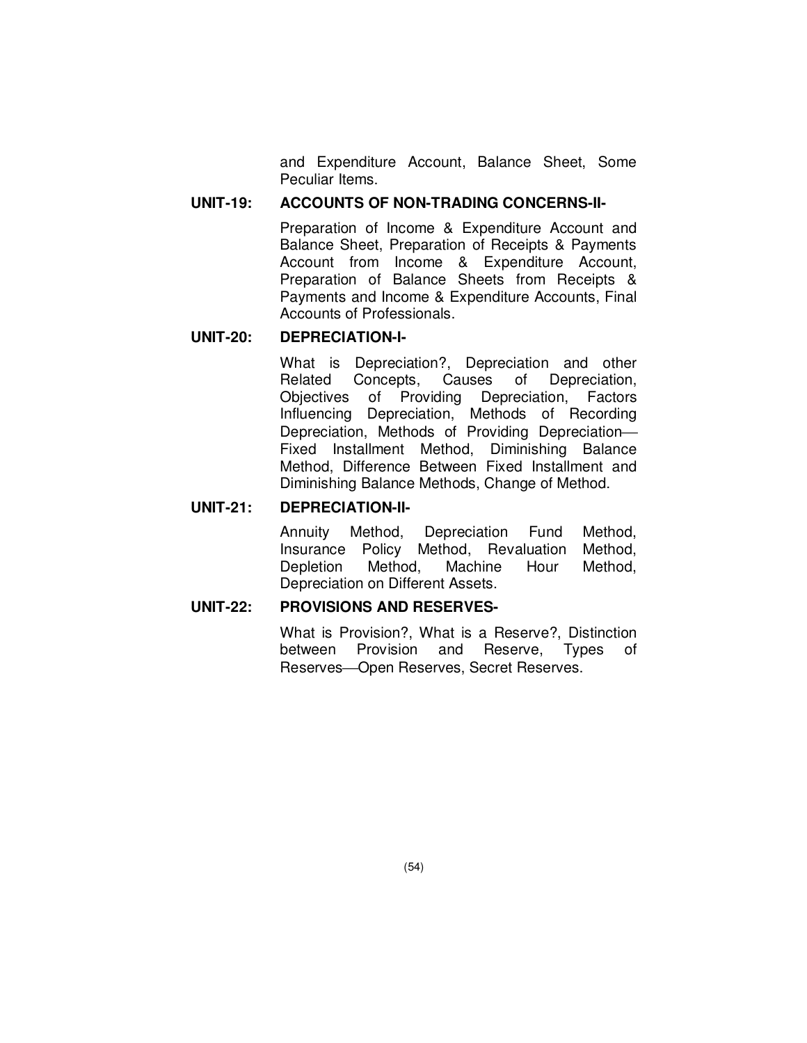and Expenditure Account, Balance Sheet, Some Peculiar Items.

**UNIT-19: ACCOUNTS OF NON-TRADING CONCERNS-II-**

Preparation of Income & Expenditure Account and Balance Sheet, Preparation of Receipts & Payments Account from Income & Expenditure Account, Preparation of Balance Sheets from Receipts & Payments and Income & Expenditure Accounts, Final Accounts of Professionals.

**UNIT-20: DEPRECIATION-I-**

What is Depreciation?, Depreciation and other Related Concepts, Causes of Depreciation, Objectives of Providing Depreciation, Factors Influencing Depreciation, Methods of Recording Depreciation, Methods of Providing Depreciation—Fixed Installment Method, Diminishing Balance Method, Difference Between Fixed Installment and Diminishing Balance Methods, Change of Method.

**UNIT-21: DEPRECIATION-II-**

Annuity Method, Depreciation Fund Method, Insurance Policy Method, Revaluation Method, Depletion Method, Machine Hour Method, Depreciation on Different Assets.

**UNIT-22: PROVISIONS AND RESERVES-**

What is Provision?, What is a Reserve?, Distinction between Provision and Reserve, Types of Reserves—Open Reserves, Secret Reserves.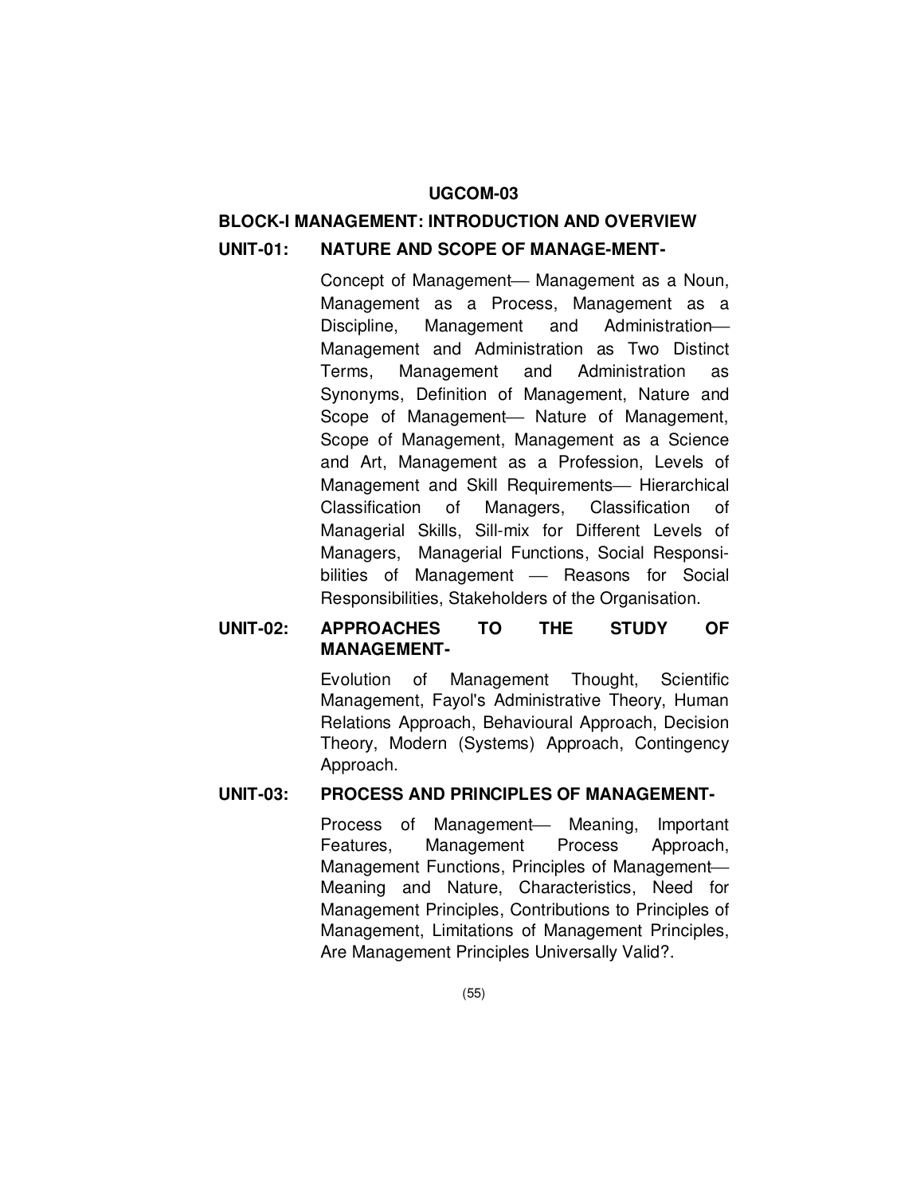# UGCOM-03

## BLOCK-I MANAGEMENT: INTRODUCTION AND OVERVIEW

### UNIT-01: NATURE AND SCOPE OF MANAGE-MENT-

Concept of Management— Management as a Noun, Management as a Process, Management as a Discipline, Management and Administration— Management and Administration as Two Distinct Terms, Management and Administration as Synonyms, Definition of Management, Nature and Scope of Management— Nature of Management, Scope of Management, Management as a Science and Art, Management as a Profession, Levels of Management and Skill Requirements— Hierarchical Classification of Managers, Classification of Managerial Skills, Sill-mix for Different Levels of Managers, Managerial Functions, Social Responsibilities of Management — Reasons for Social Responsibilities, Stakeholders of the Organisation.

### UNIT-02: APPROACHES TO THE STUDY OF MANAGEMENT-

Evolution of Management Thought, Scientific Management, Fayol's Administrative Theory, Human Relations Approach, Behavioural Approach, Decision Theory, Modern (Systems) Approach, Contingency Approach.

### UNIT-03: PROCESS AND PRINCIPLES OF MANAGEMENT-

Process of Management— Meaning, Important Features, Management Process Approach, Management Functions, Principles of Management— Meaning and Nature, Characteristics, Need for Management Principles, Contributions to Principles of Management, Limitations of Management Principles, Are Management Principles Universally Valid?.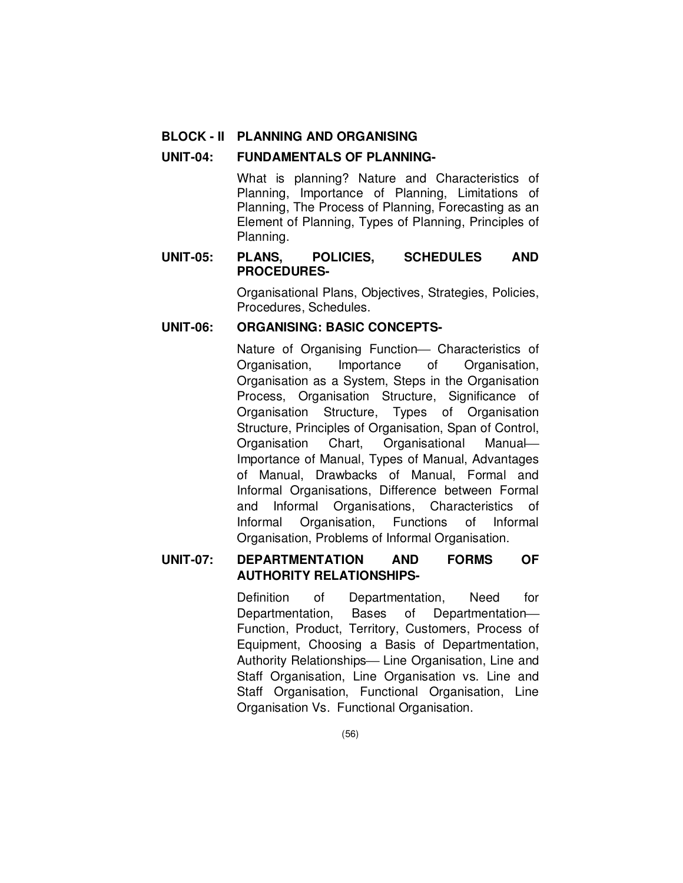## BLOCK - II PLANNING AND ORGANISING

### UNIT-04: FUNDAMENTALS OF PLANNING-

What is planning? Nature and Characteristics of Planning, Importance of Planning, Limitations of Planning, The Process of Planning, Forecasting as an Element of Planning, Types of Planning, Principles of Planning.

### UNIT-05: PLANS, POLICIES, SCHEDULES AND PROCEDURES-

Organisational Plans, Objectives, Strategies, Policies, Procedures, Schedules.

### UNIT-06: ORGANISING: BASIC CONCEPTS-

Nature of Organising Function— Characteristics of Organisation, Importance of Organisation, Organisation as a System, Steps in the Organisation Process, Organisation Structure, Significance of Organisation Structure, Types of Organisation Structure, Principles of Organisation, Span of Control, Organisation Chart, Organisational Manual— Importance of Manual, Types of Manual, Advantages of Manual, Drawbacks of Manual, Formal and Informal Organisations, Difference between Formal and Informal Organisations, Characteristics of Informal Organisation, Functions of Informal Organisation, Problems of Informal Organisation.

### UNIT-07: DEPARTMENTATION AND FORMS OF AUTHORITY RELATIONSHIPS-

Definition of Departmentation, Need for Departmentation, Bases of Departmentation— Function, Product, Territory, Customers, Process of Equipment, Choosing a Basis of Departmentation, Authority Relationships— Line Organisation, Line and Staff Organisation, Line Organisation vs. Line and Staff Organisation, Functional Organisation, Line Organisation Vs. Functional Organisation.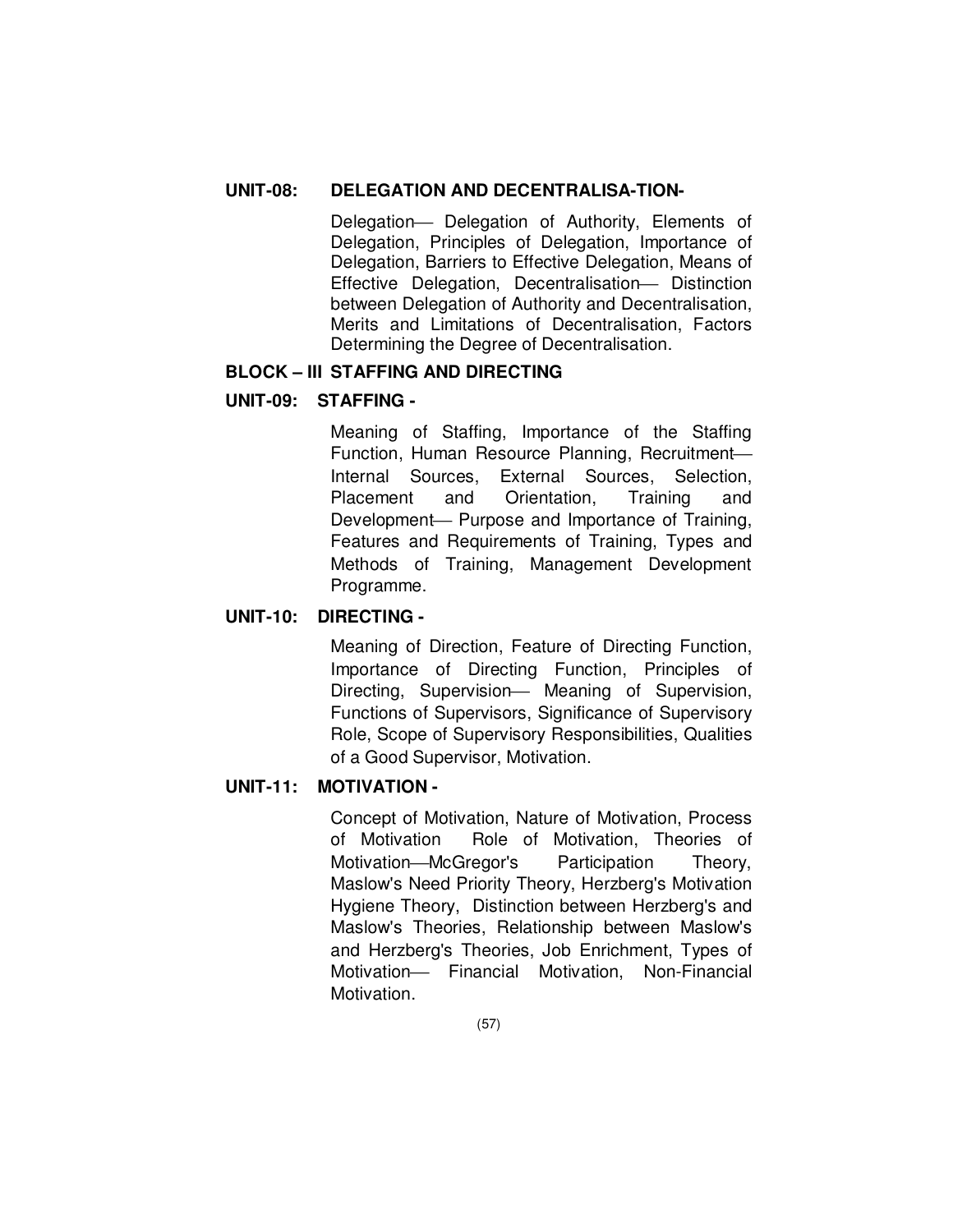**UNIT-08: DELEGATION AND DECENTRALISA-TION-**

Delegation— Delegation of Authority, Elements of Delegation, Principles of Delegation, Importance of Delegation, Barriers to Effective Delegation, Means of Effective Delegation, Decentralisation— Distinction between Delegation of Authority and Decentralisation, Merits and Limitations of Decentralisation, Factors Determining the Degree of Decentralisation.

**BLOCK – III STAFFING AND DIRECTING**

**UNIT-09: STAFFING -**

Meaning of Staffing, Importance of the Staffing Function, Human Resource Planning, Recruitment— Internal Sources, External Sources, Selection, Placement and Orientation, Training and Development— Purpose and Importance of Training, Features and Requirements of Training, Types and Methods of Training, Management Development Programme.

**UNIT-10: DIRECTING -**

Meaning of Direction, Feature of Directing Function, Importance of Directing Function, Principles of Directing, Supervision— Meaning of Supervision, Functions of Supervisors, Significance of Supervisory Role, Scope of Supervisory Responsibilities, Qualities of a Good Supervisor, Motivation.

**UNIT-11: MOTIVATION -**

Concept of Motivation, Nature of Motivation, Process of Motivation Role of Motivation, Theories of Motivation—McGregor's Participation Theory, Maslow's Need Priority Theory, Herzberg's Motivation Hygiene Theory, Distinction between Herzberg's and Maslow's Theories, Relationship between Maslow's and Herzberg's Theories, Job Enrichment, Types of Motivation— Financial Motivation, Non-Financial Motivation.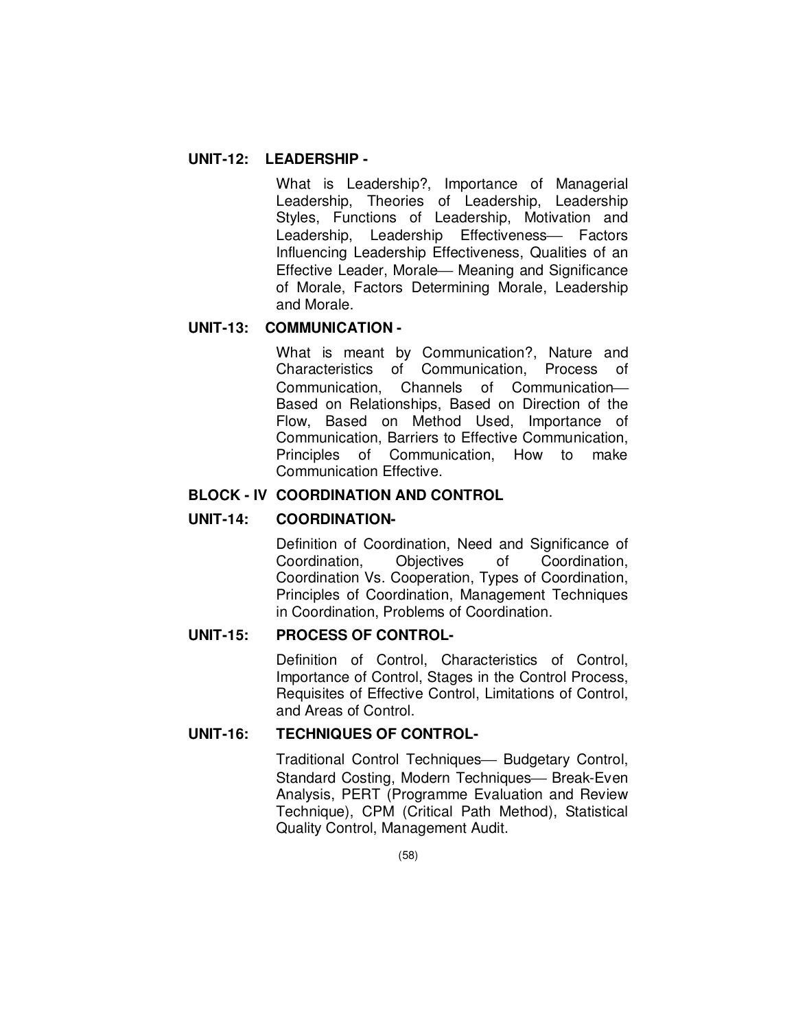**UNIT-12: LEADERSHIP -**

What is Leadership?, Importance of Managerial Leadership, Theories of Leadership, Leadership Styles, Functions of Leadership, Motivation and Leadership, Leadership Effectiveness— Factors Influencing Leadership Effectiveness, Qualities of an Effective Leader, Morale— Meaning and Significance of Morale, Factors Determining Morale, Leadership and Morale.

**UNIT-13: COMMUNICATION -**

What is meant by Communication?, Nature and Characteristics of Communication, Process of Communication, Channels of Communication— Based on Relationships, Based on Direction of the Flow, Based on Method Used, Importance of Communication, Barriers to Effective Communication, Principles of Communication, How to make Communication Effective.

**BLOCK - IV COORDINATION AND CONTROL**

**UNIT-14: COORDINATION-**

Definition of Coordination, Need and Significance of Coordination, Objectives of Coordination, Coordination Vs. Cooperation, Types of Coordination, Principles of Coordination, Management Techniques in Coordination, Problems of Coordination.

**UNIT-15: PROCESS OF CONTROL-**

Definition of Control, Characteristics of Control, Importance of Control, Stages in the Control Process, Requisites of Effective Control, Limitations of Control, and Areas of Control.

**UNIT-16: TECHNIQUES OF CONTROL-**

Traditional Control Techniques— Budgetary Control, Standard Costing, Modern Techniques— Break-Even Analysis, PERT (Programme Evaluation and Review Technique), CPM (Critical Path Method), Statistical Quality Control, Management Audit.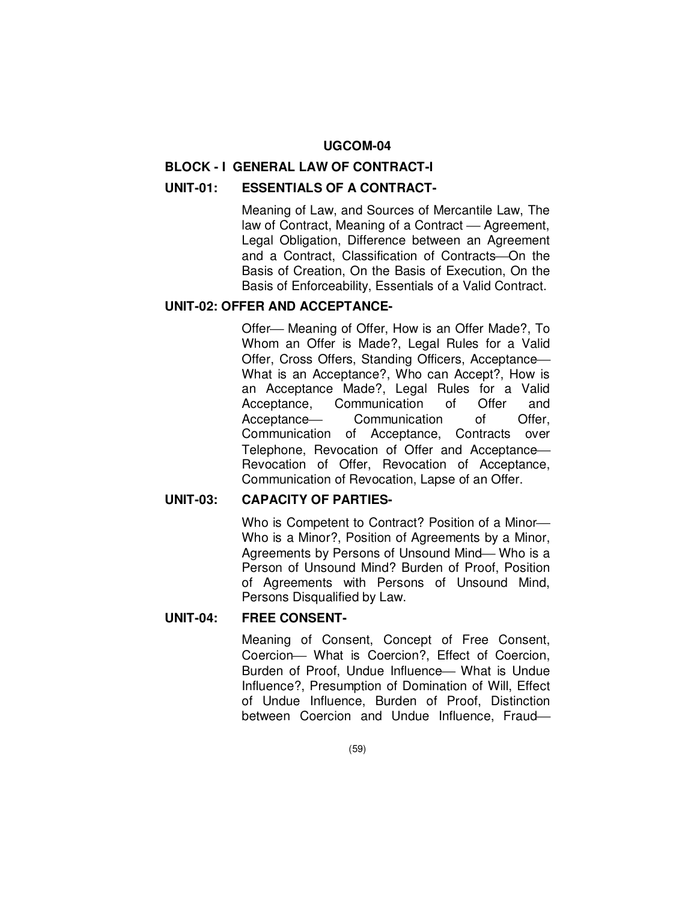## UGCOM-04

### BLOCK - I GENERAL LAW OF CONTRACT-I

**UNIT-01: ESSENTIALS OF A CONTRACT-**

Meaning of Law, and Sources of Mercantile Law, The law of Contract, Meaning of a Contract — Agreement, Legal Obligation, Difference between an Agreement and a Contract, Classification of Contracts—On the Basis of Creation, On the Basis of Execution, On the Basis of Enforceability, Essentials of a Valid Contract.

**UNIT-02: OFFER AND ACCEPTANCE-**

Offer— Meaning of Offer, How is an Offer Made?, To Whom an Offer is Made?, Legal Rules for a Valid Offer, Cross Offers, Standing Officers, Acceptance— What is an Acceptance?, Who can Accept?, How is an Acceptance Made?, Legal Rules for a Valid Acceptance, Communication of Offer and Acceptance— Communication of Offer, Communication of Acceptance, Contracts over Telephone, Revocation of Offer and Acceptance— Revocation of Offer, Revocation of Acceptance, Communication of Revocation, Lapse of an Offer.

**UNIT-03: CAPACITY OF PARTIES-**

Who is Competent to Contract? Position of a Minor— Who is a Minor?, Position of Agreements by a Minor, Agreements by Persons of Unsound Mind— Who is a Person of Unsound Mind? Burden of Proof, Position of Agreements with Persons of Unsound Mind, Persons Disqualified by Law.

**UNIT-04: FREE CONSENT-**

Meaning of Consent, Concept of Free Consent, Coercion— What is Coercion?, Effect of Coercion, Burden of Proof, Undue Influence— What is Undue Influence?, Presumption of Domination of Will, Effect of Undue Influence, Burden of Proof, Distinction between Coercion and Undue Influence, Fraud—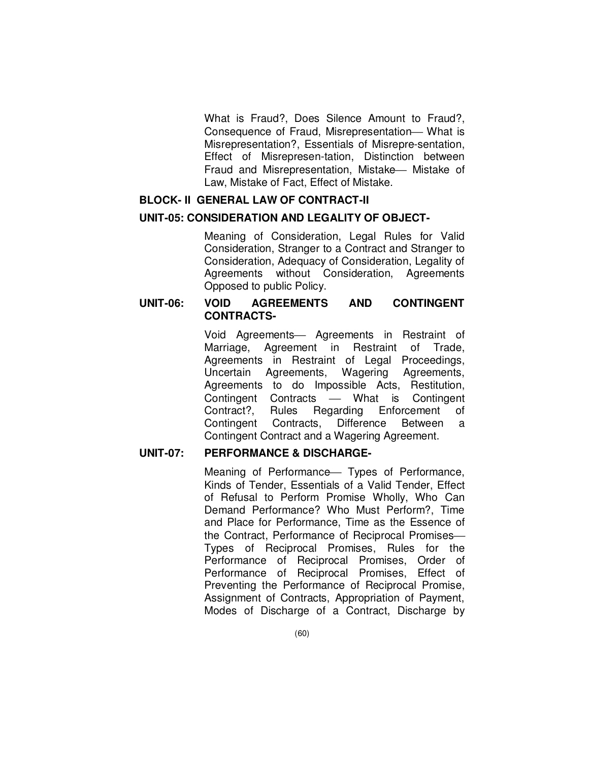What is Fraud?, Does Silence Amount to Fraud?, Consequence of Fraud, Misrepresentation— What is Misrepresentation?, Essentials of Misrepre-sentation, Effect of Misrepresen-tation, Distinction between Fraud and Misrepresentation, Mistake— Mistake of Law, Mistake of Fact, Effect of Mistake.

## BLOCK- II GENERAL LAW OF CONTRACT-II

### UNIT-05: CONSIDERATION AND LEGALITY OF OBJECT-

Meaning of Consideration, Legal Rules for Valid Consideration, Stranger to a Contract and Stranger to Consideration, Adequacy of Consideration, Legality of Agreements without Consideration, Agreements Opposed to public Policy.

### UNIT-06: VOID AGREEMENTS AND CONTINGENT CONTRACTS-

Void Agreements— Agreements in Restraint of Marriage, Agreement in Restraint of Trade, Agreements in Restraint of Legal Proceedings, Uncertain Agreements, Wagering Agreements, Agreements to do Impossible Acts, Restitution, Contingent Contracts — What is Contingent Contract?, Rules Regarding Enforcement of Contingent Contracts, Difference Between a Contingent Contract and a Wagering Agreement.

### UNIT-07: PERFORMANCE & DISCHARGE-

Meaning of Performance— Types of Performance, Kinds of Tender, Essentials of a Valid Tender, Effect of Refusal to Perform Promise Wholly, Who Can Demand Performance? Who Must Perform?, Time and Place for Performance, Time as the Essence of the Contract, Performance of Reciprocal Promises— Types of Reciprocal Promises, Rules for the Performance of Reciprocal Promises, Order of Performance of Reciprocal Promises, Effect of Preventing the Performance of Reciprocal Promise, Assignment of Contracts, Appropriation of Payment, Modes of Discharge of a Contract, Discharge by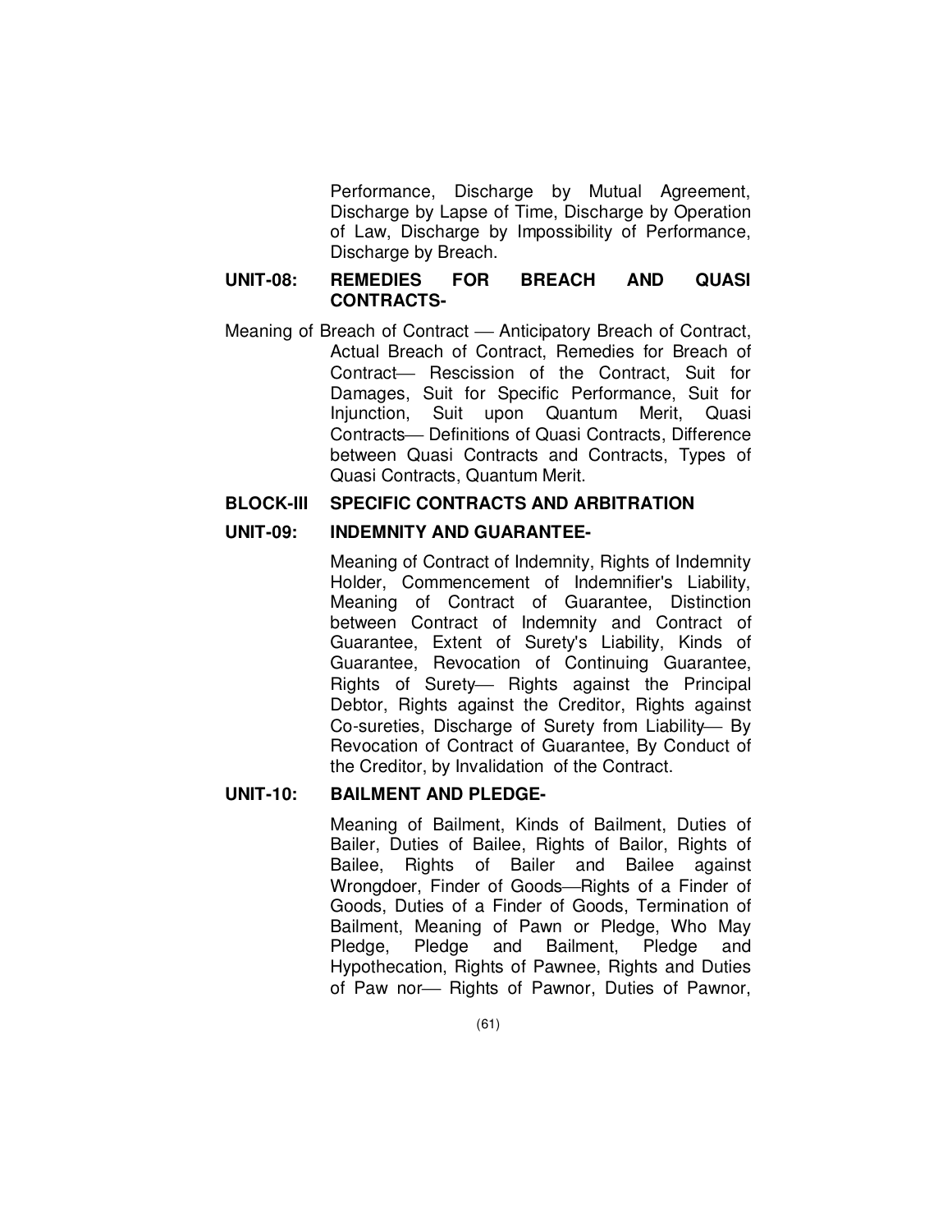Performance, Discharge by Mutual Agreement, Discharge by Lapse of Time, Discharge by Operation of Law, Discharge by Impossibility of Performance, Discharge by Breach.

**UNIT-08: REMEDIES FOR BREACH AND QUASI CONTRACTS-**

Meaning of Breach of Contract — Anticipatory Breach of Contract, Actual Breach of Contract, Remedies for Breach of Contract— Rescission of the Contract, Suit for Damages, Suit for Specific Performance, Suit for Injunction, Suit upon Quantum Merit, Quasi Contracts— Definitions of Quasi Contracts, Difference between Quasi Contracts and Contracts, Types of Quasi Contracts, Quantum Merit.

**BLOCK-III SPECIFIC CONTRACTS AND ARBITRATION**

**UNIT-09: INDEMNITY AND GUARANTEE-**

Meaning of Contract of Indemnity, Rights of Indemnity Holder, Commencement of Indemnifier's Liability, Meaning of Contract of Guarantee, Distinction between Contract of Indemnity and Contract of Guarantee, Extent of Surety's Liability, Kinds of Guarantee, Revocation of Continuing Guarantee, Rights of Surety— Rights against the Principal Debtor, Rights against the Creditor, Rights against Co-sureties, Discharge of Surety from Liability— By Revocation of Contract of Guarantee, By Conduct of the Creditor, by Invalidation of the Contract.

**UNIT-10: BAILMENT AND PLEDGE-**

Meaning of Bailment, Kinds of Bailment, Duties of Bailer, Duties of Bailee, Rights of Bailor, Rights of Bailee, Rights of Bailer and Bailee against Wrongdoer, Finder of Goods—Rights of a Finder of Goods, Duties of a Finder of Goods, Termination of Bailment, Meaning of Pawn or Pledge, Who May Pledge, Pledge and Bailment, Pledge and Hypothecation, Rights of Pawnee, Rights and Duties of Paw nor— Rights of Pawnor, Duties of Pawnor,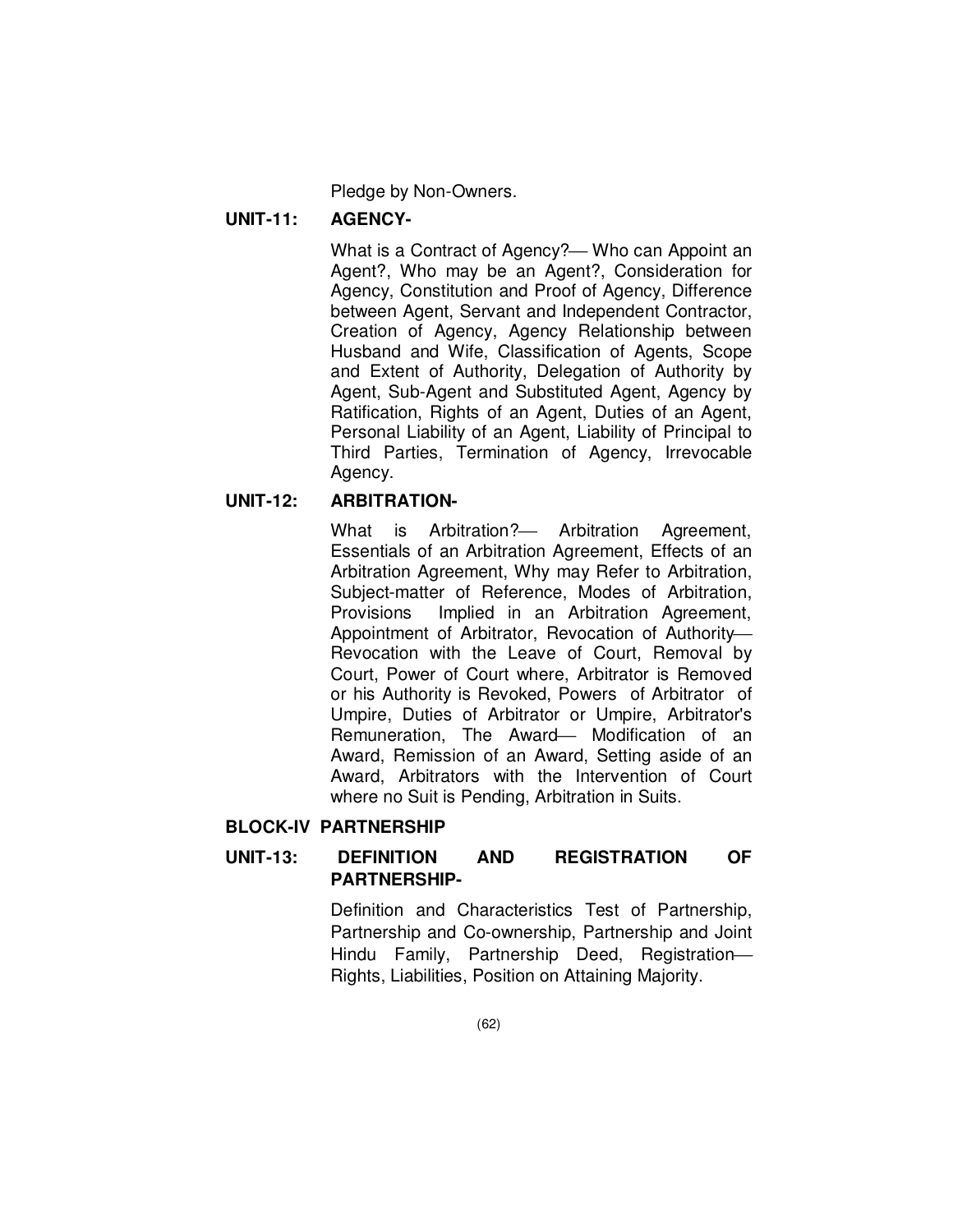Pledge by Non-Owners.

**UNIT-11: AGENCY-**

What is a Contract of Agency?— Who can Appoint an Agent?, Who may be an Agent?, Consideration for Agency, Constitution and Proof of Agency, Difference between Agent, Servant and Independent Contractor, Creation of Agency, Agency Relationship between Husband and Wife, Classification of Agents, Scope and Extent of Authority, Delegation of Authority by Agent, Sub-Agent and Substituted Agent, Agency by Ratification, Rights of an Agent, Duties of an Agent, Personal Liability of an Agent, Liability of Principal to Third Parties, Termination of Agency, Irrevocable Agency.

**UNIT-12: ARBITRATION-**

What is Arbitration?— Arbitration Agreement, Essentials of an Arbitration Agreement, Effects of an Arbitration Agreement, Why may Refer to Arbitration, Subject-matter of Reference, Modes of Arbitration, Provisions Implied in an Arbitration Agreement, Appointment of Arbitrator, Revocation of Authority— Revocation with the Leave of Court, Removal by Court, Power of Court where, Arbitrator is Removed or his Authority is Revoked, Powers of Arbitrator of Umpire, Duties of Arbitrator or Umpire, Arbitrator's Remuneration, The Award— Modification of an Award, Remission of an Award, Setting aside of an Award, Arbitrators with the Intervention of Court where no Suit is Pending, Arbitration in Suits.

**BLOCK-IV PARTNERSHIP**

**UNIT-13: DEFINITION AND REGISTRATION OF PARTNERSHIP-**

Definition and Characteristics Test of Partnership, Partnership and Co-ownership, Partnership and Joint Hindu Family, Partnership Deed, Registration— Rights, Liabilities, Position on Attaining Majority.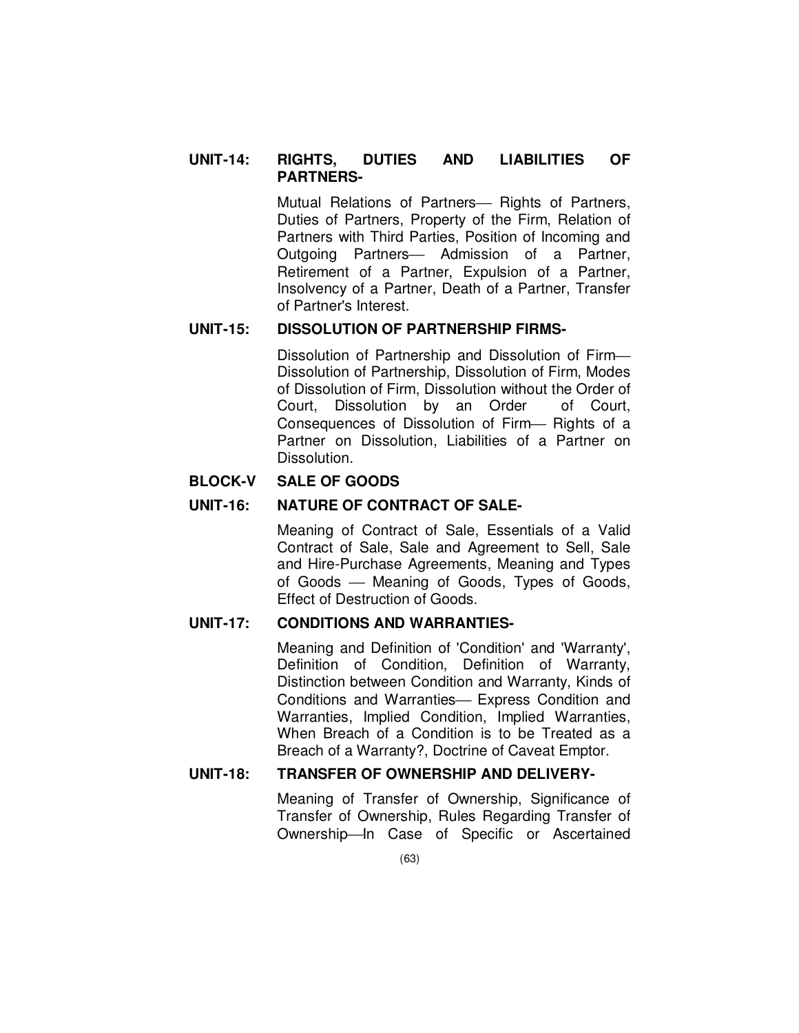### UNIT-14: RIGHTS, DUTIES AND LIABILITIES OF PARTNERS-

Mutual Relations of Partners— Rights of Partners, Duties of Partners, Property of the Firm, Relation of Partners with Third Parties, Position of Incoming and Outgoing Partners— Admission of a Partner, Retirement of a Partner, Expulsion of a Partner, Insolvency of a Partner, Death of a Partner, Transfer of Partner's Interest.

### UNIT-15: DISSOLUTION OF PARTNERSHIP FIRMS-

Dissolution of Partnership and Dissolution of Firm— Dissolution of Partnership, Dissolution of Firm, Modes of Dissolution of Firm, Dissolution without the Order of Court, Dissolution by an Order of Court, Consequences of Dissolution of Firm— Rights of a Partner on Dissolution, Liabilities of a Partner on Dissolution.

## BLOCK-V SALE OF GOODS

### UNIT-16: NATURE OF CONTRACT OF SALE-

Meaning of Contract of Sale, Essentials of a Valid Contract of Sale, Sale and Agreement to Sell, Sale and Hire-Purchase Agreements, Meaning and Types of Goods — Meaning of Goods, Types of Goods, Effect of Destruction of Goods.

### UNIT-17: CONDITIONS AND WARRANTIES-

Meaning and Definition of 'Condition' and 'Warranty', Definition of Condition, Definition of Warranty, Distinction between Condition and Warranty, Kinds of Conditions and Warranties— Express Condition and Warranties, Implied Condition, Implied Warranties, When Breach of a Condition is to be Treated as a Breach of a Warranty?, Doctrine of Caveat Emptor.

### UNIT-18: TRANSFER OF OWNERSHIP AND DELIVERY-

Meaning of Transfer of Ownership, Significance of Transfer of Ownership, Rules Regarding Transfer of Ownership—In Case of Specific or Ascertained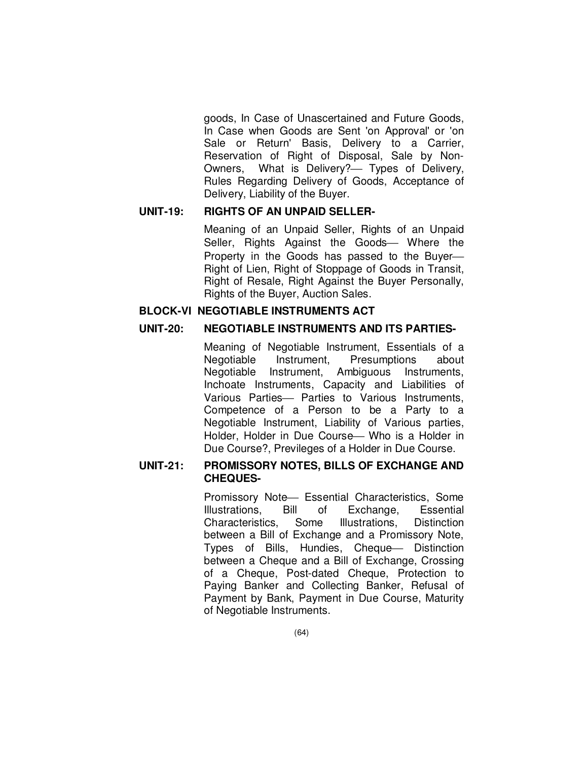goods, In Case of Unascertained and Future Goods, In Case when Goods are Sent 'on Approval' or 'on Sale or Return' Basis, Delivery to a Carrier, Reservation of Right of Disposal, Sale by Non-Owners, What is Delivery?— Types of Delivery, Rules Regarding Delivery of Goods, Acceptance of Delivery, Liability of the Buyer.

**UNIT-19: RIGHTS OF AN UNPAID SELLER-**

Meaning of an Unpaid Seller, Rights of an Unpaid Seller, Rights Against the Goods— Where the Property in the Goods has passed to the Buyer— Right of Lien, Right of Stoppage of Goods in Transit, Right of Resale, Right Against the Buyer Personally, Rights of the Buyer, Auction Sales.

**BLOCK-VI NEGOTIABLE INSTRUMENTS ACT**

**UNIT-20: NEGOTIABLE INSTRUMENTS AND ITS PARTIES-**

Meaning of Negotiable Instrument, Essentials of a Negotiable Instrument, Presumptions about Negotiable Instrument, Ambiguous Instruments, Inchoate Instruments, Capacity and Liabilities of Various Parties— Parties to Various Instruments, Competence of a Person to be a Party to a Negotiable Instrument, Liability of Various parties, Holder, Holder in Due Course— Who is a Holder in Due Course?, Previleges of a Holder in Due Course.

**UNIT-21: PROMISSORY NOTES, BILLS OF EXCHANGE AND CHEQUES-**

Promissory Note— Essential Characteristics, Some Illustrations, Bill of Exchange, Essential Characteristics, Some Illustrations, Distinction between a Bill of Exchange and a Promissory Note, Types of Bills, Hundies, Cheque— Distinction between a Cheque and a Bill of Exchange, Crossing of a Cheque, Post-dated Cheque, Protection to Paying Banker and Collecting Banker, Refusal of Payment by Bank, Payment in Due Course, Maturity of Negotiable Instruments.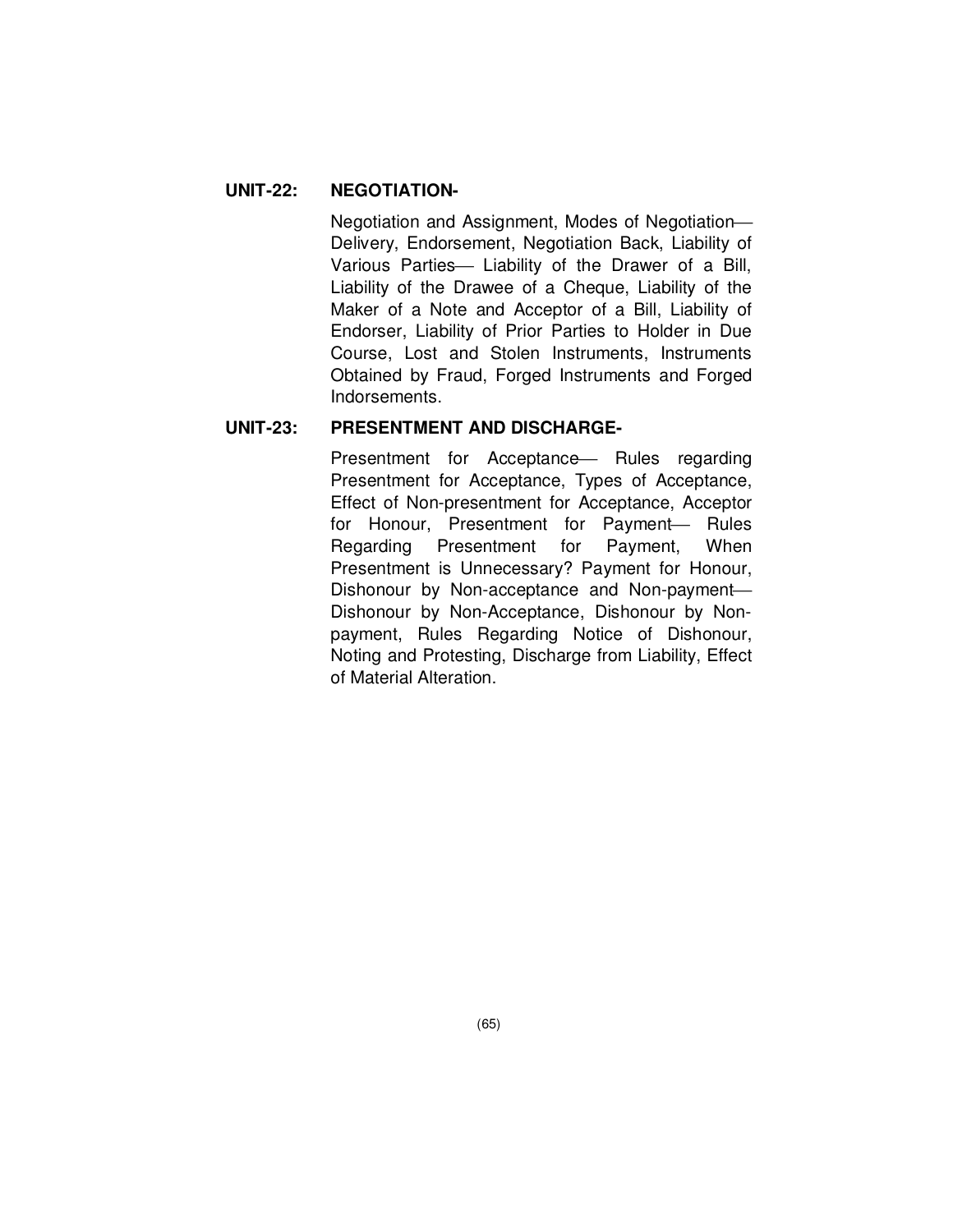**UNIT-22: NEGOTIATION-**

Negotiation and Assignment, Modes of Negotiation— Delivery, Endorsement, Negotiation Back, Liability of Various Parties— Liability of the Drawer of a Bill, Liability of the Drawee of a Cheque, Liability of the Maker of a Note and Acceptor of a Bill, Liability of Endorser, Liability of Prior Parties to Holder in Due Course, Lost and Stolen Instruments, Instruments Obtained by Fraud, Forged Instruments and Forged Indorsements.

**UNIT-23: PRESENTMENT AND DISCHARGE-**

Presentment for Acceptance— Rules regarding Presentment for Acceptance, Types of Acceptance, Effect of Non-presentment for Acceptance, Acceptor for Honour, Presentment for Payment— Rules Regarding Presentment for Payment, When Presentment is Unnecessary? Payment for Honour, Dishonour by Non-acceptance and Non-payment— Dishonour by Non-Acceptance, Dishonour by Non-payment, Rules Regarding Notice of Dishonour, Noting and Protesting, Discharge from Liability, Effect of Material Alteration.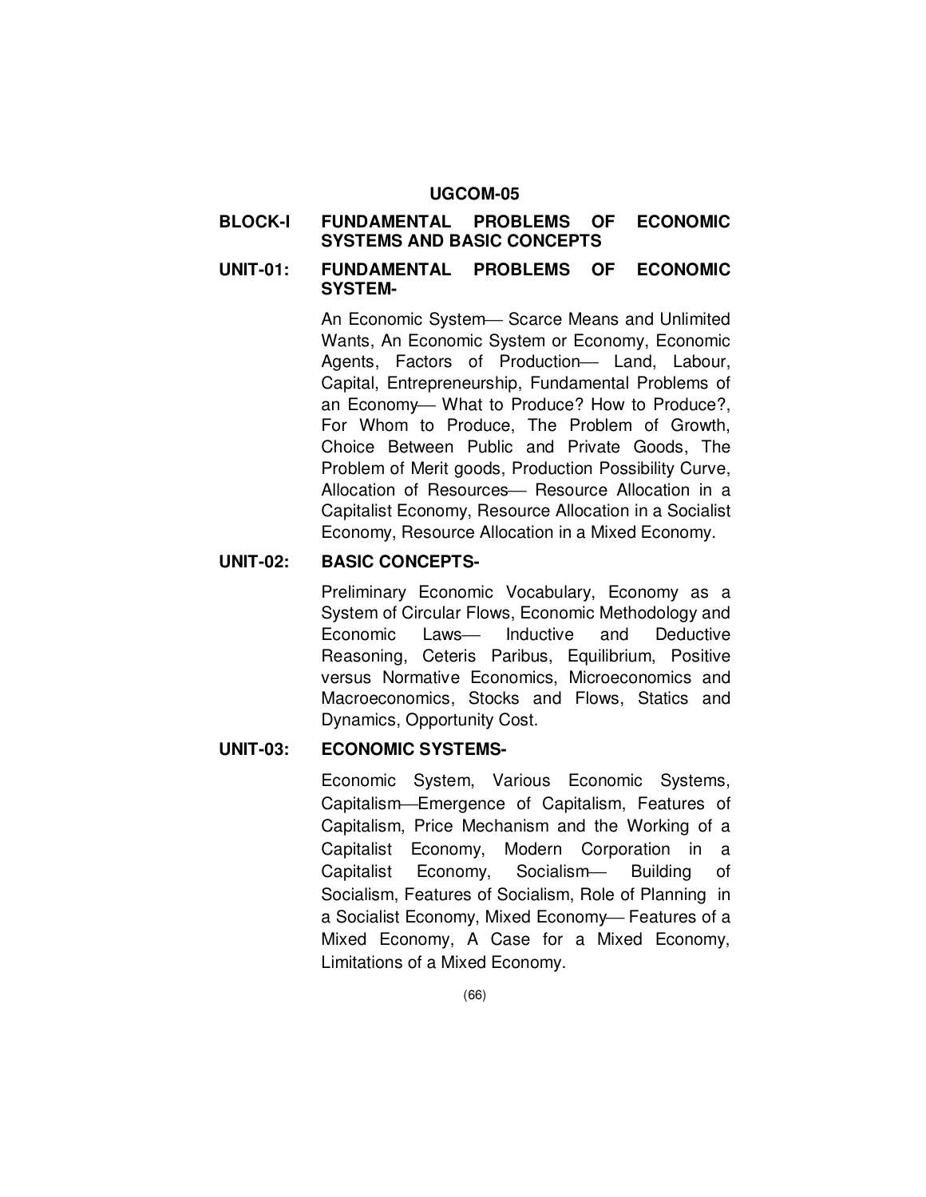## UGCOM-05

### BLOCK-I FUNDAMENTAL PROBLEMS OF ECONOMIC SYSTEMS AND BASIC CONCEPTS

#### UNIT-01: FUNDAMENTAL PROBLEMS OF ECONOMIC SYSTEM-

An Economic System— Scarce Means and Unlimited Wants, An Economic System or Economy, Economic Agents, Factors of Production— Land, Labour, Capital, Entrepreneurship, Fundamental Problems of an Economy— What to Produce? How to Produce?, For Whom to Produce, The Problem of Growth, Choice Between Public and Private Goods, The Problem of Merit goods, Production Possibility Curve, Allocation of Resources— Resource Allocation in a Capitalist Economy, Resource Allocation in a Socialist Economy, Resource Allocation in a Mixed Economy.

#### UNIT-02: BASIC CONCEPTS-

Preliminary Economic Vocabulary, Economy as a System of Circular Flows, Economic Methodology and Economic Laws— Inductive and Deductive Reasoning, Ceteris Paribus, Equilibrium, Positive versus Normative Economics, Microeconomics and Macroeconomics, Stocks and Flows, Statics and Dynamics, Opportunity Cost.

#### UNIT-03: ECONOMIC SYSTEMS-

Economic System, Various Economic Systems, Capitalism—Emergence of Capitalism, Features of Capitalism, Price Mechanism and the Working of a Capitalist Economy, Modern Corporation in a Capitalist Economy, Socialism— Building of Socialism, Features of Socialism, Role of Planning in a Socialist Economy, Mixed Economy— Features of a Mixed Economy, A Case for a Mixed Economy, Limitations of a Mixed Economy.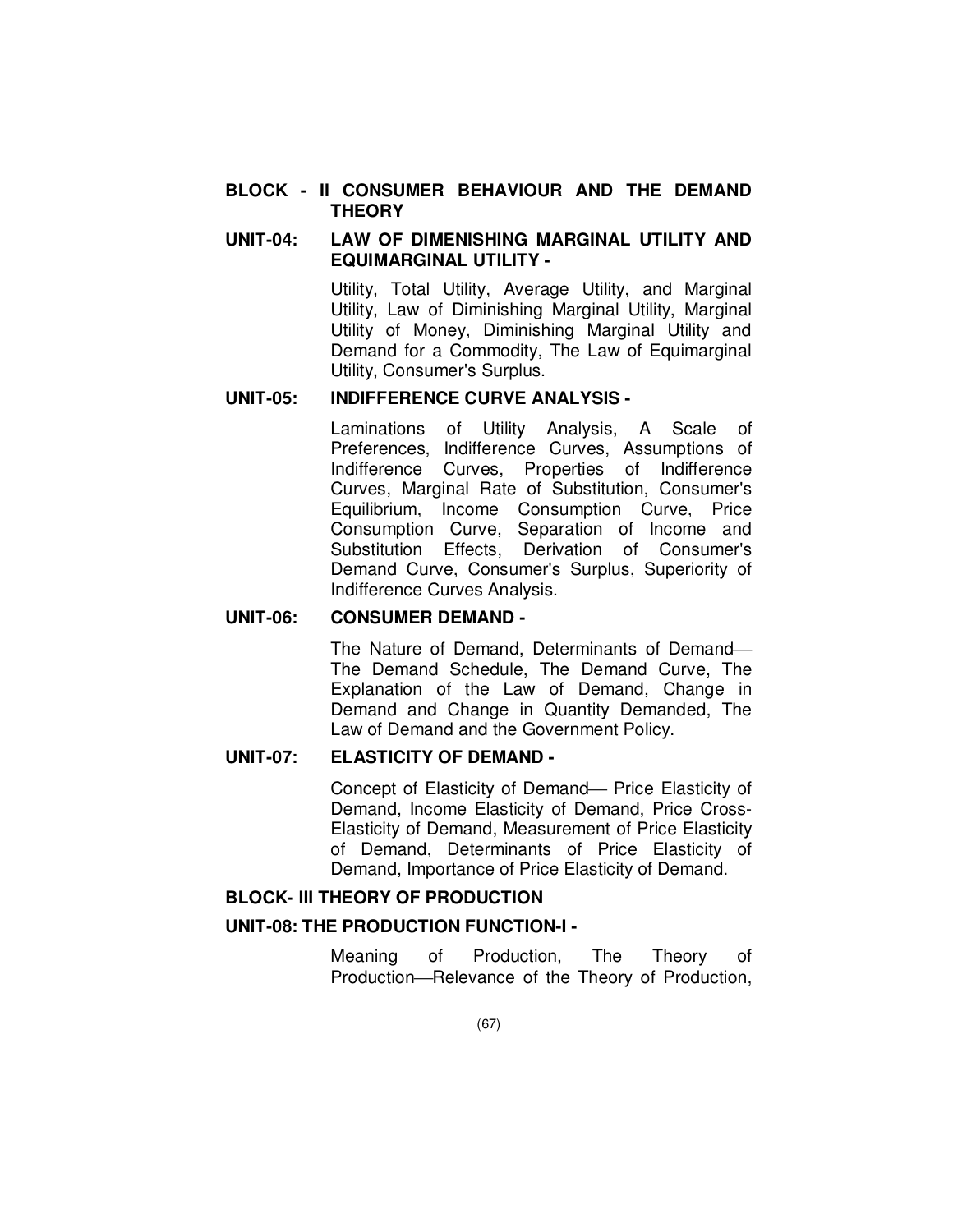## BLOCK - II CONSUMER BEHAVIOUR AND THE DEMAND THEORY

### UNIT-04: LAW OF DIMENISHING MARGINAL UTILITY AND EQUIMARGINAL UTILITY -

Utility, Total Utility, Average Utility, and Marginal Utility, Law of Diminishing Marginal Utility, Marginal Utility of Money, Diminishing Marginal Utility and Demand for a Commodity, The Law of Equimarginal Utility, Consumer's Surplus.

### UNIT-05: INDIFFERENCE CURVE ANALYSIS -

Laminations of Utility Analysis, A Scale of Preferences, Indifference Curves, Assumptions of Indifference Curves, Properties of Indifference Curves, Marginal Rate of Substitution, Consumer's Equilibrium, Income Consumption Curve, Price Consumption Curve, Separation of Income and Substitution Effects, Derivation of Consumer's Demand Curve, Consumer's Surplus, Superiority of Indifference Curves Analysis.

### UNIT-06: CONSUMER DEMAND -

The Nature of Demand, Determinants of Demand— The Demand Schedule, The Demand Curve, The Explanation of the Law of Demand, Change in Demand and Change in Quantity Demanded, The Law of Demand and the Government Policy.

### UNIT-07: ELASTICITY OF DEMAND -

Concept of Elasticity of Demand— Price Elasticity of Demand, Income Elasticity of Demand, Price Cross-Elasticity of Demand, Measurement of Price Elasticity of Demand, Determinants of Price Elasticity of Demand, Importance of Price Elasticity of Demand.

## BLOCK- III THEORY OF PRODUCTION

### UNIT-08: THE PRODUCTION FUNCTION-I -

Meaning of Production, The Theory of Production—Relevance of the Theory of Production,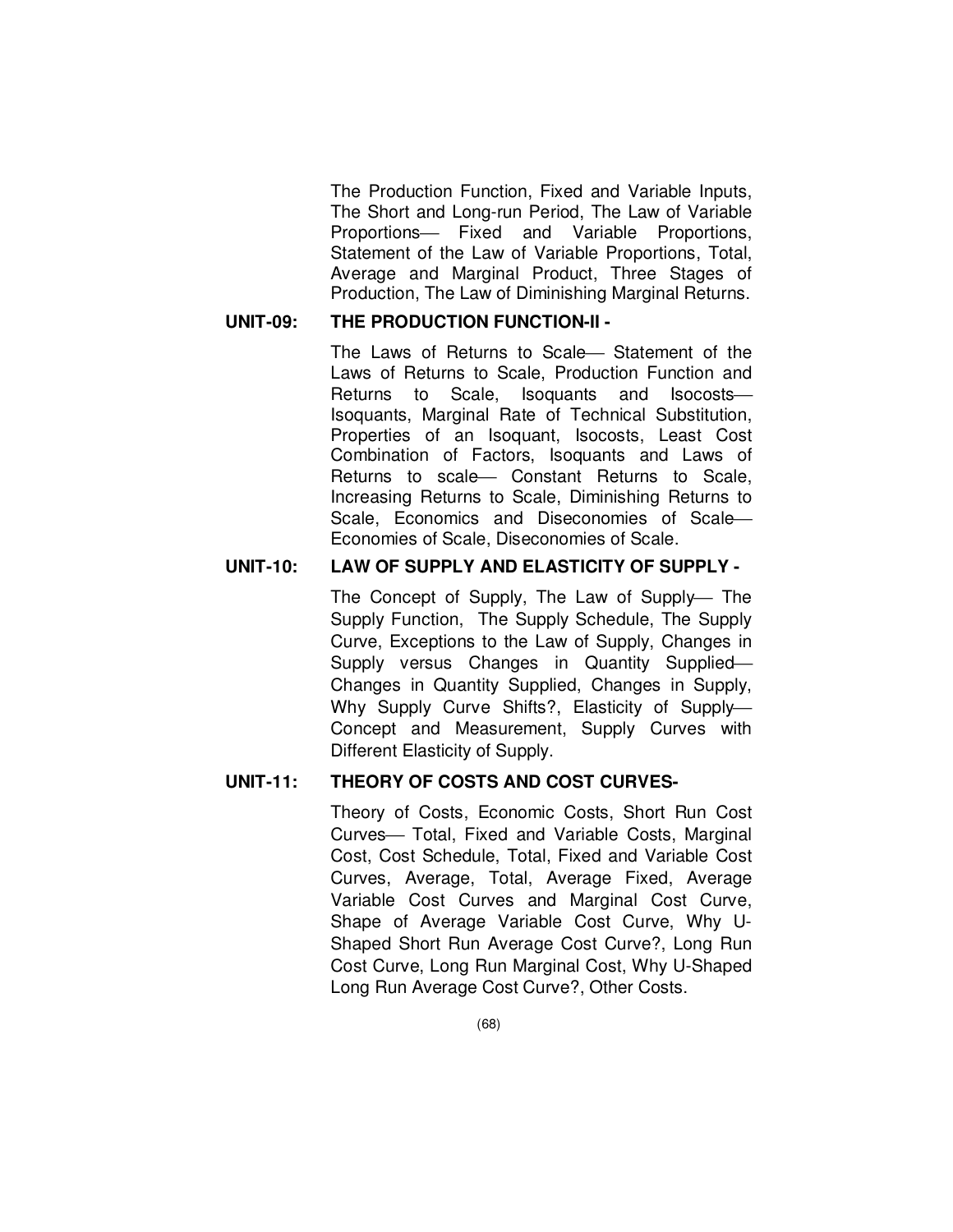The Production Function, Fixed and Variable Inputs, The Short and Long-run Period, The Law of Variable Proportions— Fixed and Variable Proportions, Statement of the Law of Variable Proportions, Total, Average and Marginal Product, Three Stages of Production, The Law of Diminishing Marginal Returns.

**UNIT-09: THE PRODUCTION FUNCTION-II -**

The Laws of Returns to Scale— Statement of the Laws of Returns to Scale, Production Function and Returns to Scale, Isoquants and Isocosts— Isoquants, Marginal Rate of Technical Substitution, Properties of an Isoquant, Isocosts, Least Cost Combination of Factors, Isoquants and Laws of Returns to scale— Constant Returns to Scale, Increasing Returns to Scale, Diminishing Returns to Scale, Economics and Diseconomies of Scale— Economies of Scale, Diseconomies of Scale.

**UNIT-10: LAW OF SUPPLY AND ELASTICITY OF SUPPLY -**

The Concept of Supply, The Law of Supply— The Supply Function, The Supply Schedule, The Supply Curve, Exceptions to the Law of Supply, Changes in Supply versus Changes in Quantity Supplied— Changes in Quantity Supplied, Changes in Supply, Why Supply Curve Shifts?, Elasticity of Supply— Concept and Measurement, Supply Curves with Different Elasticity of Supply.

**UNIT-11: THEORY OF COSTS AND COST CURVES-**

Theory of Costs, Economic Costs, Short Run Cost Curves— Total, Fixed and Variable Costs, Marginal Cost, Cost Schedule, Total, Fixed and Variable Cost Curves, Average, Total, Average Fixed, Average Variable Cost Curves and Marginal Cost Curve, Shape of Average Variable Cost Curve, Why U-Shaped Short Run Average Cost Curve?, Long Run Cost Curve, Long Run Marginal Cost, Why U-Shaped Long Run Average Cost Curve?, Other Costs.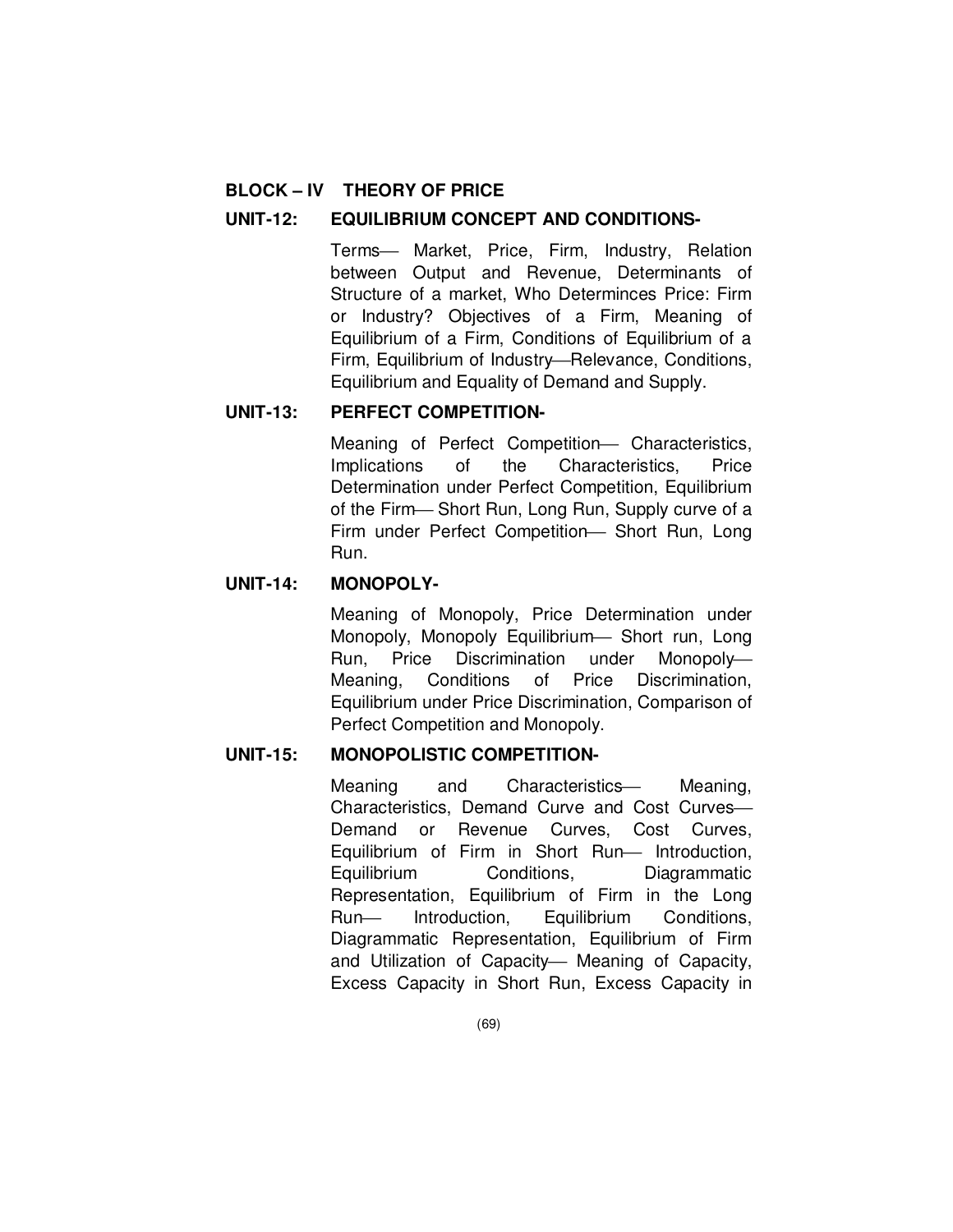## BLOCK – IV THEORY OF PRICE

### UNIT-12: EQUILIBRIUM CONCEPT AND CONDITIONS-

Terms— Market, Price, Firm, Industry, Relation between Output and Revenue, Determinants of Structure of a market, Who Determinces Price: Firm or Industry? Objectives of a Firm, Meaning of Equilibrium of a Firm, Conditions of Equilibrium of a Firm, Equilibrium of Industry—Relevance, Conditions, Equilibrium and Equality of Demand and Supply.

### UNIT-13: PERFECT COMPETITION-

Meaning of Perfect Competition— Characteristics, Implications of the Characteristics, Price Determination under Perfect Competition, Equilibrium of the Firm— Short Run, Long Run, Supply curve of a Firm under Perfect Competition— Short Run, Long Run.

### UNIT-14: MONOPOLY-

Meaning of Monopoly, Price Determination under Monopoly, Monopoly Equilibrium— Short run, Long Run, Price Discrimination under Monopoly— Meaning, Conditions of Price Discrimination, Equilibrium under Price Discrimination, Comparison of Perfect Competition and Monopoly.

### UNIT-15: MONOPOLISTIC COMPETITION-

Meaning and Characteristics— Meaning, Characteristics, Demand Curve and Cost Curves— Demand or Revenue Curves, Cost Curves, Equilibrium of Firm in Short Run— Introduction, Equilibrium Conditions, Diagrammatic Representation, Equilibrium of Firm in the Long Run— Introduction, Equilibrium Conditions, Diagrammatic Representation, Equilibrium of Firm and Utilization of Capacity— Meaning of Capacity, Excess Capacity in Short Run, Excess Capacity in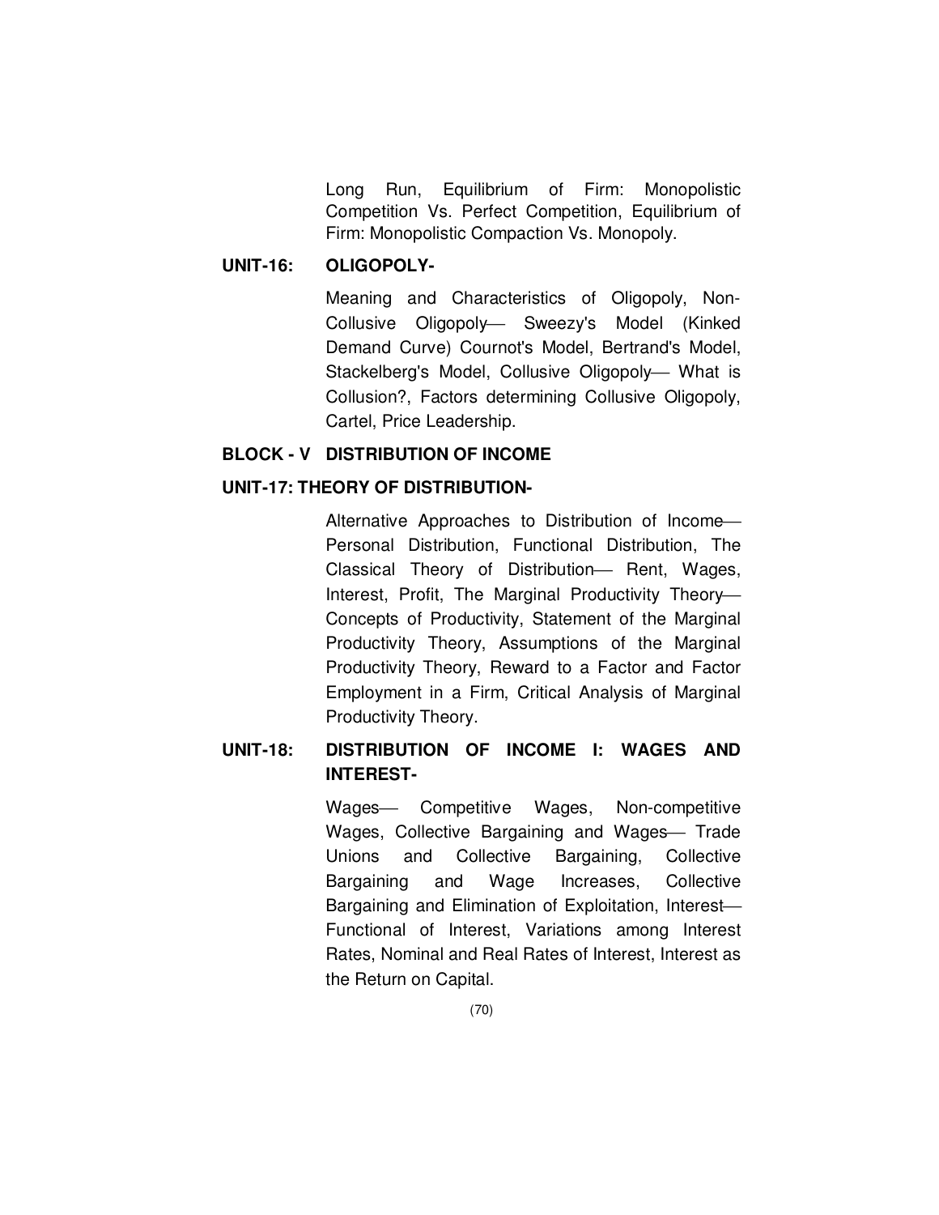Long Run, Equilibrium of Firm: Monopolistic Competition Vs. Perfect Competition, Equilibrium of Firm: Monopolistic Compaction Vs. Monopoly.

**UNIT-16: OLIGOPOLY-**

Meaning and Characteristics of Oligopoly, Non-Collusive Oligopoly— Sweezy's Model (Kinked Demand Curve) Cournot's Model, Bertrand's Model, Stackelberg's Model, Collusive Oligopoly— What is Collusion?, Factors determining Collusive Oligopoly, Cartel, Price Leadership.

**BLOCK - V DISTRIBUTION OF INCOME**

**UNIT-17: THEORY OF DISTRIBUTION-**

Alternative Approaches to Distribution of Income— Personal Distribution, Functional Distribution, The Classical Theory of Distribution— Rent, Wages, Interest, Profit, The Marginal Productivity Theory— Concepts of Productivity, Statement of the Marginal Productivity Theory, Assumptions of the Marginal Productivity Theory, Reward to a Factor and Factor Employment in a Firm, Critical Analysis of Marginal Productivity Theory.

**UNIT-18: DISTRIBUTION OF INCOME I: WAGES AND INTEREST-**

Wages— Competitive Wages, Non-competitive Wages, Collective Bargaining and Wages— Trade Unions and Collective Bargaining, Collective Bargaining and Wage Increases, Collective Bargaining and Elimination of Exploitation, Interest— Functional of Interest, Variations among Interest Rates, Nominal and Real Rates of Interest, Interest as the Return on Capital.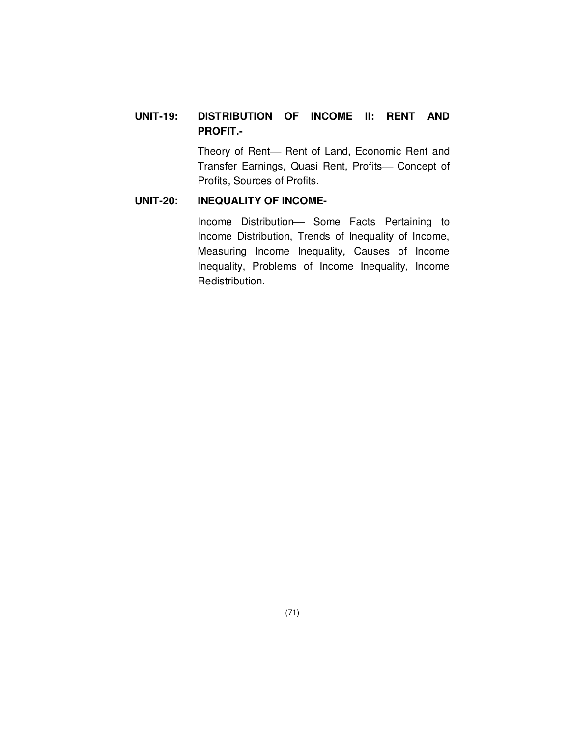**UNIT-19: DISTRIBUTION OF INCOME II: RENT AND PROFIT.-**

Theory of Rent— Rent of Land, Economic Rent and Transfer Earnings, Quasi Rent, Profits— Concept of Profits, Sources of Profits.

**UNIT-20: INEQUALITY OF INCOME-**

Income Distribution— Some Facts Pertaining to Income Distribution, Trends of Inequality of Income, Measuring Income Inequality, Causes of Income Inequality, Problems of Income Inequality, Income Redistribution.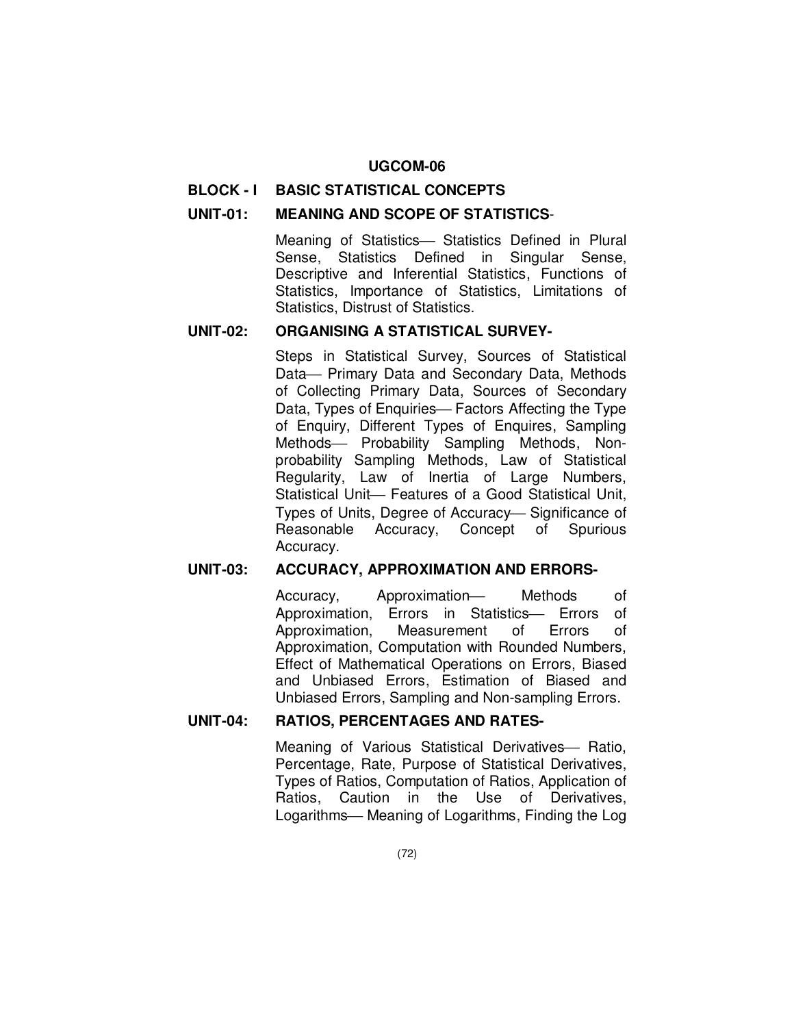## UGCOM-06

### BLOCK - I BASIC STATISTICAL CONCEPTS

**UNIT-01: MEANING AND SCOPE OF STATISTICS-**

Meaning of Statistics— Statistics Defined in Plural Sense, Statistics Defined in Singular Sense, Descriptive and Inferential Statistics, Functions of Statistics, Importance of Statistics, Limitations of Statistics, Distrust of Statistics.

**UNIT-02: ORGANISING A STATISTICAL SURVEY-**

Steps in Statistical Survey, Sources of Statistical Data— Primary Data and Secondary Data, Methods of Collecting Primary Data, Sources of Secondary Data, Types of Enquiries— Factors Affecting the Type of Enquiry, Different Types of Enquires, Sampling Methods— Probability Sampling Methods, Non-probability Sampling Methods, Law of Statistical Regularity, Law of Inertia of Large Numbers, Statistical Unit— Features of a Good Statistical Unit, Types of Units, Degree of Accuracy— Significance of Reasonable Accuracy, Concept of Spurious Accuracy.

**UNIT-03: ACCURACY, APPROXIMATION AND ERRORS-**

Accuracy, Approximation— Methods of Approximation, Errors in Statistics— Errors of Approximation, Measurement of Errors of Approximation, Computation with Rounded Numbers, Effect of Mathematical Operations on Errors, Biased and Unbiased Errors, Estimation of Biased and Unbiased Errors, Sampling and Non-sampling Errors.

**UNIT-04: RATIOS, PERCENTAGES AND RATES-**

Meaning of Various Statistical Derivatives— Ratio, Percentage, Rate, Purpose of Statistical Derivatives, Types of Ratios, Computation of Ratios, Application of Ratios, Caution in the Use of Derivatives, Logarithms— Meaning of Logarithms, Finding the Log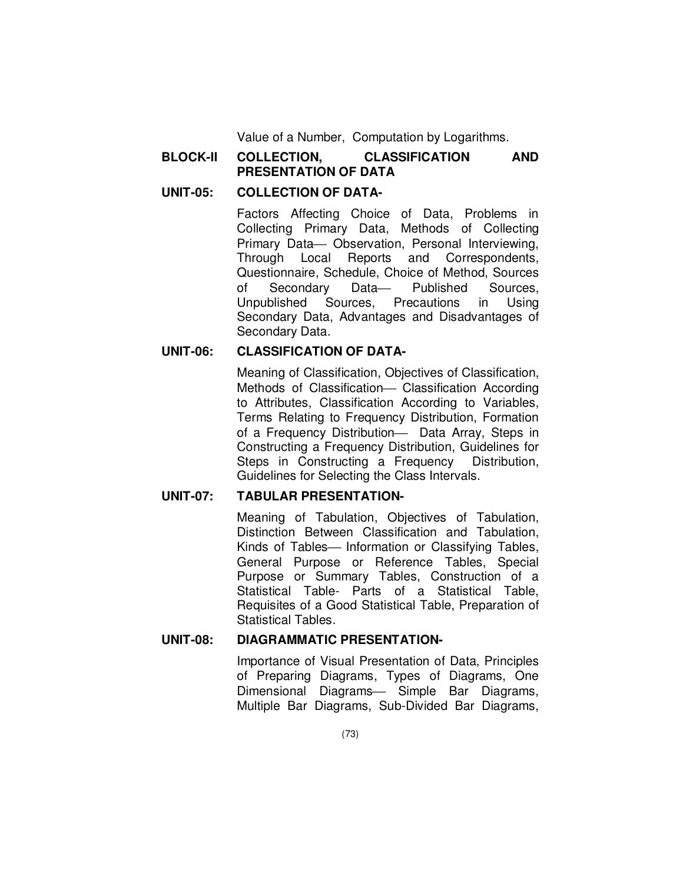Value of a Number, Computation by Logarithms.

## BLOCK-II COLLECTION, CLASSIFICATION AND PRESENTATION OF DATA

### UNIT-05: COLLECTION OF DATA-

Factors Affecting Choice of Data, Problems in Collecting Primary Data, Methods of Collecting Primary Data— Observation, Personal Interviewing, Through Local Reports and Correspondents, Questionnaire, Schedule, Choice of Method, Sources of Secondary Data— Published Sources, Unpublished Sources, Precautions in Using Secondary Data, Advantages and Disadvantages of Secondary Data.

### UNIT-06: CLASSIFICATION OF DATA-

Meaning of Classification, Objectives of Classification, Methods of Classification— Classification According to Attributes, Classification According to Variables, Terms Relating to Frequency Distribution, Formation of a Frequency Distribution— Data Array, Steps in Constructing a Frequency Distribution, Guidelines for Steps in Constructing a Frequency Distribution, Guidelines for Selecting the Class Intervals.

### UNIT-07: TABULAR PRESENTATION-

Meaning of Tabulation, Objectives of Tabulation, Distinction Between Classification and Tabulation, Kinds of Tables— Information or Classifying Tables, General Purpose or Reference Tables, Special Purpose or Summary Tables, Construction of a Statistical Table- Parts of a Statistical Table, Requisites of a Good Statistical Table, Preparation of Statistical Tables.

### UNIT-08: DIAGRAMMATIC PRESENTATION-

Importance of Visual Presentation of Data, Principles of Preparing Diagrams, Types of Diagrams, One Dimensional Diagrams— Simple Bar Diagrams, Multiple Bar Diagrams, Sub-Divided Bar Diagrams,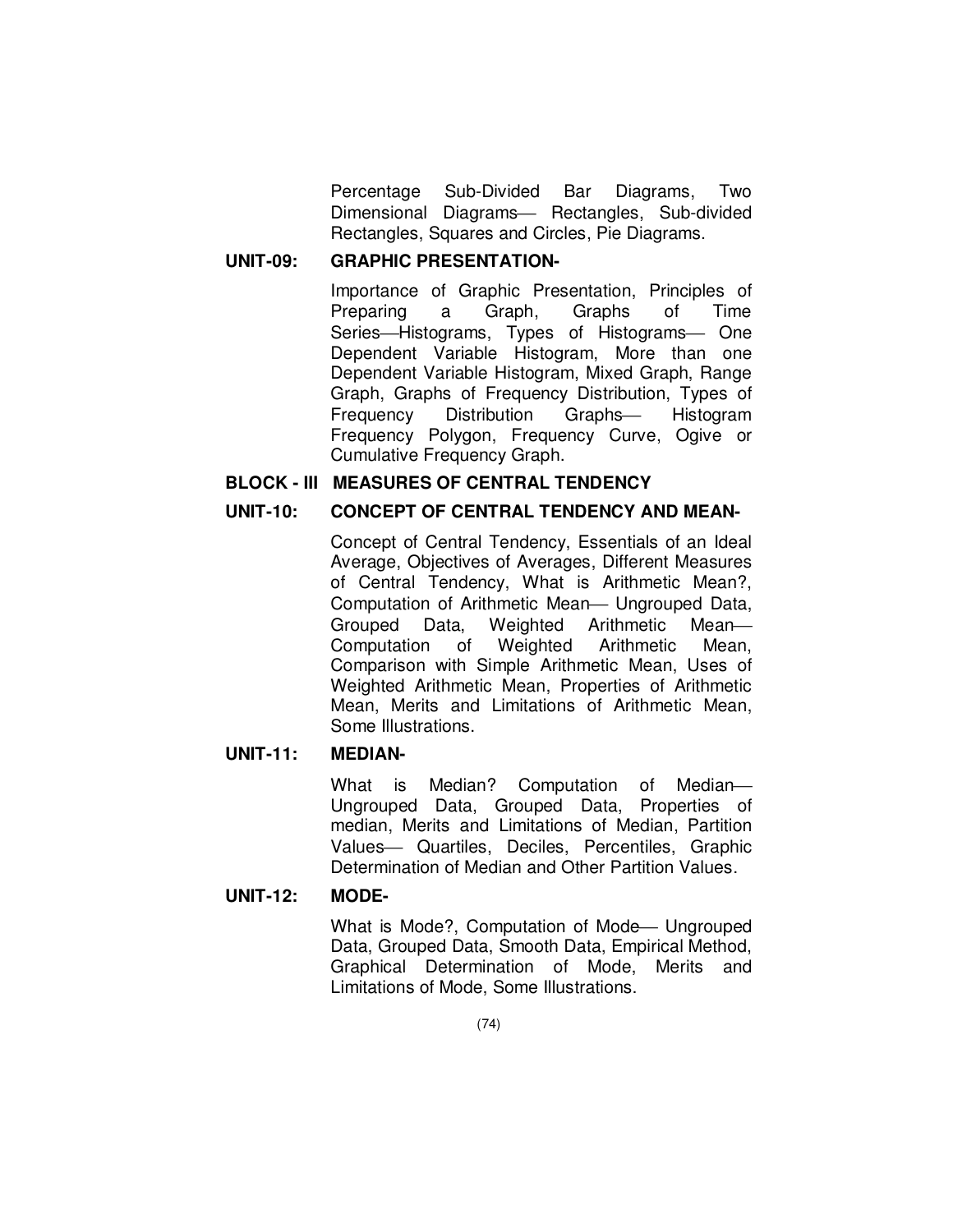Percentage Sub-Divided Bar Diagrams, Two Dimensional Diagrams— Rectangles, Sub-divided Rectangles, Squares and Circles, Pie Diagrams.

**UNIT-09: GRAPHIC PRESENTATION-**

Importance of Graphic Presentation, Principles of Preparing a Graph, Graphs of Time Series—Histograms, Types of Histograms— One Dependent Variable Histogram, More than one Dependent Variable Histogram, Mixed Graph, Range Graph, Graphs of Frequency Distribution, Types of Frequency Distribution Graphs— Histogram Frequency Polygon, Frequency Curve, Ogive or Cumulative Frequency Graph.

## BLOCK - III MEASURES OF CENTRAL TENDENCY

**UNIT-10: CONCEPT OF CENTRAL TENDENCY AND MEAN-**

Concept of Central Tendency, Essentials of an Ideal Average, Objectives of Averages, Different Measures of Central Tendency, What is Arithmetic Mean?, Computation of Arithmetic Mean— Ungrouped Data, Grouped Data, Weighted Arithmetic Mean— Computation of Weighted Arithmetic Mean, Comparison with Simple Arithmetic Mean, Uses of Weighted Arithmetic Mean, Properties of Arithmetic Mean, Merits and Limitations of Arithmetic Mean, Some Illustrations.

**UNIT-11: MEDIAN-**

What is Median? Computation of Median— Ungrouped Data, Grouped Data, Properties of median, Merits and Limitations of Median, Partition Values— Quartiles, Deciles, Percentiles, Graphic Determination of Median and Other Partition Values.

**UNIT-12: MODE-**

What is Mode?, Computation of Mode— Ungrouped Data, Grouped Data, Smooth Data, Empirical Method, Graphical Determination of Mode, Merits and Limitations of Mode, Some Illustrations.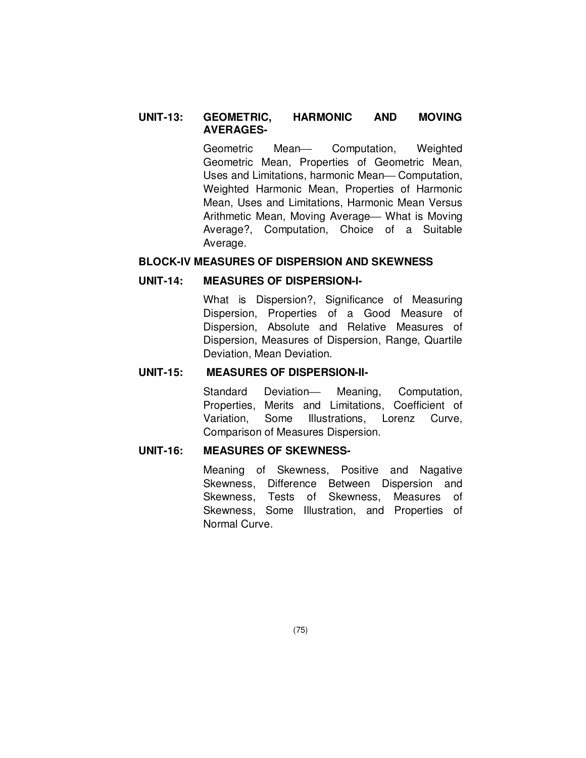**UNIT-13: GEOMETRIC, HARMONIC AND MOVING AVERAGES-**

Geometric Mean— Computation, Weighted Geometric Mean, Properties of Geometric Mean, Uses and Limitations, harmonic Mean— Computation, Weighted Harmonic Mean, Properties of Harmonic Mean, Uses and Limitations, Harmonic Mean Versus Arithmetic Mean, Moving Average— What is Moving Average?, Computation, Choice of a Suitable Average.

## BLOCK-IV MEASURES OF DISPERSION AND SKEWNESS

**UNIT-14: MEASURES OF DISPERSION-I-**

What is Dispersion?, Significance of Measuring Dispersion, Properties of a Good Measure of Dispersion, Absolute and Relative Measures of Dispersion, Measures of Dispersion, Range, Quartile Deviation, Mean Deviation.

**UNIT-15: MEASURES OF DISPERSION-II-**

Standard Deviation— Meaning, Computation, Properties, Merits and Limitations, Coefficient of Variation, Some Illustrations, Lorenz Curve, Comparison of Measures Dispersion.

**UNIT-16: MEASURES OF SKEWNESS-**

Meaning of Skewness, Positive and Nagative Skewness, Difference Between Dispersion and Skewness, Tests of Skewness, Measures of Skewness, Some Illustration, and Properties of Normal Curve.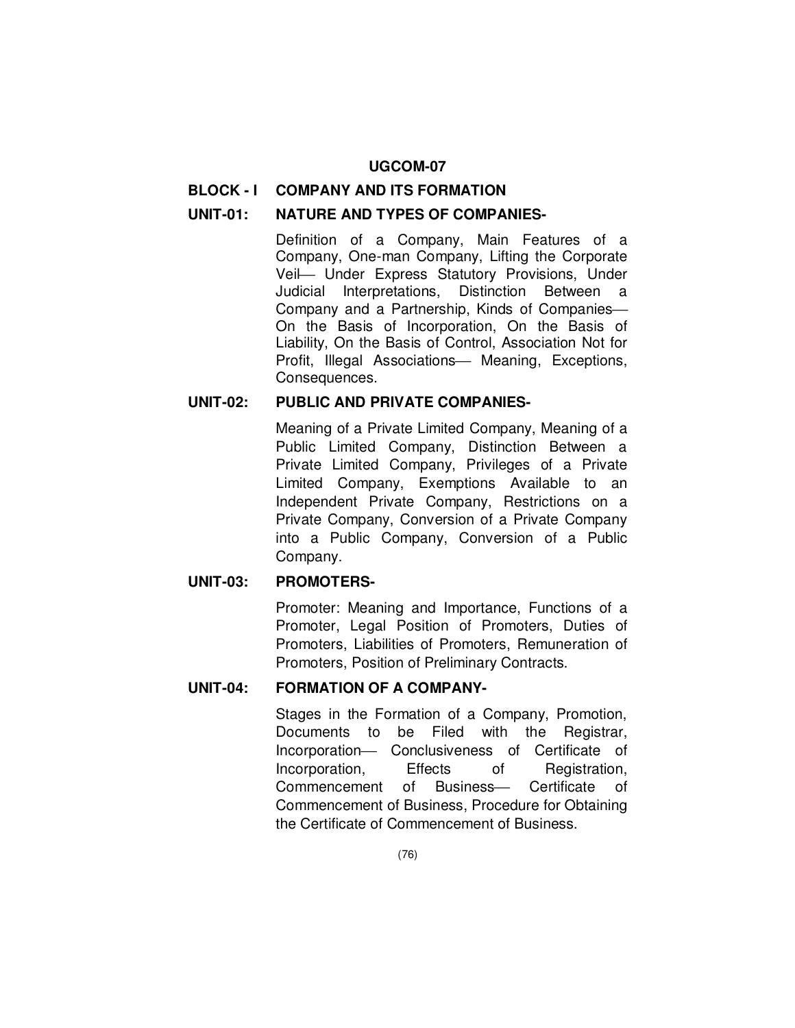## UGCOM-07

### BLOCK - I COMPANY AND ITS FORMATION

#### UNIT-01: NATURE AND TYPES OF COMPANIES-

Definition of a Company, Main Features of a Company, One-man Company, Lifting the Corporate Veil— Under Express Statutory Provisions, Under Judicial Interpretations, Distinction Between a Company and a Partnership, Kinds of Companies— On the Basis of Incorporation, On the Basis of Liability, On the Basis of Control, Association Not for Profit, Illegal Associations— Meaning, Exceptions, Consequences.

#### UNIT-02: PUBLIC AND PRIVATE COMPANIES-

Meaning of a Private Limited Company, Meaning of a Public Limited Company, Distinction Between a Private Limited Company, Privileges of a Private Limited Company, Exemptions Available to an Independent Private Company, Restrictions on a Private Company, Conversion of a Private Company into a Public Company, Conversion of a Public Company.

#### UNIT-03: PROMOTERS-

Promoter: Meaning and Importance, Functions of a Promoter, Legal Position of Promoters, Duties of Promoters, Liabilities of Promoters, Remuneration of Promoters, Position of Preliminary Contracts.

#### UNIT-04: FORMATION OF A COMPANY-

Stages in the Formation of a Company, Promotion, Documents to be Filed with the Registrar, Incorporation— Conclusiveness of Certificate of Incorporation, Effects of Registration, Commencement of Business— Certificate of Commencement of Business, Procedure for Obtaining the Certificate of Commencement of Business.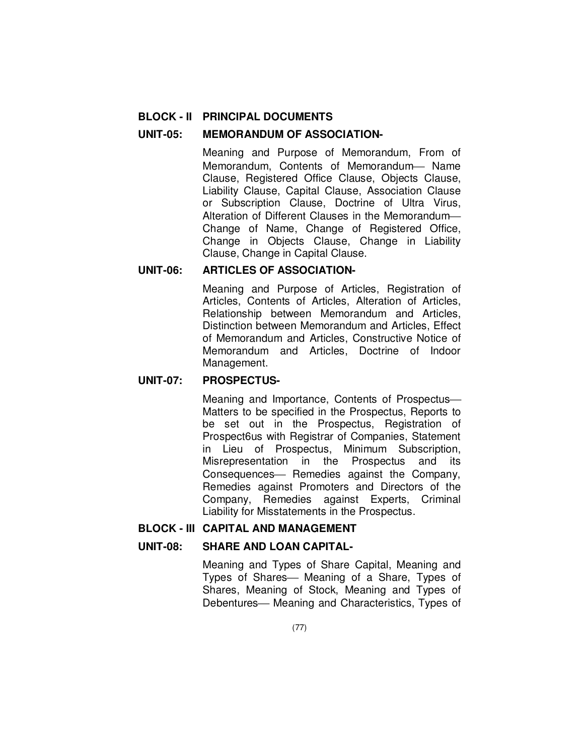## BLOCK - II PRINCIPAL DOCUMENTS

### UNIT-05: MEMORANDUM OF ASSOCIATION-

Meaning and Purpose of Memorandum, From of Memorandum, Contents of Memorandum— Name Clause, Registered Office Clause, Objects Clause, Liability Clause, Capital Clause, Association Clause or Subscription Clause, Doctrine of Ultra Virus, Alteration of Different Clauses in the Memorandum— Change of Name, Change of Registered Office, Change in Objects Clause, Change in Liability Clause, Change in Capital Clause.

### UNIT-06: ARTICLES OF ASSOCIATION-

Meaning and Purpose of Articles, Registration of Articles, Contents of Articles, Alteration of Articles, Relationship between Memorandum and Articles, Distinction between Memorandum and Articles, Effect of Memorandum and Articles, Constructive Notice of Memorandum and Articles, Doctrine of Indoor Management.

### UNIT-07: PROSPECTUS-

Meaning and Importance, Contents of Prospectus— Matters to be specified in the Prospectus, Reports to be set out in the Prospectus, Registration of Prospect6us with Registrar of Companies, Statement in Lieu of Prospectus, Minimum Subscription, Misrepresentation in the Prospectus and its Consequences— Remedies against the Company, Remedies against Promoters and Directors of the Company, Remedies against Experts, Criminal Liability for Misstatements in the Prospectus.

## BLOCK - III CAPITAL AND MANAGEMENT

### UNIT-08: SHARE AND LOAN CAPITAL-

Meaning and Types of Share Capital, Meaning and Types of Shares— Meaning of a Share, Types of Shares, Meaning of Stock, Meaning and Types of Debentures— Meaning and Characteristics, Types of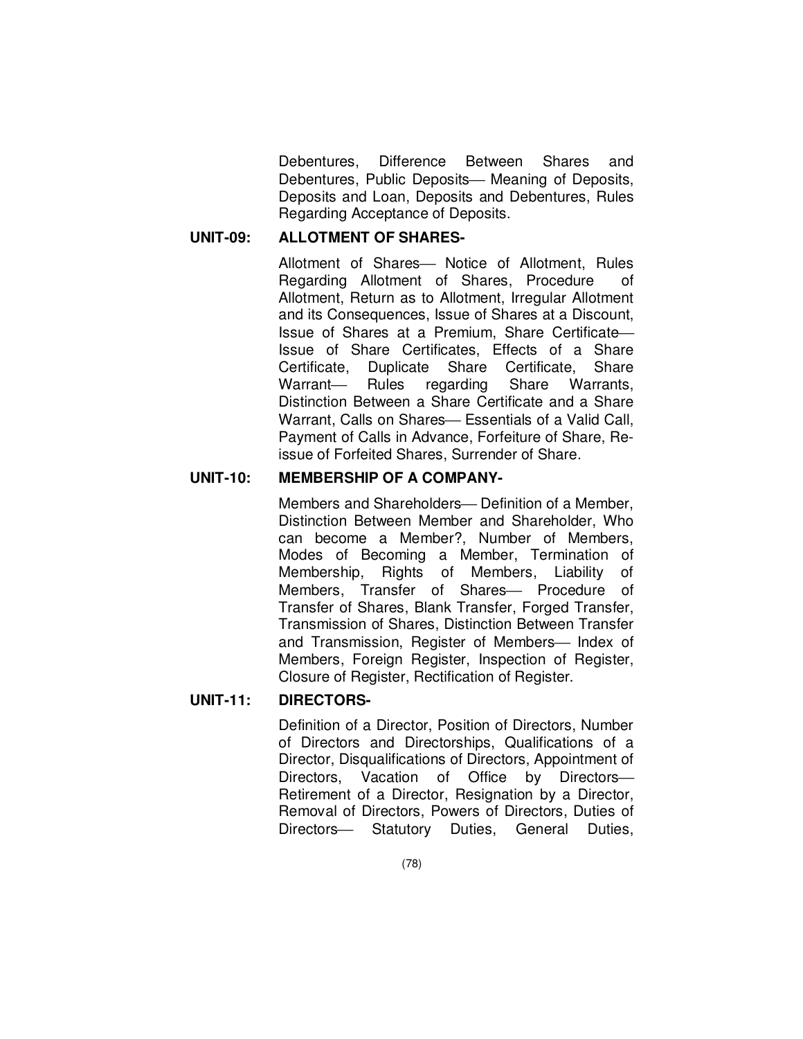Debentures, Difference Between Shares and Debentures, Public Deposits— Meaning of Deposits, Deposits and Loan, Deposits and Debentures, Rules Regarding Acceptance of Deposits.

**UNIT-09: ALLOTMENT OF SHARES-**

Allotment of Shares— Notice of Allotment, Rules Regarding Allotment of Shares, Procedure of Allotment, Return as to Allotment, Irregular Allotment and its Consequences, Issue of Shares at a Discount, Issue of Shares at a Premium, Share Certificate— Issue of Share Certificates, Effects of a Share Certificate, Duplicate Share Certificate, Share Warrant— Rules regarding Share Warrants, Distinction Between a Share Certificate and a Share Warrant, Calls on Shares— Essentials of a Valid Call, Payment of Calls in Advance, Forfeiture of Share, Re-issue of Forfeited Shares, Surrender of Share.

**UNIT-10: MEMBERSHIP OF A COMPANY-**

Members and Shareholders— Definition of a Member, Distinction Between Member and Shareholder, Who can become a Member?, Number of Members, Modes of Becoming a Member, Termination of Membership, Rights of Members, Liability of Members, Transfer of Shares— Procedure of Transfer of Shares, Blank Transfer, Forged Transfer, Transmission of Shares, Distinction Between Transfer and Transmission, Register of Members— Index of Members, Foreign Register, Inspection of Register, Closure of Register, Rectification of Register.

**UNIT-11: DIRECTORS-**

Definition of a Director, Position of Directors, Number of Directors and Directorships, Qualifications of a Director, Disqualifications of Directors, Appointment of Directors, Vacation of Office by Directors— Retirement of a Director, Resignation by a Director, Removal of Directors, Powers of Directors, Duties of Directors— Statutory Duties, General Duties,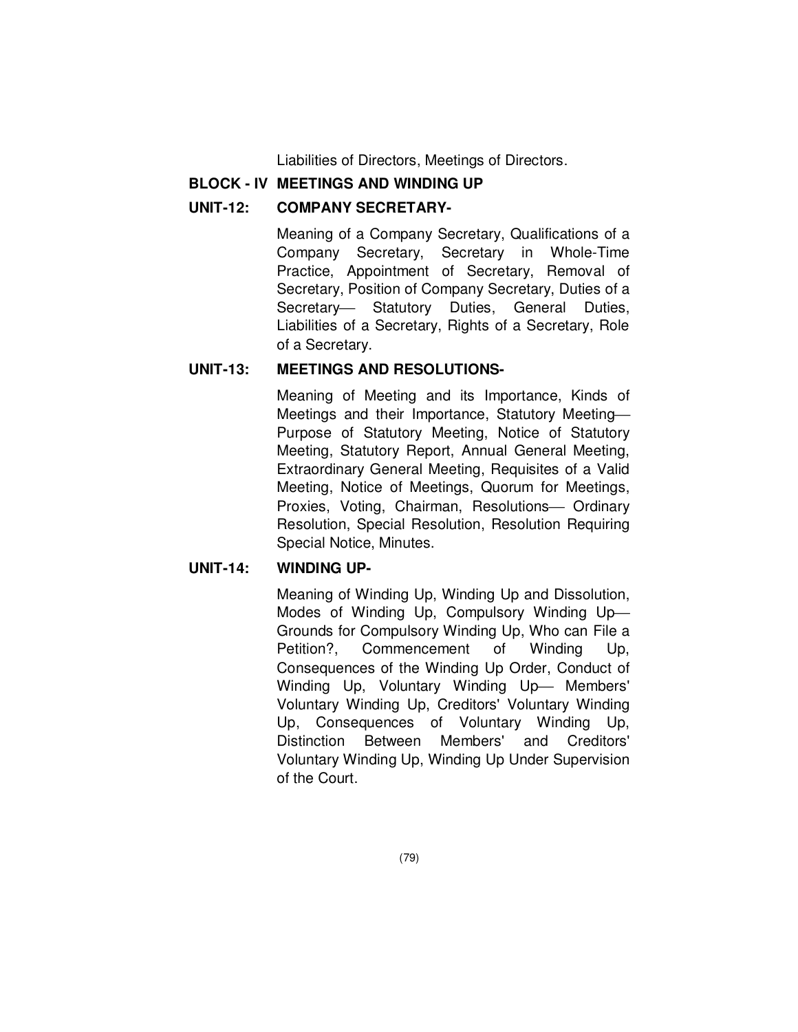Liabilities of Directors, Meetings of Directors.

## BLOCK - IV MEETINGS AND WINDING UP

### UNIT-12: COMPANY SECRETARY-

Meaning of a Company Secretary, Qualifications of a Company Secretary, Secretary in Whole-Time Practice, Appointment of Secretary, Removal of Secretary, Position of Company Secretary, Duties of a Secretary— Statutory Duties, General Duties, Liabilities of a Secretary, Rights of a Secretary, Role of a Secretary.

### UNIT-13: MEETINGS AND RESOLUTIONS-

Meaning of Meeting and its Importance, Kinds of Meetings and their Importance, Statutory Meeting— Purpose of Statutory Meeting, Notice of Statutory Meeting, Statutory Report, Annual General Meeting, Extraordinary General Meeting, Requisites of a Valid Meeting, Notice of Meetings, Quorum for Meetings, Proxies, Voting, Chairman, Resolutions— Ordinary Resolution, Special Resolution, Resolution Requiring Special Notice, Minutes.

### UNIT-14: WINDING UP-

Meaning of Winding Up, Winding Up and Dissolution, Modes of Winding Up, Compulsory Winding Up— Grounds for Compulsory Winding Up, Who can File a Petition?, Commencement of Winding Up, Consequences of the Winding Up Order, Conduct of Winding Up, Voluntary Winding Up— Members' Voluntary Winding Up, Creditors' Voluntary Winding Up, Consequences of Voluntary Winding Up, Distinction Between Members' and Creditors' Voluntary Winding Up, Winding Up Under Supervision of the Court.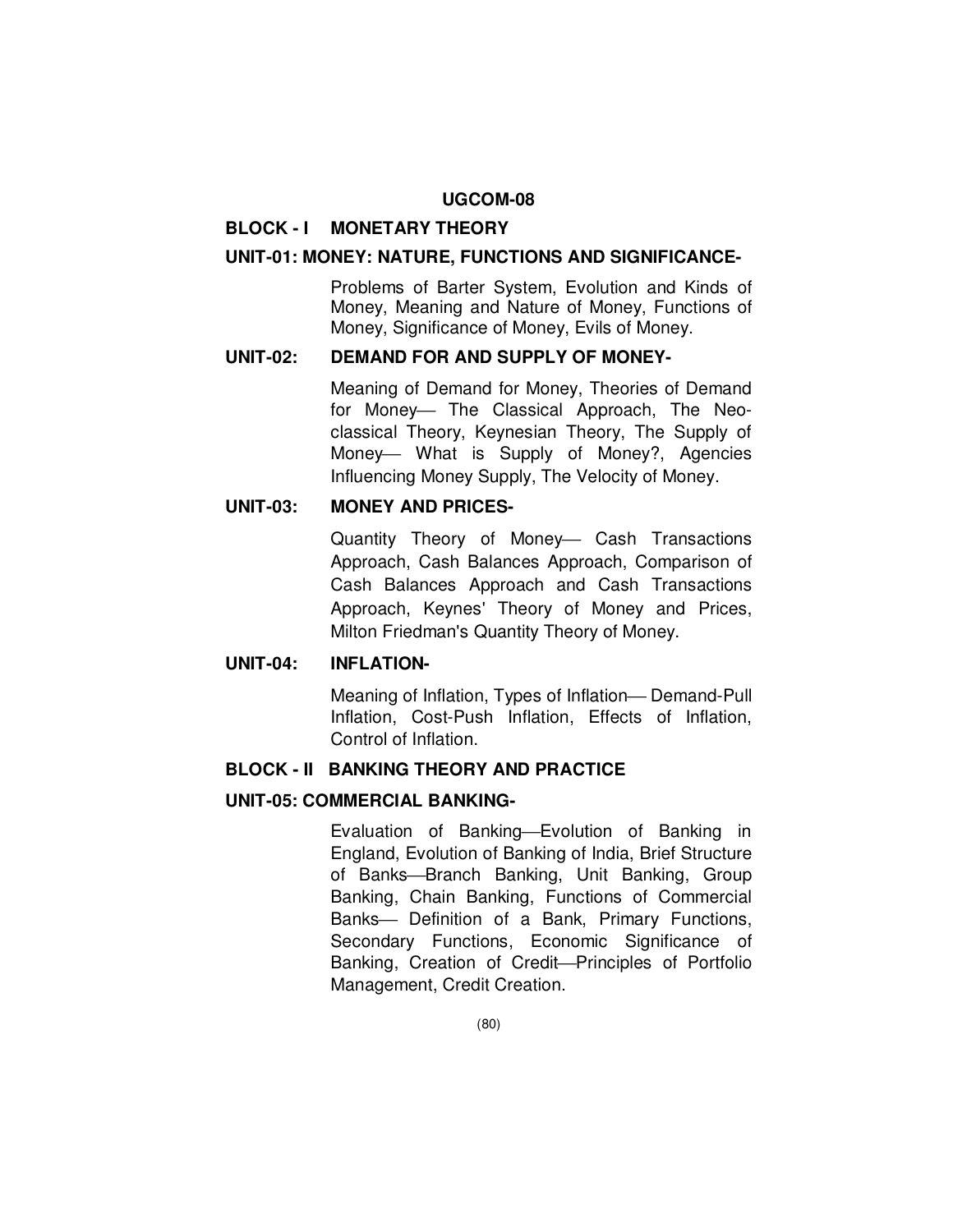## UGCOM-08

### BLOCK - I MONETARY THEORY

**UNIT-01: MONEY: NATURE, FUNCTIONS AND SIGNIFICANCE-**

Problems of Barter System, Evolution and Kinds of Money, Meaning and Nature of Money, Functions of Money, Significance of Money, Evils of Money.

**UNIT-02: DEMAND FOR AND SUPPLY OF MONEY-**

Meaning of Demand for Money, Theories of Demand for Money— The Classical Approach, The Neo-classical Theory, Keynesian Theory, The Supply of Money— What is Supply of Money?, Agencies Influencing Money Supply, The Velocity of Money.

**UNIT-03: MONEY AND PRICES-**

Quantity Theory of Money— Cash Transactions Approach, Cash Balances Approach, Comparison of Cash Balances Approach and Cash Transactions Approach, Keynes' Theory of Money and Prices, Milton Friedman's Quantity Theory of Money.

**UNIT-04: INFLATION-**

Meaning of Inflation, Types of Inflation— Demand-Pull Inflation, Cost-Push Inflation, Effects of Inflation, Control of Inflation.

### BLOCK - II BANKING THEORY AND PRACTICE

**UNIT-05: COMMERCIAL BANKING-**

Evaluation of Banking—Evolution of Banking in England, Evolution of Banking of India, Brief Structure of Banks—Branch Banking, Unit Banking, Group Banking, Chain Banking, Functions of Commercial Banks— Definition of a Bank, Primary Functions, Secondary Functions, Economic Significance of Banking, Creation of Credit—Principles of Portfolio Management, Credit Creation.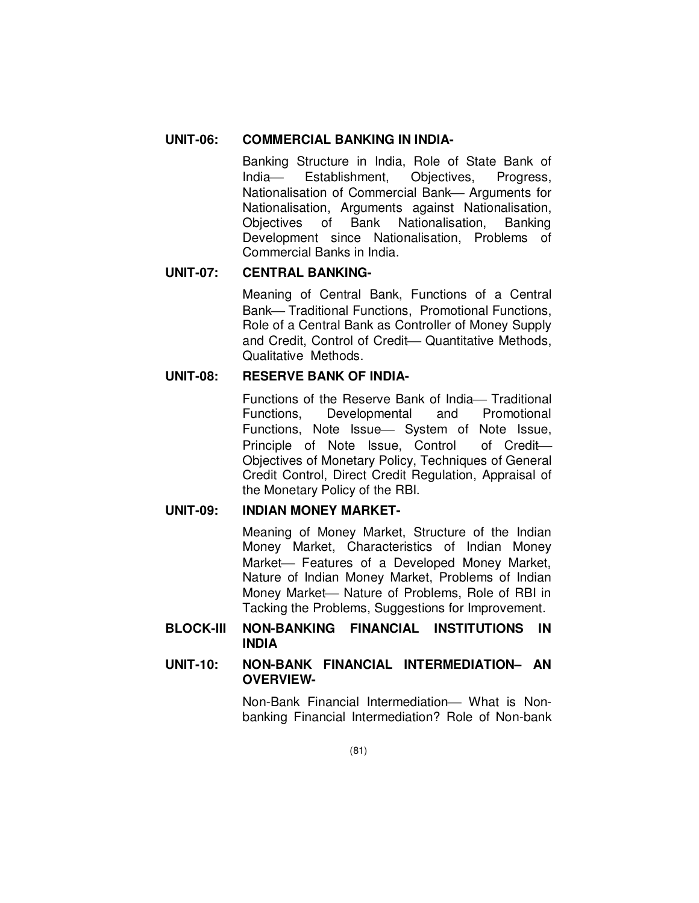**UNIT-06: COMMERCIAL BANKING IN INDIA-**

Banking Structure in India, Role of State Bank of India— Establishment, Objectives, Progress, Nationalisation of Commercial Bank— Arguments for Nationalisation, Arguments against Nationalisation, Objectives of Bank Nationalisation, Banking Development since Nationalisation, Problems of Commercial Banks in India.

**UNIT-07: CENTRAL BANKING-**

Meaning of Central Bank, Functions of a Central Bank— Traditional Functions, Promotional Functions, Role of a Central Bank as Controller of Money Supply and Credit, Control of Credit— Quantitative Methods, Qualitative Methods.

**UNIT-08: RESERVE BANK OF INDIA-**

Functions of the Reserve Bank of India— Traditional Functions, Developmental and Promotional Functions, Note Issue— System of Note Issue, Principle of Note Issue, Control of Credit— Objectives of Monetary Policy, Techniques of General Credit Control, Direct Credit Regulation, Appraisal of the Monetary Policy of the RBI.

**UNIT-09: INDIAN MONEY MARKET-**

Meaning of Money Market, Structure of the Indian Money Market, Characteristics of Indian Money Market— Features of a Developed Money Market, Nature of Indian Money Market, Problems of Indian Money Market— Nature of Problems, Role of RBI in Tacking the Problems, Suggestions for Improvement.

**BLOCK-III NON-BANKING FINANCIAL INSTITUTIONS IN INDIA**

**UNIT-10: NON-BANK FINANCIAL INTERMEDIATION– AN OVERVIEW-**

Non-Bank Financial Intermediation— What is Non-banking Financial Intermediation? Role of Non-bank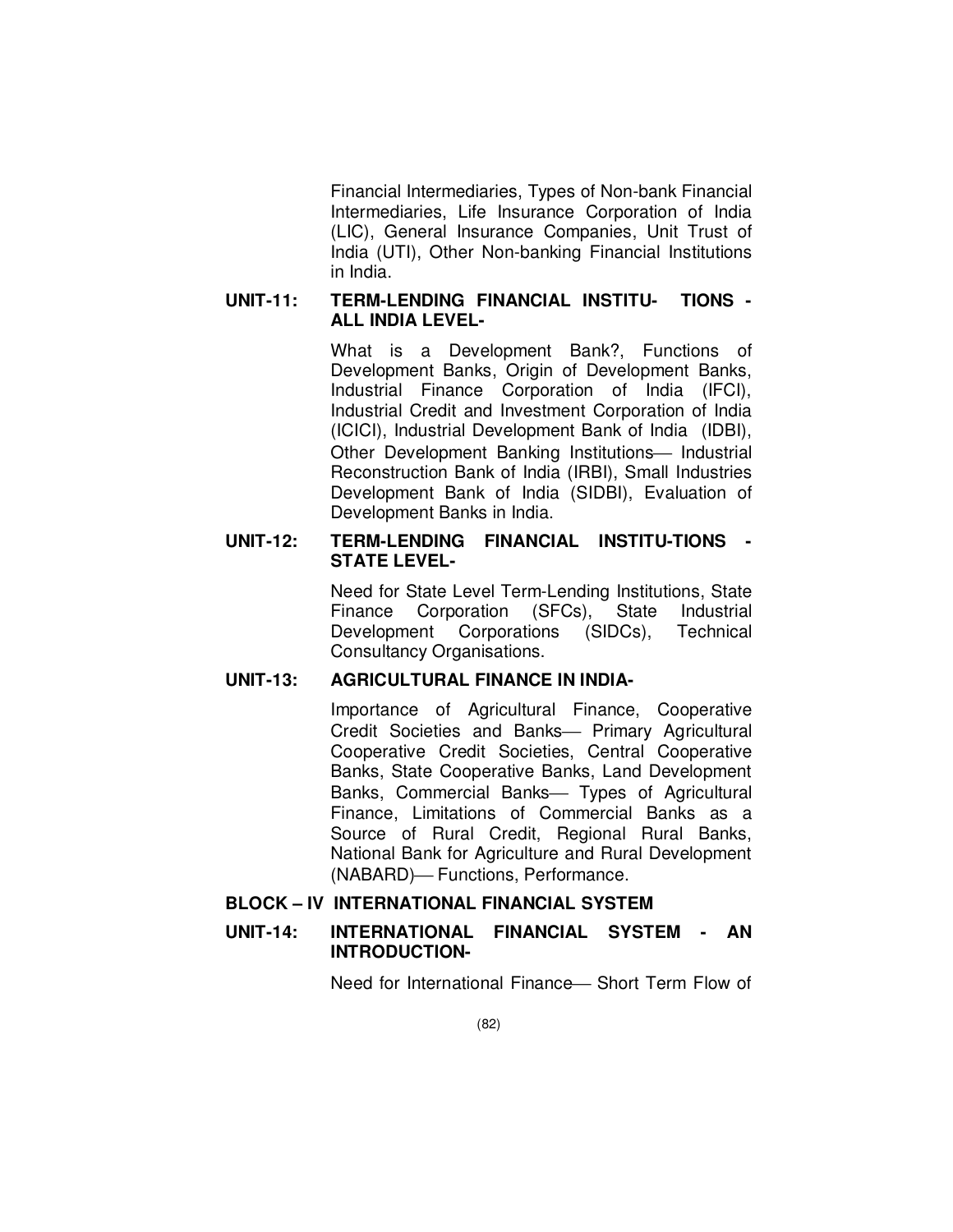Financial Intermediaries, Types of Non-bank Financial Intermediaries, Life Insurance Corporation of India (LIC), General Insurance Companies, Unit Trust of India (UTI), Other Non-banking Financial Institutions in India.

**UNIT-11: TERM-LENDING FINANCIAL INSTITU- TIONS - ALL INDIA LEVEL-**

What is a Development Bank?, Functions of Development Banks, Origin of Development Banks, Industrial Finance Corporation of India (IFCI), Industrial Credit and Investment Corporation of India (ICICI), Industrial Development Bank of India (IDBI), Other Development Banking Institutions— Industrial Reconstruction Bank of India (IRBI), Small Industries Development Bank of India (SIDBI), Evaluation of Development Banks in India.

**UNIT-12: TERM-LENDING FINANCIAL INSTITU-TIONS - STATE LEVEL-**

Need for State Level Term-Lending Institutions, State Finance Corporation (SFCs), State Industrial Development Corporations (SIDCs), Technical Consultancy Organisations.

**UNIT-13: AGRICULTURAL FINANCE IN INDIA-**

Importance of Agricultural Finance, Cooperative Credit Societies and Banks— Primary Agricultural Cooperative Credit Societies, Central Cooperative Banks, State Cooperative Banks, Land Development Banks, Commercial Banks— Types of Agricultural Finance, Limitations of Commercial Banks as a Source of Rural Credit, Regional Rural Banks, National Bank for Agriculture and Rural Development (NABARD)— Functions, Performance.

**BLOCK – IV INTERNATIONAL FINANCIAL SYSTEM**

**UNIT-14: INTERNATIONAL FINANCIAL SYSTEM - AN INTRODUCTION-**

Need for International Finance— Short Term Flow of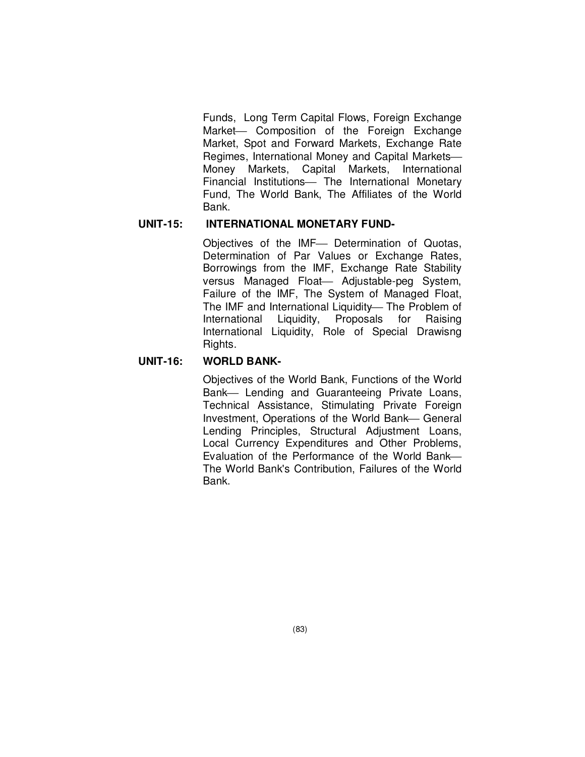Funds, Long Term Capital Flows, Foreign Exchange Market— Composition of the Foreign Exchange Market, Spot and Forward Markets, Exchange Rate Regimes, International Money and Capital Markets— Money Markets, Capital Markets, International Financial Institutions— The International Monetary Fund, The World Bank, The Affiliates of the World Bank.

**UNIT-15: INTERNATIONAL MONETARY FUND-**

Objectives of the IMF— Determination of Quotas, Determination of Par Values or Exchange Rates, Borrowings from the IMF, Exchange Rate Stability versus Managed Float— Adjustable-peg System, Failure of the IMF, The System of Managed Float, The IMF and International Liquidity— The Problem of International Liquidity, Proposals for Raising International Liquidity, Role of Special Drawisng Rights.

**UNIT-16: WORLD BANK-**

Objectives of the World Bank, Functions of the World Bank— Lending and Guaranteeing Private Loans, Technical Assistance, Stimulating Private Foreign Investment, Operations of the World Bank— General Lending Principles, Structural Adjustment Loans, Local Currency Expenditures and Other Problems, Evaluation of the Performance of the World Bank— The World Bank's Contribution, Failures of the World Bank.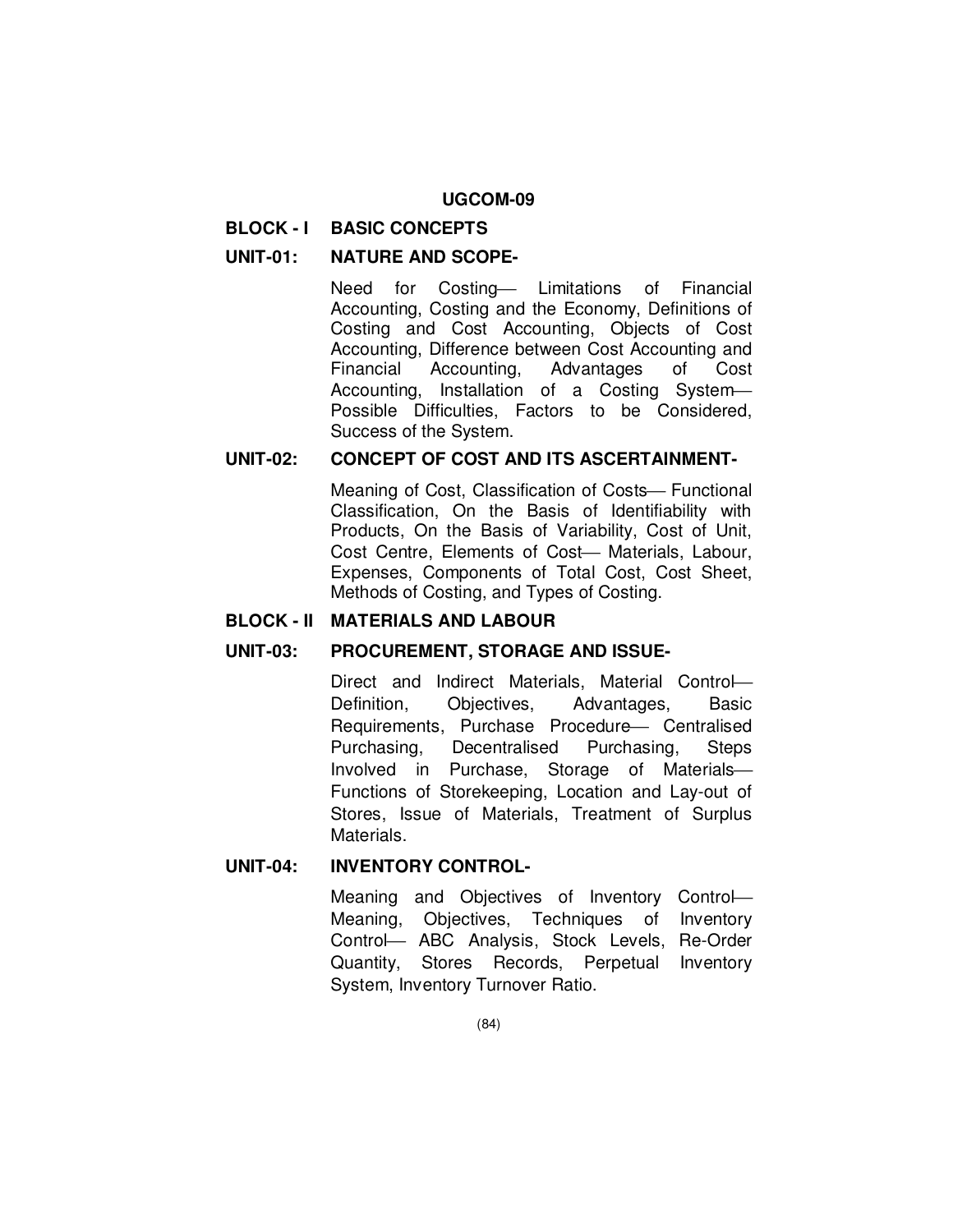## UGCOM-09

### BLOCK - I BASIC CONCEPTS

**UNIT-01: NATURE AND SCOPE-**

Need for Costing— Limitations of Financial Accounting, Costing and the Economy, Definitions of Costing and Cost Accounting, Objects of Cost Accounting, Difference between Cost Accounting and Financial Accounting, Advantages of Cost Accounting, Installation of a Costing System— Possible Difficulties, Factors to be Considered, Success of the System.

**UNIT-02: CONCEPT OF COST AND ITS ASCERTAINMENT-**

Meaning of Cost, Classification of Costs— Functional Classification, On the Basis of Identifiability with Products, On the Basis of Variability, Cost of Unit, Cost Centre, Elements of Cost— Materials, Labour, Expenses, Components of Total Cost, Cost Sheet, Methods of Costing, and Types of Costing.

### BLOCK - II MATERIALS AND LABOUR

**UNIT-03: PROCUREMENT, STORAGE AND ISSUE-**

Direct and Indirect Materials, Material Control— Definition, Objectives, Advantages, Basic Requirements, Purchase Procedure— Centralised Purchasing, Decentralised Purchasing, Steps Involved in Purchase, Storage of Materials— Functions of Storekeeping, Location and Lay-out of Stores, Issue of Materials, Treatment of Surplus Materials.

**UNIT-04: INVENTORY CONTROL-**

Meaning and Objectives of Inventory Control— Meaning, Objectives, Techniques of Inventory Control— ABC Analysis, Stock Levels, Re-Order Quantity, Stores Records, Perpetual Inventory System, Inventory Turnover Ratio.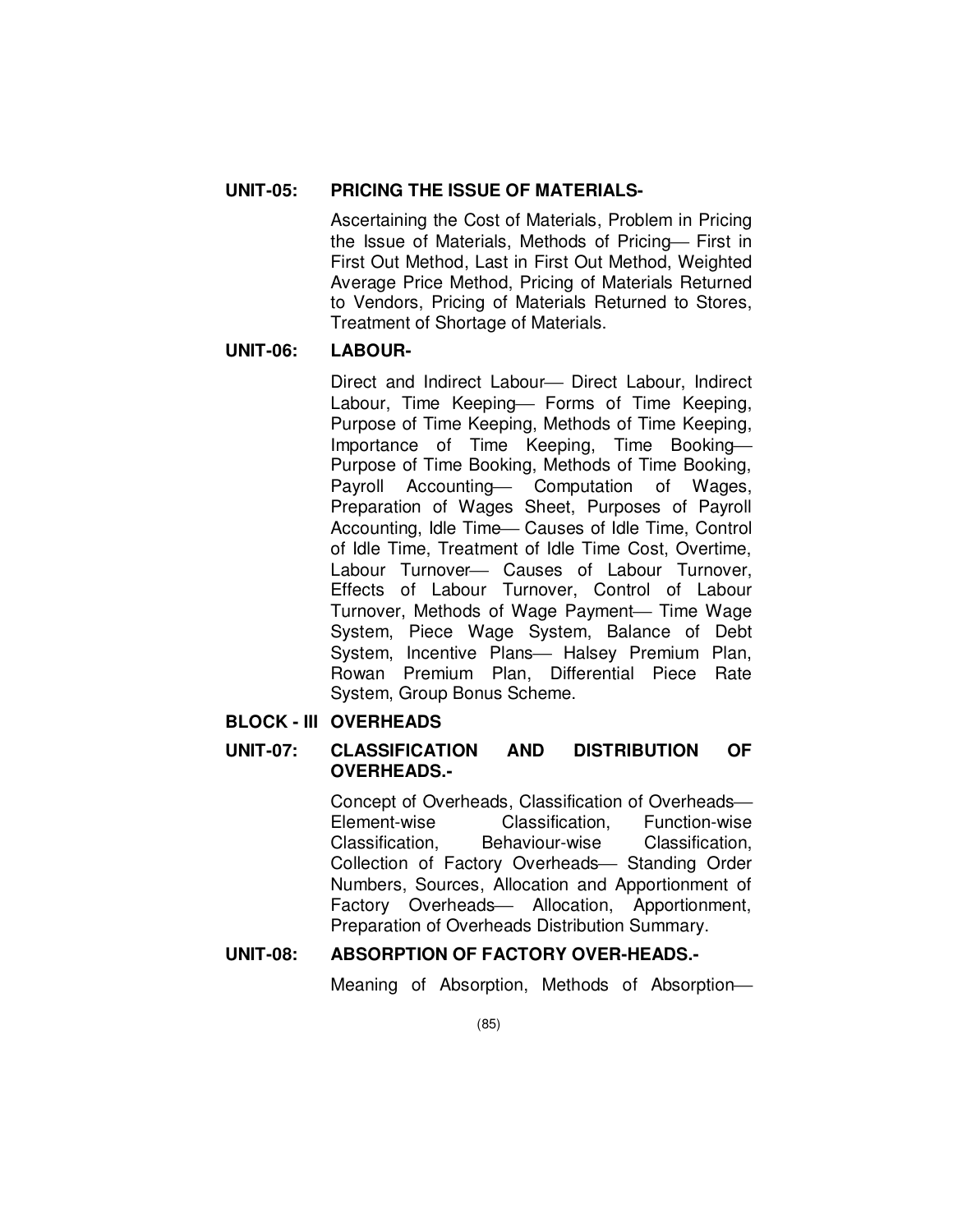**UNIT-05: PRICING THE ISSUE OF MATERIALS-**

Ascertaining the Cost of Materials, Problem in Pricing the Issue of Materials, Methods of Pricing— First in First Out Method, Last in First Out Method, Weighted Average Price Method, Pricing of Materials Returned to Vendors, Pricing of Materials Returned to Stores, Treatment of Shortage of Materials.

**UNIT-06: LABOUR-**

Direct and Indirect Labour— Direct Labour, Indirect Labour, Time Keeping— Forms of Time Keeping, Purpose of Time Keeping, Methods of Time Keeping, Importance of Time Keeping, Time Booking— Purpose of Time Booking, Methods of Time Booking, Payroll Accounting— Computation of Wages, Preparation of Wages Sheet, Purposes of Payroll Accounting, Idle Time— Causes of Idle Time, Control of Idle Time, Treatment of Idle Time Cost, Overtime, Labour Turnover— Causes of Labour Turnover, Effects of Labour Turnover, Control of Labour Turnover, Methods of Wage Payment— Time Wage System, Piece Wage System, Balance of Debt System, Incentive Plans— Halsey Premium Plan, Rowan Premium Plan, Differential Piece Rate System, Group Bonus Scheme.

**BLOCK - III OVERHEADS**

**UNIT-07: CLASSIFICATION AND DISTRIBUTION OF OVERHEADS.-**

Concept of Overheads, Classification of Overheads— Element-wise Classification, Function-wise Classification, Behaviour-wise Classification, Collection of Factory Overheads— Standing Order Numbers, Sources, Allocation and Apportionment of Factory Overheads— Allocation, Apportionment, Preparation of Overheads Distribution Summary.

**UNIT-08: ABSORPTION OF FACTORY OVER-HEADS.-**

Meaning of Absorption, Methods of Absorption—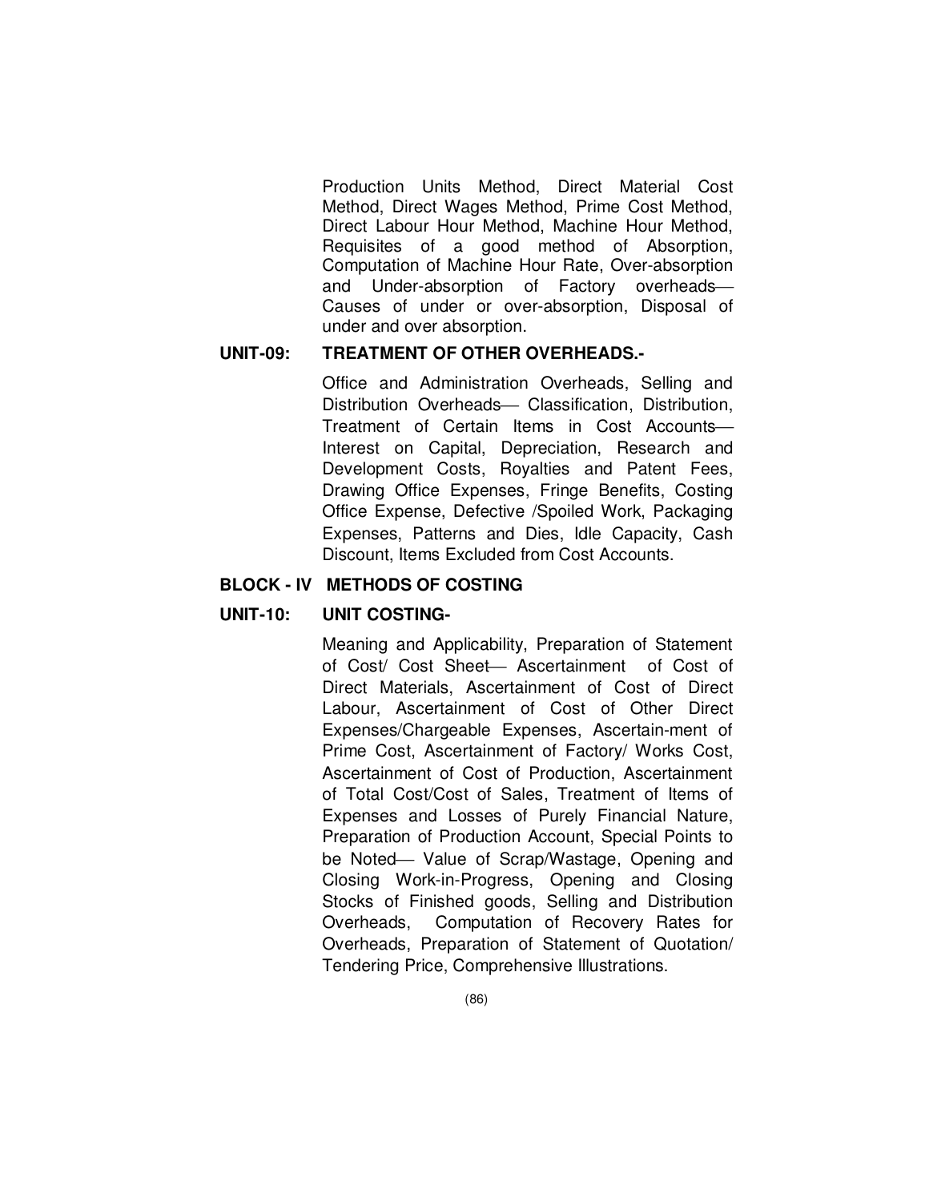Production Units Method, Direct Material Cost Method, Direct Wages Method, Prime Cost Method, Direct Labour Hour Method, Machine Hour Method, Requisites of a good method of Absorption, Computation of Machine Hour Rate, Over-absorption and Under-absorption of Factory overheads— Causes of under or over-absorption, Disposal of under and over absorption.

**UNIT-09: TREATMENT OF OTHER OVERHEADS.-**

Office and Administration Overheads, Selling and Distribution Overheads— Classification, Distribution, Treatment of Certain Items in Cost Accounts— Interest on Capital, Depreciation, Research and Development Costs, Royalties and Patent Fees, Drawing Office Expenses, Fringe Benefits, Costing Office Expense, Defective /Spoiled Work, Packaging Expenses, Patterns and Dies, Idle Capacity, Cash Discount, Items Excluded from Cost Accounts.

**BLOCK - IV METHODS OF COSTING**

**UNIT-10: UNIT COSTING-**

Meaning and Applicability, Preparation of Statement of Cost/ Cost Sheet— Ascertainment of Cost of Direct Materials, Ascertainment of Cost of Direct Labour, Ascertainment of Cost of Other Direct Expenses/Chargeable Expenses, Ascertain-ment of Prime Cost, Ascertainment of Factory/ Works Cost, Ascertainment of Cost of Production, Ascertainment of Total Cost/Cost of Sales, Treatment of Items of Expenses and Losses of Purely Financial Nature, Preparation of Production Account, Special Points to be Noted— Value of Scrap/Wastage, Opening and Closing Work-in-Progress, Opening and Closing Stocks of Finished goods, Selling and Distribution Overheads, Computation of Recovery Rates for Overheads, Preparation of Statement of Quotation/ Tendering Price, Comprehensive Illustrations.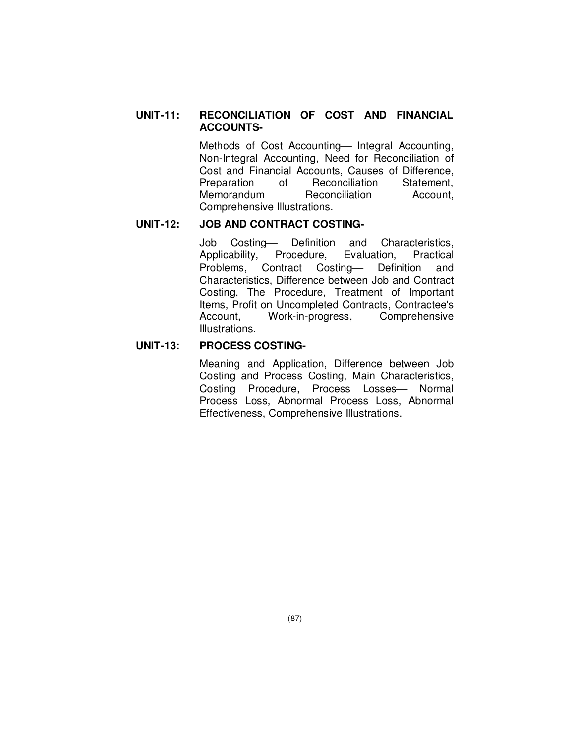**UNIT-11: RECONCILIATION OF COST AND FINANCIAL ACCOUNTS-**

Methods of Cost Accounting— Integral Accounting, Non-Integral Accounting, Need for Reconciliation of Cost and Financial Accounts, Causes of Difference, Preparation of Reconciliation Statement, Memorandum Reconciliation Account, Comprehensive Illustrations.

**UNIT-12: JOB AND CONTRACT COSTING-**

Job Costing— Definition and Characteristics, Applicability, Procedure, Evaluation, Practical Problems, Contract Costing— Definition and Characteristics, Difference between Job and Contract Costing, The Procedure, Treatment of Important Items, Profit on Uncompleted Contracts, Contractee's Account, Work-in-progress, Comprehensive Illustrations.

**UNIT-13: PROCESS COSTING-**

Meaning and Application, Difference between Job Costing and Process Costing, Main Characteristics, Costing Procedure, Process Losses— Normal Process Loss, Abnormal Process Loss, Abnormal Effectiveness, Comprehensive Illustrations.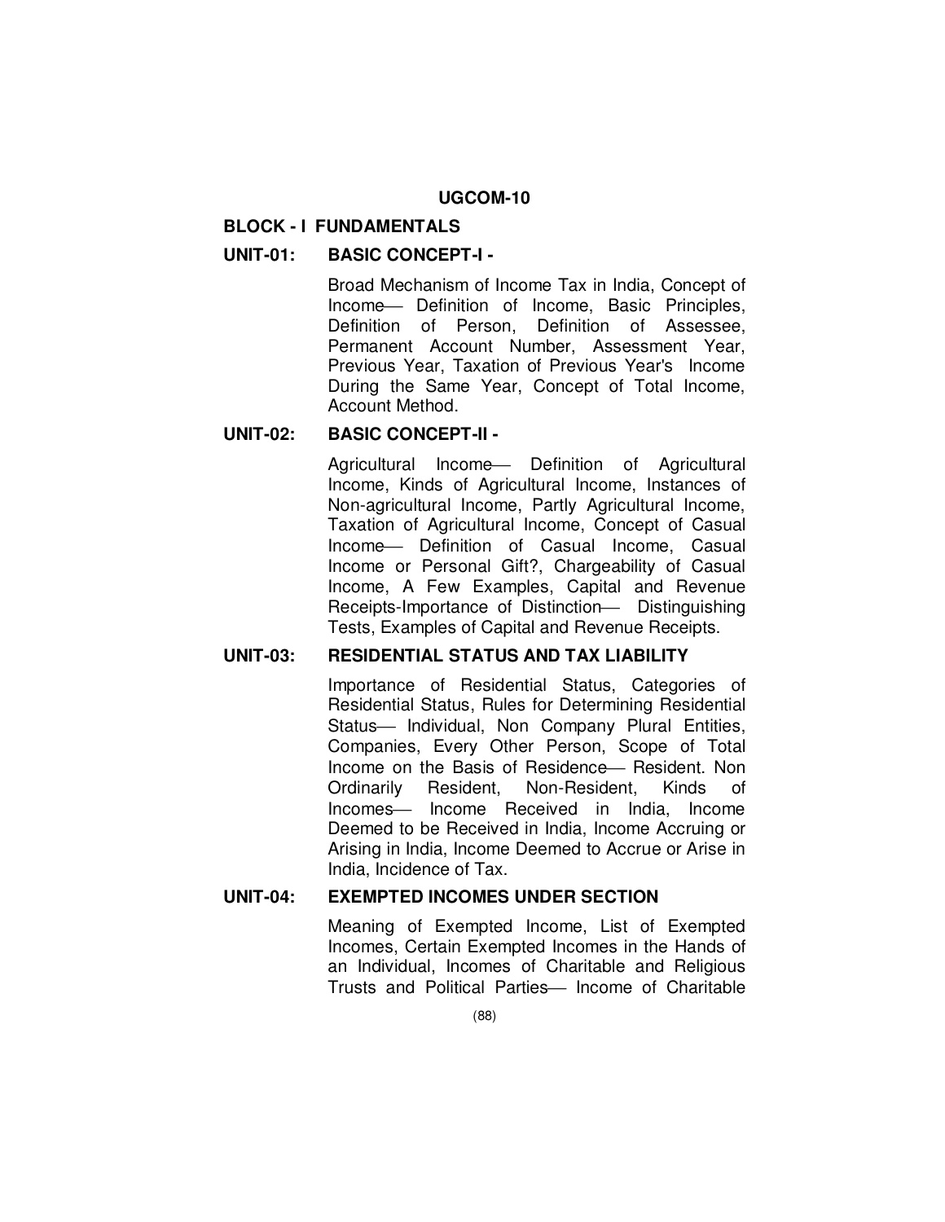## UGCOM-10

### BLOCK - I FUNDAMENTALS

**UNIT-01: BASIC CONCEPT-I -**

Broad Mechanism of Income Tax in India, Concept of Income— Definition of Income, Basic Principles, Definition of Person, Definition of Assessee, Permanent Account Number, Assessment Year, Previous Year, Taxation of Previous Year's Income During the Same Year, Concept of Total Income, Account Method.

**UNIT-02: BASIC CONCEPT-II -**

Agricultural Income— Definition of Agricultural Income, Kinds of Agricultural Income, Instances of Non-agricultural Income, Partly Agricultural Income, Taxation of Agricultural Income, Concept of Casual Income— Definition of Casual Income, Casual Income or Personal Gift?, Chargeability of Casual Income, A Few Examples, Capital and Revenue Receipts-Importance of Distinction— Distinguishing Tests, Examples of Capital and Revenue Receipts.

**UNIT-03: RESIDENTIAL STATUS AND TAX LIABILITY**

Importance of Residential Status, Categories of Residential Status, Rules for Determining Residential Status— Individual, Non Company Plural Entities, Companies, Every Other Person, Scope of Total Income on the Basis of Residence— Resident. Non Ordinarily Resident, Non-Resident, Kinds of Incomes— Income Received in India, Income Deemed to be Received in India, Income Accruing or Arising in India, Income Deemed to Accrue or Arise in India, Incidence of Tax.

**UNIT-04: EXEMPTED INCOMES UNDER SECTION**

Meaning of Exempted Income, List of Exempted Incomes, Certain Exempted Incomes in the Hands of an Individual, Incomes of Charitable and Religious Trusts and Political Parties— Income of Charitable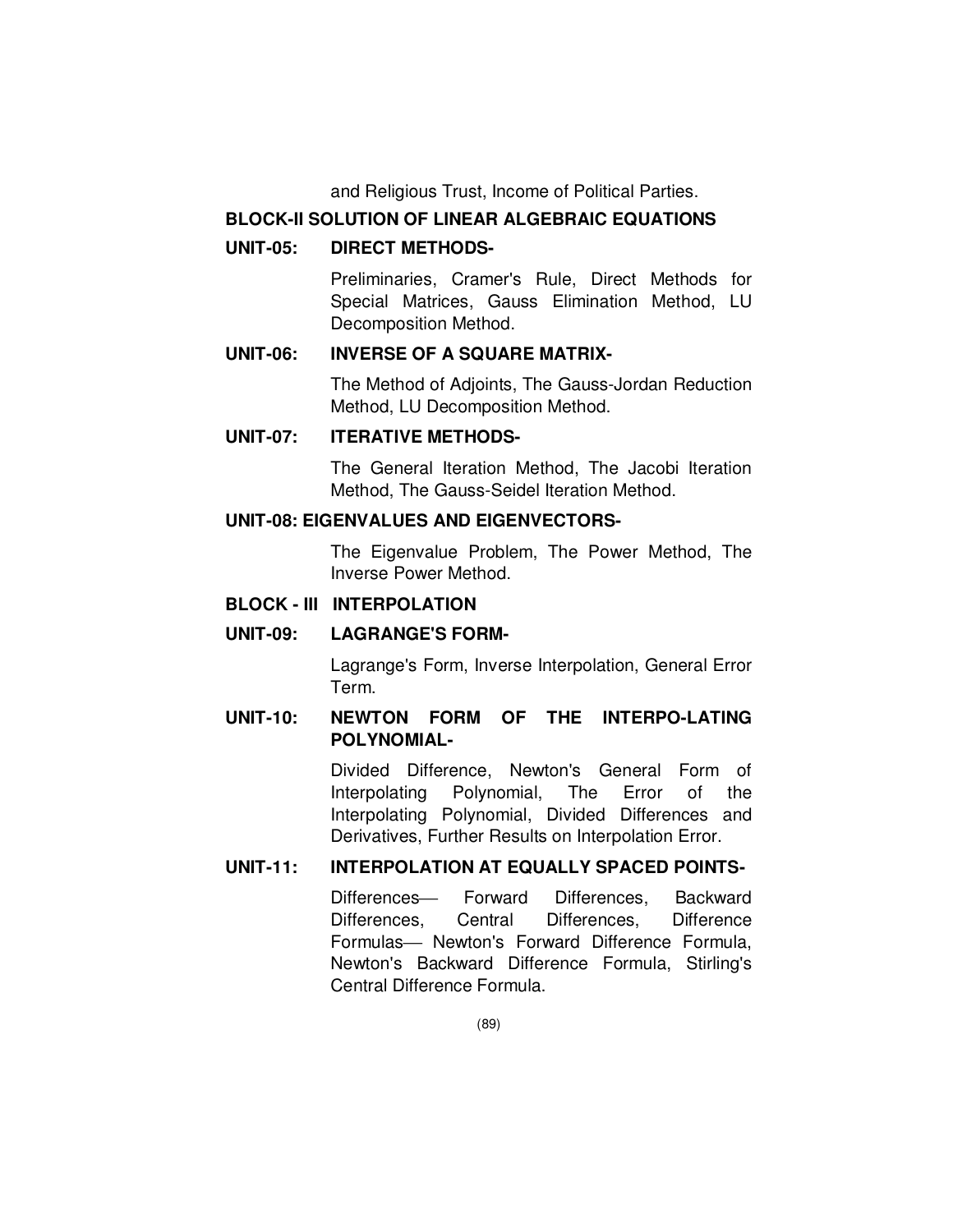and Religious Trust, Income of Political Parties.

**BLOCK-II SOLUTION OF LINEAR ALGEBRAIC EQUATIONS**

**UNIT-05: DIRECT METHODS-**

Preliminaries, Cramer's Rule, Direct Methods for Special Matrices, Gauss Elimination Method, LU Decomposition Method.

**UNIT-06: INVERSE OF A SQUARE MATRIX-**

The Method of Adjoints, The Gauss-Jordan Reduction Method, LU Decomposition Method.

**UNIT-07: ITERATIVE METHODS-**

The General Iteration Method, The Jacobi Iteration Method, The Gauss-Seidel Iteration Method.

**UNIT-08: EIGENVALUES AND EIGENVECTORS-**

The Eigenvalue Problem, The Power Method, The Inverse Power Method.

**BLOCK - III INTERPOLATION**

**UNIT-09: LAGRANGE'S FORM-**

Lagrange's Form, Inverse Interpolation, General Error Term.

**UNIT-10: NEWTON FORM OF THE INTERPO-LATING POLYNOMIAL-**

Divided Difference, Newton's General Form of Interpolating Polynomial, The Error of the Interpolating Polynomial, Divided Differences and Derivatives, Further Results on Interpolation Error.

**UNIT-11: INTERPOLATION AT EQUALLY SPACED POINTS-**

Differences— Forward Differences, Backward Differences, Central Differences, Difference Formulas— Newton's Forward Difference Formula, Newton's Backward Difference Formula, Stirling's Central Difference Formula.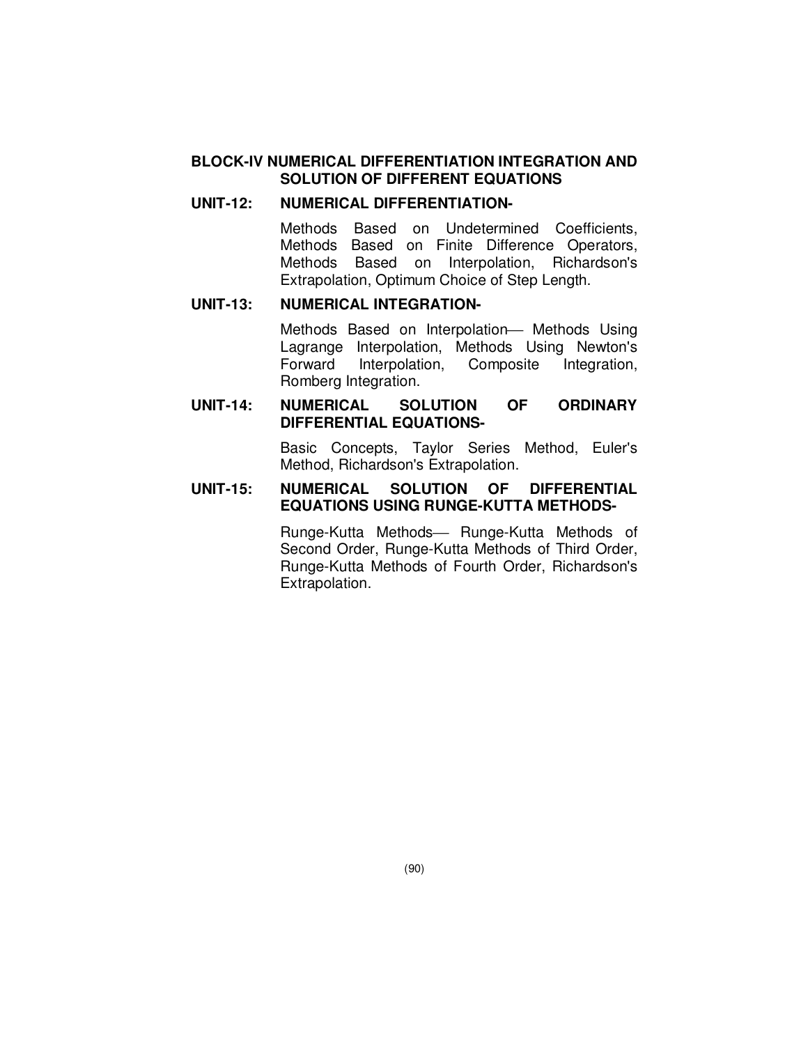## BLOCK-IV NUMERICAL DIFFERENTIATION INTEGRATION AND SOLUTION OF DIFFERENT EQUATIONS

### UNIT-12: NUMERICAL DIFFERENTIATION-

Methods Based on Undetermined Coefficients, Methods Based on Finite Difference Operators, Methods Based on Interpolation, Richardson's Extrapolation, Optimum Choice of Step Length.

### UNIT-13: NUMERICAL INTEGRATION-

Methods Based on Interpolation— Methods Using Lagrange Interpolation, Methods Using Newton's Forward Interpolation, Composite Integration, Romberg Integration.

### UNIT-14: NUMERICAL SOLUTION OF ORDINARY DIFFERENTIAL EQUATIONS-

Basic Concepts, Taylor Series Method, Euler's Method, Richardson's Extrapolation.

### UNIT-15: NUMERICAL SOLUTION OF DIFFERENTIAL EQUATIONS USING RUNGE-KUTTA METHODS-

Runge-Kutta Methods— Runge-Kutta Methods of Second Order, Runge-Kutta Methods of Third Order, Runge-Kutta Methods of Fourth Order, Richardson's Extrapolation.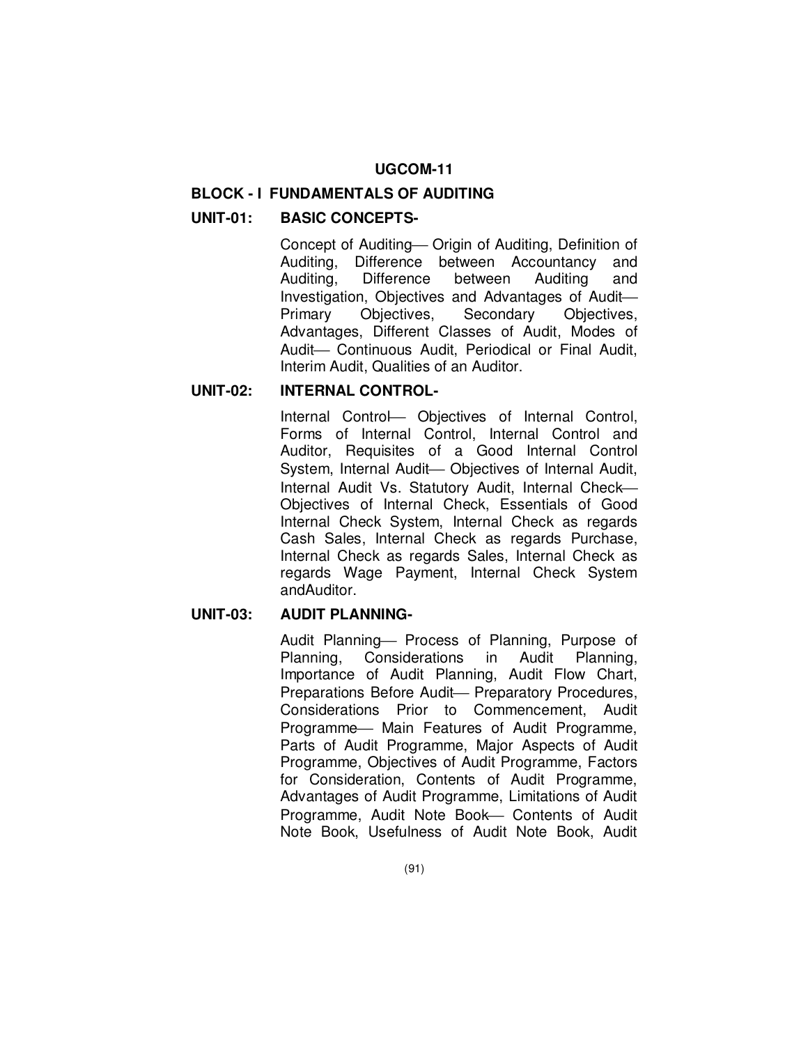**UGCOM-11**

## BLOCK - I FUNDAMENTALS OF AUDITING

### UNIT-01: BASIC CONCEPTS-

Concept of Auditing— Origin of Auditing, Definition of Auditing, Difference between Accountancy and Auditing, Difference between Auditing and Investigation, Objectives and Advantages of Audit— Primary Objectives, Secondary Objectives, Advantages, Different Classes of Audit, Modes of Audit— Continuous Audit, Periodical or Final Audit, Interim Audit, Qualities of an Auditor.

### UNIT-02: INTERNAL CONTROL-

Internal Control— Objectives of Internal Control, Forms of Internal Control, Internal Control and Auditor, Requisites of a Good Internal Control System, Internal Audit— Objectives of Internal Audit, Internal Audit Vs. Statutory Audit, Internal Check— Objectives of Internal Check, Essentials of Good Internal Check System, Internal Check as regards Cash Sales, Internal Check as regards Purchase, Internal Check as regards Sales, Internal Check as regards Wage Payment, Internal Check System andAuditor.

### UNIT-03: AUDIT PLANNING-

Audit Planning— Process of Planning, Purpose of Planning, Considerations in Audit Planning, Importance of Audit Planning, Audit Flow Chart, Preparations Before Audit— Preparatory Procedures, Considerations Prior to Commencement, Audit Programme— Main Features of Audit Programme, Parts of Audit Programme, Major Aspects of Audit Programme, Objectives of Audit Programme, Factors for Consideration, Contents of Audit Programme, Advantages of Audit Programme, Limitations of Audit Programme, Audit Note Book— Contents of Audit Note Book, Usefulness of Audit Note Book, Audit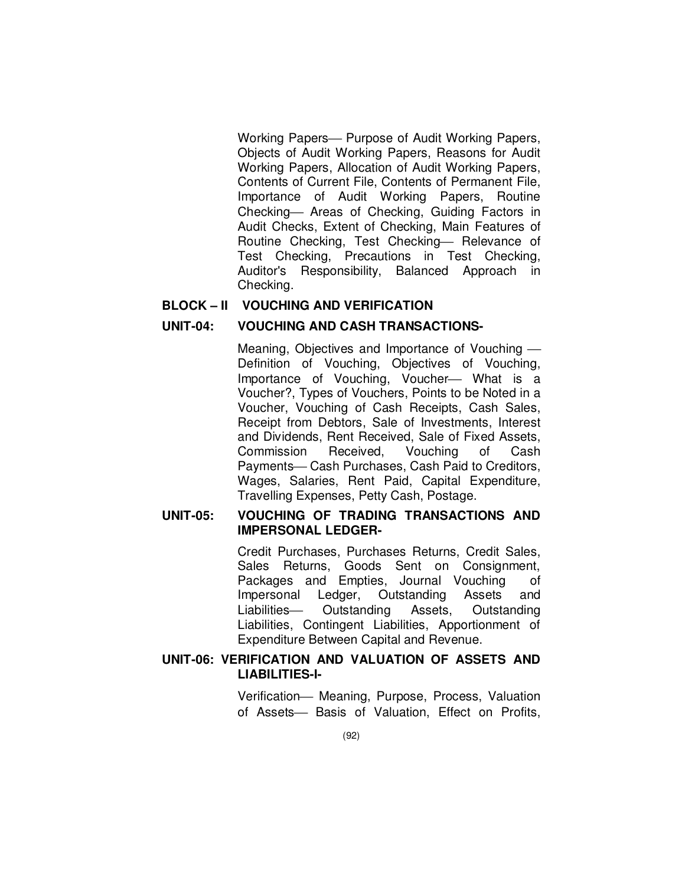Working Papers— Purpose of Audit Working Papers, Objects of Audit Working Papers, Reasons for Audit Working Papers, Allocation of Audit Working Papers, Contents of Current File, Contents of Permanent File, Importance of Audit Working Papers, Routine Checking— Areas of Checking, Guiding Factors in Audit Checks, Extent of Checking, Main Features of Routine Checking, Test Checking— Relevance of Test Checking, Precautions in Test Checking, Auditor's Responsibility, Balanced Approach in Checking.

## BLOCK – II VOUCHING AND VERIFICATION

### UNIT-04: VOUCHING AND CASH TRANSACTIONS-

Meaning, Objectives and Importance of Vouching — Definition of Vouching, Objectives of Vouching, Importance of Vouching, Voucher— What is a Voucher?, Types of Vouchers, Points to be Noted in a Voucher, Vouching of Cash Receipts, Cash Sales, Receipt from Debtors, Sale of Investments, Interest and Dividends, Rent Received, Sale of Fixed Assets, Commission Received, Vouching of Cash Payments— Cash Purchases, Cash Paid to Creditors, Wages, Salaries, Rent Paid, Capital Expenditure, Travelling Expenses, Petty Cash, Postage.

### UNIT-05: VOUCHING OF TRADING TRANSACTIONS AND IMPERSONAL LEDGER-

Credit Purchases, Purchases Returns, Credit Sales, Sales Returns, Goods Sent on Consignment, Packages and Empties, Journal Vouching of Impersonal Ledger, Outstanding Assets and Liabilities— Outstanding Assets, Outstanding Liabilities, Contingent Liabilities, Apportionment of Expenditure Between Capital and Revenue.

### UNIT-06: VERIFICATION AND VALUATION OF ASSETS AND LIABILITIES-I-

Verification— Meaning, Purpose, Process, Valuation of Assets— Basis of Valuation, Effect on Profits,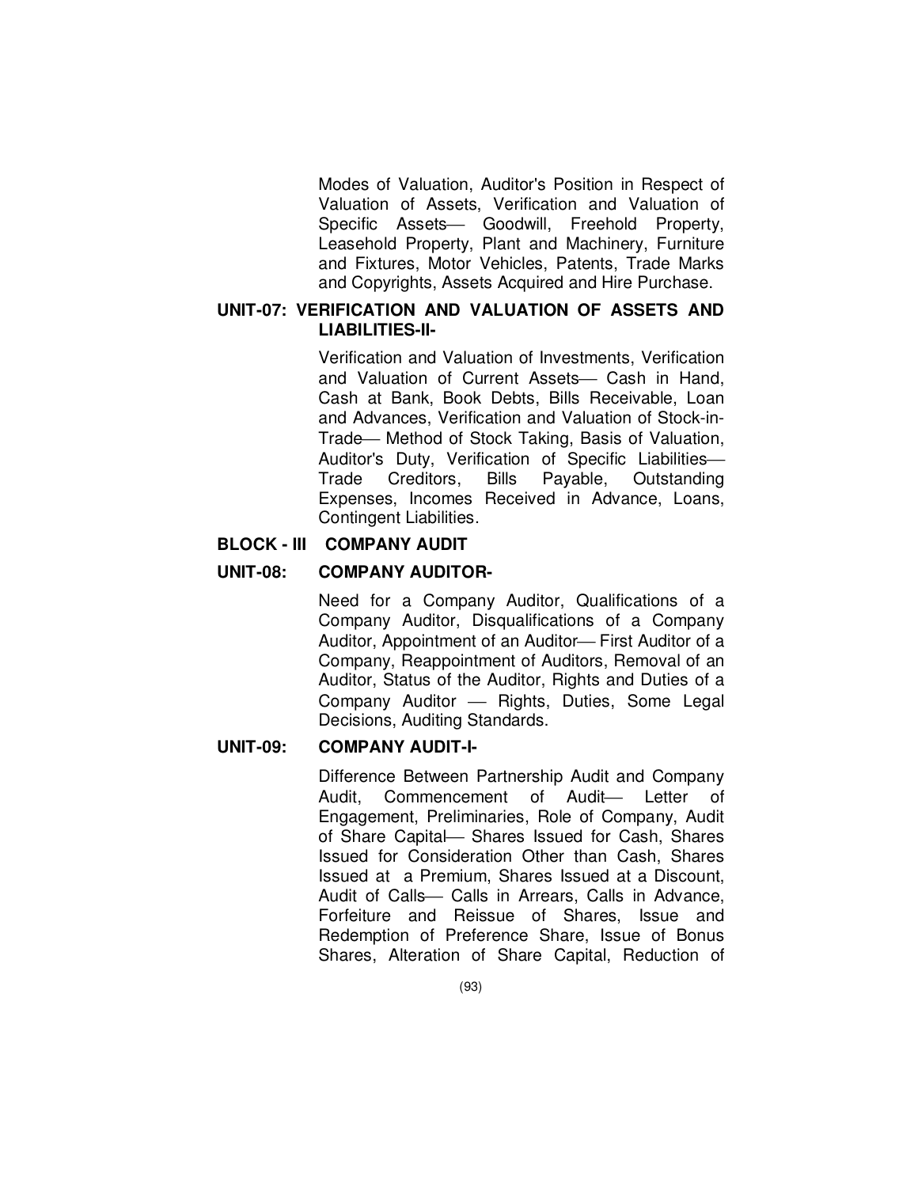Modes of Valuation, Auditor's Position in Respect of Valuation of Assets, Verification and Valuation of Specific Assets— Goodwill, Freehold Property, Leasehold Property, Plant and Machinery, Furniture and Fixtures, Motor Vehicles, Patents, Trade Marks and Copyrights, Assets Acquired and Hire Purchase.

**UNIT-07: VERIFICATION AND VALUATION OF ASSETS AND LIABILITIES-II-**

Verification and Valuation of Investments, Verification and Valuation of Current Assets— Cash in Hand, Cash at Bank, Book Debts, Bills Receivable, Loan and Advances, Verification and Valuation of Stock-in-Trade— Method of Stock Taking, Basis of Valuation, Auditor's Duty, Verification of Specific Liabilities— Trade Creditors, Bills Payable, Outstanding Expenses, Incomes Received in Advance, Loans, Contingent Liabilities.

**BLOCK - III COMPANY AUDIT**

**UNIT-08: COMPANY AUDITOR-**

Need for a Company Auditor, Qualifications of a Company Auditor, Disqualifications of a Company Auditor, Appointment of an Auditor— First Auditor of a Company, Reappointment of Auditors, Removal of an Auditor, Status of the Auditor, Rights and Duties of a Company Auditor — Rights, Duties, Some Legal Decisions, Auditing Standards.

**UNIT-09: COMPANY AUDIT-I-**

Difference Between Partnership Audit and Company Audit, Commencement of Audit— Letter of Engagement, Preliminaries, Role of Company, Audit of Share Capital— Shares Issued for Cash, Shares Issued for Consideration Other than Cash, Shares Issued at a Premium, Shares Issued at a Discount, Audit of Calls— Calls in Arrears, Calls in Advance, Forfeiture and Reissue of Shares, Issue and Redemption of Preference Share, Issue of Bonus Shares, Alteration of Share Capital, Reduction of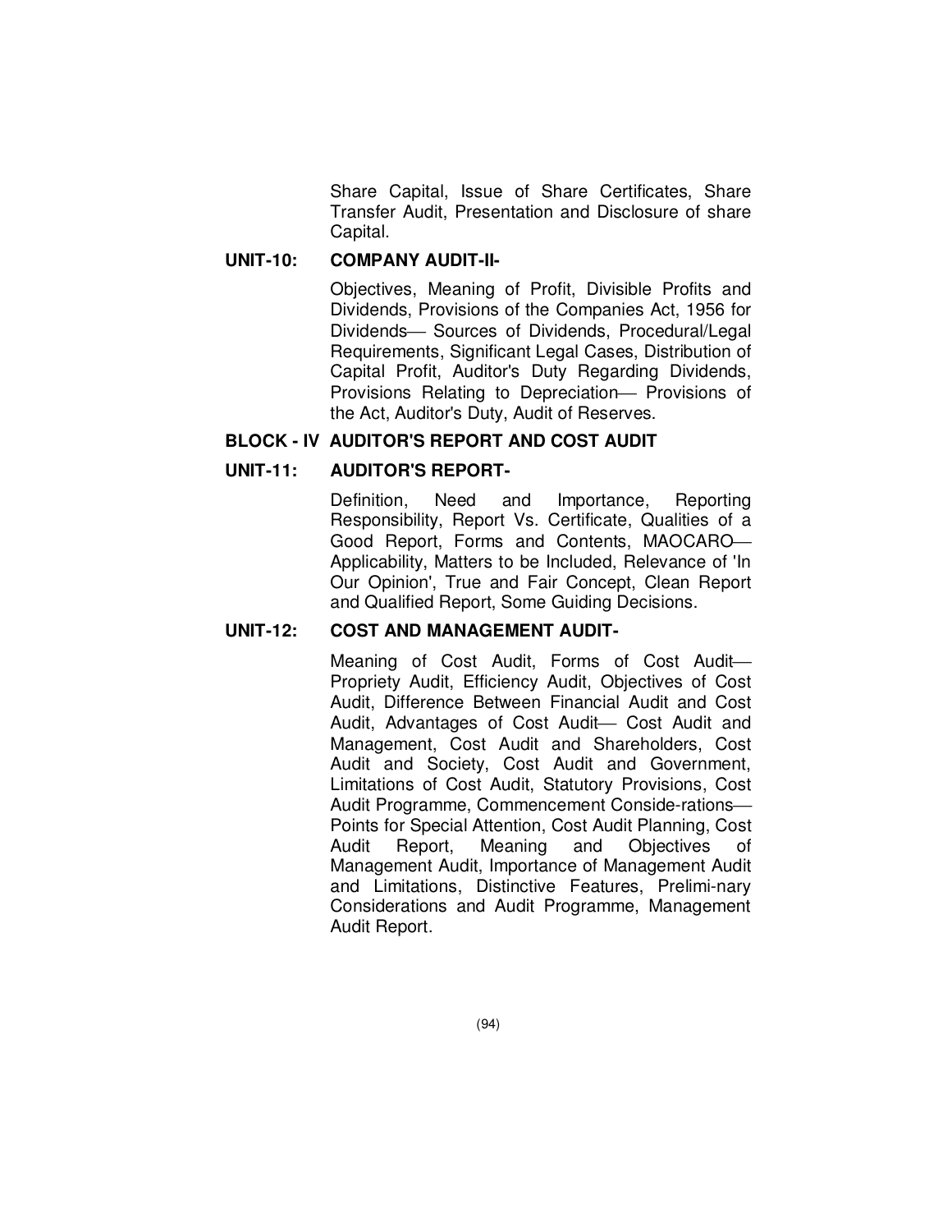Share Capital, Issue of Share Certificates, Share Transfer Audit, Presentation and Disclosure of share Capital.

**UNIT-10: COMPANY AUDIT-II-**

Objectives, Meaning of Profit, Divisible Profits and Dividends, Provisions of the Companies Act, 1956 for Dividends— Sources of Dividends, Procedural/Legal Requirements, Significant Legal Cases, Distribution of Capital Profit, Auditor's Duty Regarding Dividends, Provisions Relating to Depreciation— Provisions of the Act, Auditor's Duty, Audit of Reserves.

**BLOCK - IV AUDITOR'S REPORT AND COST AUDIT**

**UNIT-11: AUDITOR'S REPORT-**

Definition, Need and Importance, Reporting Responsibility, Report Vs. Certificate, Qualities of a Good Report, Forms and Contents, MAOCARO— Applicability, Matters to be Included, Relevance of 'In Our Opinion', True and Fair Concept, Clean Report and Qualified Report, Some Guiding Decisions.

**UNIT-12: COST AND MANAGEMENT AUDIT-**

Meaning of Cost Audit, Forms of Cost Audit— Propriety Audit, Efficiency Audit, Objectives of Cost Audit, Difference Between Financial Audit and Cost Audit, Advantages of Cost Audit— Cost Audit and Management, Cost Audit and Shareholders, Cost Audit and Society, Cost Audit and Government, Limitations of Cost Audit, Statutory Provisions, Cost Audit Programme, Commencement Conside-rations— Points for Special Attention, Cost Audit Planning, Cost Audit Report, Meaning and Objectives of Management Audit, Importance of Management Audit and Limitations, Distinctive Features, Prelimi-nary Considerations and Audit Programme, Management Audit Report.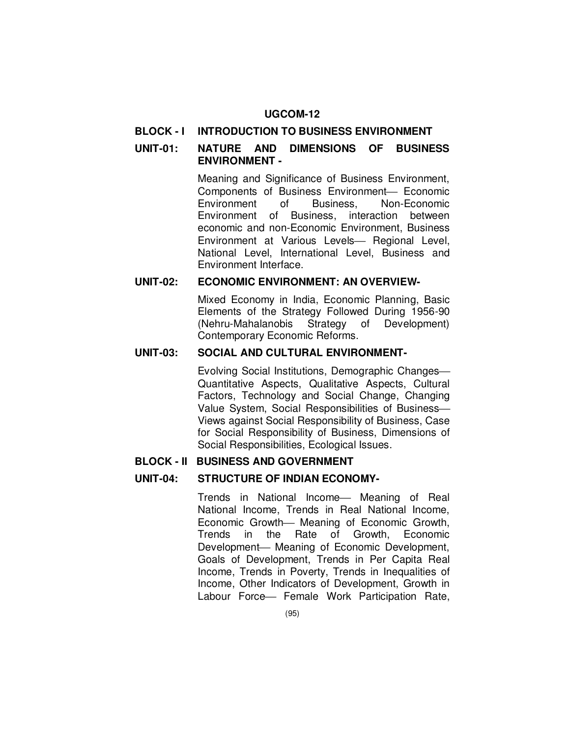# UGCOM-12

## BLOCK - I INTRODUCTION TO BUSINESS ENVIRONMENT

### UNIT-01: NATURE AND DIMENSIONS OF BUSINESS ENVIRONMENT -

Meaning and Significance of Business Environment, Components of Business Environment— Economic Environment of Business, Non-Economic Environment of Business, interaction between economic and non-Economic Environment, Business Environment at Various Levels— Regional Level, National Level, International Level, Business and Environment Interface.

### UNIT-02: ECONOMIC ENVIRONMENT: AN OVERVIEW-

Mixed Economy in India, Economic Planning, Basic Elements of the Strategy Followed During 1956-90 (Nehru-Mahalanobis Strategy of Development) Contemporary Economic Reforms.

### UNIT-03: SOCIAL AND CULTURAL ENVIRONMENT-

Evolving Social Institutions, Demographic Changes— Quantitative Aspects, Qualitative Aspects, Cultural Factors, Technology and Social Change, Changing Value System, Social Responsibilities of Business— Views against Social Responsibility of Business, Case for Social Responsibility of Business, Dimensions of Social Responsibilities, Ecological Issues.

## BLOCK - II BUSINESS AND GOVERNMENT

### UNIT-04: STRUCTURE OF INDIAN ECONOMY-

Trends in National Income— Meaning of Real National Income, Trends in Real National Income, Economic Growth— Meaning of Economic Growth, Trends in the Rate of Growth, Economic Development— Meaning of Economic Development, Goals of Development, Trends in Per Capita Real Income, Trends in Poverty, Trends in Inequalities of Income, Other Indicators of Development, Growth in Labour Force— Female Work Participation Rate,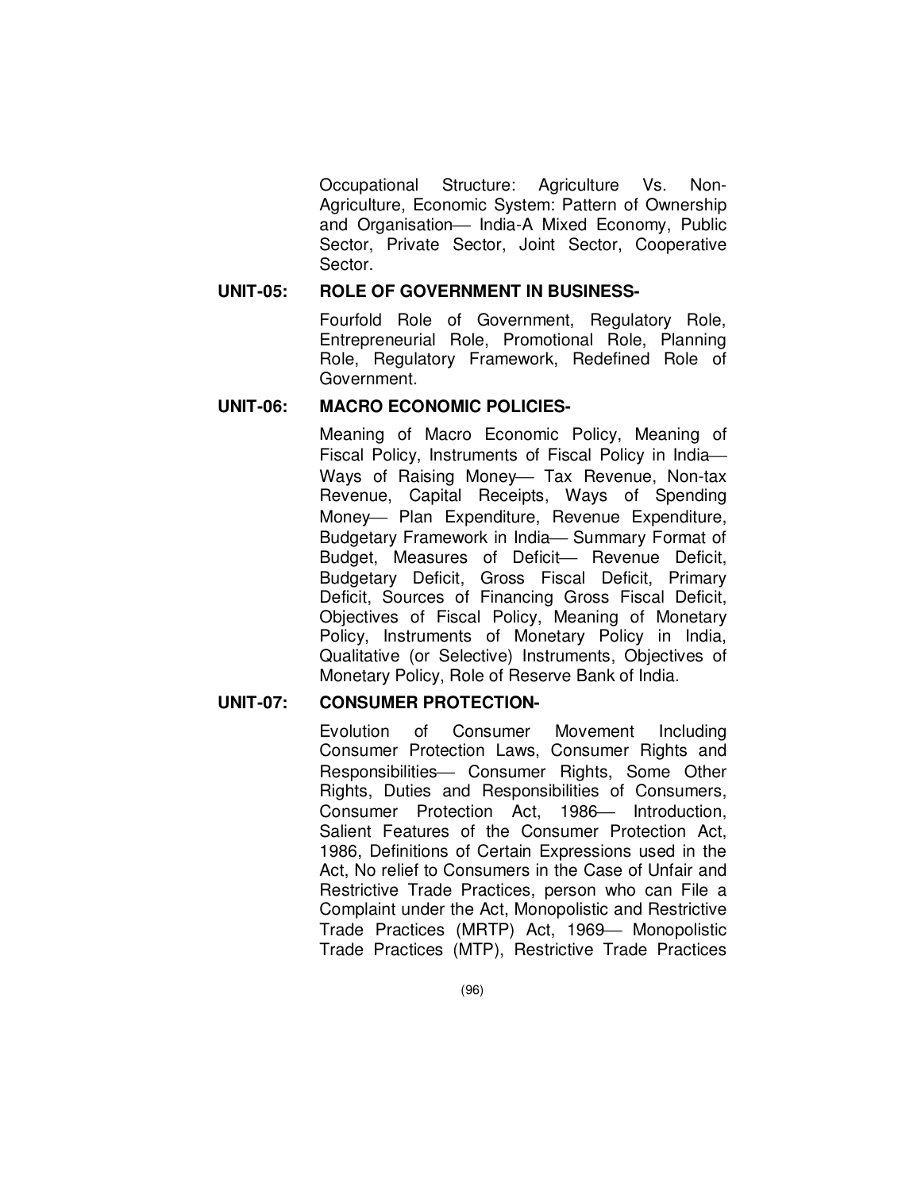Occupational Structure: Agriculture Vs. Non-Agriculture, Economic System: Pattern of Ownership and Organisation— India-A Mixed Economy, Public Sector, Private Sector, Joint Sector, Cooperative Sector.

**UNIT-05: ROLE OF GOVERNMENT IN BUSINESS-**

Fourfold Role of Government, Regulatory Role, Entrepreneurial Role, Promotional Role, Planning Role, Regulatory Framework, Redefined Role of Government.

**UNIT-06: MACRO ECONOMIC POLICIES-**

Meaning of Macro Economic Policy, Meaning of Fiscal Policy, Instruments of Fiscal Policy in India— Ways of Raising Money— Tax Revenue, Non-tax Revenue, Capital Receipts, Ways of Spending Money— Plan Expenditure, Revenue Expenditure, Budgetary Framework in India— Summary Format of Budget, Measures of Deficit— Revenue Deficit, Budgetary Deficit, Gross Fiscal Deficit, Primary Deficit, Sources of Financing Gross Fiscal Deficit, Objectives of Fiscal Policy, Meaning of Monetary Policy, Instruments of Monetary Policy in India, Qualitative (or Selective) Instruments, Objectives of Monetary Policy, Role of Reserve Bank of India.

**UNIT-07: CONSUMER PROTECTION-**

Evolution of Consumer Movement Including Consumer Protection Laws, Consumer Rights and Responsibilities— Consumer Rights, Some Other Rights, Duties and Responsibilities of Consumers, Consumer Protection Act, 1986— Introduction, Salient Features of the Consumer Protection Act, 1986, Definitions of Certain Expressions used in the Act, No relief to Consumers in the Case of Unfair and Restrictive Trade Practices, person who can File a Complaint under the Act, Monopolistic and Restrictive Trade Practices (MRTP) Act, 1969— Monopolistic Trade Practices (MTP), Restrictive Trade Practices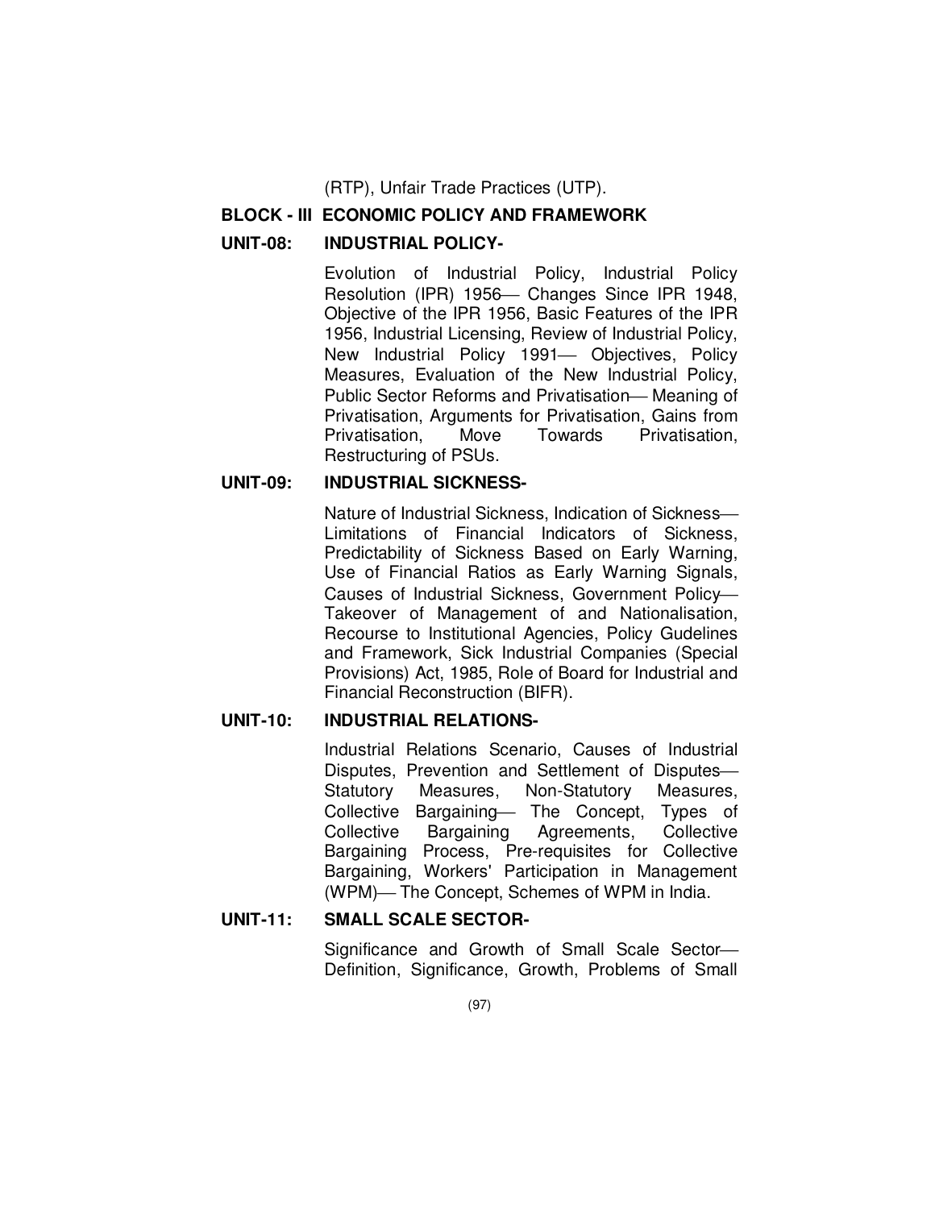(RTP), Unfair Trade Practices (UTP).

## BLOCK - III ECONOMIC POLICY AND FRAMEWORK

### UNIT-08: INDUSTRIAL POLICY-

Evolution of Industrial Policy, Industrial Policy Resolution (IPR) 1956— Changes Since IPR 1948, Objective of the IPR 1956, Basic Features of the IPR 1956, Industrial Licensing, Review of Industrial Policy, New Industrial Policy 1991— Objectives, Policy Measures, Evaluation of the New Industrial Policy, Public Sector Reforms and Privatisation— Meaning of Privatisation, Arguments for Privatisation, Gains from Privatisation, Move Towards Privatisation, Restructuring of PSUs.

### UNIT-09: INDUSTRIAL SICKNESS-

Nature of Industrial Sickness, Indication of Sickness— Limitations of Financial Indicators of Sickness, Predictability of Sickness Based on Early Warning, Use of Financial Ratios as Early Warning Signals, Causes of Industrial Sickness, Government Policy— Takeover of Management of and Nationalisation, Recourse to Institutional Agencies, Policy Gudelines and Framework, Sick Industrial Companies (Special Provisions) Act, 1985, Role of Board for Industrial and Financial Reconstruction (BIFR).

### UNIT-10: INDUSTRIAL RELATIONS-

Industrial Relations Scenario, Causes of Industrial Disputes, Prevention and Settlement of Disputes— Statutory Measures, Non-Statutory Measures, Collective Bargaining— The Concept, Types of Collective Bargaining Agreements, Collective Bargaining Process, Pre-requisites for Collective Bargaining, Workers' Participation in Management (WPM)— The Concept, Schemes of WPM in India.

### UNIT-11: SMALL SCALE SECTOR-

Significance and Growth of Small Scale Sector— Definition, Significance, Growth, Problems of Small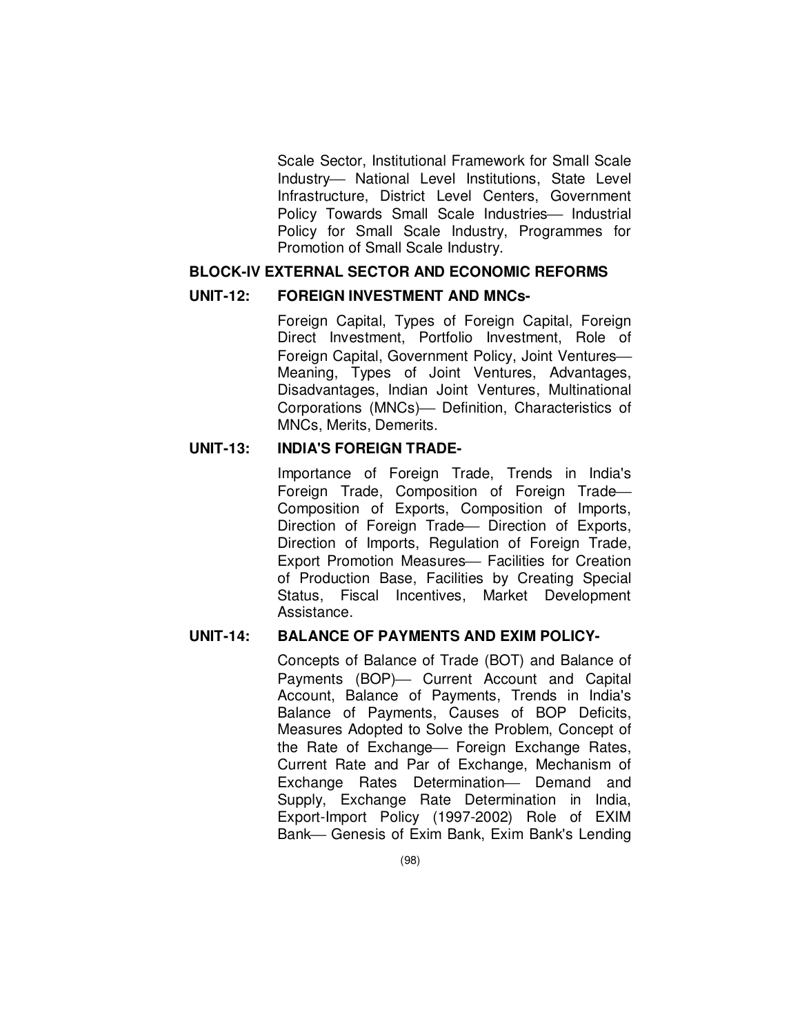Scale Sector, Institutional Framework for Small Scale Industry— National Level Institutions, State Level Infrastructure, District Level Centers, Government Policy Towards Small Scale Industries— Industrial Policy for Small Scale Industry, Programmes for Promotion of Small Scale Industry.

## BLOCK-IV EXTERNAL SECTOR AND ECONOMIC REFORMS

### UNIT-12: FOREIGN INVESTMENT AND MNCs-

Foreign Capital, Types of Foreign Capital, Foreign Direct Investment, Portfolio Investment, Role of Foreign Capital, Government Policy, Joint Ventures— Meaning, Types of Joint Ventures, Advantages, Disadvantages, Indian Joint Ventures, Multinational Corporations (MNCs)— Definition, Characteristics of MNCs, Merits, Demerits.

### UNIT-13: INDIA'S FOREIGN TRADE-

Importance of Foreign Trade, Trends in India's Foreign Trade, Composition of Foreign Trade— Composition of Exports, Composition of Imports, Direction of Foreign Trade— Direction of Exports, Direction of Imports, Regulation of Foreign Trade, Export Promotion Measures— Facilities for Creation of Production Base, Facilities by Creating Special Status, Fiscal Incentives, Market Development Assistance.

### UNIT-14: BALANCE OF PAYMENTS AND EXIM POLICY-

Concepts of Balance of Trade (BOT) and Balance of Payments (BOP)— Current Account and Capital Account, Balance of Payments, Trends in India's Balance of Payments, Causes of BOP Deficits, Measures Adopted to Solve the Problem, Concept of the Rate of Exchange— Foreign Exchange Rates, Current Rate and Par of Exchange, Mechanism of Exchange Rates Determination— Demand and Supply, Exchange Rate Determination in India, Export-Import Policy (1997-2002) Role of EXIM Bank— Genesis of Exim Bank, Exim Bank's Lending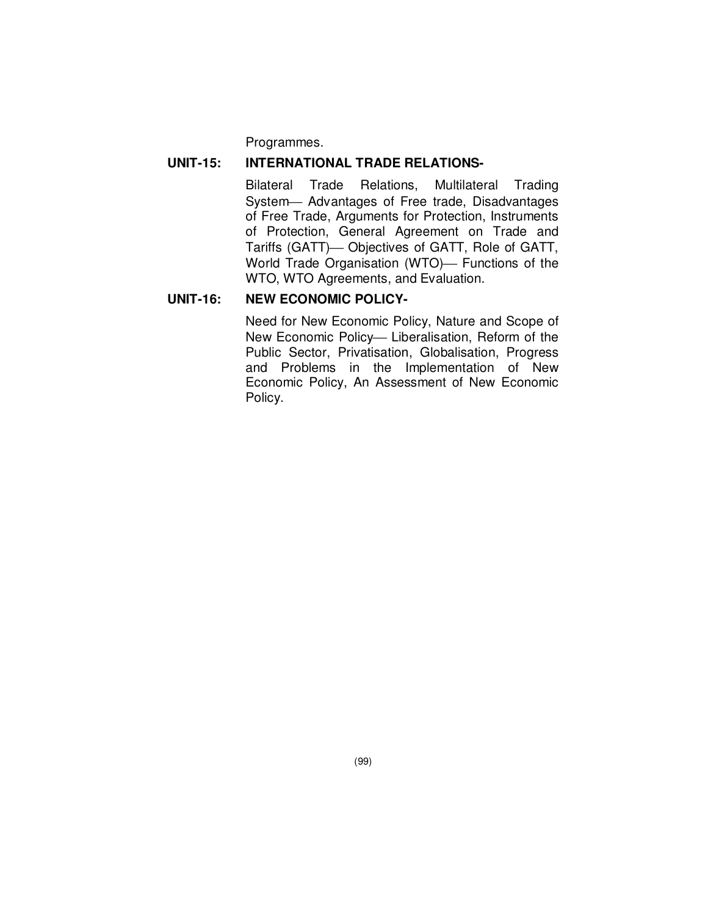Programmes.

**UNIT-15: INTERNATIONAL TRADE RELATIONS-**

Bilateral Trade Relations, Multilateral Trading System— Advantages of Free trade, Disadvantages of Free Trade, Arguments for Protection, Instruments of Protection, General Agreement on Trade and Tariffs (GATT)— Objectives of GATT, Role of GATT, World Trade Organisation (WTO)— Functions of the WTO, WTO Agreements, and Evaluation.

**UNIT-16: NEW ECONOMIC POLICY-**

Need for New Economic Policy, Nature and Scope of New Economic Policy— Liberalisation, Reform of the Public Sector, Privatisation, Globalisation, Progress and Problems in the Implementation of New Economic Policy, An Assessment of New Economic Policy.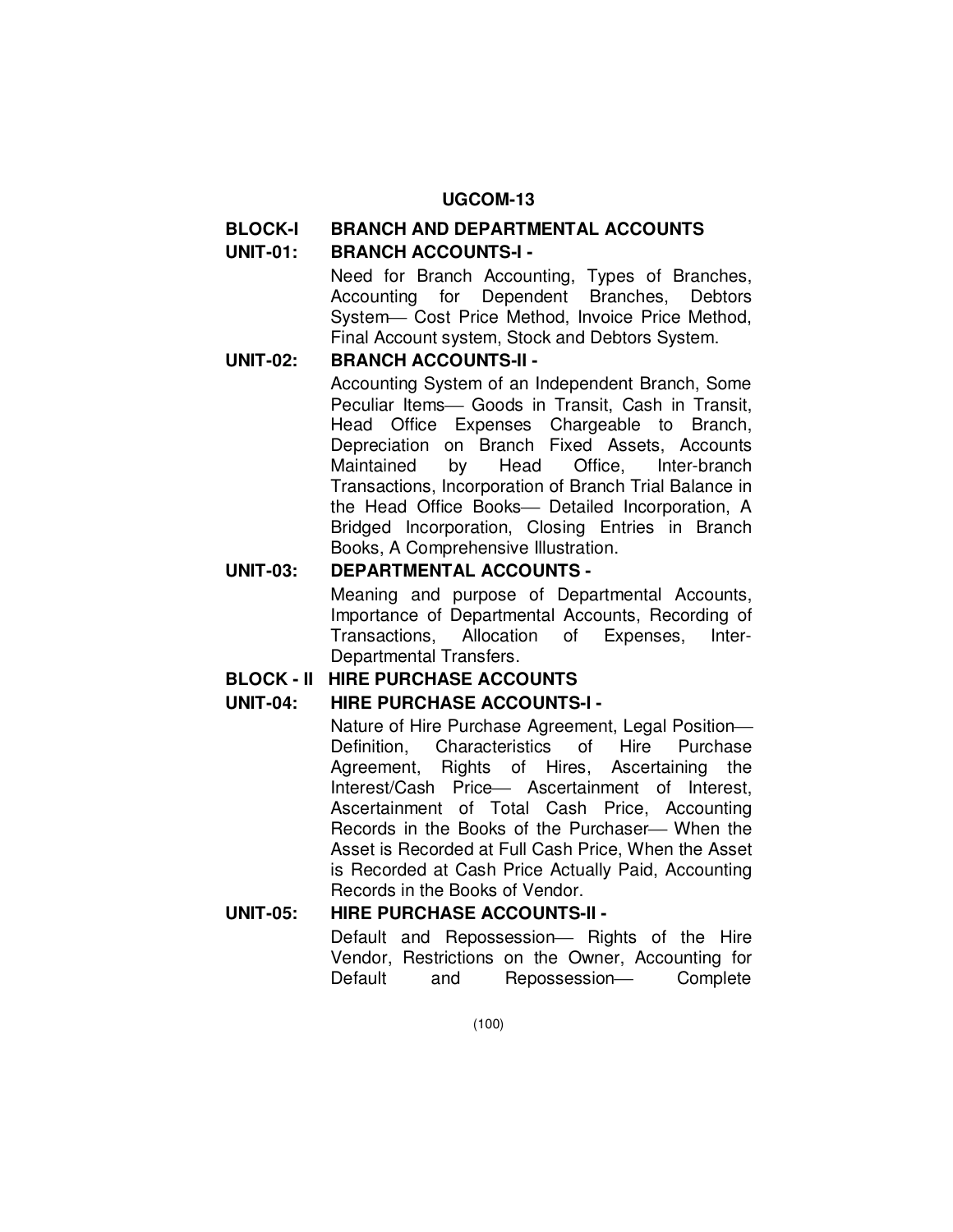## UGCOM-13

### BLOCK-I BRANCH AND DEPARTMENTAL ACCOUNTS

**UNIT-01: BRANCH ACCOUNTS-I -**

Need for Branch Accounting, Types of Branches, Accounting for Dependent Branches, Debtors System— Cost Price Method, Invoice Price Method, Final Account system, Stock and Debtors System.

**UNIT-02: BRANCH ACCOUNTS-II -**

Accounting System of an Independent Branch, Some Peculiar Items— Goods in Transit, Cash in Transit, Head Office Expenses Chargeable to Branch, Depreciation on Branch Fixed Assets, Accounts Maintained by Head Office, Inter-branch Transactions, Incorporation of Branch Trial Balance in the Head Office Books— Detailed Incorporation, A Bridged Incorporation, Closing Entries in Branch Books, A Comprehensive Illustration.

**UNIT-03: DEPARTMENTAL ACCOUNTS -**

Meaning and purpose of Departmental Accounts, Importance of Departmental Accounts, Recording of Transactions, Allocation of Expenses, Inter-Departmental Transfers.

### BLOCK - II HIRE PURCHASE ACCOUNTS

**UNIT-04: HIRE PURCHASE ACCOUNTS-I -**

Nature of Hire Purchase Agreement, Legal Position— Definition, Characteristics of Hire Purchase Agreement, Rights of Hires, Ascertaining the Interest/Cash Price— Ascertainment of Interest, Ascertainment of Total Cash Price, Accounting Records in the Books of the Purchaser— When the Asset is Recorded at Full Cash Price, When the Asset is Recorded at Cash Price Actually Paid, Accounting Records in the Books of Vendor.

**UNIT-05: HIRE PURCHASE ACCOUNTS-II -**

Default and Repossession— Rights of the Hire Vendor, Restrictions on the Owner, Accounting for Default and Repossession— Complete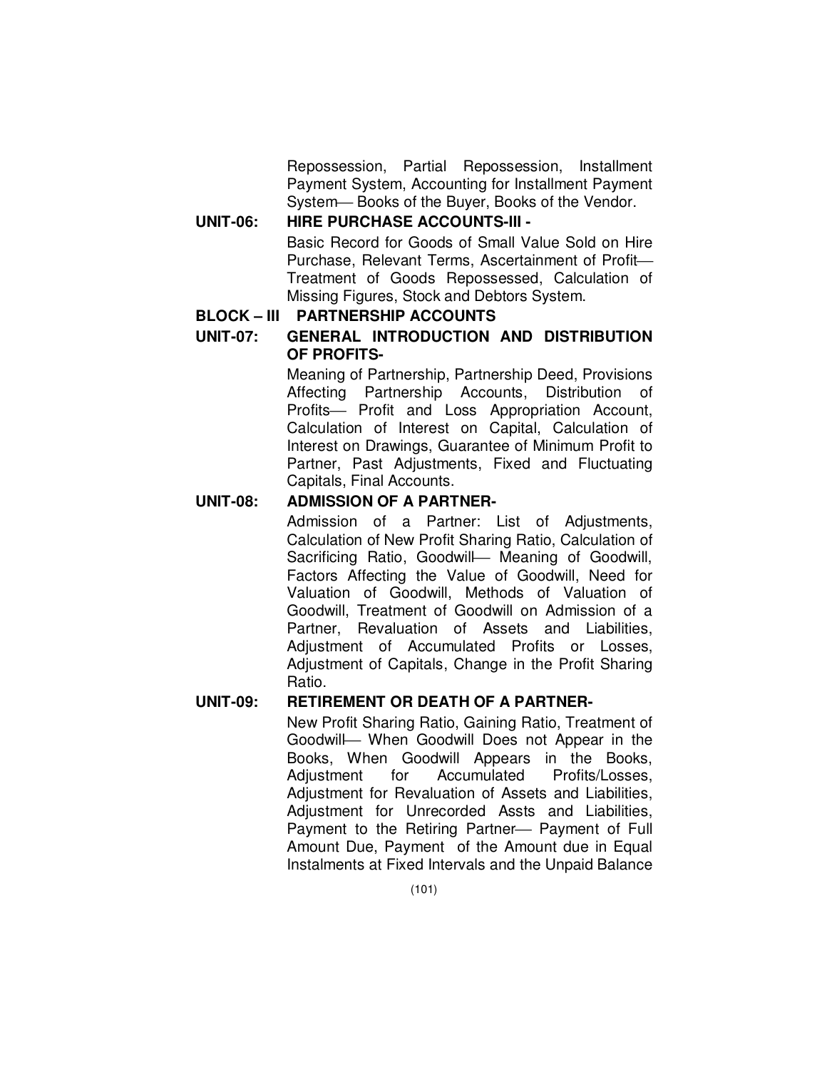Repossession, Partial Repossession, Installment Payment System, Accounting for Installment Payment System— Books of the Buyer, Books of the Vendor.

**UNIT-06: HIRE PURCHASE ACCOUNTS-III -**

Basic Record for Goods of Small Value Sold on Hire Purchase, Relevant Terms, Ascertainment of Profit— Treatment of Goods Repossessed, Calculation of Missing Figures, Stock and Debtors System.

**BLOCK – III PARTNERSHIP ACCOUNTS**

**UNIT-07: GENERAL INTRODUCTION AND DISTRIBUTION OF PROFITS-**

Meaning of Partnership, Partnership Deed, Provisions Affecting Partnership Accounts, Distribution of Profits— Profit and Loss Appropriation Account, Calculation of Interest on Capital, Calculation of Interest on Drawings, Guarantee of Minimum Profit to Partner, Past Adjustments, Fixed and Fluctuating Capitals, Final Accounts.

**UNIT-08: ADMISSION OF A PARTNER-**

Admission of a Partner: List of Adjustments, Calculation of New Profit Sharing Ratio, Calculation of Sacrificing Ratio, Goodwill— Meaning of Goodwill, Factors Affecting the Value of Goodwill, Need for Valuation of Goodwill, Methods of Valuation of Goodwill, Treatment of Goodwill on Admission of a Partner, Revaluation of Assets and Liabilities, Adjustment of Accumulated Profits or Losses, Adjustment of Capitals, Change in the Profit Sharing Ratio.

**UNIT-09: RETIREMENT OR DEATH OF A PARTNER-**

New Profit Sharing Ratio, Gaining Ratio, Treatment of Goodwill— When Goodwill Does not Appear in the Books, When Goodwill Appears in the Books, Adjustment for Accumulated Profits/Losses, Adjustment for Revaluation of Assets and Liabilities, Adjustment for Unrecorded Assts and Liabilities, Payment to the Retiring Partner— Payment of Full Amount Due, Payment of the Amount due in Equal Instalments at Fixed Intervals and the Unpaid Balance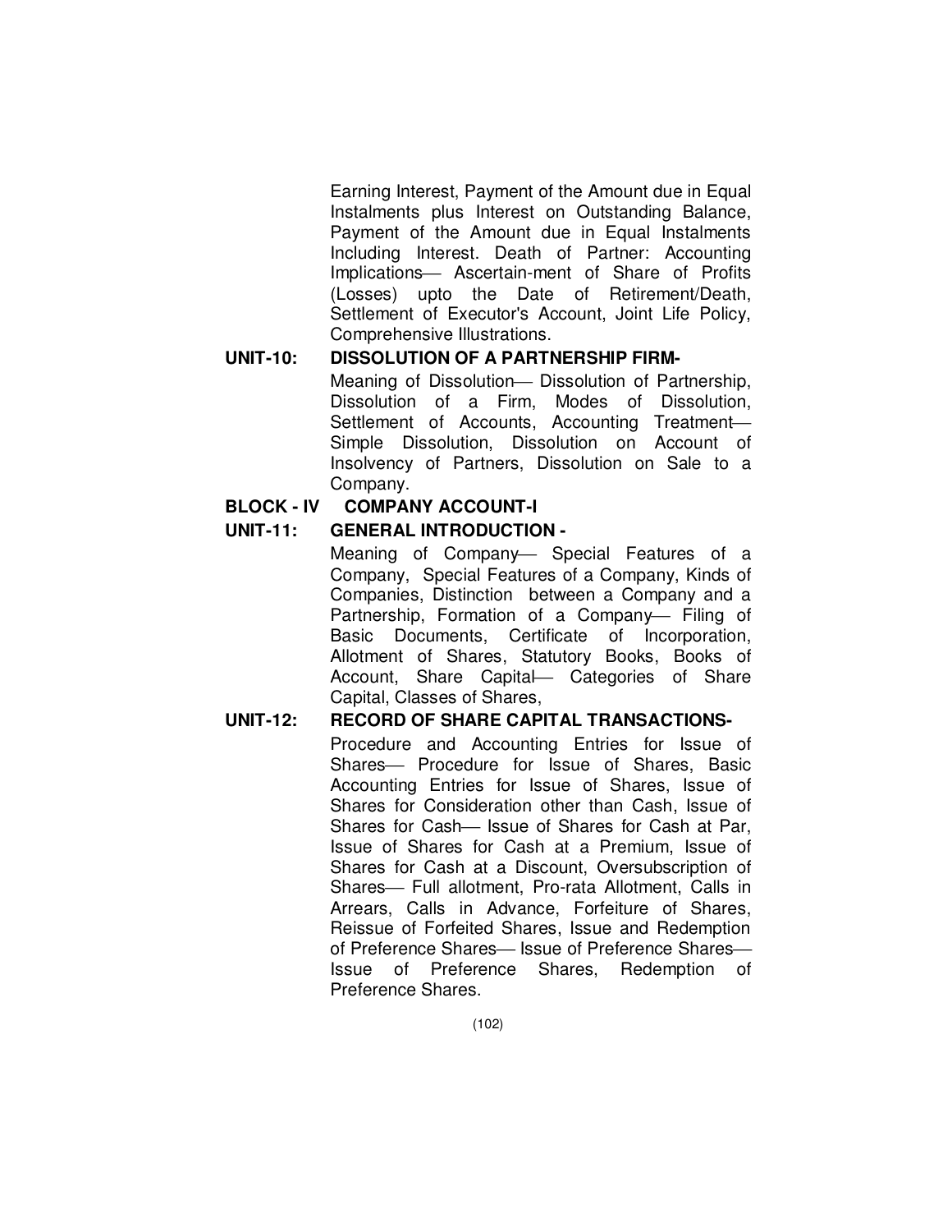Earning Interest, Payment of the Amount due in Equal Instalments plus Interest on Outstanding Balance, Payment of the Amount due in Equal Instalments Including Interest. Death of Partner: Accounting Implications— Ascertain-ment of Share of Profits (Losses) upto the Date of Retirement/Death, Settlement of Executor's Account, Joint Life Policy, Comprehensive Illustrations.

**UNIT-10: DISSOLUTION OF A PARTNERSHIP FIRM-**

Meaning of Dissolution— Dissolution of Partnership, Dissolution of a Firm, Modes of Dissolution, Settlement of Accounts, Accounting Treatment— Simple Dissolution, Dissolution on Account of Insolvency of Partners, Dissolution on Sale to a Company.

**BLOCK - IV COMPANY ACCOUNT-I**

**UNIT-11: GENERAL INTRODUCTION -**

Meaning of Company— Special Features of a Company, Special Features of a Company, Kinds of Companies, Distinction between a Company and a Partnership, Formation of a Company— Filing of Basic Documents, Certificate of Incorporation, Allotment of Shares, Statutory Books, Books of Account, Share Capital— Categories of Share Capital, Classes of Shares,

**UNIT-12: RECORD OF SHARE CAPITAL TRANSACTIONS-**

Procedure and Accounting Entries for Issue of Shares— Procedure for Issue of Shares, Basic Accounting Entries for Issue of Shares, Issue of Shares for Consideration other than Cash, Issue of Shares for Cash— Issue of Shares for Cash at Par, Issue of Shares for Cash at a Premium, Issue of Shares for Cash at a Discount, Oversubscription of Shares— Full allotment, Pro-rata Allotment, Calls in Arrears, Calls in Advance, Forfeiture of Shares, Reissue of Forfeited Shares, Issue and Redemption of Preference Shares— Issue of Preference Shares— Issue of Preference Shares, Redemption of Preference Shares.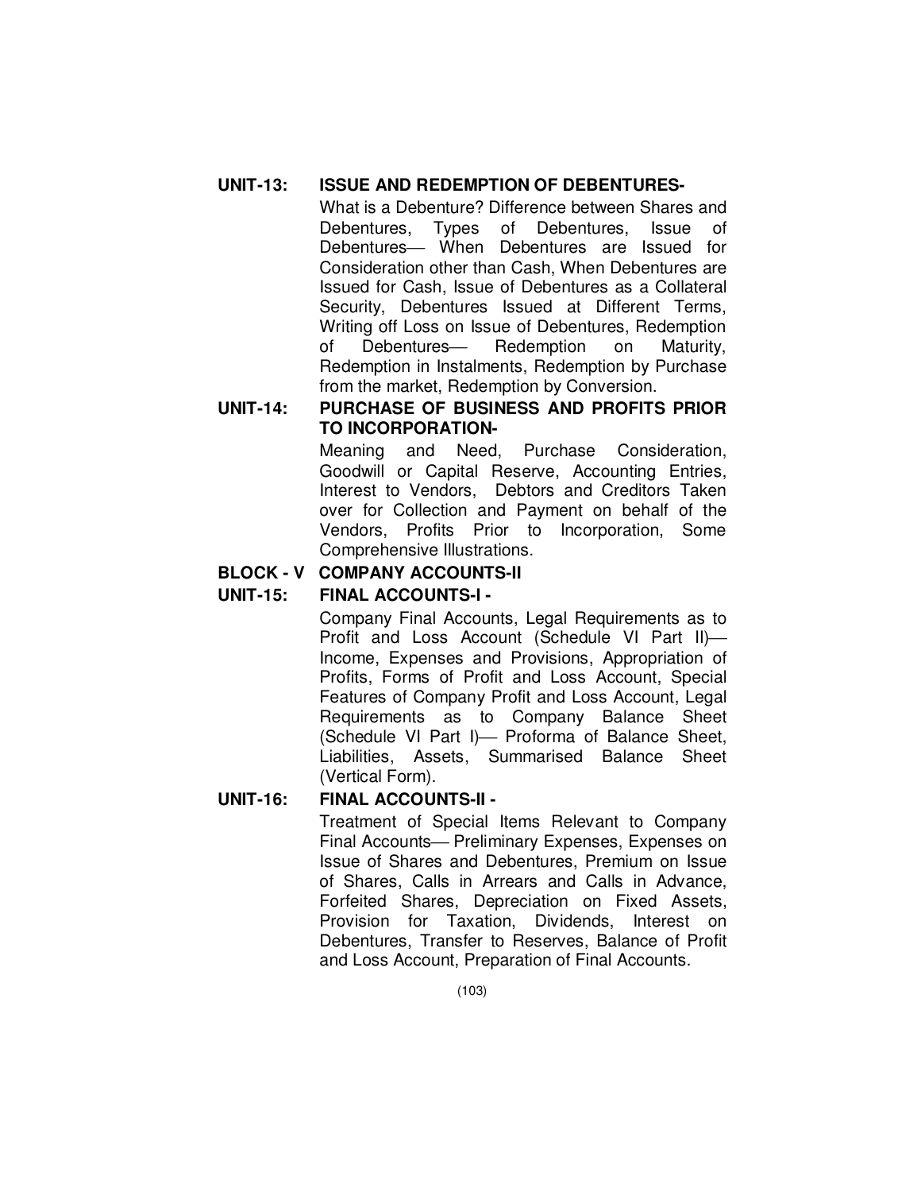**UNIT-13: ISSUE AND REDEMPTION OF DEBENTURES-**

What is a Debenture? Difference between Shares and Debentures, Types of Debentures, Issue of Debentures— When Debentures are Issued for Consideration other than Cash, When Debentures are Issued for Cash, Issue of Debentures as a Collateral Security, Debentures Issued at Different Terms, Writing off Loss on Issue of Debentures, Redemption of Debentures— Redemption on Maturity, Redemption in Instalments, Redemption by Purchase from the market, Redemption by Conversion.

**UNIT-14: PURCHASE OF BUSINESS AND PROFITS PRIOR TO INCORPORATION-**

Meaning and Need, Purchase Consideration, Goodwill or Capital Reserve, Accounting Entries, Interest to Vendors, Debtors and Creditors Taken over for Collection and Payment on behalf of the Vendors, Profits Prior to Incorporation, Some Comprehensive Illustrations.

## BLOCK - V COMPANY ACCOUNTS-II

**UNIT-15: FINAL ACCOUNTS-I -**

Company Final Accounts, Legal Requirements as to Profit and Loss Account (Schedule VI Part II)— Income, Expenses and Provisions, Appropriation of Profits, Forms of Profit and Loss Account, Special Features of Company Profit and Loss Account, Legal Requirements as to Company Balance Sheet (Schedule VI Part I)— Proforma of Balance Sheet, Liabilities, Assets, Summarised Balance Sheet (Vertical Form).

**UNIT-16: FINAL ACCOUNTS-II -**

Treatment of Special Items Relevant to Company Final Accounts— Preliminary Expenses, Expenses on Issue of Shares and Debentures, Premium on Issue of Shares, Calls in Arrears and Calls in Advance, Forfeited Shares, Depreciation on Fixed Assets, Provision for Taxation, Dividends, Interest on Debentures, Transfer to Reserves, Balance of Profit and Loss Account, Preparation of Final Accounts.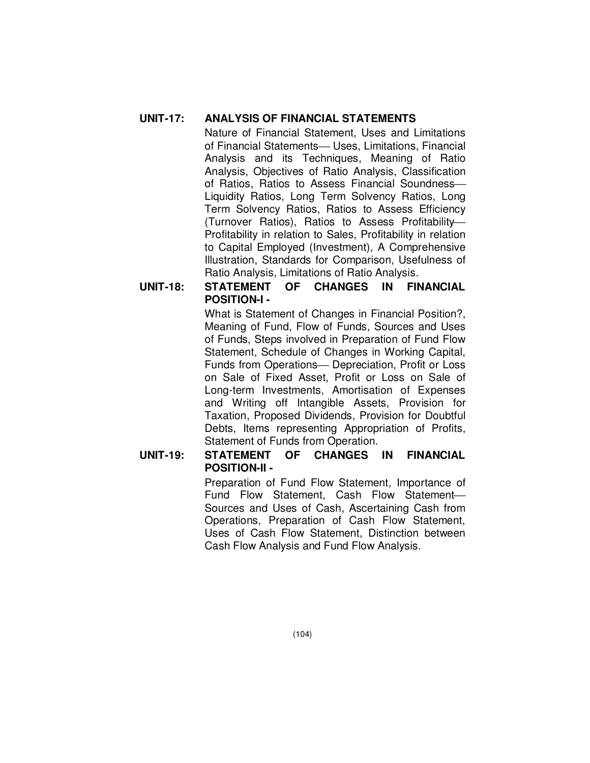**UNIT-17: ANALYSIS OF FINANCIAL STATEMENTS**

Nature of Financial Statement, Uses and Limitations of Financial Statements— Uses, Limitations, Financial Analysis and its Techniques, Meaning of Ratio Analysis, Objectives of Ratio Analysis, Classification of Ratios, Ratios to Assess Financial Soundness— Liquidity Ratios, Long Term Solvency Ratios, Long Term Solvency Ratios, Ratios to Assess Efficiency (Turnover Ratios), Ratios to Assess Profitability— Profitability in relation to Sales, Profitability in relation to Capital Employed (Investment), A Comprehensive Illustration, Standards for Comparison, Usefulness of Ratio Analysis, Limitations of Ratio Analysis.

**UNIT-18: STATEMENT OF CHANGES IN FINANCIAL POSITION-I -**

What is Statement of Changes in Financial Position?, Meaning of Fund, Flow of Funds, Sources and Uses of Funds, Steps involved in Preparation of Fund Flow Statement, Schedule of Changes in Working Capital, Funds from Operations— Depreciation, Profit or Loss on Sale of Fixed Asset, Profit or Loss on Sale of Long-term Investments, Amortisation of Expenses and Writing off Intangible Assets, Provision for Taxation, Proposed Dividends, Provision for Doubtful Debts, Items representing Appropriation of Profits, Statement of Funds from Operation.

**UNIT-19: STATEMENT OF CHANGES IN FINANCIAL POSITION-II -**

Preparation of Fund Flow Statement, Importance of Fund Flow Statement, Cash Flow Statement— Sources and Uses of Cash, Ascertaining Cash from Operations, Preparation of Cash Flow Statement, Uses of Cash Flow Statement, Distinction between Cash Flow Analysis and Fund Flow Analysis.